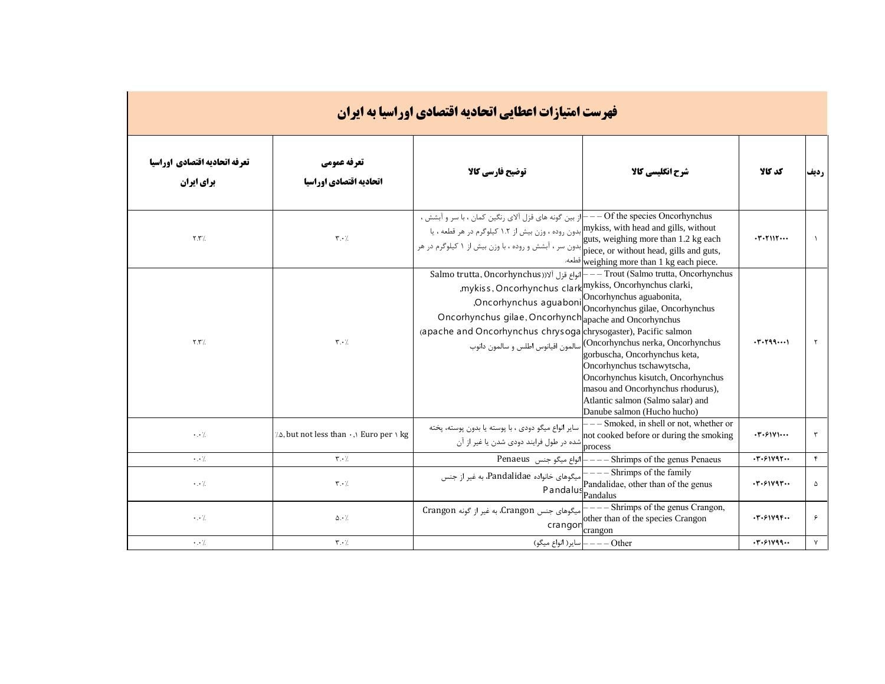# فهرست امتیازات اعطایی اتحادیه اقتصادی اوراسیا به ایران

| ردیف | کد کالا | شرح انگلیسی کالا | توضیح فارسی کالا | تعرفه عمومی اتحادیه اقتصادی اوراسیا | تعرفه اتحادیه اقتصادی اوراسیا برای ایران |
|---|---|---|---|---|---|
| ۱ | ۰۳۰۲۱۱۲۰۰۰ | – – – Of the species Oncorhynchus mykiss, with head and gills, without guts, weighing more than 1.2 kg each piece, or without head, gills and guts, weighing more than 1 kg each piece. | از بین گونه های قزل آلای رنگین کمان ، با سر و آبشش ، بدون روده ، وزن بیش از ۱.۲ کیلوگرم در هر قطعه ، یا بدون سر ، آبشش و روده ، با وزن بیش از ۱ کیلوگرم در هر قطعه. | ۳.۰٪ | ۲.۳٪ |
| ۲ | ۰۳۰۲۹۹۰۰۰۱ | – – – Trout (Salmo trutta, Oncorhynchus mykiss, Oncorhynchus clarki, Oncorhynchus aguabonita, Oncorhynchus gilae, Oncorhynchus apache and Oncorhynchus chrysogaster), Pacific salmon (Oncorhynchus nerka, Oncorhynchus gorbuscha, Oncorhynchus keta, Oncorhynchus tschawytscha, Oncorhynchus kisutch, Oncorhynchus masou and Oncorhynchus rhodurus), Atlantic salmon (Salmo salar) and Danube salmon (Hucho hucho) | انواع قزل آلا(Salmo trutta, Oncorhynchus mykiss, Oncorhynchus clark, Oncorhynchus aguaboni, Oncorhynchus gilae, Oncorhynch apache and Oncorhynchus chrysoga) سالمون اقیانوس اطلس و سالمون دانوب | ۳.۰٪ | ۲.۳٪ |
| ۳ | ۰۳۰۶۱۷۱۰۰۰ | – – – Smoked, in shell or not, whether or not cooked before or during the smoking process | سایر انواع میگو دودی ، با پوسته یا بدون پوسته، پخته شده در طول فرایند دودی شدن یا غیر از آن | ۵٪, but not less than ۰,۱ Euro per ۱ kg | ۰.۰٪ |
| ۴ | ۰۳۰۶۱۷۹۲۰۰ | – – – – Shrimps of the genus Penaeus | انواع میگو جنس Penaeus | ۳.۰٪ | ۰.۰٪ |
| ۵ | ۰۳۰۶۱۷۹۳۰۰ | – – – – Shrimps of the family Pandalidae, other than of the genus Pandalus | میگوهای خانواده Pandalidae، به غیر از جنس Pandalus | ۳.۰٪ | ۰.۰٪ |
| ۶ | ۰۳۰۶۱۷۹۴۰۰ | – – – – Shrimps of the genus Crangon, other than of the species Crangon crangon | میگوهای جنس Crangon، به غیر از گونه Crangon crangon | ۵.۰٪ | ۰.۰٪ |
| ۷ | ۰۳۰۶۱۷۹۹۰۰ | – – – – Other | سایر( انواع میگو) | ۳.۰٪ | ۰.۰٪ |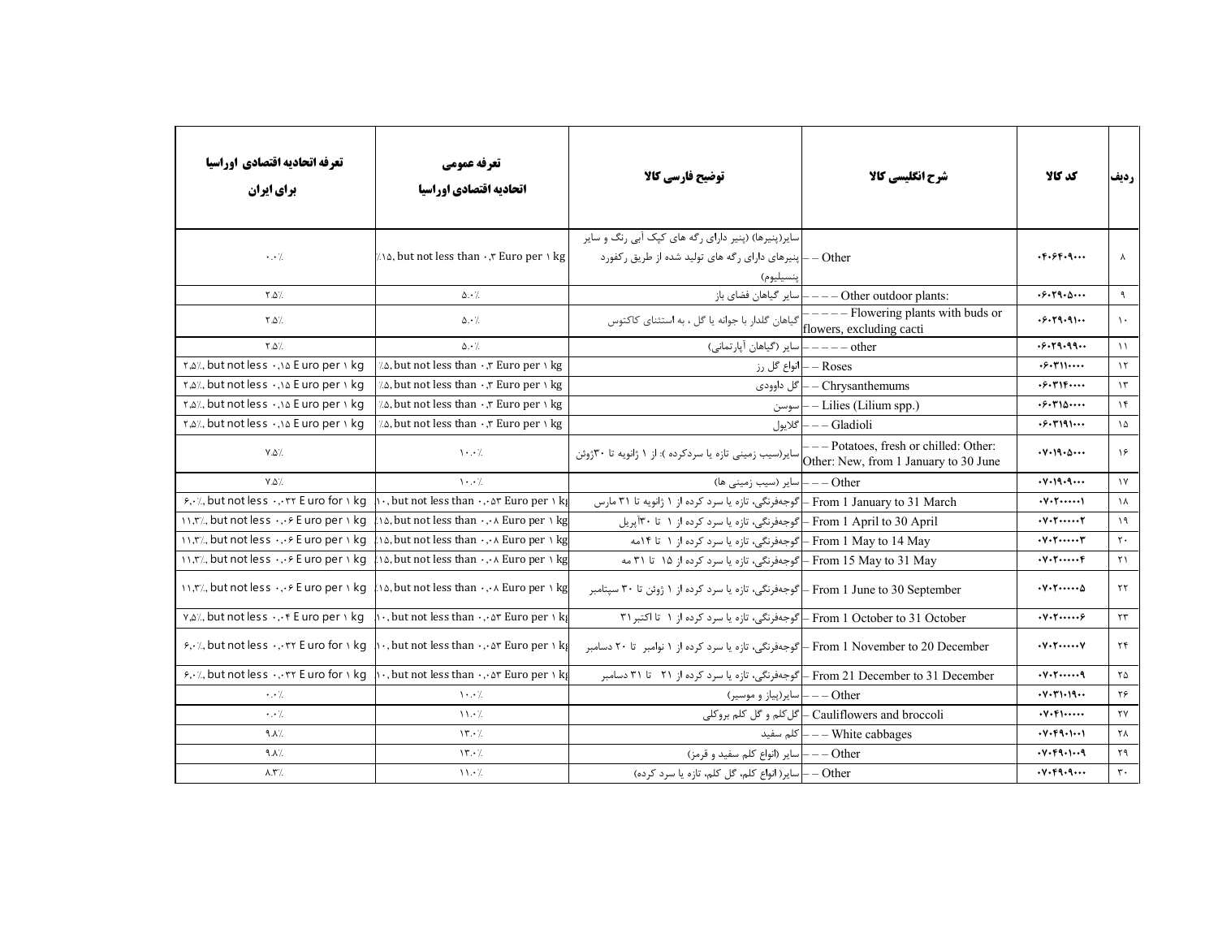| ردیف | کد کالا | شرح انگلیسی کالا | توضیح فارسی کالا | تعرفه عمومی اتحادیه اقتصادی اوراسیا | تعرفه اتحادیه اقتصادی اوراسیا برای ایران |
|---|---|---|---|---|---|
| ۸ | ۰۴۰۶۴۰۹۰۰۰ | – – Other | سایر(پنیرها) (پنیر دارای رگه های کپک آبی رنگ و سایر پنیرهای دارای رگه های تولید شده از طریق رکفورد پنسیلیوم) | ٪۱۵, but not less than ۰٫۳ Euro per ۱ kg | ۰.۰٪ |
| ۹ | ۰۶۰۲۹۰۵۰۰۰ | – – – – Other outdoor plants: | سایر گیاهان فضای باز | ۵.۰٪ | ۲.۵٪ |
| ۱۰ | ۰۶۰۲۹۰۹۱۰۰ | – – – – – Flowering plants with buds or flowers, excluding cacti | گیاهان گلدار با جوانه یا گل ، به استثنای کاکتوس | ۵.۰٪ | ۲.۵٪ |
| ۱۱ | ۰۶۰۲۹۰۹۹۰۰ | – – – – – other | سایر (گیاهان آپارتمانی) | ۵.۰٪ | ۲.۵٪ |
| ۱۲ | ۰۶۰۳۱۱۰۰۰۰ | – – Roses | انواع گل رز | ٪۵, but not less than ۰٫۳ Euro per ۱ kg | ۲٫۵٪, but not less ۰٫۱۵ Euro per ۱ kg |
| ۱۳ | ۰۶۰۳۱۴۰۰۰۰ | – – Chrysanthemums | گل داوودی | ٪۵, but not less than ۰٫۳ Euro per ۱ kg | ۲٫۵٪, but not less ۰٫۱۵ Euro per ۱ kg |
| ۱۴ | ۰۶۰۳۱۵۰۰۰۰ | – – Lilies (Lilium spp.) | سوسن | ٪۵, but not less than ۰٫۳ Euro per ۱ kg | ۲٫۵٪, but not less ۰٫۱۵ Euro per ۱ kg |
| ۱۵ | ۰۶۰۳۱۹۱۰۰۰ | – – – Gladioli | گلایول | ٪۵, but not less than ۰٫۳ Euro per ۱ kg | ۲٫۵٪, but not less ۰٫۱۵ Euro per ۱ kg |
| ۱۶ | ۰۷۰۱۹۰۵۰۰۰ | – – – Potatoes, fresh or chilled: Other: Other: New, from 1 January to 30 June | سایر(سیب زمینی تازه یا سردکرده ): از ۱ ژانویه تا ۳۰ژوئن | ۱۰.۰٪ | ۷.۵٪ |
| ۱۷ | ۰۷۰۱۹۰۹۰۰۰ | – – – Other | سایر (سیب زمینی ها) | ۱۰.۰٪ | ۷.۵٪ |
| ۱۸ | ۰۷۰۲۰۰۰۰۰۱ | – From 1 January to 31 March | گوجه‌فرنگی، تازه یا سرد کرده از ۱ ژانویه تا ۳۱ مارس | ۱۰, but not less than ۰٫۰۵۳ Euro per ۱ kg | ۶٫۰٪, but not less ۰٫۰۳۲ Euro for ۱ kg |
| ۱۹ | ۰۷۰۲۰۰۰۰۰۲ | – From 1 April to 30 April | گوجه‌فرنگی، تازه یا سرد کرده از ۱ تا ۳۰آپریل | ۱۵, but not less than ۰٫۰۸ Euro per ۱ kg | ۱۱٫۳٪, but not less ۰٫۰۶ Euro per ۱ kg |
| ۲۰ | ۰۷۰۲۰۰۰۰۰۳ | – From 1 May to 14 May | گوجه‌فرنگی، تازه یا سرد کرده از ۱ تا ۱۴مه | ۱۵, but not less than ۰٫۰۸ Euro per ۱ kg | ۱۱٫۳٪, but not less ۰٫۰۶ Euro per ۱ kg |
| ۲۱ | ۰۷۰۲۰۰۰۰۰۴ | – From 15 May to 31 May | گوجه‌فرنگی، تازه یا سرد کرده از ۱۵ تا ۳۱ مه | ۱۵, but not less than ۰٫۰۸ Euro per ۱ kg | ۱۱٫۳٪, but not less ۰٫۰۶ Euro per ۱ kg |
| ۲۲ | ۰۷۰۲۰۰۰۰۰۵ | – From 1 June to 30 September | گوجه‌فرنگی، تازه یا سرد کرده از ۱ ژوئن تا ۳۰ سپتامبر | ۱۵, but not less than ۰٫۰۸ Euro per ۱ kg | ۱۱٫۳٪, but not less ۰٫۰۶ Euro per ۱ kg |
| ۲۳ | ۰۷۰۲۰۰۰۰۰۶ | – From 1 October to 31 October | گوجه‌فرنگی، تازه یا سرد کرده از ۱ تا اکتبر۳۱ | ۱۰, but not less than ۰٫۰۵۳ Euro per ۱ kg | ۷٫۵٪, but not less ۰٫۰۴ Euro per ۱ kg |
| ۲۴ | ۰۷۰۲۰۰۰۰۰۷ | – From 1 November to 20 December | گوجه‌فرنگی، تازه یا سرد کرده از ۱ نوامبر تا ۲۰ دسامبر | ۱۰, but not less than ۰٫۰۵۳ Euro per ۱ kg | ۶٫۰٪, but not less ۰٫۰۳۲ Euro for ۱ kg |
| ۲۵ | ۰۷۰۲۰۰۰۰۰۹ | – From 21 December to 31 December | گوجه‌فرنگی، تازه یا سرد کرده از ۲۱ تا ۳۱ دسامبر | ۱۰, but not less than ۰٫۰۵۳ Euro per ۱ kg | ۶٫۰٪, but not less ۰٫۰۳۲ Euro for ۱ kg |
| ۲۶ | ۰۷۰۳۱۰۱۹۰۰ | – – – Other | سایر(پیاز و موسیر) | ۱۰.۰٪ | ۰.۰٪ |
| ۲۷ | ۰۷۰۴۱۰۰۰۰۰ | – Cauliflowers and broccoli | گل‌کلم و گل کلم بروکلی | ۱۱.۰٪ | ۰.۰٪ |
| ۲۸ | ۰۷۰۴۹۰۱۰۰۱ | – – – White cabbages | کلم سفید | ۱۳.۰٪ | ۹.۸٪ |
| ۲۹ | ۰۷۰۴۹۰۱۰۰۹ | – – – Other | سایر (انواع کلم سفید و قرمز) | ۱۳.۰٪ | ۹.۸٪ |
| ۳۰ | ۰۷۰۴۹۰۹۰۰۰ | – – Other | سایر( انواع کلم، گل کلم، تازه یا سرد کرده) | ۱۱.۰٪ | ۸.۳٪ |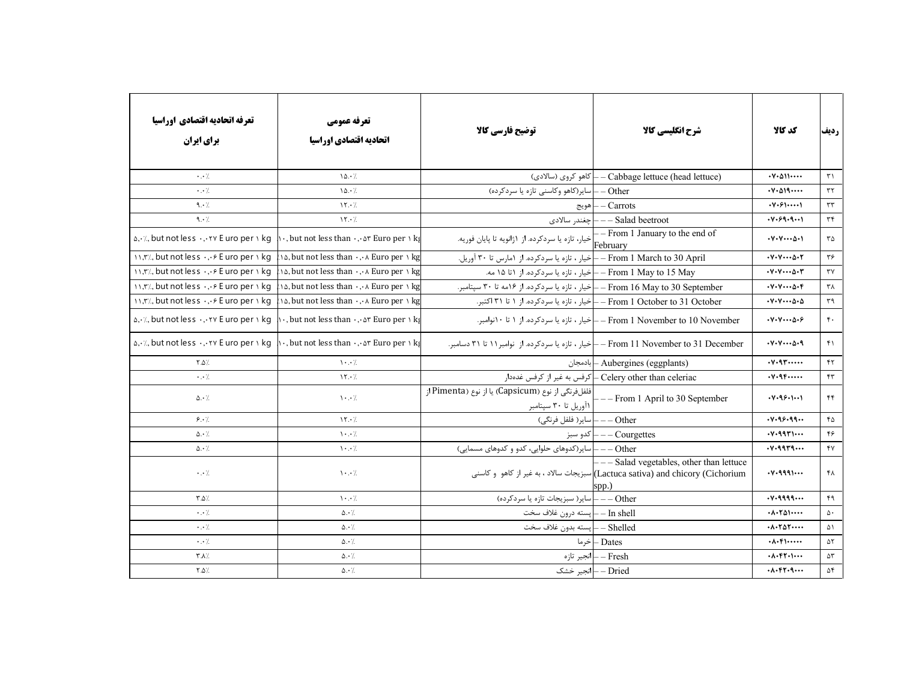| ردیف | کد کالا | شرح انگلیسی کالا | توضیح فارسی کالا | تعرفه عمومی اتحادیه اقتصادی اوراسیا | تعرفه اتحادیه اقتصادی اوراسیا برای ایران |
|---|---|---|---|---|---|
| ۳۱ | ۰۷۰۵۱۱۰۰۰۰ | – – Cabbage lettuce (head lettuce) | کاهو کروی (سالادی) | ۱۵.۰٪ | ۰.۰٪ |
| ۳۲ | ۰۷۰۵۱۹۰۰۰۰ | – – Other | سایر(کاهو وکاسنی تازه یا سردکرده) | ۱۵.۰٪ | ۰.۰٪ |
| ۳۳ | ۰۷۰۶۱۰۰۰۰۱ | – – Carrots | هویج | ۱۲.۰٪ | ۹.۰٪ |
| ۳۴ | ۰۷۰۶۹۰۹۰۰۱ | – – – Salad beetroot | چغندر سالادی | ۱۲.۰٪ | ۹.۰٪ |
| ۳۵ | ۰۷۰۷۰۰۰۵۰۱ | – – From 1 January to the end of February | خیار، تازه یا سردکرده. از ۱ژانویه تا پایان فوریه. | ۱۰, but not less than ۰.۰۵۳ Euro per ۱ kg | ۵.۰٪, but not less ۰.۰۲۷ Euro per ۱ kg |
| ۳۶ | ۰۷۰۷۰۰۰۵۰۲ | – – From 1 March to 30 April | خیار ، تازه یا سردکرده. از ۱مارس تا ۳۰ آوریل. | ۱۵, but not less than ۰.۰۸ Euro per ۱ kg | ۱۱.۳٪, but not less ۰.۰۶ Euro per ۱ kg |
| ۳۷ | ۰۷۰۷۰۰۰۵۰۳ | – – From 1 May to 15 May | خیار ، تازه یا سردکرده. از ۱تا ۱۵ مه. | ۱۵, but not less than ۰.۰۸ Euro per ۱ kg | ۱۱.۳٪, but not less ۰.۰۶ Euro per ۱ kg |
| ۳۸ | ۰۷۰۷۰۰۰۵۰۴ | – – From 16 May to 30 September | خیار ، تازه یا سردکرده. از ۱۶مه تا ۳۰ سپتامبر. | ۱۵, but not less than ۰.۰۸ Euro per ۱ kg | ۱۱.۳٪, but not less ۰.۰۶ Euro per ۱ kg |
| ۳۹ | ۰۷۰۷۰۰۰۵۰۵ | – – From 1 October to 31 October | خیار ، تازه یا سردکرده. از ۱ تا ۳۱ اکتبر. | ۱۵, but not less than ۰.۰۸ Euro per ۱ kg | ۱۱.۳٪, but not less ۰.۰۶ Euro per ۱ kg |
| ۴۰ | ۰۷۰۷۰۰۰۵۰۶ | – – From 1 November to 10 November | خیار ، تازه یا سردکرده. از ۱ تا ۱۰نوامبر. | ۱۰, but not less than ۰.۰۵۳ Euro per ۱ kg | ۵.۰٪, but not less ۰.۰۲۷ Euro per ۱ kg |
| ۴۱ | ۰۷۰۷۰۰۰۵۰۹ | – – From 11 November to 31 December | خیار ، تازه یا سردکرده. از نوامبر۱۱ تا ۳۱ دسامبر. | ۱۰, but not less than ۰.۰۵۳ Euro per ۱ kg | ۵.۰٪, but not less ۰.۰۲۷ Euro per ۱ kg |
| ۴۲ | ۰۷۰۹۳۰۰۰۰۰ | – Aubergines (eggplants) | بادمجان | ۱۰.۰٪ | ۲.۵٪ |
| ۴۳ | ۰۷۰۹۴۰۰۰۰۰ | – Celery other than celeriac | کرفس به غیر از کرفس غده‌دار | ۱۲.۰٪ | ۰.۰٪ |
| ۴۴ | ۰۷۰۹۶۰۱۰۰۱ | – – – From 1 April to 30 September | فلفل‌فرنگی از نوع (Capsicum) یا از نوع (Pimenta)از ۱آوریل تا ۳۰ سپتامبر | ۱۰.۰٪ | ۵.۰٪ |
| ۴۵ | ۰۷۰۹۶۰۹۹۰۰ | – – – Other | سایر( فلفل فرنگی) | ۱۲.۰٪ | ۶.۰٪ |
| ۴۶ | ۰۷۰۹۹۳۱۰۰۰ | – – – Courgettes | کدو سبز | ۱۰.۰٪ | ۵.۰٪ |
| ۴۷ | ۰۷۰۹۹۳۹۰۰۰ | – – – Other | سایر(کدوهای حلوایی، کدو و کدوهای مسمایی) | ۱۰.۰٪ | ۵.۰٪ |
| ۴۸ | ۰۷۰۹۹۹۱۰۰۰ | – – – Salad vegetables, other than lettuce (Lactuca sativa) and chicory (Cichorium spp.) | سبزیجات سالاد ، به غیر از کاهو و کاسنی | ۱۰.۰٪ | ۰.۰٪ |
| ۴۹ | ۰۷۰۹۹۹۹۰۰۰ | – – – Other | سایر( سبزیجات تازه یا سردکرده) | ۱۰.۰٪ | ۳.۵٪ |
| ۵۰ | ۰۸۰۲۵۱۰۰۰۰ | – – In shell | پسته درون غلاف سخت | ۵.۰٪ | ۰.۰٪ |
| ۵۱ | ۰۸۰۲۵۲۰۰۰۰ | – – Shelled | پسته بدون غلاف سخت | ۵.۰٪ | ۰.۰٪ |
| ۵۲ | ۰۸۰۴۱۰۰۰۰۰ | – Dates | خرما | ۵.۰٪ | ۰.۰٪ |
| ۵۳ | ۰۸۰۴۲۰۱۰۰۰ | – – Fresh | انجیر تازه | ۵.۰٪ | ۳.۸٪ |
| ۵۴ | ۰۸۰۴۲۰۹۰۰۰ | – – Dried | انجیر خشک | ۵.۰٪ | ۲.۵٪ |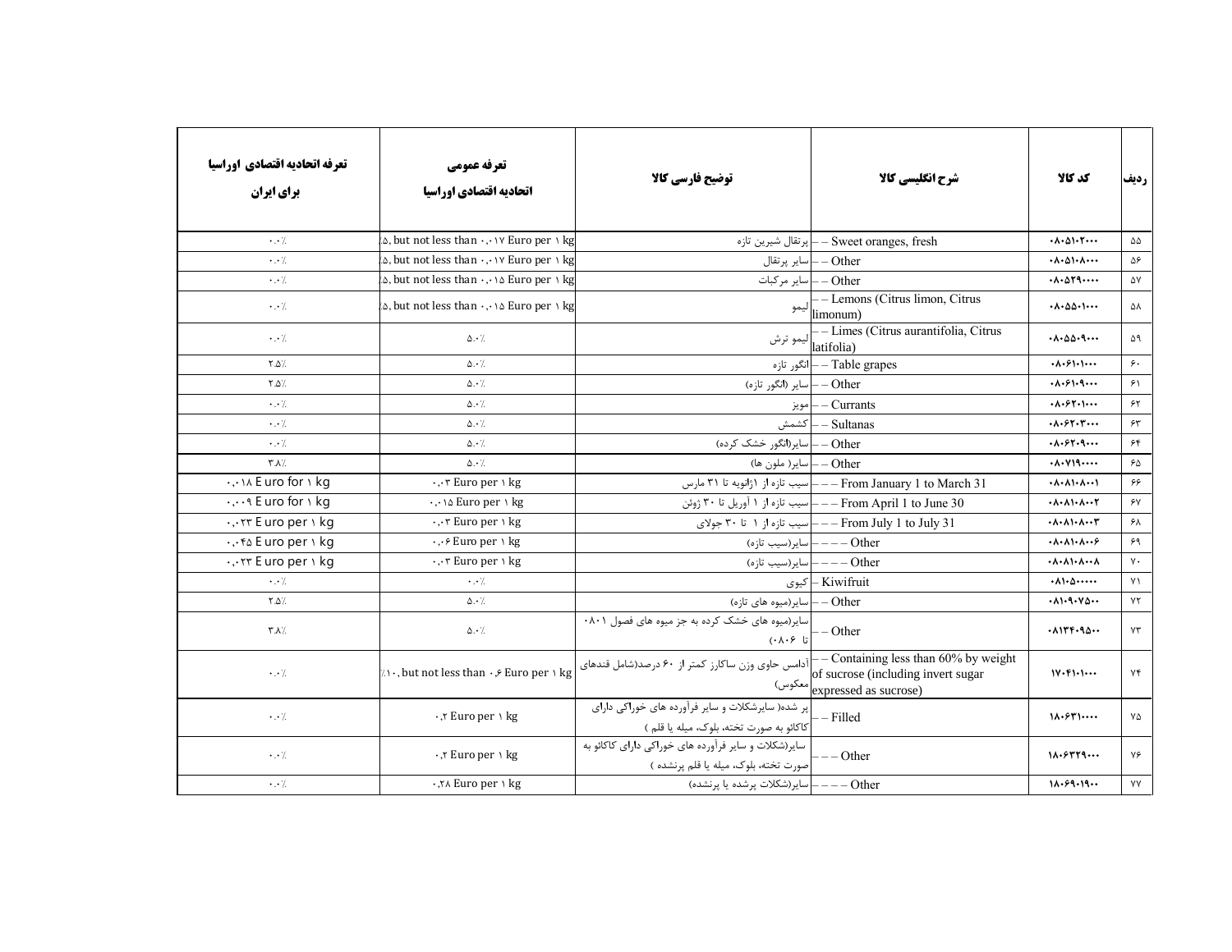| تعرفه اتحادیه اقتصادی اوراسیا برای ایران | تعرفه عمومی اتحادیه اقتصادی اوراسیا | توضیح فارسی کالا | شرح انگلیسی کالا | کد کالا | ردیف |
|---|---|---|---|---|---|
| ۰.۰٪ | ۵, but not less than ۰,۰۱۷ Euro per ۱ kg | پرتقال شیرین تازه | – – Sweet oranges, fresh | ۰۸۰۵۱۰۲۰۰۰ | ۵۵ |
| ۰.۰٪ | ۵, but not less than ۰,۰۱۷ Euro per ۱ kg | سایر پرتقال | – – Other | ۰۸۰۵۱۰۸۰۰۰ | ۵۶ |
| ۰.۰٪ | ۵, but not less than ۰,۰۱۵ Euro per ۱ kg | سایر مرکبات | – – Other | ۰۸۰۵۲۹۰۰۰۰ | ۵۷ |
| ۰.۰٪ | ۵, but not less than ۰,۰۱۵ Euro per ۱ kg | لیمو | – – Lemons (Citrus limon, Citrus limonum) | ۰۸۰۵۵۰۱۰۰۰ | ۵۸ |
| ۰.۰٪ | ۵.۰٪ | لیمو ترش | – – Limes (Citrus aurantifolia, Citrus latifolia) | ۰۸۰۵۵۰۹۰۰۰ | ۵۹ |
| ۲.۵٪ | ۵.۰٪ | انگور تازه | – – Table grapes | ۰۸۰۶۱۰۱۰۰۰ | ۶۰ |
| ۲.۵٪ | ۵.۰٪ | سایر (انگور تازه) | – – Other | ۰۸۰۶۱۰۹۰۰۰ | ۶۱ |
| ۰.۰٪ | ۵.۰٪ | مویز | – – Currants | ۰۸۰۶۲۰۱۰۰۰ | ۶۲ |
| ۰.۰٪ | ۵.۰٪ | کشمش | – – Sultanas | ۰۸۰۶۲۰۳۰۰۰ | ۶۳ |
| ۰.۰٪ | ۵.۰٪ | سایر(انگور خشک کرده) | – – Other | ۰۸۰۶۲۰۹۰۰۰ | ۶۴ |
| ۳.۸٪ | ۵.۰٪ | سایر( ملون ها) | – – Other | ۰۸۰۷۱۹۰۰۰۰ | ۶۵ |
| ۰,۰۱۸ Euro for ۱ kg | ۰,۰۳ Euro per ۱ kg | سیب تازه از ۱ژانویه تا ۳۱ مارس | – – – From January 1 to March 31 | ۰۸۰۸۱۰۸۰۰۱ | ۶۶ |
| ۰,۰۰۹ Euro for ۱ kg | ۰,۰۱۵ Euro per ۱ kg | سیب تازه از ۱ آوریل تا ۳۰ ژوئن | – – – From April 1 to June 30 | ۰۸۰۸۱۰۸۰۰۲ | ۶۷ |
| ۰,۰۲۳ Euro per ۱ kg | ۰,۰۳ Euro per ۱ kg | سیب تازه از ۱ تا ۳۰ جولای | – – – From July 1 to July 31 | ۰۸۰۸۱۰۸۰۰۳ | ۶۸ |
| ۰,۰۴۵ Euro per ۱ kg | ۰,۰۶ Euro per ۱ kg | سایر(سیب تازه) | – – – – Other | ۰۸۰۸۱۰۸۰۰۶ | ۶۹ |
| ۰,۰۲۳ Euro per ۱ kg | ۰,۰۳ Euro per ۱ kg | سایر(سیب تازه) | – – – – Other | ۰۸۰۸۱۰۸۰۰۸ | ۷۰ |
| ۰.۰٪ | ۰.۰٪ | کیوی | – Kiwifruit | ۰۸۱۰۵۰۰۰۰۰ | ۷۱ |
| ۲.۵٪ | ۵.۰٪ | سایر(میوه های تازه) | – – Other | ۰۸۱۰۹۰۷۵۰۰ | ۷۲ |
| ۳.۸٪ | ۵.۰٪ | سایر(میوه های خشک کرده به جز میوه های فصول ۰۸۰۱ تا ۰۸۰۶) | – – Other | ۰۸۱۳۴۰۹۵۰۰ | ۷۳ |
| ۰.۰٪ | ٪۱۰, but not less than ۰.۶ Euro per ۱ kg | آدامس حاوی وزن ساکارز کمتر از ۶۰ درصد(شامل قندهای معکوس) | – – Containing less than 60% by weight of sucrose (including invert sugar expressed as sucrose) | ۱۷۰۴۱۰۱۰۰۰ | ۷۴ |
| ۰.۰٪ | ۰,۲ Euro per ۱ kg | پر شده( سایرشکلات و سایر فرآورده های خوراکی دارای کاکائو به صورت تخته، بلوک، میله یا قلم ) | – – Filled | ۱۸۰۶۳۱۰۰۰۰ | ۷۵ |
| ۰.۰٪ | ۰,۲ Euro per ۱ kg | سایر(شکلات و سایر فرآورده های خوراکی دارای کاکائو به صورت تخته، بلوک، میله یا قلم پرنشده ) | – – – Other | ۱۸۰۶۳۲۹۰۰۰ | ۷۶ |
| ۰.۰٪ | ۰,۲۸ Euro per ۱ kg | سایر(شکلات پرشده یا پرنشده) | – – – – Other | ۱۸۰۶۹۰۱۹۰۰ | ۷۷ |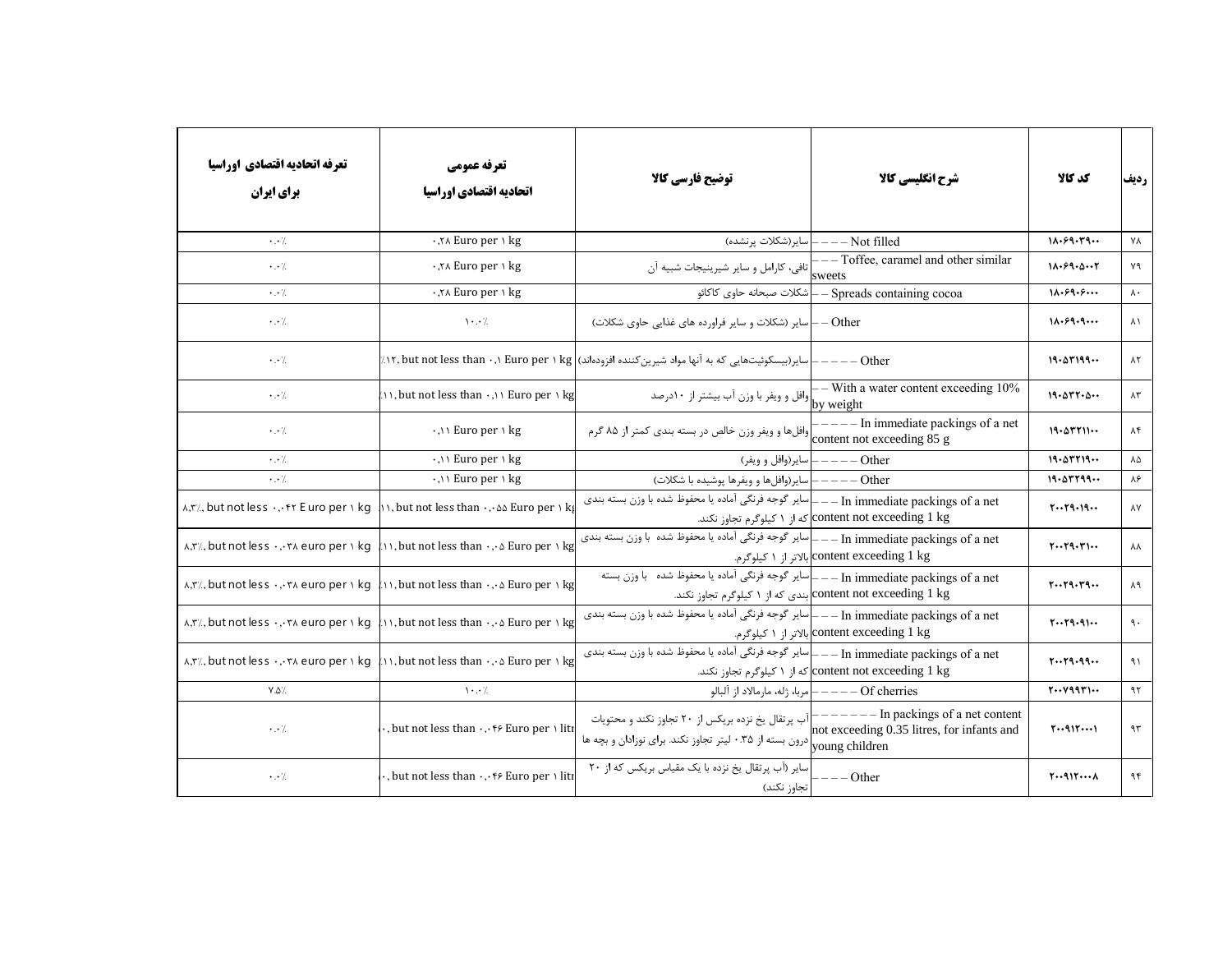| تعرفه اتحادیه اقتصادی اوراسیا برای ایران | تعرفه عمومی اتحادیه اقتصادی اوراسیا | توضیح فارسی کالا | شرح انگلیسی کالا | کد کالا | ردیف |
|---|---|---|---|---|---|
| ۰.۰٪ | ۰,۲۸ Euro per ۱ kg | سایر(شکلات پرنشده) | – – – – Not filled | ۱۸۰۶۹۰۳۹۰۰ | ۷۸ |
| ۰.۰٪ | ۰,۲۸ Euro per ۱ kg | تافی، کارامل و سایر شیرینیجات شبیه آن | – – – Toffee, caramel and other similar sweets | ۱۸۰۶۹۰۵۰۰۲ | ۷۹ |
| ۰.۰٪ | ۰,۲۸ Euro per ۱ kg | شکلات صبحانه حاوی کاکائو | – – Spreads containing cocoa | ۱۸۰۶۹۰۶۰۰۰ | ۸۰ |
| ۰.۰٪ | ۱۰.۰٪ | سایر (شکلات و سایر فراورده های غذایی حاوی شکلات) | – – Other | ۱۸۰۶۹۰۹۰۰۰ | ۸۱ |
| ۰.۰٪ | ٪۱۲, but not less than ۰,۱ Euro per ۱ kg | سایر(بیسکوئیت‌هایی که به آنها مواد شیرین‌کننده افزوده‌اند) | – – – – – Other | ۱۹۰۵۳۱۹۹۰۰ | ۸۲ |
| ۰.۰٪ | ٪۱۱, but not less than ۰,۱۱ Euro per ۱ kg | وافل و ویفر با وزن آب بیشتر از ۱۰درصد | – – With a water content exceeding 10% by weight | ۱۹۰۵۳۲۰۵۰۰ | ۸۳ |
| ۰.۰٪ | ۰,۱۱ Euro per ۱ kg | وافل‌ها و ویفر وزن خالص در بسته بندی کمتر از ۸۵ گرم | – – – – – In immediate packings of a net content not exceeding 85 g | ۱۹۰۵۳۲۱۱۰۰ | ۸۴ |
| ۰.۰٪ | ۰,۱۱ Euro per ۱ kg | سایر(وافل و ویفر) | – – – – – Other | ۱۹۰۵۳۲۱۹۰۰ | ۸۵ |
| ۰.۰٪ | ۰,۱۱ Euro per ۱ kg | سایر(وافل‌ها و ویفرها پوشیده با شکلات) | – – – – – Other | ۱۹۰۵۳۲۹۹۰۰ | ۸۶ |
| ٪۸,۳, but not less ۰,۰۴۲ Euro per ۱ kg | ٪۱۱, but not less than ۰,۰۵۵ Euro per ۱ kg | سایر گوجه فرنگی آماده یا محفوظ شده با وزن بسته بندی که از ۱ کیلوگرم تجاوز نکند. | – – – In immediate packings of a net content not exceeding 1 kg | ۲۰۰۲۹۰۱۹۰۰ | ۸۷ |
| ٪۸,۳, but not less ۰,۰۳۸ euro per ۱ kg | ٪۱۱, but not less than ۰,۰۵ Euro per ۱ kg | سایر گوجه فرنگی آماده یا محفوظ شده با وزن بسته بندی بالاتر از ۱ کیلوگرم. | – – – In immediate packings of a net content exceeding 1 kg | ۲۰۰۲۹۰۳۱۰۰ | ۸۸ |
| ٪۸,۳, but not less ۰,۰۳۸ euro per ۱ kg | ٪۱۱, but not less than ۰,۰۵ Euro per ۱ kg | سایر گوجه فرنگی آماده یا محفوظ شده با وزن بسته بندی که از ۱ کیلوگرم تجاوز نکند. | – – – In immediate packings of a net content not exceeding 1 kg | ۲۰۰۲۹۰۳۹۰۰ | ۸۹ |
| ٪۸,۳, but not less ۰,۰۳۸ euro per ۱ kg | ٪۱۱, but not less than ۰,۰۵ Euro per ۱ kg | سایر گوجه فرنگی آماده یا محفوظ شده با وزن بسته بندی بالاتر از ۱ کیلوگرم. | – – – In immediate packings of a net content exceeding 1 kg | ۲۰۰۲۹۰۹۱۰۰ | ۹۰ |
| ٪۸,۳, but not less ۰,۰۳۸ euro per ۱ kg | ٪۱۱, but not less than ۰,۰۵ Euro per ۱ kg | سایر گوجه فرنگی آماده یا محفوظ شده با وزن بسته بندی که از ۱ کیلوگرم تجاوز نکند. | – – – In immediate packings of a net content not exceeding 1 kg | ۲۰۰۲۹۰۹۹۰۰ | ۹۱ |
| ۷.۵٪ | ۱۰.۰٪ | مربا، ژله، مارمالاد از آلبالو | – – – – – Of cherries | ۲۰۰۷۹۹۳۱۰۰ | ۹۲ |
| ۰.۰٪ | ۰, but not less than ۰,۰۴۶ Euro per ۱ litr | آب پرتقال یخ نزده بریکس از ۲۰ تجاوز نکند و محتویات درون بسته از ۰.۳۵ لیتر تجاوز نکند. برای نوزادان و بچه ها | – – – – – – – In packings of a net content not exceeding 0.35 litres, for infants and young children | ۲۰۰۹۱۲۰۰۰۱ | ۹۳ |
| ۰.۰٪ | ۰, but not less than ۰,۰۴۶ Euro per ۱ litr | سایر (آب پرتقال یخ نزده با یک مقیاس بریکس که از ۲۰ تجاوز نکند) | – – – – Other | ۲۰۰۹۱۲۰۰۰۸ | ۹۴ |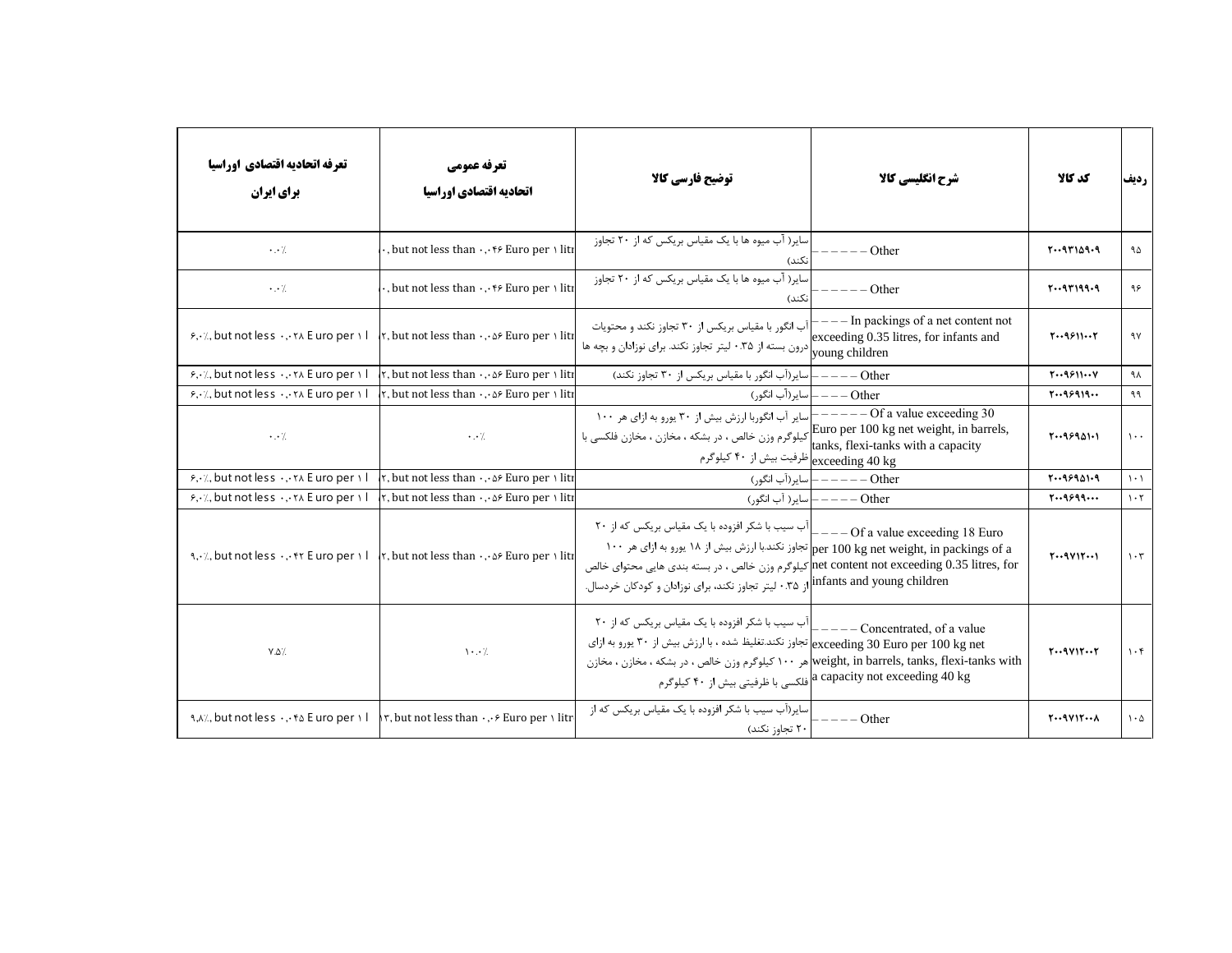| تعرفه اتحادیه اقتصادی اوراسیا برای ایران | تعرفه عمومی اتحادیه اقتصادی اوراسیا | توضیح فارسی کالا | شرح انگلیسی کالا | کد کالا | ردیف |
|---|---|---|---|---|---|
| ۰.۰٪ | ۰, but not less than ۰.۰۴۶ Euro per ۱ litı | سایر( آب میوه ها با یک مقیاس بریکس که از ۲۰ تجاوز نکند) | – – – – – – Other | ۲۰۰۹۳۱۵۹۰۹ | ۹۵ |
| ۰.۰٪ | ۰, but not less than ۰.۰۴۶ Euro per ۱ litı | سایر( آب میوه ها با یک مقیاس بریکس که از ۲۰ تجاوز نکند) | – – – – – – Other | ۲۰۰۹۳۱۹۹۰۹ | ۹۶ |
| ۶,۰٪, but not less ۰.۰۲۸ Euro per ۱ l | ۲, but not less than ۰.۰۵۶ Euro per ۱ litı | آب انگور با مقیاس بریکس از ۳۰ تجاوز نکند و محتویات درون بسته از ۰.۳۵ لیتر تجاوز نکند. برای نوزادان و بچه ها | – – – – In packings of a net content not exceeding 0.35 litres, for infants and young children | ۲۰۰۹۶۱۱۰۰۲ | ۹۷ |
| ۶,۰٪, but not less ۰.۰۲۸ Euro per ۱ l | ۲, but not less than ۰.۰۵۶ Euro per ۱ litı | سایر(آب انگور با مقیاس بریکس از ۳۰ تجاوز نکند) | – – – – – Other | ۲۰۰۹۶۱۱۰۰۷ | ۹۸ |
| ۶,۰٪, but not less ۰.۰۲۸ Euro per ۱ l | ۲, but not less than ۰.۰۵۶ Euro per ۱ litı | سایر(آب انگور) | – – – – Other | ۲۰۰۹۶۹۱۹۰۰ | ۹۹ |
| ۰.۰٪ | ۰.۰٪ | سایر آب انگوربا ارزش بیش از ۳۰ یورو به ازای هر ۱۰۰ کیلوگرم وزن خالص ، در بشکه ، مخازن ، مخازن فلکسی با ظرفیت بیش از ۴۰ کیلوگرم | – – – – – – Of a value exceeding 30 Euro per 100 kg net weight, in barrels, tanks, flexi-tanks with a capacity exceeding 40 kg | ۲۰۰۹۶۹۵۱۰۱ | ۱۰۰ |
| ۶,۰٪, but not less ۰.۰۲۸ Euro per ۱ l | ۲, but not less than ۰.۰۵۶ Euro per ۱ litı | سایر(آب انگور) | – – – – – – Other | ۲۰۰۹۶۹۵۱۰۹ | ۱۰۱ |
| ۶,۰٪, but not less ۰.۰۲۸ Euro per ۱ l | ۲, but not less than ۰.۰۵۶ Euro per ۱ litı | سایر( آب انگور) | – – – – – Other | ۲۰۰۹۶۹۹۰۰۰ | ۱۰۲ |
| ۹,۰٪, but not less ۰.۰۴۲ Euro per ۱ l | ۲, but not less than ۰.۰۵۶ Euro per ۱ litı | آب سیب با شکر افزوده با یک مقیاس بریکس که از ۲۰ تجاوز نکند.با ارزش بیش از ۱۸ یورو به ازای هر ۱۰۰ کیلوگرم وزن خالص ، در بسته بندی هایی محتوای خالص از ۰.۳۵ لیتر تجاوز نکند، برای نوزادان و کودکان خردسال. | – – – – Of a value exceeding 18 Euro per 100 kg net weight, in packings of a net content not exceeding 0.35 litres, for infants and young children | ۲۰۰۹۷۱۲۰۰۱ | ۱۰۳ |
| ۷.۵٪ | ۱۰.۰٪ | آب سیب با شکر افزوده با یک مقیاس بریکس که از ۲۰ تجاوز نکند.تغلیظ شده ، با ارزش بیش از ۳۰ یورو به ازای هر ۱۰۰ کیلوگرم وزن خالص ، در بشکه ، مخازن ، مخازن فلکسی با ظرفیتی بیش از ۴۰ کیلوگرم | – – – – – Concentrated, of a value exceeding 30 Euro per 100 kg net weight, in barrels, tanks, flexi-tanks with a capacity not exceeding 40 kg | ۲۰۰۹۷۱۲۰۰۲ | ۱۰۴ |
| ۹,۸٪, but not less ۰.۰۴۵ Euro per ۱ l | ۱۳, but not less than ۰.۰۶ Euro per ۱ litı | سایر(آب سیب با شکر افزوده با یک مقیاس بریکس که از ۲۰ تجاوز نکند) | – – – – – Other | ۲۰۰۹۷۱۲۰۰۸ | ۱۰۵ |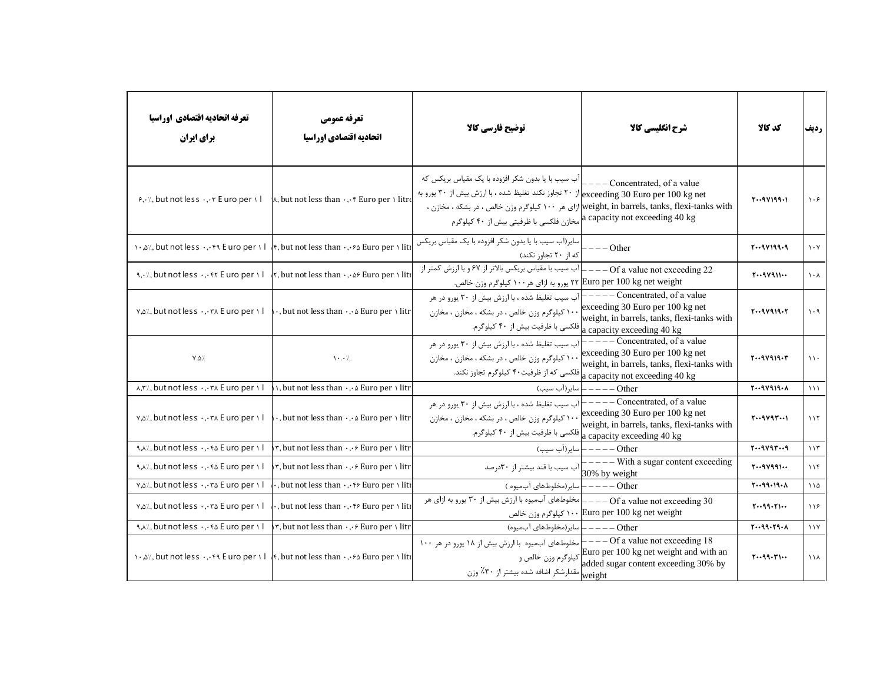| ردیف | کد کالا | شرح انگلیسی کالا | توضیح فارسی کالا | تعرفه عمومی اتحادیه اقتصادی اوراسیا | تعرفه اتحادیه اقتصادی اوراسیا برای ایران |
|---|---|---|---|---|---|
| ۱۰۶ | ۲۰۰۹۷۱۹۹۰۱ | – – – Concentrated, of a value exceeding 30 Euro per 100 kg net weight, in barrels, tanks, flexi-tanks with a capacity not exceeding 40 kg | آب سیب با یا بدون شکر افزوده با یک مقیاس بریکس که از ۲۰ تجاوز نکند تغلیظ شده ، با ارزش بیش از ۳۰ یورو به ازای هر ۱۰۰ کیلوگرم وزن خالص ، در بشکه ، مخازن ، مخازن فلکسی با ظرفیتی بیش از ۴۰ کیلوگرم | ۸, but not less than ۰,۰۴ Euro per ۱ litre | ۶,۰٪, but not less ۰,۰۳ Euro per ۱ l |
| ۱۰۷ | ۲۰۰۹۷۱۹۹۰۹ | – – – Other | سایر(آب سیب با یا بدون شکر افزوده با یک مقیاس بریکس که از ۲۰ تجاوز نکند) | ۴, but not less than ۰,۰۶۵ Euro per ۱ litr | ۱۰,۵٪, but not less ۰,۰۴۹ Euro per ۱ l |
| ۱۰۸ | ۲۰۰۹۷۹۱۱۰۰ | – – – Of a value not exceeding 22 Euro per 100 kg net weight | آب سیب با مقیاس بریکس بالاتر از ۶۷ و با ارزش کمتر از ۲۲ یورو به ازای هر۱۰۰ کیلوگرم وزن خالص. | ۲, but not less than ۰,۰۵۶ Euro per ۱ litr | ۹,۰٪, but not less ۰,۰۴۲ Euro per ۱ l |
| ۱۰۹ | ۲۰۰۹۷۹۱۹۰۲ | – – – – Concentrated, of a value exceeding 30 Euro per 100 kg net weight, in barrels, tanks, flexi-tanks with a capacity exceeding 40 kg | آب سیب تغلیظ شده ، با ارزش بیش از ۳۰ یورو در هر ۱۰۰ کیلوگرم وزن خالص ، در بشکه ، مخازن ، مخازن فلکسی با ظرفیت بیش از ۴۰ کیلوگرم. | ۰, but not less than ۰,۰۵ Euro per ۱ litr | ۷,۵٪, but not less ۰,۰۳۸ Euro per ۱ l |
| ۱۱۰ | ۲۰۰۹۷۹۱۹۰۳ | – – – – Concentrated, of a value exceeding 30 Euro per 100 kg net weight, in barrels, tanks, flexi-tanks with a capacity not exceeding 40 kg | آب سیب تغلیظ شده ، با ارزش بیش از ۳۰ یورو در هر ۱۰۰ کیلوگرم وزن خالص ، در بشکه ، مخازن ، مخازن فلکسی که از ظرفیت۴۰ کیلوگرم تجاوز نکند. | ۱۰,۰٪ | ۷,۵٪ |
| ۱۱۱ | ۲۰۰۹۷۹۱۹۰۸ | – – – – Other | سایر(آب سیب) | ۱, but not less than ۰,۰۵ Euro per ۱ litr | ۸,۳٪, but not less ۰,۰۳۸ Euro per ۱ l |
| ۱۱۲ | ۲۰۰۹۷۹۳۰۰۱ | – – – – Concentrated, of a value exceeding 30 Euro per 100 kg net weight, in barrels, tanks, flexi-tanks with a capacity exceeding 40 kg | آب سیب تغلیظ شده ، با ارزش بیش از ۳۰ یورو در هر ۱۰۰ کیلوگرم وزن خالص ، در بشکه ، مخازن ، مخازن فلکسی با ظرفیت بیش از ۴۰ کیلوگرم. | ۰, but not less than ۰,۰۵ Euro per ۱ litr | ۷,۵٪, but not less ۰,۰۳۸ Euro per ۱ l |
| ۱۱۳ | ۲۰۰۹۷۹۳۰۰۹ | – – – – Other | سایر(آب سیب) | ۳, but not less than ۰,۰۶ Euro per ۱ litr | ۹,۸٪, but not less ۰,۰۴۵ Euro per ۱ l |
| ۱۱۴ | ۲۰۰۹۷۹۹۱۰۰ | – – – – With a sugar content exceeding 30% by weight | آب سیب با قند بیشتر از ۳۰درصد | ۳, but not less than ۰,۰۶ Euro per ۱ litr | ۹,۸٪, but not less ۰,۰۴۵ Euro per ۱ l |
| ۱۱۵ | ۲۰۰۹۹۰۱۹۰۸ | – – – – Other | سایر(مخلوطهای آبمیوه ) | ۰, but not less than ۰,۰۴۶ Euro per ۱ litr | ۷,۵٪, but not less ۰,۰۳۵ Euro per ۱ l |
| ۱۱۶ | ۲۰۰۹۹۰۲۱۰۰ | – – – Of a value not exceeding 30 Euro per 100 kg net weight | مخلوطهای آبمیوه با ارزش بیش از ۳۰ یورو به ازای هر ۱۰۰ کیلوگرم وزن خالص | ۰, but not less than ۰,۰۴۶ Euro per ۱ litr | ۷,۵٪, but not less ۰,۰۳۵ Euro per ۱ l |
| ۱۱۷ | ۲۰۰۹۹۰۲۹۰۸ | – – – – Other | سایر(مخلوطهای آبمیوه) | ۳, but not less than ۰,۰۶ Euro per ۱ litr | ۹,۸٪, but not less ۰,۰۴۵ Euro per ۱ l |
| ۱۱۸ | ۲۰۰۹۹۰۳۱۰۰ | – – – Of a value not exceeding 18 Euro per 100 kg net weight and with an added sugar content exceeding 30% by weight | مخلوطهای آبمیوه با ارزش بیش از ۱۸ یورو در هر ۱۰۰ کیلوگرم وزن خالص و مقدارشکر اضافه شده بیشتر از ۳۰٪ وزن | ۴, but not less than ۰,۰۶۵ Euro per ۱ litr | ۱۰,۵٪, but not less ۰,۰۴۹ Euro per ۱ l |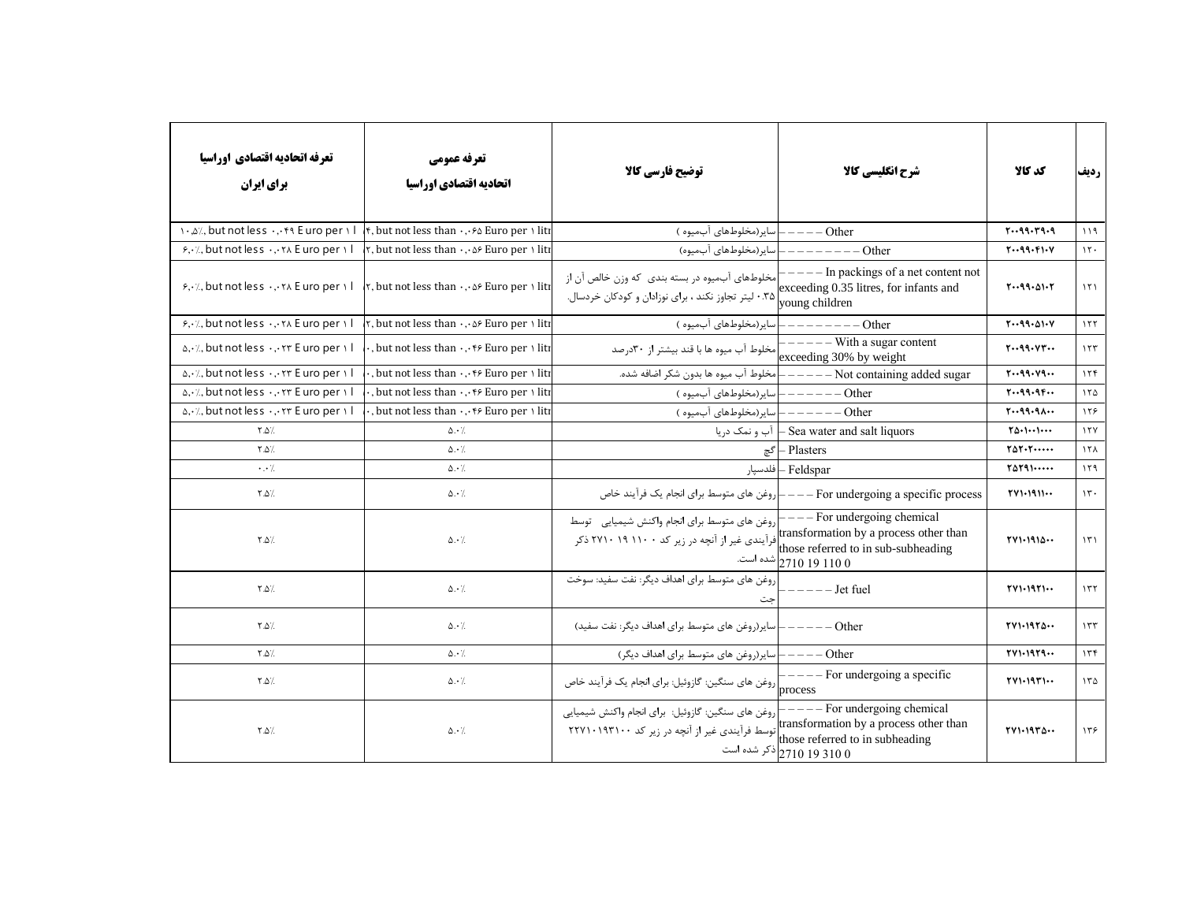| تعرفه اتحادیه اقتصادی اوراسیا برای ایران | تعرفه عمومی اتحادیه اقتصادی اوراسیا | توضیح فارسی کالا | شرح انگلیسی کالا | کد کالا | ردیف |
| --- | --- | --- | --- | --- | --- |
| ۱۰،۵٪, but not less ۰،۰۴۹ Euro per ۱ l | ۴, but not less than ۰،۰۶۵ Euro per ۱ litr | سایر(مخلوطهای آبمیوه ) | – – – – – Other | ۲۰۰۹۹۰۳۹۰۹ | ۱۱۹ |
| ۶،۰٪, but not less ۰،۰۲۸ Euro per ۱ l | ۲, but not less than ۰،۰۵۶ Euro per ۱ litr | سایر(مخلوطهای آبمیوه) | – – – – – – – – – Other | ۲۰۰۹۹۰۴۱۰۷ | ۱۲۰ |
| ۶،۰٪, but not less ۰،۰۲۸ Euro per ۱ l | ۲, but not less than ۰،۰۵۶ Euro per ۱ litr | مخلوطهای آبمیوه در بسته بندی که وزن خالص آن از ۰.۳۵ لیتر تجاوز نکند ، برای نوزادان و کودکان خردسال. | – – – – – In packings of a net content not exceeding 0.35 litres, for infants and young children | ۲۰۰۹۹۰۵۱۰۲ | ۱۲۱ |
| ۶،۰٪, but not less ۰،۰۲۸ Euro per ۱ l | ۲, but not less than ۰،۰۵۶ Euro per ۱ litr | سایر(مخلوطهای آبمیوه ) | – – – – – – – – – Other | ۲۰۰۹۹۰۵۱۰۷ | ۱۲۲ |
| ۵،۰٪, but not less ۰،۰۲۳ Euro per ۱ l | ۰, but not less than ۰،۰۴۶ Euro per ۱ litr | مخلوط آب میوه ها با قند بیشتر از ۳۰درصد | – – – – – – With a sugar content exceeding 30% by weight | ۲۰۰۹۹۰۷۳۰۰ | ۱۲۳ |
| ۵،۰٪, but not less ۰،۰۲۳ Euro per ۱ l | ۰, but not less than ۰،۰۴۶ Euro per ۱ litr | مخلوط آب میوه ها بدون شکر اضافه شده. | – – – – – – Not containing added sugar | ۲۰۰۹۹۰۷۹۰۰ | ۱۲۴ |
| ۵،۰٪, but not less ۰،۰۲۳ Euro per ۱ l | ۰, but not less than ۰،۰۴۶ Euro per ۱ litr | سایر(مخلوطهای آبمیوه ) | – – – – – – – Other | ۲۰۰۹۹۰۹۴۰۰ | ۱۲۵ |
| ۵،۰٪, but not less ۰،۰۲۳ Euro per ۱ l | ۰, but not less than ۰،۰۴۶ Euro per ۱ litr | سایر(مخلوطهای آبمیوه ) | – – – – – – – Other | ۲۰۰۹۹۰۹۸۰۰ | ۱۲۶ |
| ۲.۵٪ | ۵.۰٪ | آب و نمک دریا | – Sea water and salt liquors | ۲۵۰۱۰۰۱۰۰۰ | ۱۲۷ |
| ۲.۵٪ | ۵.۰٪ | گچ | – Plasters | ۲۵۲۰۲۰۰۰۰۰ | ۱۲۸ |
| ۰.۰٪ | ۵.۰٪ | فلدسپار | – Feldspar | ۲۵۲۹۱۰۰۰۰۰ | ۱۲۹ |
| ۲.۵٪ | ۵.۰٪ | روغن های متوسط برای انجام یک فرآیند خاص | – – – – For undergoing a specific process | ۲۷۱۰۱۹۱۱۰۰ | ۱۳۰ |
| ۲.۵٪ | ۵.۰٪ | روغن های متوسط برای انجام واکنش شیمیایی توسط فرآیندی غیر از آنچه در زیر کد ۰ ۱۱۰ ۱۹ ۲۷۱۰ ذکر شده است. | – – – – For undergoing chemical transformation by a process other than those referred to in sub-subheading 2710 19 110 0 | ۲۷۱۰۱۹۱۵۰۰ | ۱۳۱ |
| ۲.۵٪ | ۵.۰٪ | روغن های متوسط برای اهداف دیگر: نفت سفید: سوخت جت | – – – – – – Jet fuel | ۲۷۱۰۱۹۲۱۰۰ | ۱۳۲ |
| ۲.۵٪ | ۵.۰٪ | سایر(روغن های متوسط برای اهداف دیگر: نفت سفید) | – – – – – – Other | ۲۷۱۰۱۹۲۵۰۰ | ۱۳۳ |
| ۲.۵٪ | ۵.۰٪ | سایر(روغن های متوسط برای اهداف دیگر) | – – – – – Other | ۲۷۱۰۱۹۲۹۰۰ | ۱۳۴ |
| ۲.۵٪ | ۵.۰٪ | روغن های سنگین: گازوئیل: برای انجام یک فرآیند خاص | – – – – – For undergoing a specific process | ۲۷۱۰۱۹۳۱۰۰ | ۱۳۵ |
| ۲.۵٪ | ۵.۰٪ | روغن های سنگین: گازوئیل: برای انجام واکنش شیمیایی توسط فرآیندی غیر از آنچه در زیر کد ۲۲۷۱۰۱۹۳۱۰۰ ذکر شده است | – – – – – For undergoing chemical transformation by a process other than those referred to in subheading 2710 19 310 0 | ۲۷۱۰۱۹۳۵۰۰ | ۱۳۶ |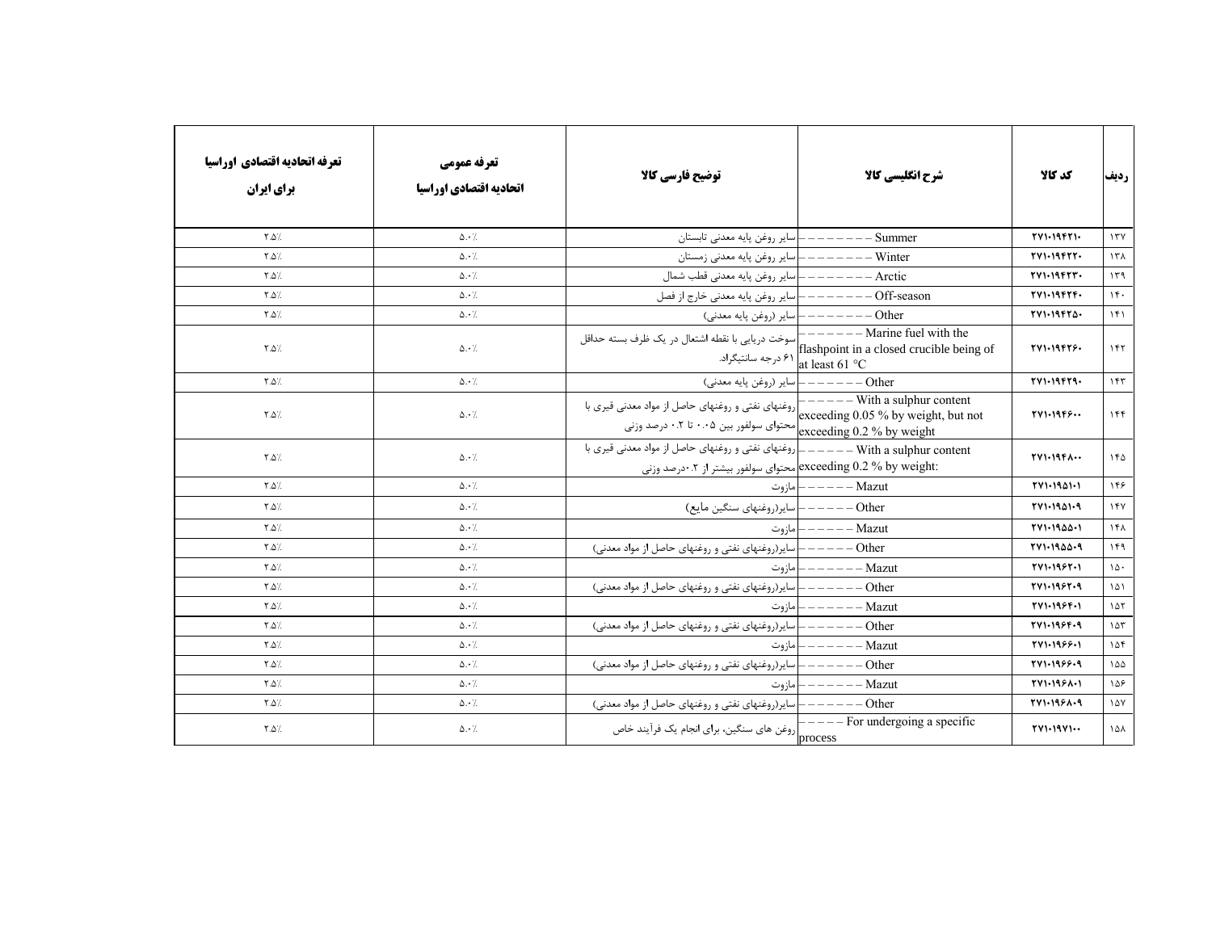| تعرفه اتحادیه اقتصادی اوراسیا برای ایران | تعرفه عمومی اتحادیه اقتصادی اوراسیا | توضیح فارسی کالا | شرح انگلیسی کالا | کد کالا | ردیف |
|---|---|---|---|---|---|
| ۲.۵٪ | ۵.۰٪ | سایر روغن پایه معدنی تابستان | – – – – – – – – Summer | ۲۷۱۰۱۹۴۲۱۰ | ۱۳۷ |
| ۲.۵٪ | ۵.۰٪ | سایر روغن پایه معدنی زمستان | – – – – – – – – Winter | ۲۷۱۰۱۹۴۲۲۰ | ۱۳۸ |
| ۲.۵٪ | ۵.۰٪ | سایر روغن پایه معدنی قطب شمال | – – – – – – – – Arctic | ۲۷۱۰۱۹۴۲۳۰ | ۱۳۹ |
| ۲.۵٪ | ۵.۰٪ | سایر روغن پایه معدنی خارج از فصل | – – – – – – – – Off-season | ۲۷۱۰۱۹۴۲۴۰ | ۱۴۰ |
| ۲.۵٪ | ۵.۰٪ | سایر (روغن پایه معدنی) | – – – – – – – – Other | ۲۷۱۰۱۹۴۲۵۰ | ۱۴۱ |
| ۲.۵٪ | ۵.۰٪ | سوخت دریایی با نقطه اشتعال در یک ظرف بسته حداقل ۶۱ درجه سانتیگراد. | – – – – – – – Marine fuel with the flashpoint in a closed crucible being of at least 61 °C | ۲۷۱۰۱۹۴۲۶۰ | ۱۴۲ |
| ۲.۵٪ | ۵.۰٪ | سایر (روغن پایه معدنی) | – – – – – – – Other | ۲۷۱۰۱۹۴۲۹۰ | ۱۴۳ |
| ۲.۵٪ | ۵.۰٪ | روغنهای نفتی و روغنهای حاصل از مواد معدنی قیری با محتوای سولفور بین ۰.۰۵ تا ۰.۲ درصد وزنی | – – – – – – With a sulphur content exceeding 0.05 % by weight, but not exceeding 0.2 % by weight | ۲۷۱۰۱۹۴۶۰۰ | ۱۴۴ |
| ۲.۵٪ | ۵.۰٪ | روغنهای نفتی و روغنهای حاصل از مواد معدنی قیری با محتوای سولفور بیشتر از ۰.۲درصد وزنی | – – – – – – With a sulphur content exceeding 0.2 % by weight: | ۲۷۱۰۱۹۴۸۰۰ | ۱۴۵ |
| ۲.۵٪ | ۵.۰٪ | مازوت | – – – – – – Mazut | ۲۷۱۰۱۹۵۱۰۱ | ۱۴۶ |
| ۲.۵٪ | ۵.۰٪ | سایر(روغنهای سنگین مایع) | – – – – – – Other | ۲۷۱۰۱۹۵۱۰۹ | ۱۴۷ |
| ۲.۵٪ | ۵.۰٪ | مازوت | – – – – – – Mazut | ۲۷۱۰۱۹۵۵۰۱ | ۱۴۸ |
| ۲.۵٪ | ۵.۰٪ | سایر(روغنهای نفتی و روغنهای حاصل از مواد معدنی) | – – – – – – Other | ۲۷۱۰۱۹۵۵۰۹ | ۱۴۹ |
| ۲.۵٪ | ۵.۰٪ | مازوت | – – – – – – – Mazut | ۲۷۱۰۱۹۶۲۰۱ | ۱۵۰ |
| ۲.۵٪ | ۵.۰٪ | سایر(روغنهای نفتی و روغنهای حاصل از مواد معدنی) | – – – – – – – Other | ۲۷۱۰۱۹۶۲۰۹ | ۱۵۱ |
| ۲.۵٪ | ۵.۰٪ | مازوت | – – – – – – – Mazut | ۲۷۱۰۱۹۶۴۰۱ | ۱۵۲ |
| ۲.۵٪ | ۵.۰٪ | سایر(روغنهای نفتی و روغنهای حاصل از مواد معدنی) | – – – – – – – Other | ۲۷۱۰۱۹۶۴۰۹ | ۱۵۳ |
| ۲.۵٪ | ۵.۰٪ | مازوت | – – – – – – – Mazut | ۲۷۱۰۱۹۶۶۰۱ | ۱۵۴ |
| ۲.۵٪ | ۵.۰٪ | سایر(روغنهای نفتی و روغنهای حاصل از مواد معدنی) | – – – – – – – Other | ۲۷۱۰۱۹۶۶۰۹ | ۱۵۵ |
| ۲.۵٪ | ۵.۰٪ | مازوت | – – – – – – – Mazut | ۲۷۱۰۱۹۶۸۰۱ | ۱۵۶ |
| ۲.۵٪ | ۵.۰٪ | سایر(روغنهای نفتی و روغنهای حاصل از مواد معدنی) | – – – – – – – Other | ۲۷۱۰۱۹۶۸۰۹ | ۱۵۷ |
| ۲.۵٪ | ۵.۰٪ | روغن های سنگین، برای انجام یک فرآیند خاص | – – – – – For undergoing a specific process | ۲۷۱۰۱۹۷۱۰۰ | ۱۵۸ |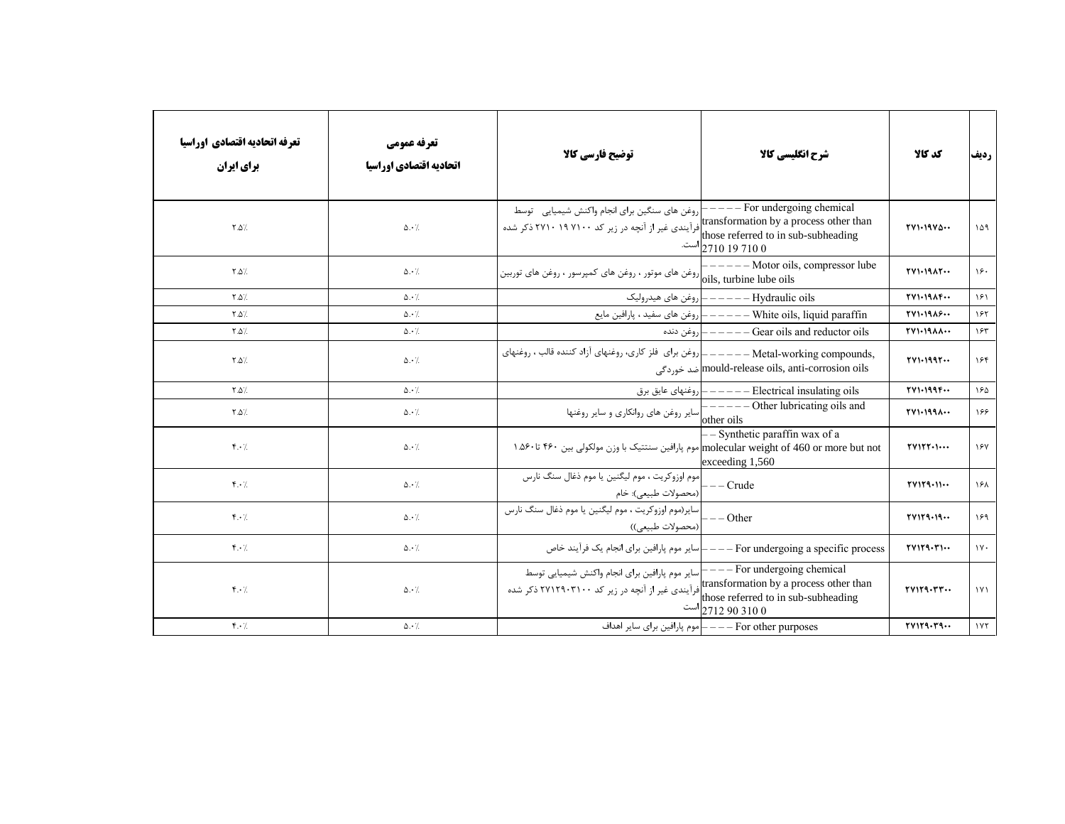| تعرفه اتحادیه اقتصادی اوراسیا برای ایران | تعرفه عمومی اتحادیه اقتصادی اوراسیا | توضیح فارسی کالا | شرح انگلیسی کالا | کد کالا | ردیف |
|---|---|---|---|---|---|
| ۲.۵٪ | ۵.۰٪ | روغن های سنگین برای انجام واکنش شیمیایی توسط فرآیندی غیر از آنچه در زیر کد ۲۷۱۰ ۱۹ ۷۱۰۰ ذکر شده است. | – – – – For undergoing chemical transformation by a process other than those referred to in sub-subheading 2710 19 710 0 | ۲۷۱۰۱۹۷۵۰۰ | ۱۵۹ |
| ۲.۵٪ | ۵.۰٪ | روغن های موتور ، روغن های کمپرسور ، روغن های توربین | – – – – – Motor oils, compressor lube oils, turbine lube oils | ۲۷۱۰۱۹۸۲۰۰ | ۱۶۰ |
| ۲.۵٪ | ۵.۰٪ | روغن های هیدرولیک | – – – – – Hydraulic oils | ۲۷۱۰۱۹۸۴۰۰ | ۱۶۱ |
| ۲.۵٪ | ۵.۰٪ | روغن های سفید ، پارافین مایع | – – – – – White oils, liquid paraffin | ۲۷۱۰۱۹۸۶۰۰ | ۱۶۲ |
| ۲.۵٪ | ۵.۰٪ | روغن دنده | – – – – – Gear oils and reductor oils | ۲۷۱۰۱۹۸۸۰۰ | ۱۶۳ |
| ۲.۵٪ | ۵.۰٪ | روغن برای فلز کاری، روغنهای آزاد کننده قالب ، روغنهای ضد خوردگی | – – – – – Metal-working compounds, mould-release oils, anti-corrosion oils | ۲۷۱۰۱۹۹۲۰۰ | ۱۶۴ |
| ۲.۵٪ | ۵.۰٪ | روغنهای عایق برق | – – – – – Electrical insulating oils | ۲۷۱۰۱۹۹۴۰۰ | ۱۶۵ |
| ۲.۵٪ | ۵.۰٪ | سایر روغن های روانکاری و سایر روغنها | – – – – – Other lubricating oils and other oils | ۲۷۱۰۱۹۹۸۰۰ | ۱۶۶ |
| ۴.۰٪ | ۵.۰٪ | موم پارافین سنتتیک با وزن مولکولی بین ۴۶۰ تا۱.۵۶۰ | – – Synthetic paraffin wax of a molecular weight of 460 or more but not exceeding 1,560 | ۲۷۱۲۲۰۱۰۰۰ | ۱۶۷ |
| ۴.۰٪ | ۵.۰٪ | موم اوزوکریت ، موم لیگنین یا موم ذغال سنگ نارس (محصولات طبیعی): خام | – – – Crude | ۲۷۱۲۹۰۱۱۰۰ | ۱۶۸ |
| ۴.۰٪ | ۵.۰٪ | سایر(موم اوزوکریت ، موم لیگنین یا موم ذغال سنگ نارس (محصولات طبیعی)) | – – – Other | ۲۷۱۲۹۰۱۹۰۰ | ۱۶۹ |
| ۴.۰٪ | ۵.۰٪ | سایر موم پارافین برای انجام یک فرآیند خاص | – – – – For undergoing a specific process | ۲۷۱۲۹۰۳۱۰۰ | ۱۷۰ |
| ۴.۰٪ | ۵.۰٪ | سایر موم پارافین برای انجام واکنش شیمیایی توسط فرآیندی غیر از آنچه در زیر کد ۲۷۱۲۹۰۳۱۰۰ ذکر شده است | – – – – For undergoing chemical transformation by a process other than those referred to in sub-subheading 2712 90 310 0 | ۲۷۱۲۹۰۳۳۰۰ | ۱۷۱ |
| ۴.۰٪ | ۵.۰٪ | موم پارافین برای سایر اهداف | – – – – For other purposes | ۲۷۱۲۹۰۳۹۰۰ | ۱۷۲ |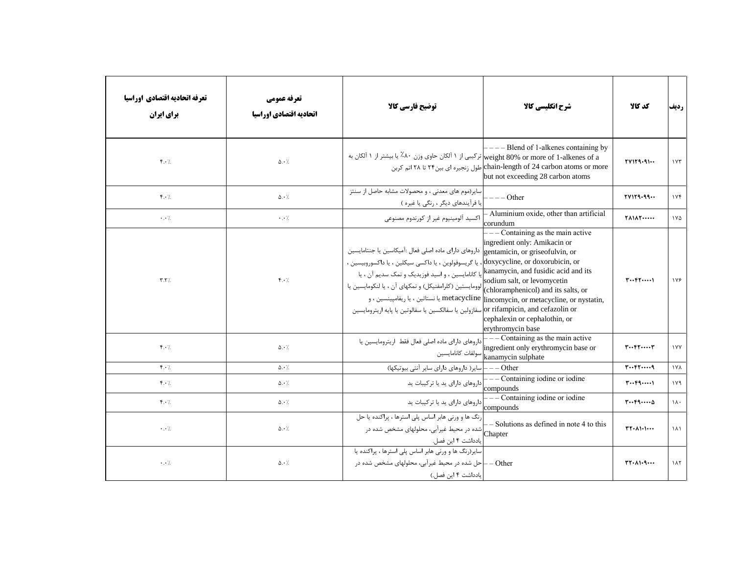| ردیف | کد کالا | شرح انگلیسی کالا | توضیح فارسی کالا | تعرفه عمومی اتحادیه اقتصادی اوراسیا | تعرفه اتحادیه اقتصادی اوراسیا برای ایران |
|---|---|---|---|---|---|
| ۱۷۳ | ۲۷۱۲۹۰۹۱۰۰ | – – – Blend of 1-alkenes containing by weight 80% or more of 1-alkenes of a chain-length of 24 carbon atoms or more but not exceeding 28 carbon atoms | ترکیبی از ۱ آلکان حاوی وزن ۸۰٪ یا بیشتر از ۱ آلکان به طول زنجیره ای بین۲۴ تا ۲۸ اتم کربن | ۵.۰٪ | ۴.۰٪ |
| ۱۷۴ | ۲۷۱۲۹۰۹۹۰۰ | – – – Other | سایر(موم های معدنی ، و محصولات مشابه حاصل از سنتز یا فرآیندهای دیگر ، رنگی یا غیره ) | ۵.۰٪ | ۴.۰٪ |
| ۱۷۵ | ۲۸۱۸۲۰۰۰۰۰ | – Aluminium oxide, other than artificial corundum | اکسید آلومینیوم غیر از کورندوم مصنوعی | ۰.۰٪ | ۰.۰٪ |
| ۱۷۶ | ۳۰۰۴۲۰۰۰۰۱ | – – – Containing as the main active ingredient only: Amikacin or gentamicin, or griseofulvin, or doxycycline, or doxorubicin, or kanamycin, and fusidic acid and its sodium salt, or levomycetin (chloramphenicol) and its salts, or lincomycin, or metacycline, or nystatin, or rifampicin, and cefazolin or cephalexin or cephalothin, or erythromycin base | داروهای دارای ماده اصلی فعال :آمیکاسین یا جنتامایسین ، یا گریسوفولوین ، یا داکسی سیکلین ، یا داکسوروبیسین ، یا کانامایسین ، و اسید فوزیدیک و نمک سدیم آن ، یا لوومایستین (کلرامفنیکل) و نمکهای آن ، یا لنکومایسین یا metacycline یا نستاتین ، یا ریفامپینسین ، و سفازولین یا سفالکسین یا سفالوتین یا پایه اریترومایسین | ۴.۰٪ | ۳.۲٪ |
| ۱۷۷ | ۳۰۰۴۲۰۰۰۰۳ | – – – Containing as the main active ingredient only erythromycin base or kanamycin sulphate | داروهای دارای ماده اصلی فعال فقط اریترومایسین یا سولفات کانامایسین | ۵.۰٪ | ۴.۰٪ |
| ۱۷۸ | ۳۰۰۴۲۰۰۰۰۹ | – – – Other | سایر( داروهای دارای سایر آنتی بیوتیکها) | ۵.۰٪ | ۴.۰٪ |
| ۱۷۹ | ۳۰۰۴۹۰۰۰۰۱ | – – – Containing iodine or iodine compounds | داروهای دارای ید یا ترکیبات ید | ۵.۰٪ | ۴.۰٪ |
| ۱۸۰ | ۳۰۰۴۹۰۰۰۰۵ | – – – Containing iodine or iodine compounds | داروهای دارای ید یا ترکیبات ید | ۵.۰٪ | ۴.۰٪ |
| ۱۸۱ | ۳۲۰۸۱۰۱۰۰۰ | – – Solutions as defined in note 4 to this Chapter | رنگ ها و ورنی هابر اساس پلی استرها ، پراکنده یا حل شده در محیط غیرآبی، محلولهای مشخص شده در یادداشت ۴ این فصل. | ۵.۰٪ | ۰.۰٪ |
| ۱۸۲ | ۳۲۰۸۱۰۹۰۰۰ | – – Other | سایر(رنگ ها و ورنی هابر اساس پلی استرها ، پراکنده یا حل شده در محیط غیرآبی، محلولهای مشخص شده در یادداشت ۴ این فصل.) | ۵.۰٪ | ۰.۰٪ |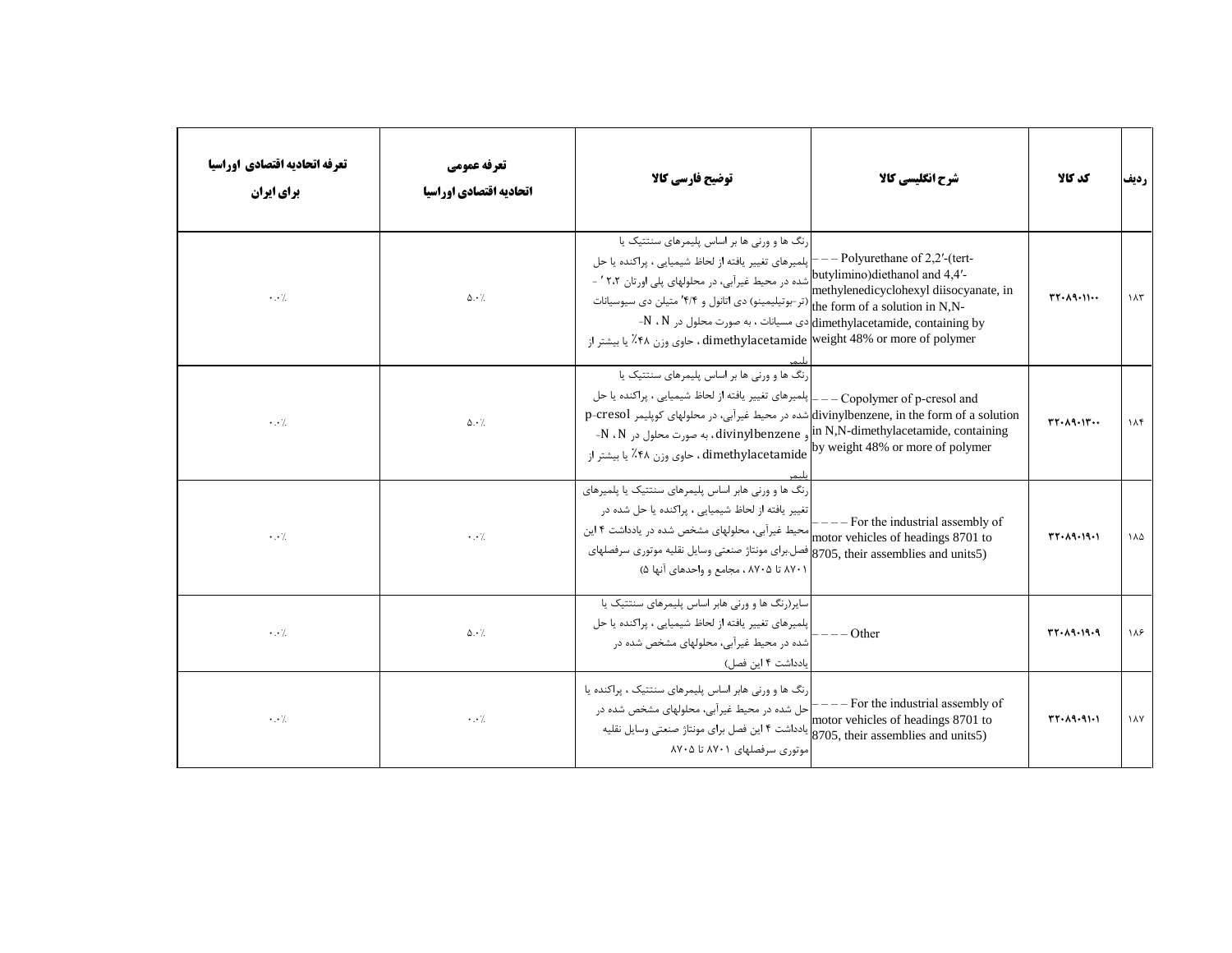| ردیف | کد کالا | شرح انگلیسی کالا | توضیح فارسی کالا | تعرفه عمومی اتحادیه اقتصادی اوراسیا | تعرفه اتحادیه اقتصادی اوراسیا برای ایران |
|---|---|---|---|---|---|
| ۱۸۳ | ۳۲۰۸۹۰۱۱۰۰ | – – – Polyurethane of 2,2′-(tert-butylimino)diethanol and 4,4′-methylenedicyclohexyl diisocyanate, in the form of a solution in N,N-dimethylacetamide, containing by weight 48% or more of polymer | رنگ ها و ورنی ها بر اساس پلیمرهای سنتتیک یا پلیمرهای تغییر یافته از لحاظ شیمیایی ، پراکنده یا حل شده در محیط غیرآبی، در محلولهای پلی اورتان ۲،۲ ′ - (تر-بوتیلیمینو) دی اتانول و ۴/۴′ متیلن دی سیوسیانات دی مسیانات ، به صورت محلول در N ، N- dimethylacetamide ، حاوی وزن ۴۸٪ یا بیشتر از پلیمر | ۵.۰٪ | ۰.۰٪ |
| ۱۸۴ | ۳۲۰۸۹۰۱۳۰۰ | – – – Copolymer of p-cresol and divinylbenzene, in the form of a solution in N,N-dimethylacetamide, containing by weight 48% or more of polymer | رنگ ها و ورنی ها بر اساس پلیمرهای سنتتیک یا پلیمرهای تغییر یافته از لحاظ شیمیایی ، پراکنده یا حل شده در محیط غیرآبی، در محلولهای کوپلیمر p-cresol و divinylbenzene ، به صورت محلول در N ، N- dimethylacetamide ، حاوی وزن ۴۸٪ یا بیشتر از پلیمر | ۵.۰٪ | ۰.۰٪ |
| ۱۸۵ | ۳۲۰۸۹۰۱۹۰۱ | – – – – For the industrial assembly of motor vehicles of headings 8701 to 8705, their assemblies and units5) | رنگ ها و ورنی هابر اساس پلیمرهای سنتتیک یا پلیمرهای تغییر یافته از لحاظ شیمیایی ، پراکنده یا حل شده در محیط غیرآبی، محلولهای مشخص شده در یادداشت ۴ این فصل،برای مونتاژ صنعتی وسایل نقلیه موتوری سرفصلهای ۸۷۰۱ تا ۸۷۰۵ ، مجامع و واحدهای آنها ۵) | ۰.۰٪ | ۰.۰٪ |
| ۱۸۶ | ۳۲۰۸۹۰۱۹۰۹ | – – – – Other | سایر(رنگ ها و ورنی هابر اساس پلیمرهای سنتتیک یا پلیمرهای تغییر یافته از لحاظ شیمیایی ، پراکنده یا حل شده در محیط غیرآبی، محلولهای مشخص شده در یادداشت ۴ این فصل) | ۵.۰٪ | ۰.۰٪ |
| ۱۸۷ | ۳۲۰۸۹۰۹۱۰۱ | – – – – For the industrial assembly of motor vehicles of headings 8701 to 8705, their assemblies and units5) | رنگ ها و ورنی هابر اساس پلیمرهای سنتتیک ، پراکنده یا حل شده در محیط غیرآبی، محلولهای مشخص شده در یادداشت ۴ این فصل برای مونتاژ صنعتی وسایل نقلیه موتوری سرفصلهای ۸۷۰۱ تا ۸۷۰۵ | ۰.۰٪ | ۰.۰٪ |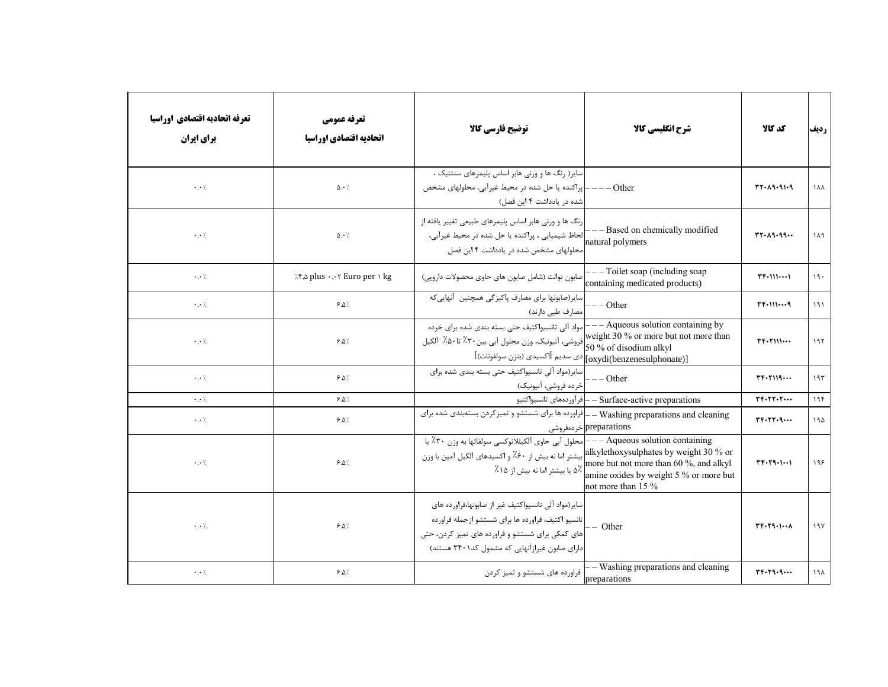| ردیف | کد کالا | شرح انگلیسی کالا | توضیح فارسی کالا | تعرفه عمومی اتحادیه اقتصادی اوراسیا | تعرفه اتحادیه اقتصادی اوراسیا برای ایران |
|---|---|---|---|---|---|
| ۱۸۸ | ۳۲۰۸۹۰۹۱۰۹ | – – – – Other | سایر( رنگ ها و ورنی هابر اساس پلیمرهای سنتتیک ، پراکنده یا حل شده در محیط غیرآبی، محلولهای مشخص شده در یادداشت ۴ این فصل) | ۵.۰٪ | ۰.۰٪ |
| ۱۸۹ | ۳۲۰۸۹۰۹۹۰۰ | – – – Based on chemically modified natural polymers | رنگ ها و ورنی هابر اساس پلیمرهای طبیعی تغییر یافته از لحاظ شیمیایی ، پراکنده یا حل شده در محیط غیرآبی، محلولهای مشخص شده در یادداشت ۴ این فصل | ۵.۰٪ | ۰.۰٪ |
| ۱۹۰ | ۳۴۰۱۱۱۰۰۰۱ | – – – Toilet soap (including soap containing medicated products) | صابون توالت (شامل صابون های حاوی محصولات دارویی) | ۴.۵٪ plus ۰.۰۲ Euro per ۱ kg | ۰.۰٪ |
| ۱۹۱ | ۳۴۰۱۱۱۰۰۰۹ | – – – Other | سایر(صابونها برای مصارف پاکیزگی همچنین آنهاییکه مصارف طبی دارند) | ۶.۵٪ | ۰.۰٪ |
| ۱۹۲ | ۳۴۰۲۱۱۱۰۰۰ | – – – Aqueous solution containing by weight 30 % or more but not more than 50 % of disodium alkyl [oxydi(benzenesulphonate)] | مواد آلی تانسیواکتیف حتی بسته بندی شده برای خرده فروشی، آنیونیک، وزن محلول آبی بین۳۰٪ تا۵۰٪ آلکیل دی سدیم [اکسیدی (بنزن سولفونات)] | ۶.۵٪ | ۰.۰٪ |
| ۱۹۳ | ۳۴۰۲۱۱۹۰۰۰ | – – – Other | سایر(مواد آلی تانسیواکتیف حتی بسته بندی شده برای خرده فروشی، آنیونیک) | ۶.۵٪ | ۰.۰٪ |
| ۱۹۴ | ۳۴۰۲۲۰۲۰۰۰ | – – Surface-active preparations | فرآوردههای تانسیواکتیو | ۶.۵٪ | ۰.۰٪ |
| ۱۹۵ | ۳۴۰۲۲۰۹۰۰۰ | – – Washing preparations and cleaning preparations | فراورده ها برای شستشو و تمیزکردن بستهبندی شده برای خردهفروشی | ۶.۵٪ | ۰.۰٪ |
| ۱۹۶ | ۳۴۰۲۹۰۱۰۰۱ | – – – Aqueous solution containing alkylethoxysulphates by weight 30 % or more but not more than 60 %, and alkyl amine oxides by weight 5 % or more but not more than 15 % | محلول آبی حاوی آلکیلاتوکسی سولفاتها به وزن ۳۰٪ یا بیشتر اما نه بیش از ۶۰٪ و اکسیدهای آلکیل آمین با وزن ۵٪ یا بیشتر اما نه بیش از ۱۵٪ | ۶.۵٪ | ۰.۰٪ |
| ۱۹۷ | ۳۴۰۲۹۰۱۰۰۸ | – – Other | سایر(مواد آلی تانسیواکتیف غیر از صابونها،فراورده های تانسیو اکتیف، فراورده ها برای شستشو ازجمله فراورده های کمکی برای شستشو و فراورده های تمیز کردن، حتی دارای صابون غیرازآنهایی که مشمول کد۳۴۰۱ هستند) | ۶.۵٪ | ۰.۰٪ |
| ۱۹۸ | ۳۴۰۲۹۰۹۰۰۰ | – – Washing preparations and cleaning preparations | فراورده های شستشو و تمیز کردن | ۶.۵٪ | ۰.۰٪ |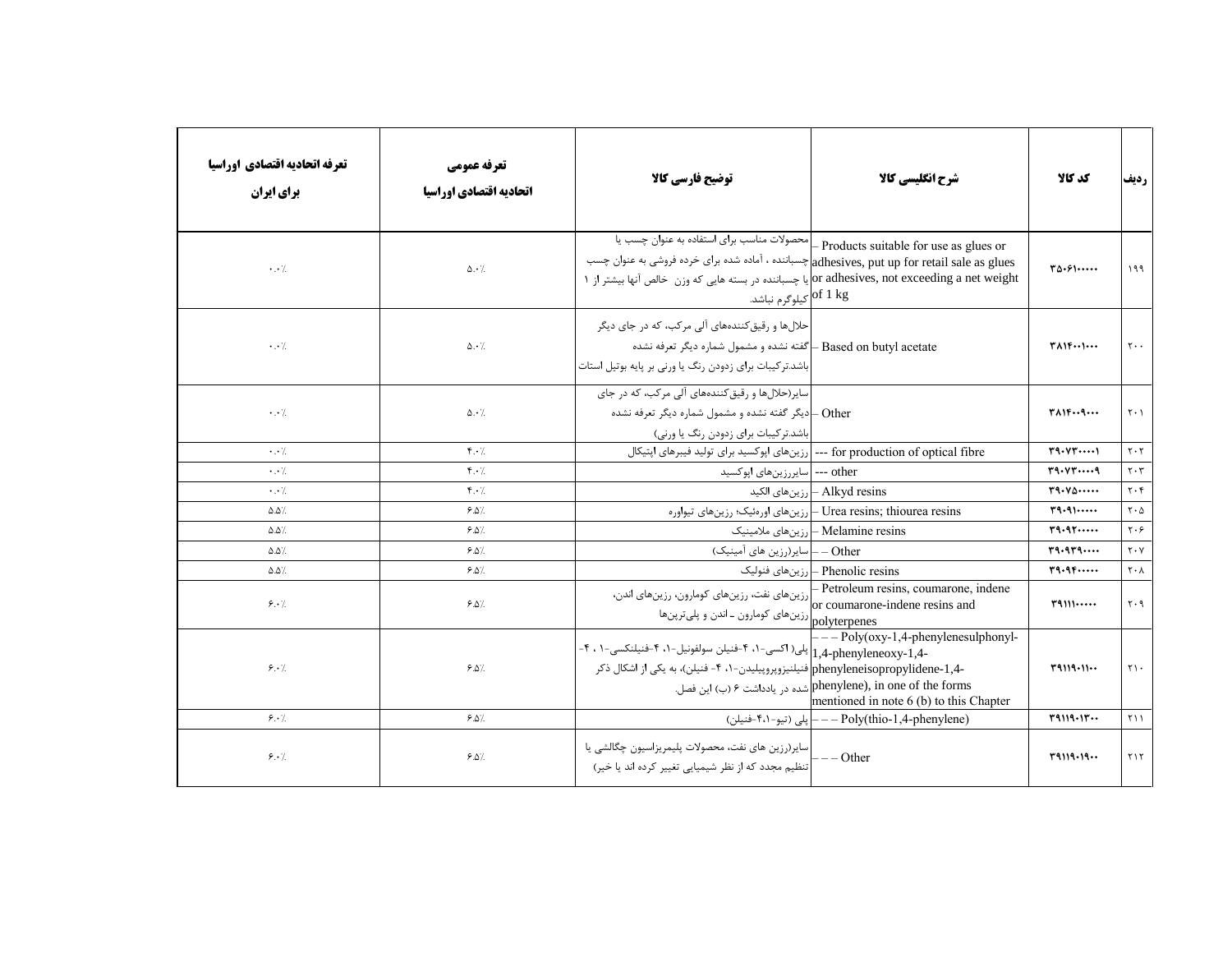| ردیف | کد کالا | شرح انگلیسی کالا | توضیح فارسی کالا | تعرفه عمومی اتحادیه اقتصادی اوراسیا | تعرفه اتحادیه اقتصادی اوراسیا برای ایران |
|---|---|---|---|---|---|
| ۱۹۹ | ۳۵۰۶۱۰۰۰۰۰ | – Products suitable for use as glues or adhesives, put up for retail sale as glues or adhesives, not exceeding a net weight of 1 kg | محصولات مناسب برای استفاده به عنوان چسب یا چسباننده ، آماده شده برای خرده فروشی به عنوان چسب یا چسباننده در بسته هایی که وزن خالص آنها بیشتر از ۱ کیلوگرم نباشد. | ۵.۰٪ | ۰.۰٪ |
| ۲۰۰ | ۳۸۱۴۰۰۱۰۰۰ | – Based on butyl acetate | حلال‌ها و رقیق‌کننده‌های آلی مرکب، که در جای دیگر گفته نشده و مشمول شماره دیگر تعرفه نشده باشد.ترکیبات برای زدودن رنگ یا ورنی بر پایه بوتیل استات | ۵.۰٪ | ۰.۰٪ |
| ۲۰۱ | ۳۸۱۴۰۰۹۰۰۰ | – Other | سایر(حلال‌ها و رقیق‌کننده‌های آلی مرکب، که در جای دیگر گفته نشده و مشمول شماره دیگر تعرفه نشده باشد.ترکیبات برای زدودن رنگ یا ورنی) | ۵.۰٪ | ۰.۰٪ |
| ۲۰۲ | ۳۹۰۷۳۰۰۰۰۱ | --- for production of optical fibre | رزین‌های اپوکسید برای تولید فیبرهای اپتیکال | ۴.۰٪ | ۰.۰٪ |
| ۲۰۳ | ۳۹۰۷۳۰۰۰۰۹ | --- other | سایررزین‌های اپوکسید | ۴.۰٪ | ۰.۰٪ |
| ۲۰۴ | ۳۹۰۷۵۰۰۰۰۰ | – Alkyd resins | رزین‌های الکید | ۴.۰٪ | ۰.۰٪ |
| ۲۰۵ | ۳۹۰۹۱۰۰۰۰۰ | – Urea resins; thiourea resins | رزین‌های اوره‌ئیک؛ رزین‌های تیواوره | ۶.۵٪ | ۵.۵٪ |
| ۲۰۶ | ۳۹۰۹۲۰۰۰۰۰ | – Melamine resins | رزین‌های ملامینیک | ۶.۵٪ | ۵.۵٪ |
| ۲۰۷ | ۳۹۰۹۳۹۰۰۰۰ | – – Other | سایر(رزین های آمینیک) | ۶.۵٪ | ۵.۵٪ |
| ۲۰۸ | ۳۹۰۹۴۰۰۰۰۰ | – Phenolic resins | رزین‌های فنولیک | ۶.۵٪ | ۵.۵٪ |
| ۲۰۹ | ۳۹۱۱۱۰۰۰۰۰ | – Petroleum resins, coumarone, indene or coumarone-indene resins and polyterpenes | رزین‌های نفت، رزین‌های کومارون، رزین‌های اندن، رزین‌های کومارون ـ اندن و پلی‌ترپن‌ها | ۶.۵٪ | ۶.۰٪ |
| ۲۱۰ | ۳۹۱۱۹۰۱۱۰۰ | – – – Poly(oxy-1,4-phenylenesulphonyl-1,4-phenyleneoxy-1,4-phenyleneisopropylidene-1,4-phenylene), in one of the forms mentioned in note 6 (b) to this Chapter | پلی( اکسی-۱، ۴-فنیلن سولفونیل-۱، ۴-فنیلنکسی-۱ ، ۴-فنیلنیزوپروپیلیدن-۱، ۴- فنیلن)، به یکی از اشکال ذکر شده در یادداشت ۶ (ب) این فصل. | ۶.۵٪ | ۶.۰٪ |
| ۲۱۱ | ۳۹۱۱۹۰۱۳۰۰ | – – – Poly(thio-1,4-phenylene) | پلی (تیو-۴،۱-فنیلن) | ۶.۵٪ | ۶.۰٪ |
| ۲۱۲ | ۳۹۱۱۹۰۱۹۰۰ | – – – Other | سایر(رزین های نفت، محصولات پلیمریزاسیون چگالشی یا تنظیم مجدد که از نظر شیمیایی تغییر کرده اند یا خیر) | ۶.۵٪ | ۶.۰٪ |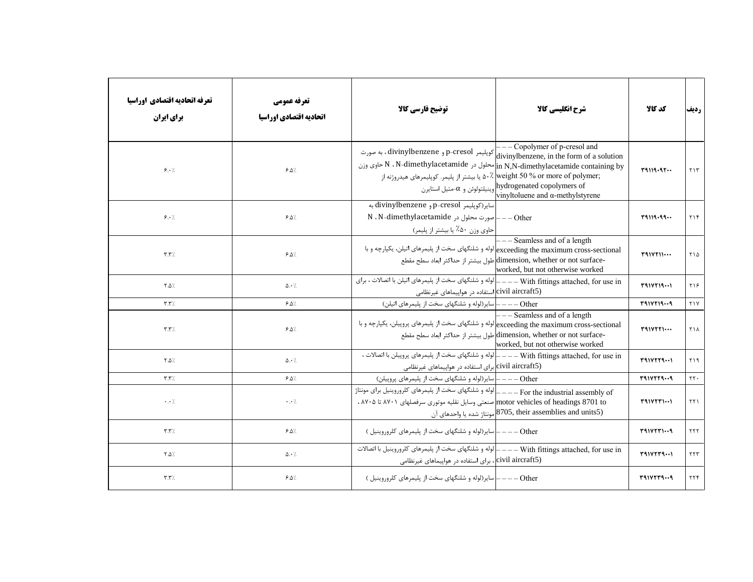| ردیف | کد کالا | شرح انگلیسی کالا | توضیح فارسی کالا | تعرفه عمومی اتحادیه اقتصادی اوراسیا | تعرفه اتحادیه اقتصادی اوراسیا برای ایران |
| --- | --- | --- | --- | --- | --- |
| ۲۱۳ | ۳۹۱۱۹۰۹۲۰۰ | – – – Copolymer of p-cresol and divinylbenzene, in the form of a solution in N,N-dimethylacetamide containing by weight 50 % or more of polymer; hydrogenated copolymers of vinyltoluene and α-methylstyrene | کوپلیمر p-cresol و divinylbenzene ، به صورت محلول در N ، N-dimethylacetamide حاوی وزن ۵۰٪ یا بیشتر از پلیمر. کوپلیمرهای هیدروژنه از وینیلتولوئن و α-متیل استایرن | ۶.۵٪ | ۶.۰٪ |
| ۲۱۴ | ۳۹۱۱۹۰۹۹۰۰ | – – – Other | سایر(کوپلیمر p-cresol و divinylbenzene به صورت محلول در N ، N-dimethylacetamide حاوی وزن ۵۰٪ یا بیشتر از پلیمر) | ۶.۵٪ | ۶.۰٪ |
| ۲۱۵ | ۳۹۱۷۲۱۱۰۰۰ | – – – Seamless and of a length exceeding the maximum cross-sectional dimension, whether or not surface-worked, but not otherwise worked | لوله و شلنگهای سخت از پلیمرهای اتیلن، یکپارچه و با طول بیشتر از حداکثر ابعاد سطح مقطع | ۶.۵٪ | ۳.۳٪ |
| ۲۱۶ | ۳۹۱۷۲۱۹۰۰۱ | – – – – With fittings attached, for use in civil aircraft5) | لوله و شلنگهای سخت از پلیمرهای اتیلن با اتصالات ، برای استفاده در هواپیماهای غیرنظامی | ۵.۰٪ | ۲.۵٪ |
| ۲۱۷ | ۳۹۱۷۲۱۹۰۰۹ | – – – – Other | سایر(لوله و شلنگهای سخت از پلیمرهای اتیلن) | ۶.۵٪ | ۳.۳٪ |
| ۲۱۸ | ۳۹۱۷۲۲۱۰۰۰ | – – – Seamless and of a length exceeding the maximum cross-sectional dimension, whether or not surface-worked, but not otherwise worked | لوله و شلنگهای سخت از پلیمرهای پروپیلن، یکپارچه و با طول بیشتر از حداکثر ابعاد سطح مقطع | ۶.۵٪ | ۳.۳٪ |
| ۲۱۹ | ۳۹۱۷۲۲۹۰۰۱ | – – – – With fittings attached, for use in civil aircraft5) | لوله و شلنگهای سخت از پلیمرهای پروپیلن با اتصالات ، برای استفاده در هواپیماهای غیرنظامی | ۵.۰٪ | ۲.۵٪ |
| ۲۲۰ | ۳۹۱۷۲۲۹۰۰۹ | – – – – Other | سایر(لوله و شلنگهای سخت از پلیمرهای پروپیلن) | ۶.۵٪ | ۳.۳٪ |
| ۲۲۱ | ۳۹۱۷۲۳۱۰۰۱ | – – – – For the industrial assembly of motor vehicles of headings 8701 to 8705, their assemblies and units5) | لوله و شلنگهای سخت از پلیمرهای کلرووینیل برای مونتاژ صنعتی وسایل نقلیه موتوری سرفصلهای ۸۷۰۱ تا ۸۷۰۵ ، مونتاژ شده یا واحدهای آن | ۰.۰٪ | ۰.۰٪ |
| ۲۲۲ | ۳۹۱۷۲۳۱۰۰۹ | – – – – Other | سایر(لوله و شلنگهای سخت از پلیمرهای کلرووینیل ) | ۶.۵٪ | ۳.۳٪ |
| ۲۲۳ | ۳۹۱۷۲۳۹۰۰۱ | – – – – With fittings attached, for use in civil aircraft5) | لوله و شلنگهای سخت از پلیمرهای کلرووینیل با اتصالات ، برای استفاده در هواپیماهای غیرنظامی | ۵.۰٪ | ۲.۵٪ |
| ۲۲۴ | ۳۹۱۷۲۳۹۰۰۹ | – – – – Other | سایر(لوله و شلنگهای سخت از پلیمرهای کلرووینیل ) | ۶.۵٪ | ۳.۳٪ |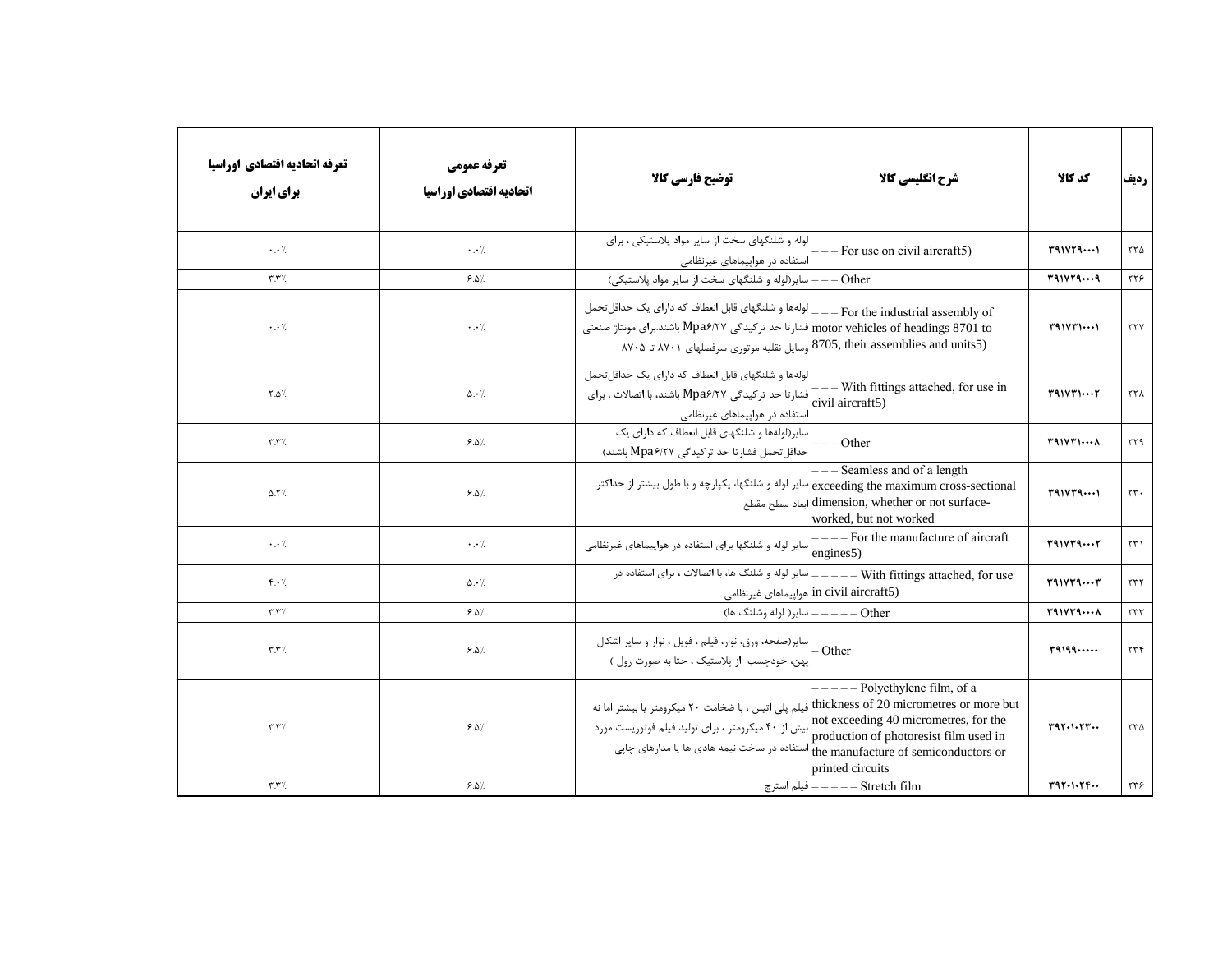| ردیف | کد کالا | شرح انگلیسی کالا | توضیح فارسی کالا | تعرفه عمومی اتحادیه اقتصادی اوراسیا | تعرفه اتحادیه اقتصادی اوراسیا برای ایران |
|---|---|---|---|---|---|
| ۲۲۵ | ۳۹۱۷۲۹۰۰۰۱ | – – – For use on civil aircraft5) | لوله و شلنگهای سخت از سایر مواد پلاستیکی ، برای استفاده در هواپیماهای غیرنظامی | ۰.۰٪ | ۰.۰٪ |
| ۲۲۶ | ۳۹۱۷۲۹۰۰۰۹ | – – – Other | سایر(لوله و شلنگهای سخت از سایر مواد پلاستیکی) | ۶.۵٪ | ۳.۳٪ |
| ۲۲۷ | ۳۹۱۷۳۱۰۰۰۱ | – – – For the industrial assembly of motor vehicles of headings 8701 to 8705, their assemblies and units5) | لوله‌ها و شلنگهای قابل انعطاف که دارای یک حداقل‌تحمل فشارتا حد ترکیدگی Mpa۶/۲۷ باشند.برای مونتاژ صنعتی وسایل نقلیه موتوری سرفصلهای ۸۷۰۱ تا ۸۷۰۵ | ۰.۰٪ | ۰.۰٪ |
| ۲۲۸ | ۳۹۱۷۳۱۰۰۰۲ | – – – With fittings attached, for use in civil aircraft5) | لوله‌ها و شلنگهای قابل انعطاف که دارای یک حداقل‌تحمل فشارتا حد ترکیدگی Mpa۶/۲۷ باشند، با اتصالات ، برای استفاده در هواپیماهای غیرنظامی | ۵.۰٪ | ۲.۵٪ |
| ۲۲۹ | ۳۹۱۷۳۱۰۰۰۸ | – – – Other | سایر(لوله‌ها و شلنگهای قابل انعطاف که دارای یک حداقل‌تحمل فشارتا حد ترکیدگی Mpa۶/۲۷ باشند) | ۶.۵٪ | ۳.۳٪ |
| ۲۳۰ | ۳۹۱۷۳۹۰۰۰۱ | – – – Seamless and of a length exceeding the maximum cross-sectional dimension, whether or not surface-worked, but not worked | سایر لوله و شلنگها، یکپارچه و با طول بیشتر از حداکثر ابعاد سطح مقطع | ۶.۵٪ | ۵.۲٪ |
| ۲۳۱ | ۳۹۱۷۳۹۰۰۰۲ | – – – – For the manufacture of aircraft engines5) | سایر لوله و شلنگها برای استفاده در هواپیماهای غیرنظامی | ۰.۰٪ | ۰.۰٪ |
| ۲۳۲ | ۳۹۱۷۳۹۰۰۰۳ | – – – – With fittings attached, for use in civil aircraft5) | سایر لوله و شلنگ ها، با اتصالات ، برای استفاده در هواپیماهای غیرنظامی | ۵.۰٪ | ۴.۰٪ |
| ۲۳۳ | ۳۹۱۷۳۹۰۰۰۸ | – – – – Other | سایر( لوله وشلنگ ها) | ۶.۵٪ | ۳.۳٪ |
| ۲۳۴ | ۳۹۱۹۹۰۰۰۰۰ | – Other | سایر(صفحه، ورق، نوار، فیلم ، فویل ، نوار و سایر اشکال پهن، خودچسب از پلاستیک ، حتا به صورت رول ) | ۶.۵٪ | ۳.۳٪ |
| ۲۳۵ | ۳۹۲۰۱۰۲۳۰۰ | – – – – Polyethylene film, of a thickness of 20 micrometres or more but not exceeding 40 micrometres, for the production of photoresist film used in the manufacture of semiconductors or printed circuits | فیلم پلی اتیلن ، با ضخامت ۲۰ میکرومتر یا بیشتر اما نه بیش از ۴۰ میکرومتر ، برای تولید فیلم فوتوریست مورد استفاده در ساخت نیمه هادی ها یا مدارهای چاپی | ۶.۵٪ | ۳.۳٪ |
| ۲۳۶ | ۳۹۲۰۱۰۲۴۰۰ | – – – – Stretch film | فیلم استرچ | ۶.۵٪ | ۳.۳٪ |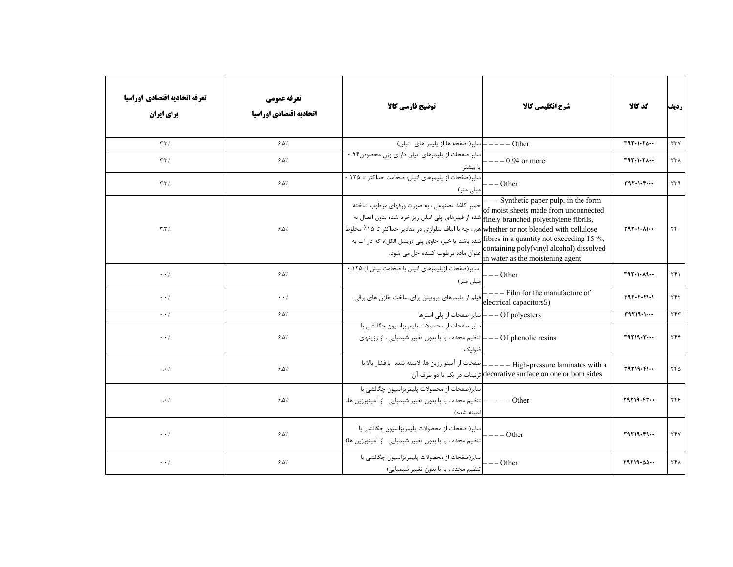| تعرفه اتحادیه اقتصادی اوراسیا برای ایران | تعرفه عمومی اتحادیه اقتصادی اوراسیا | توضیح فارسی کالا | شرح انگلیسی کالا | کد کالا | ردیف |
|---|---|---|---|---|---|
| ۳.۳٪ | ۶.۵٪ | سایر( صفحه ها از پلیمر های اتیلن) | – – – – – Other | ۳۹۲۰۱۰۲۵۰۰ | ۲۳۷ |
| ۳.۳٪ | ۶.۵٪ | سایر صفحات از پلیمرهای اتیلن دارای وزن مخصوص۰.۹۴ یا بیشتر | – – – – 0.94 or more | ۳۹۲۰۱۰۲۸۰۰ | ۲۳۸ |
| ۳.۳٪ | ۶.۵٪ | سایر(صفحات از پلیمرهای اتیلن: ضخامت حداکثر تا ۰.۱۲۵ میلی متر) | – – – Other | ۳۹۲۰۱۰۴۰۰۰ | ۲۳۹ |
| ۳.۳٪ | ۶.۵٪ | خمیر کاغذ مصنوعی ، به صورت ورقهای مرطوب ساخته شده از فیبرهای پلی اتیلن ریز خرد شده بدون اتصال به هم ، چه با الیاف سلولزی در مقادیر حداکثر تا ۱۵٪ مخلوط شده باشد یا خیر، حاوی پلی (وینیل الکل)، که در آب به عنوان ماده مرطوب کننده حل می شود. | – – – Synthetic paper pulp, in the form of moist sheets made from unconnected finely branched polyethylene fibrils, whether or not blended with cellulose fibres in a quantity not exceeding 15 %, containing poly(vinyl alcohol) dissolved in water as the moistening agent | ۳۹۲۰۱۰۸۱۰۰ | ۲۴۰ |
| ۰.۰٪ | ۶.۵٪ | سایر(صفحات ازپلیمرهای اتیلن با ضخامت بیش از ۰.۱۲۵ میلی متر) | – – – Other | ۳۹۲۰۱۰۸۹۰۰ | ۲۴۱ |
| ۰.۰٪ | ۰.۰٪ | فیلم از پلیمرهای پروپیلن برای ساخت خازن های برقی | – – – – Film for the manufacture of electrical capacitors5) | ۳۹۲۰۲۰۲۱۰۱ | ۲۴۲ |
| ۰.۰٪ | ۶.۵٪ | سایر صفحات از پلی استرها | – – – Of polyesters | ۳۹۲۱۹۰۱۰۰۰ | ۲۴۳ |
| ۰.۰٪ | ۶.۵٪ | سایر صفحات از محصولات پلیمریزاسیون چگالشی یا تنظیم مجدد ، با یا بدون تغییر شیمیایی ، از رزینهای فنولیک | – – – Of phenolic resins | ۳۹۲۱۹۰۳۰۰۰ | ۲۴۴ |
| ۰.۰٪ | ۶.۵٪ | صفحات از آمینو رزین ها، لامینه شده با فشار بالا با تزئینات در یک یا دو طرف آن | – – – – – High-pressure laminates with a decorative surface on one or both sides | ۳۹۲۱۹۰۴۱۰۰ | ۲۴۵ |
| ۰.۰٪ | ۶.۵٪ | سایر(صفحات از محصولات پلیمریزاسیون چگالشی یا تنظیم مجدد ، با یا بدون تغییر شیمیایی، از آمینورزین ها، لمینه شده) | – – – – – Other | ۳۹۲۱۹۰۴۳۰۰ | ۲۴۶ |
| ۰.۰٪ | ۶.۵٪ | سایر( صفحات از محصولات پلیمریزاسیون چگالشی یا تنظیم مجدد ، با یا بدون تغییر شیمیایی، از آمینورزین ها) | – – – – Other | ۳۹۲۱۹۰۴۹۰۰ | ۲۴۷ |
| ۰.۰٪ | ۶.۵٪ | سایر(صفحات از محصولات پلیمریزاسیون چگالشی یا تنظیم مجدد ، با یا بدون تغییر شیمیایی) | – – – Other | ۳۹۲۱۹۰۵۵۰۰ | ۲۴۸ |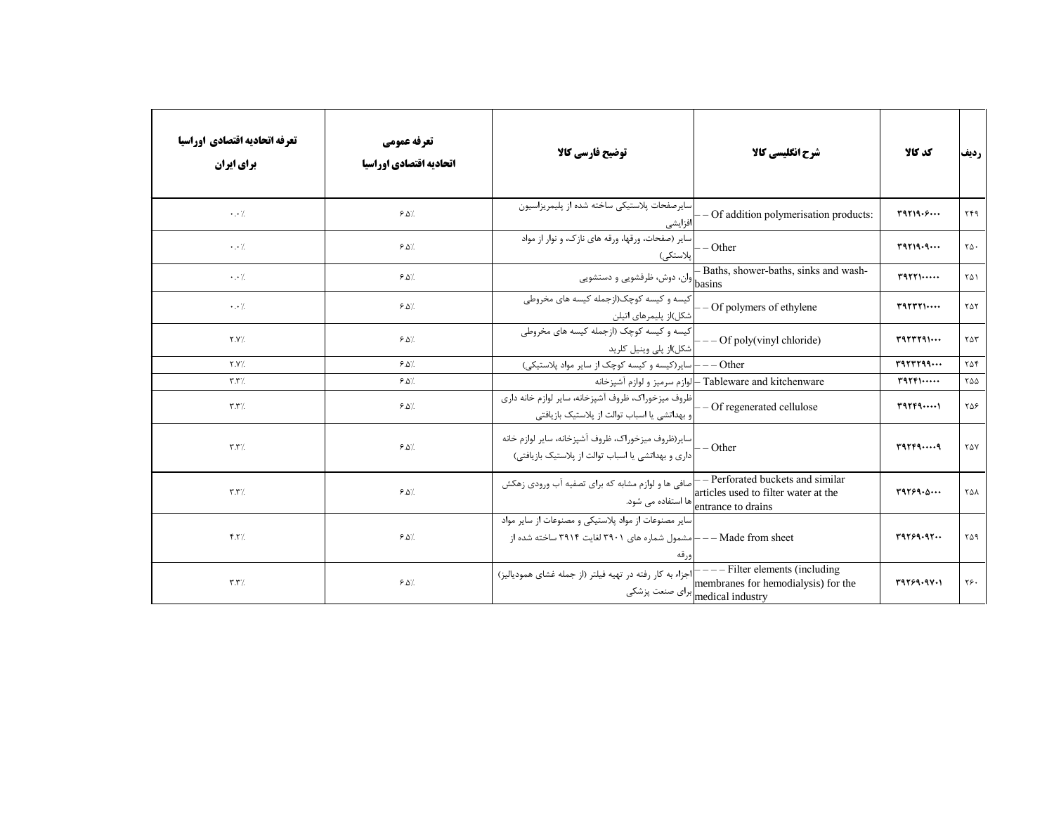| تعرفه اتحادیه اقتصادی اوراسیا برای ایران | تعرفه عمومی اتحادیه اقتصادی اوراسیا | توضیح فارسی کالا | شرح انگلیسی کالا | کد کالا | ردیف |
|---|---|---|---|---|---|
| ۰.۰٪ | ۶.۵٪ | سایرصفحات پلاستیکی ساخته شده از پلیمریزاسیون افزایشی | – – Of addition polymerisation products: | ۳۹۲۱۹۰۶۰۰۰ | ۲۴۹ |
| ۰.۰٪ | ۶.۵٪ | سایر (صفحات، ورقها، ورقه های نازک، و نوار از مواد پلاستیکی) | – – Other | ۳۹۲۱۹۰۹۰۰۰ | ۲۵۰ |
| ۰.۰٪ | ۶.۵٪ | وان، دوش، ظرفشویی و دستشویی | – Baths, shower-baths, sinks and wash-basins | ۳۹۲۲۱۰۰۰۰۰ | ۲۵۱ |
| ۰.۰٪ | ۶.۵٪ | کیسه و کیسه کوچک(ازجمله کیسه های مخروطی شکل)از پلیمرهای اتیلن | – – Of polymers of ethylene | ۳۹۲۳۲۱۰۰۰۰ | ۲۵۲ |
| ۲.۷٪ | ۶.۵٪ | کیسه و کیسه کوچک (ازجمله کیسه های مخروطی شکل)از پلی وینیل کلرید | – – – Of poly(vinyl chloride) | ۳۹۲۳۲۹۱۰۰۰ | ۲۵۳ |
| ۲.۷٪ | ۶.۵٪ | سایر(کیسه و کیسه کوچک از سایر مواد پلاستیکی) | – – – Other | ۳۹۲۳۲۹۹۰۰۰ | ۲۵۴ |
| ۳.۳٪ | ۶.۵٪ | لوازم سرمیز و لوازم آشپزخانه | – Tableware and kitchenware | ۳۹۲۴۱۰۰۰۰۰ | ۲۵۵ |
| ۳.۳٪ | ۶.۵٪ | ظروف میزخوراک، ظروف آشپزخانه، سایر لوازم خانه داری و بهداشتی یا اسباب توالت از پلاستیک بازیافتی | – – Of regenerated cellulose | ۳۹۲۴۹۰۰۰۰۱ | ۲۵۶ |
| ۳.۳٪ | ۶.۵٪ | سایر(ظروف میزخوراک، ظروف آشپزخانه، سایر لوازم خانه داری و بهداشتی یا اسباب توالت از پلاستیک بازیافتی) | – – Other | ۳۹۲۴۹۰۰۰۰۹ | ۲۵۷ |
| ۳.۳٪ | ۶.۵٪ | صافی ها و لوازم مشابه که برای تصفیه آب ورودی زهکش ها استفاده می شود. | – – Perforated buckets and similar articles used to filter water at the entrance to drains | ۳۹۲۶۹۰۵۰۰۰ | ۲۵۸ |
| ۴.۲٪ | ۶.۵٪ | سایر مصنوعات از مواد پلاستیکی و مصنوعات از سایر مواد مشمول شماره های ۳۹۰۱ لغایت ۳۹۱۴ ساخته شده از ورقه | – – – Made from sheet | ۳۹۲۶۹۰۹۲۰۰ | ۲۵۹ |
| ۳.۳٪ | ۶.۵٪ | اجزاء به کار رفته در تهیه فیلتر (از جمله غشای همودیالیز) برای صنعت پزشکی | – – – – Filter elements (including membranes for hemodialysis) for the medical industry | ۳۹۲۶۹۰۹۷۰۱ | ۲۶۰ |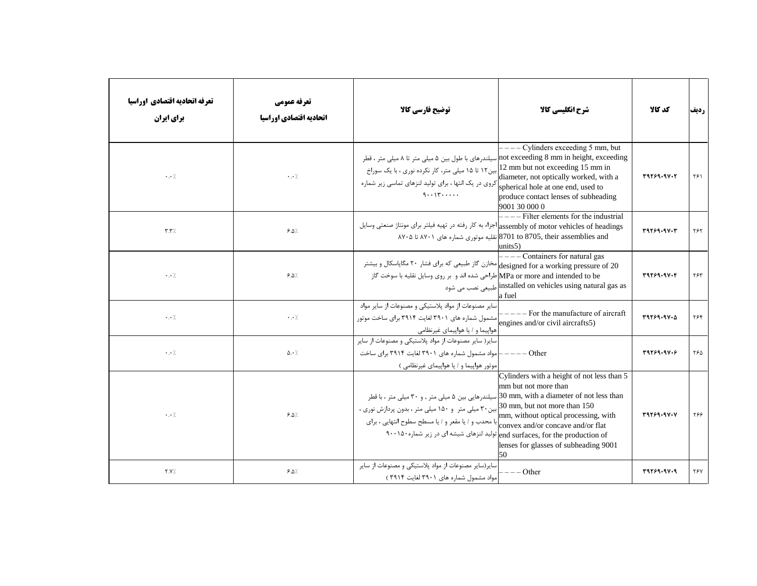| تعرفه اتحادیه اقتصادی اوراسیا برای ایران | تعرفه عمومی اتحادیه اقتصادی اوراسیا | توضیح فارسی کالا | شرح انگلیسی کالا | کد کالا | ردیف |
|---|---|---|---|---|---|
| ۰.۰٪ | ۰.۰٪ | سیلندرهای با طول بین ۵ میلی متر تا ۸ میلی متر ، قطر بین۱۲ تا ۱۵ میلی متر، کار نکرده نوری ، با یک سوراخ کروی در یک انتها ، برای تولید لنزهای تماسی زیر شماره ۹۰۰۱۳۰۰۰۰۰ | – – – – Cylinders exceeding 5 mm, but not exceeding 8 mm in height, exceeding 12 mm but not exceeding 15 mm in diameter, not optically worked, with a spherical hole at one end, used to produce contact lenses of subheading 9001 30 000 0 | ۳۹۲۶۹۰۹۷۰۲ | ۲۶۱ |
| ۳.۳٪ | ۶.۵٪ | اجزاء به کار رفته در تهیه فیلتر برای مونتاژ صنعتی وسایل نقلیه موتوری شماره های ۸۷۰۱ تا ۸۷۰۵ | – – – – Filter elements for the industrial assembly of motor vehicles of headings 8701 to 8705, their assemblies and units5) | ۳۹۲۶۹۰۹۷۰۳ | ۲۶۲ |
| ۰.۰٪ | ۶.۵٪ | مخازن گاز طبیعی که برای فشار ۲۰ مگاپاسکال و بیشتر طراحی شده اند و بر روی وسایل نقلیه با سوخت گاز طبیعی نصب می شود | – – – – Containers for natural gas designed for a working pressure of 20 MPa or more and intended to be installed on vehicles using natural gas as a fuel | ۳۹۲۶۹۰۹۷۰۴ | ۲۶۳ |
| ۰.۰٪ | ۰.۰٪ | سایر مصنوعات از مواد پلاستیکی و مصنوعات از سایر مواد مشمول شماره های ۳۹۰۱ لغایت ۳۹۱۴ برای ساخت موتور هواپیما و / یا هواپیمای غیرنظامی | – – – – – For the manufacture of aircraft engines and/or civil aircrafts5) | ۳۹۲۶۹۰۹۷۰۵ | ۲۶۴ |
| ۰.۰٪ | ۵.۰٪ | سایر( سایر مصنوعات از مواد پلاستیکی و مصنوعات از سایر مواد مشمول شماره های ۳۹۰۱ لغایت ۳۹۱۴ برای ساخت موتور هواپیما و / یا هواپیمای غیرنظامی ) | – – – – – Other | ۳۹۲۶۹۰۹۷۰۶ | ۲۶۵ |
| ۰.۰٪ | ۶.۵٪ | سیلندرهایی بین ۵ میلی متر , و ۳۰ میلی متر ، با قطر بین۳۰ میلی متر و ۱۵۰ میلی متر ، بدون پردازش نوری ، با محدب و / یا مقعر و / یا مسطح سطوح انتهایی ، برای تولید لنزهای شیشه ای در زیر شماره۹۰۰۱۵۰ | Cylinders with a height of not less than 5 mm but not more than 30 mm, with a diameter of not less than 30 mm, but not more than 150 mm, without optical processing, with convex and/or concave and/or flat end surfaces, for the production of lenses for glasses of subheading 9001 50 | ۳۹۲۶۹۰۹۷۰۷ | ۲۶۶ |
| ۲.۷٪ | ۶.۵٪ | سایر(سایر مصنوعات از مواد پلاستیکی و مصنوعات از سایر مواد مشمول شماره های ۳۹۰۱ لغایت ۳۹۱۴ ) | – – – – Other | ۳۹۲۶۹۰۹۷۰۹ | ۲۶۷ |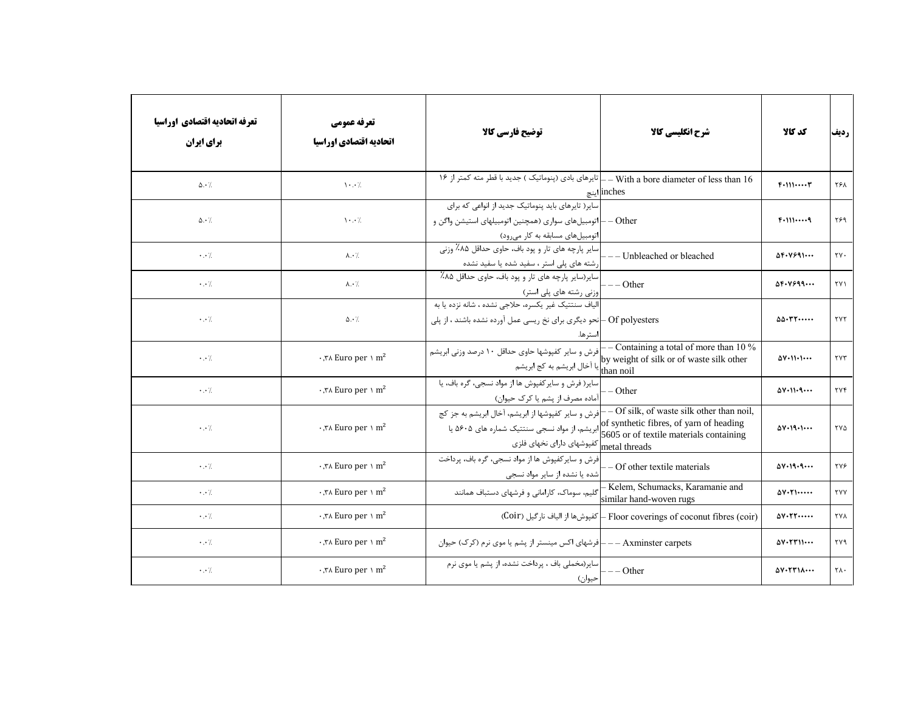| تعرفه اتحادیه اقتصادی اوراسیا برای ایران | تعرفه عمومی اتحادیه اقتصادی اوراسیا | توضیح فارسی کالا | شرح انگلیسی کالا | کد کالا | ردیف |
|---|---|---|---|---|---|
| ۵.۰٪ | ۱۰.۰٪ | تایرهای بادی (پنوماتیک ) جدید با قطر مته کمتر از ۱۶ اینچ | – – With a bore diameter of less than 16 inches | ۴۰۱۱۱۰۰۰۰۳ | ۲۶۸ |
| ۵.۰٪ | ۱۰.۰٪ | سایر( تایرهای باید پنوماتیک جدید از انواعی که برای اتومبیل‌های سواری (همچنین اتومبیلهای استیشن واگن و اتومبیل‌های مسابقه به کار می‌رود) | – – Other | ۴۰۱۱۱۰۰۰۰۹ | ۲۶۹ |
| ۰.۰٪ | ۸.۰٪ | سایر پارچه های تار و پود باف، حاوی حداقل ۸۵٪ وزنی رشته های پلی استر ، سفید شده یا سفید نشده | – – – Unbleached or bleached | ۵۴۰۷۶۹۱۰۰۰ | ۲۷۰ |
| ۰.۰٪ | ۸.۰٪ | سایر(سایر پارچه های تار و پود باف، حاوی حداقل ۸۵٪ وزنی رشته های پلی استر) | – – – Other | ۵۴۰۷۶۹۹۰۰۰ | ۲۷۱ |
| ۰.۰٪ | ۵.۰٪ | الیاف سنتتیک غیر یکسره، حلاجی نشده ، شانه نزده یا به نحو دیگری برای نخ ریسی عمل آورده نشده باشند ، از پلی استرها. | – Of polyesters | ۵۵۰۳۲۰۰۰۰۰ | ۲۷۲ |
| ۰.۰٪ | ۰,۳۸ Euro per ۱ m² | فرش و سایر کفپوشها حاوی حداقل ۱۰ درصد وزنی ابریشم یا آخال ابریشم به کج ابریشم | – – Containing a total of more than 10 % by weight of silk or of waste silk other than noil | ۵۷۰۱۱۰۱۰۰۰ | ۲۷۳ |
| ۰.۰٪ | ۰,۳۸ Euro per ۱ m² | سایر( فرش و سایرکفپوش ها از مواد نسجی، گره باف، یا آماده مصرف از پشم یا کرک حیوان) | – – Other | ۵۷۰۱۱۰۹۰۰۰ | ۲۷۴ |
| ۰.۰٪ | ۰,۳۸ Euro per ۱ m² | فرش و سایر کفپوشها از ابریشم، آخال ابریشم به جز کج ابریشم، از مواد نسجی سنتتیک شماره های ۵۶۰۵ یا کفپوشهای دارای نخهای فلزی | – – Of silk, of waste silk other than noil, of synthetic fibres, of yarn of heading 5605 or of textile materials containing metal threads | ۵۷۰۱۹۰۱۰۰۰ | ۲۷۵ |
| ۰.۰٪ | ۰,۳۸ Euro per ۱ m² | فرش و سایرکفپوش ها از مواد نسجی، گره باف، پرداخت شده یا نشده از سایر مواد نسجی | – – Of other textile materials | ۵۷۰۱۹۰۹۰۰۰ | ۲۷۶ |
| ۰.۰٪ | ۰,۳۸ Euro per ۱ m² | گلیم، سوماک، کارامانی و فرشهای دستباف همانند | – Kelem, Schumacks, Karamanie and similar hand-woven rugs | ۵۷۰۲۱۰۰۰۰۰ | ۲۷۷ |
| ۰.۰٪ | ۰,۳۸ Euro per ۱ m² | کفپوش‌ها از الیاف نارگیل (Coir) | – Floor coverings of coconut fibres (coir) | ۵۷۰۲۲۰۰۰۰۰ | ۲۷۸ |
| ۰.۰٪ | ۰,۳۸ Euro per ۱ m² | فرشهای اکس مینستر از پشم یا موی نرم (کرک) حیوان | – – – Axminster carpets | ۵۷۰۲۳۱۱۰۰۰ | ۲۷۹ |
| ۰.۰٪ | ۰,۳۸ Euro per ۱ m² | سایر(مخملی باف ، پرداخت نشده، از پشم یا موی نرم حیوان) | – – – Other | ۵۷۰۲۳۱۸۰۰۰ | ۲۸۰ |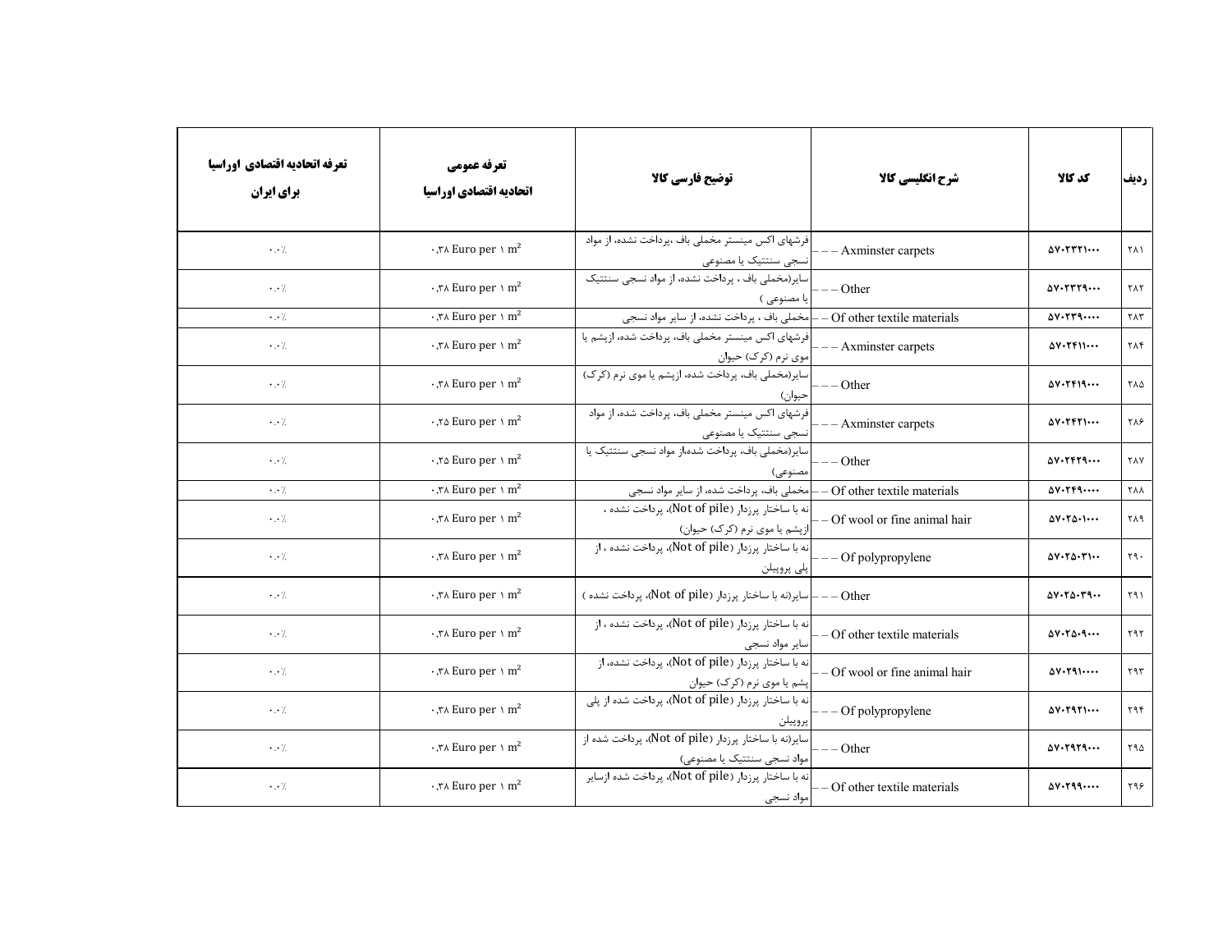| ردیف | کد کالا | شرح انگلیسی کالا | توضیح فارسی کالا | تعرفه عمومی اتحادیه اقتصادی اوراسیا | تعرفه اتحادیه اقتصادی اوراسیا برای ایران |
|---|---|---|---|---|---|
| ۲۸۱ | ۵۷۰۲۳۲۱۰۰۰ | – – – Axminster carpets | فرشهای اکس مینستر مخملی باف ،پرداخت نشده، از مواد نسجی سنتتیک یا مصنوعی | ۰,۳۸ Euro per ۱ m$^2$ | ۰.۰٪ |
| ۲۸۲ | ۵۷۰۲۳۲۹۰۰۰ | – – – Other | سایر(مخملی باف ، پرداخت نشده، از مواد نسجی سنتتیک یا مصنوعی ) | ۰,۳۸ Euro per ۱ m$^2$ | ۰.۰٪ |
| ۲۸۳ | ۵۷۰۲۳۹۰۰۰۰ | – – Of other textile materials | مخملی باف ، پرداخت نشده، از سایر مواد نسجی | ۰,۳۸ Euro per ۱ m$^2$ | ۰.۰٪ |
| ۲۸۴ | ۵۷۰۲۴۱۱۰۰۰ | – – – Axminster carpets | فرشهای اکس مینستر مخملی باف، پرداخت شده، ازپشم یا موی نرم (کرک) حیوان | ۰,۳۸ Euro per ۱ m$^2$ | ۰.۰٪ |
| ۲۸۵ | ۵۷۰۲۴۱۹۰۰۰ | – – – Other | سایر(مخملی باف، پرداخت شده، ازپشم یا موی نرم (کرک) حیوان) | ۰,۳۸ Euro per ۱ m$^2$ | ۰.۰٪ |
| ۲۸۶ | ۵۷۰۲۴۲۱۰۰۰ | – – – Axminster carpets | فرشهای اکس مینستر مخملی باف، پرداخت شده، از مواد نسجی سنتتیک یا مصنوعی | ۰,۲۵ Euro per ۱ m$^2$ | ۰.۰٪ |
| ۲۸۷ | ۵۷۰۲۴۲۹۰۰۰ | – – – Other | سایر(مخملی باف، پرداخت شده،از مواد نسجی سنتتیک یا مصنوعی) | ۰,۲۵ Euro per ۱ m$^2$ | ۰.۰٪ |
| ۲۸۸ | ۵۷۰۲۴۹۰۰۰۰ | – – Of other textile materials | مخملی باف، پرداخت شده، از سایر مواد نسجی | ۰,۳۸ Euro per ۱ m$^2$ | ۰.۰٪ |
| ۲۸۹ | ۵۷۰۲۵۰۱۰۰۰ | – – Of wool or fine animal hair | نه با ساختار پرزدار (Not of pile)، پرداخت نشده ، ازپشم یا موی نرم (کرک) حیوان) | ۰,۳۸ Euro per ۱ m$^2$ | ۰.۰٪ |
| ۲۹۰ | ۵۷۰۲۵۰۳۱۰۰ | – – – Of polypropylene | نه با ساختار پرزدار (Not of pile)، پرداخت نشده ، از پلی پروپیلن | ۰,۳۸ Euro per ۱ m$^2$ | ۰.۰٪ |
| ۲۹۱ | ۵۷۰۲۵۰۳۹۰۰ | – – – Other | سایر(نه با ساختار پرزدار (Not of pile)، پرداخت نشده ) | ۰,۳۸ Euro per ۱ m$^2$ | ۰.۰٪ |
| ۲۹۲ | ۵۷۰۲۵۰۹۰۰۰ | – – Of other textile materials | نه با ساختار پرزدار (Not of pile)، پرداخت نشده ، از سایر مواد نسجی | ۰,۳۸ Euro per ۱ m$^2$ | ۰.۰٪ |
| ۲۹۳ | ۵۷۰۲۹۱۰۰۰۰ | – – Of wool or fine animal hair | نه با ساختار پرزدار (Not of pile)، پرداخت نشده، از پشم یا موی نرم (کرک) حیوان | ۰,۳۸ Euro per ۱ m$^2$ | ۰.۰٪ |
| ۲۹۴ | ۵۷۰۲۹۲۱۰۰۰ | – – – Of polypropylene | نه با ساختار پرزدار (Not of pile)، پرداخت شده از پلی پروپیلن | ۰,۳۸ Euro per ۱ m$^2$ | ۰.۰٪ |
| ۲۹۵ | ۵۷۰۲۹۲۹۰۰۰ | – – – Other | سایر(نه با ساختار پرزدار (Not of pile)، پرداخت شده از مواد نسجی سنتتیک یا مصنوعی) | ۰,۳۸ Euro per ۱ m$^2$ | ۰.۰٪ |
| ۲۹۶ | ۵۷۰۲۹۹۰۰۰۰ | – – Of other textile materials | نه با ساختار پرزدار (Not of pile)، پرداخت شده ازسایر مواد نسجی | ۰,۳۸ Euro per ۱ m$^2$ | ۰.۰٪ |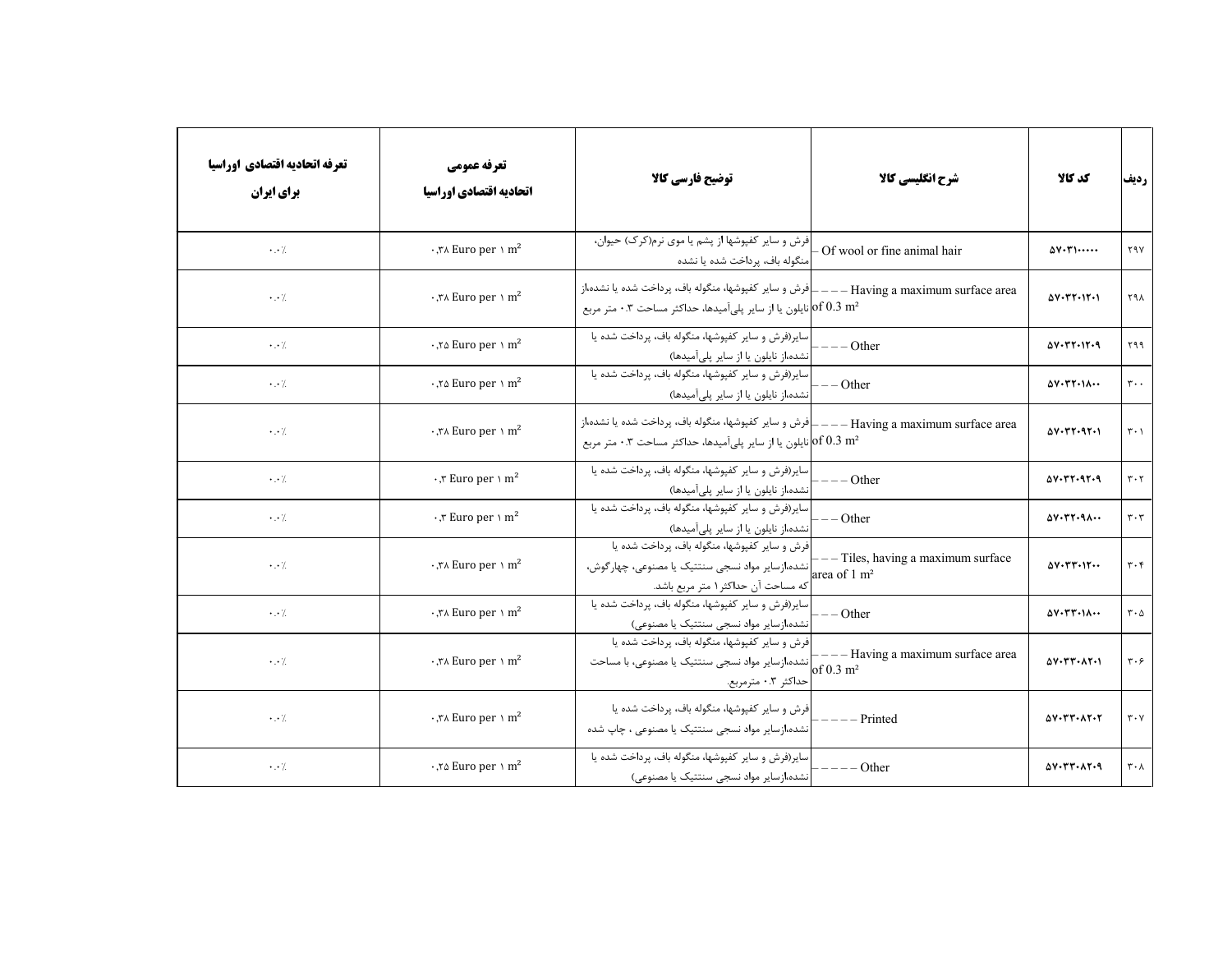| ردیف | کد کالا | شرح انگلیسی کالا | توضیح فارسی کالا | تعرفه عمومی اتحادیه اقتصادی اوراسیا | تعرفه اتحادیه اقتصادی اوراسیا برای ایران |
|---|---|---|---|---|---|
| ۲۹۷ | ۵۷۰۳۱۰۰۰۰ | – Of wool or fine animal hair | فرش و سایر کفپوشها از پشم یا موی نرم(کرک) حیوان، منگوله باف، پرداخت شده یا نشده | ۰,۳۸ Euro per ۱ m² | ۰.۰٪ |
| ۲۹۸ | ۵۷۰۳۲۰۱۲۰۱ | – – – – Having a maximum surface area of 0.3 m² | فرش و سایر کفپوشها، منگوله باف، پرداخت شده یا نشده،از نایلون یا از سایر پلی‌آمیدها، حداکثر مساحت ۰.۳ متر مربع | ۰,۳۸ Euro per ۱ m² | ۰.۰٪ |
| ۲۹۹ | ۵۷۰۳۲۰۱۲۰۹ | – – – – Other | سایر(فرش و سایر کفپوشها، منگوله باف، پرداخت شده یا نشده،از نایلون یا از سایر پلی‌آمیدها) | ۰,۲۵ Euro per ۱ m² | ۰.۰٪ |
| ۳۰۰ | ۵۷۰۳۲۰۱۸۰۰ | – – – Other | سایر(فرش و سایر کفپوشها، منگوله باف، پرداخت شده یا نشده،از نایلون یا از سایر پلی‌آمیدها) | ۰,۲۵ Euro per ۱ m² | ۰.۰٪ |
| ۳۰۱ | ۵۷۰۳۲۰۹۲۰۱ | – – – – Having a maximum surface area of 0.3 m² | فرش و سایر کفپوشها، منگوله باف، پرداخت شده یا نشده،از نایلون یا از سایر پلی‌آمیدها، حداکثر مساحت ۰.۳ متر مربع | ۰,۳۸ Euro per ۱ m² | ۰.۰٪ |
| ۳۰۲ | ۵۷۰۳۲۰۹۲۰۹ | – – – – Other | سایر(فرش و سایر کفپوشها، منگوله باف، پرداخت شده یا نشده،از نایلون یا از سایر پلی‌آمیدها) | ۰,۳ Euro per ۱ m² | ۰.۰٪ |
| ۳۰۳ | ۵۷۰۳۲۰۹۸۰۰ | – – – Other | سایر(فرش و سایر کفپوشها، منگوله باف، پرداخت شده یا نشده،از نایلون یا از سایر پلی‌آمیدها) | ۰,۳ Euro per ۱ m² | ۰.۰٪ |
| ۳۰۴ | ۵۷۰۳۳۰۱۲۰۰ | – – – Tiles, having a maximum surface area of 1 m² | فرش و سایر کفپوشها، منگوله باف، پرداخت شده یا نشده،ازسایر مواد نسجی سنتتیک یا مصنوعی، چهارگوش، که مساحت آن حداکثر۱ متر مربع باشد. | ۰,۳۸ Euro per ۱ m² | ۰.۰٪ |
| ۳۰۵ | ۵۷۰۳۳۰۱۸۰۰ | – – – Other | سایر(فرش و سایر کفپوشها، منگوله باف، پرداخت شده یا نشده،ازسایر مواد نسجی سنتتیک یا مصنوعی) | ۰,۳۸ Euro per ۱ m² | ۰.۰٪ |
| ۳۰۶ | ۵۷۰۳۳۰۸۲۰۱ | – – – – Having a maximum surface area of 0.3 m² | فرش و سایر کفپوشها، منگوله باف، پرداخت شده یا نشده،ازسایر مواد نسجی سنتتیک یا مصنوعی، با مساحت حداکثر ۰.۳ مترمربع. | ۰,۳۸ Euro per ۱ m² | ۰.۰٪ |
| ۳۰۷ | ۵۷۰۳۳۰۸۲۰۲ | – – – – – Printed | فرش و سایر کفپوشها، منگوله باف، پرداخت شده یا نشده،ازسایر مواد نسجی سنتتیک یا مصنوعی ، چاپ شده | ۰,۳۸ Euro per ۱ m² | ۰.۰٪ |
| ۳۰۸ | ۵۷۰۳۳۰۸۲۰۹ | – – – – – Other | سایر(فرش و سایر کفپوشها، منگوله باف، پرداخت شده یا نشده،ازسایر مواد نسجی سنتتیک یا مصنوعی) | ۰,۲۵ Euro per ۱ m² | ۰.۰٪ |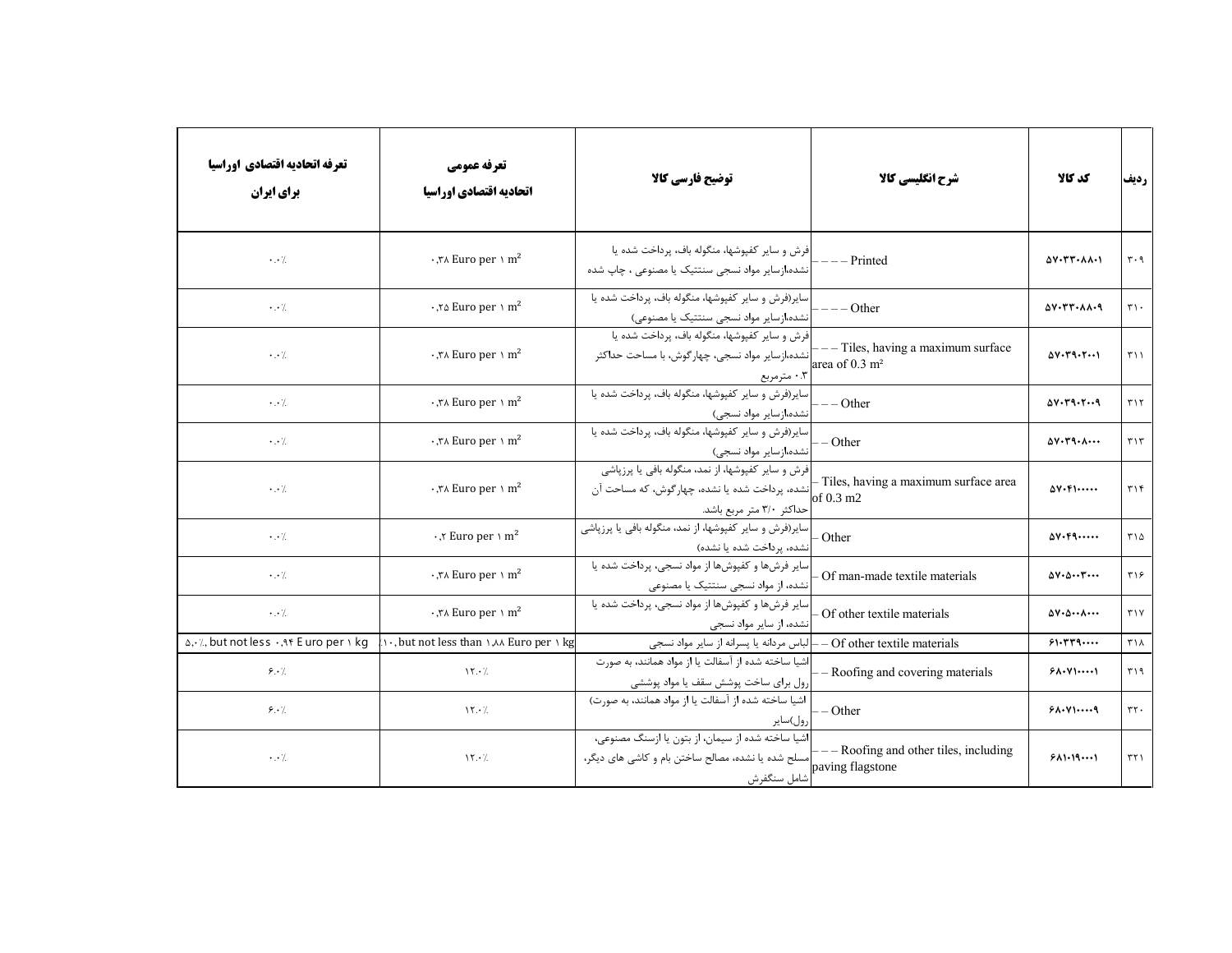| ردیف | کد کالا | شرح انگلیسی کالا | توضیح فارسی کالا | تعرفه عمومی اتحادیه اقتصادی اوراسیا | تعرفه اتحادیه اقتصادی اوراسیا برای ایران |
|---|---|---|---|---|---|
| ۳۰۹ | ۵۷۰۳۳۰۸۸۰۱ | – – – Printed | فرش و سایر کفپوشها، منگوله باف، پرداخت شده یا نشده،ازسایر مواد نسجی سنتتیک یا مصنوعی ، چاپ شده | ۰,۳۸ Euro per ۱ m² | ۰.۰٪ |
| ۳۱۰ | ۵۷۰۳۳۰۸۸۰۹ | – – – Other | سایر(فرش و سایر کفپوشها، منگوله باف، پرداخت شده یا نشده،ازسایر مواد نسجی سنتتیک یا مصنوعی) | ۰,۲۵ Euro per ۱ m² | ۰.۰٪ |
| ۳۱۱ | ۵۷۰۳۹۰۲۰۰۱ | – – – Tiles, having a maximum surface area of 0.3 m² | فرش و سایر کفپوشها، منگوله باف، پرداخت شده یا نشده،ازسایر مواد نسجی، چهارگوش، با مساحت حداکثر ۰.۳ مترمربع | ۰,۳۸ Euro per ۱ m² | ۰.۰٪ |
| ۳۱۲ | ۵۷۰۳۹۰۲۰۰۹ | – – – Other | سایر(فرش و سایر کفپوشها، منگوله باف، پرداخت شده یا نشده،ازسایر مواد نسجی) | ۰,۳۸ Euro per ۱ m² | ۰.۰٪ |
| ۳۱۳ | ۵۷۰۳۹۰۸۰۰۰ | – – Other | سایر(فرش و سایر کفپوشها، منگوله باف، پرداخت شده یا نشده،ازسایر مواد نسجی) | ۰,۳۸ Euro per ۱ m² | ۰.۰٪ |
| ۳۱۴ | ۵۷۰۴۱۰۰۰۰۰ | – Tiles, having a maximum surface area of 0.3 m2 | فرش و سایر کفپوشها، از نمد، منگوله بافی یا پرزپاشی نشده، پرداخت شده یا نشده، چهارگوش، که مساحت آن حداکثر ۳/۰ متر مربع باشد. | ۰,۳۸ Euro per ۱ m² | ۰.۰٪ |
| ۳۱۵ | ۵۷۰۴۹۰۰۰۰۰ | – Other | سایر(فرش و سایر کفپوشها، از نمد، منگوله بافی یا پرزپاشی نشده، پرداخت شده یا نشده) | ۰,۲ Euro per ۱ m² | ۰.۰٪ |
| ۳۱۶ | ۵۷۰۵۰۰۳۰۰۰ | – Of man-made textile materials | سایر فرش‌ها و کفپوش‌ها از مواد نسجی، پرداخت شده یا نشده، از مواد نسجی سنتتیک یا مصنوعی | ۰,۳۸ Euro per ۱ m² | ۰.۰٪ |
| ۳۱۷ | ۵۷۰۵۰۰۸۰۰۰ | – Of other textile materials | سایر فرش‌ها و کفپوش‌ها از مواد نسجی، پرداخت شده یا نشده، از سایر مواد نسجی | ۰,۳۸ Euro per ۱ m² | ۰.۰٪ |
| ۳۱۸ | ۶۱۰۳۳۹۰۰۰۰ | – – Of other textile materials | لباس مردانه یا پسرانه از سایر مواد نسجی | ۱۰, but not less than ۱,۸۸ Euro per ۱ kg | ۵,۰٪, but not less ۰,۹۴ Euro per ۱ kg |
| ۳۱۹ | ۶۸۰۷۱۰۰۰۰۱ | – – Roofing and covering materials | اشیا ساخته شده از آسفالت یا از مواد همانند، به صورت رول برای ساخت پوشش سقف یا مواد پوششی | ۱۲.۰٪ | ۶.۰٪ |
| ۳۲۰ | ۶۸۰۷۱۰۰۰۰۹ | – – Other | اشیا ساخته شده از آسفالت یا از مواد همانند، به صورت رول)سایر | ۱۲.۰٪ | ۶.۰٪ |
| ۳۲۱ | ۶۸۱۰۱۹۰۰۰۱ | – – – Roofing and other tiles, including paving flagstone | اشیا ساخته شده از سیمان، از بتون یا ازسنگ مصنوعی، مسلح شده یا نشده، مصالح ساختن بام و کاشی های دیگر، شامل سنگفرش | ۱۲.۰٪ | ۰.۰٪ |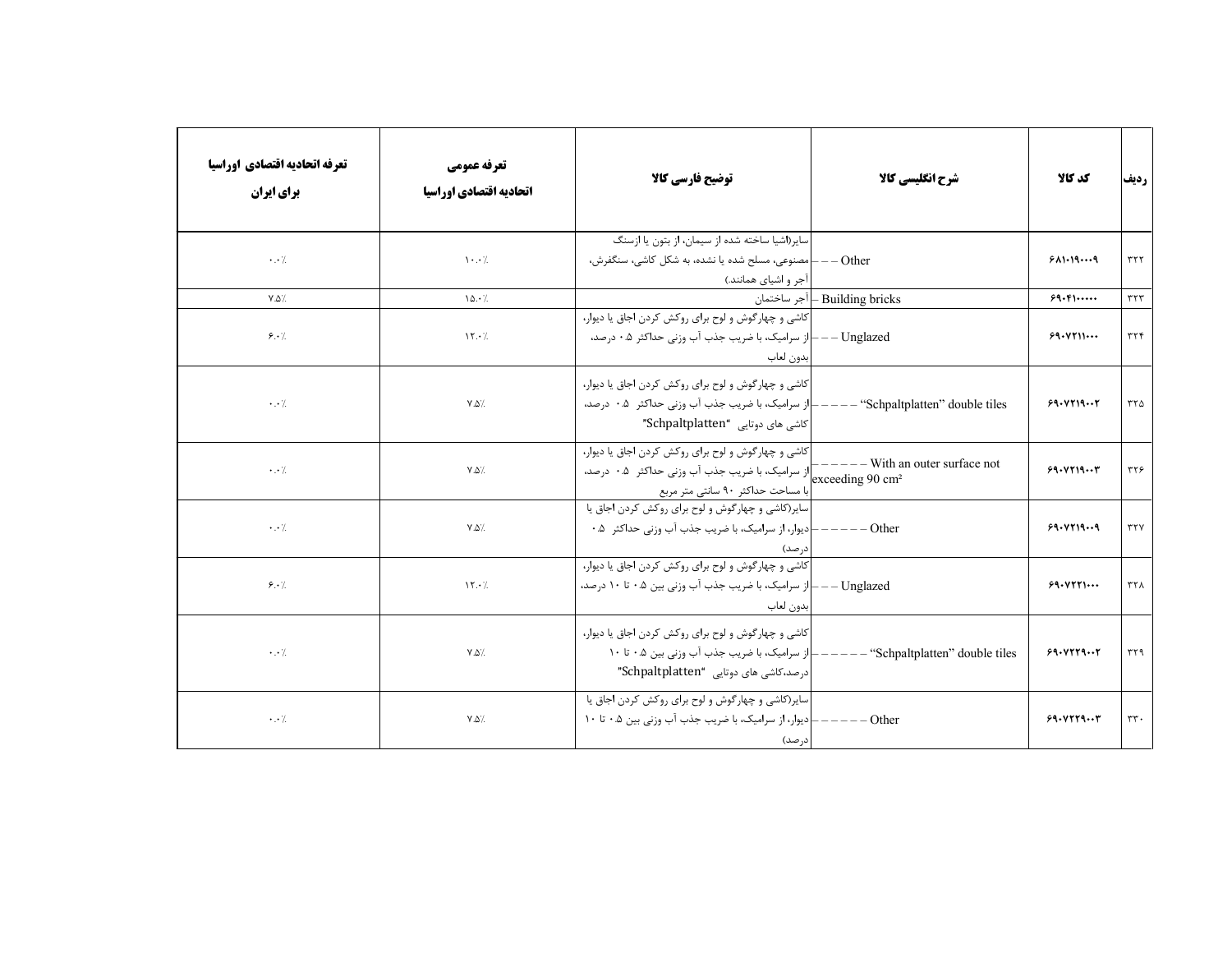| ردیف | کد کالا | شرح انگلیسی کالا | توضیح فارسی کالا | تعرفه عمومی اتحادیه اقتصادی اوراسیا | تعرفه اتحادیه اقتصادی اوراسیا برای ایران |
|---|---|---|---|---|---|
| ۳۲۲ | ۶۸۱۰۱۹۰۰۰۹ | – – – Other | سایر(اشیا ساخته شده از سیمان، از بتون یا ازسنگ مصنوعی، مسلح شده یا نشده، به شکل کاشی، سنگفرش، آجر و اشیای همانند) | ۱۰.۰٪ | ۰.۰٪ |
| ۳۲۳ | ۶۹۰۴۱۰۰۰۰۰ | – Building bricks | آجر ساختمان | ۱۵.۰٪ | ۷.۵٪ |
| ۳۲۴ | ۶۹۰۷۲۱۱۰۰۰ | – – – Unglazed | کاشی و چهارگوش و لوح برای روکش کردن اجاق یا دیوار، از سرامیک، با ضریب جذب آب وزنی حداکثر ۰.۵ درصد، بدون لعاب | ۱۲.۰٪ | ۶.۰٪ |
| ۳۲۵ | ۶۹۰۷۲۱۹۰۰۲ | – – – – – "Schpaltplatten" double tiles | کاشی و چهارگوش و لوح برای روکش کردن اجاق یا دیوار، از سرامیک، با ضریب جذب آب وزنی حداکثر ۰.۵ درصد، کاشی های دوتایی "Schpaltplatten" | ۷.۵٪ | ۰.۰٪ |
| ۳۲۶ | ۶۹۰۷۲۱۹۰۰۳ | – – – – – With an outer surface not exceeding 90 cm² | کاشی و چهارگوش و لوح برای روکش کردن اجاق یا دیوار، از سرامیک، با ضریب جذب آب وزنی حداکثر ۰.۵ درصد، با مساحت حداکثر ۹۰ سانتی متر مربع | ۷.۵٪ | ۰.۰٪ |
| ۳۲۷ | ۶۹۰۷۲۱۹۰۰۹ | – – – – – Other | سایر(کاشی و چهارگوش و لوح برای روکش کردن اجاق یا دیوار، از سرامیک، با ضریب جذب آب وزنی حداکثر ۰.۵ درصد) | ۷.۵٪ | ۰.۰٪ |
| ۳۲۸ | ۶۹۰۷۲۲۱۰۰۰ | – – – Unglazed | کاشی و چهارگوش و لوح برای روکش کردن اجاق یا دیوار، از سرامیک، با ضریب جذب آب وزنی بین ۰.۵ تا ۱۰ درصد، بدون لعاب | ۱۲.۰٪ | ۶.۰٪ |
| ۳۲۹ | ۶۹۰۷۲۲۹۰۰۲ | – – – – – "Schpaltplatten" double tiles | کاشی و چهارگوش و لوح برای روکش کردن اجاق یا دیوار، از سرامیک، با ضریب جذب آب وزنی بین ۰.۵ تا ۱۰ درصد،کاشی های دوتایی "Schpaltplatten" | ۷.۵٪ | ۰.۰٪ |
| ۳۳۰ | ۶۹۰۷۲۲۹۰۰۳ | – – – – – Other | سایر(کاشی و چهارگوش و لوح برای روکش کردن اجاق یا دیوار، از سرامیک، با ضریب جذب آب وزنی بین ۰.۵ تا ۱۰ درصد) | ۷.۵٪ | ۰.۰٪ |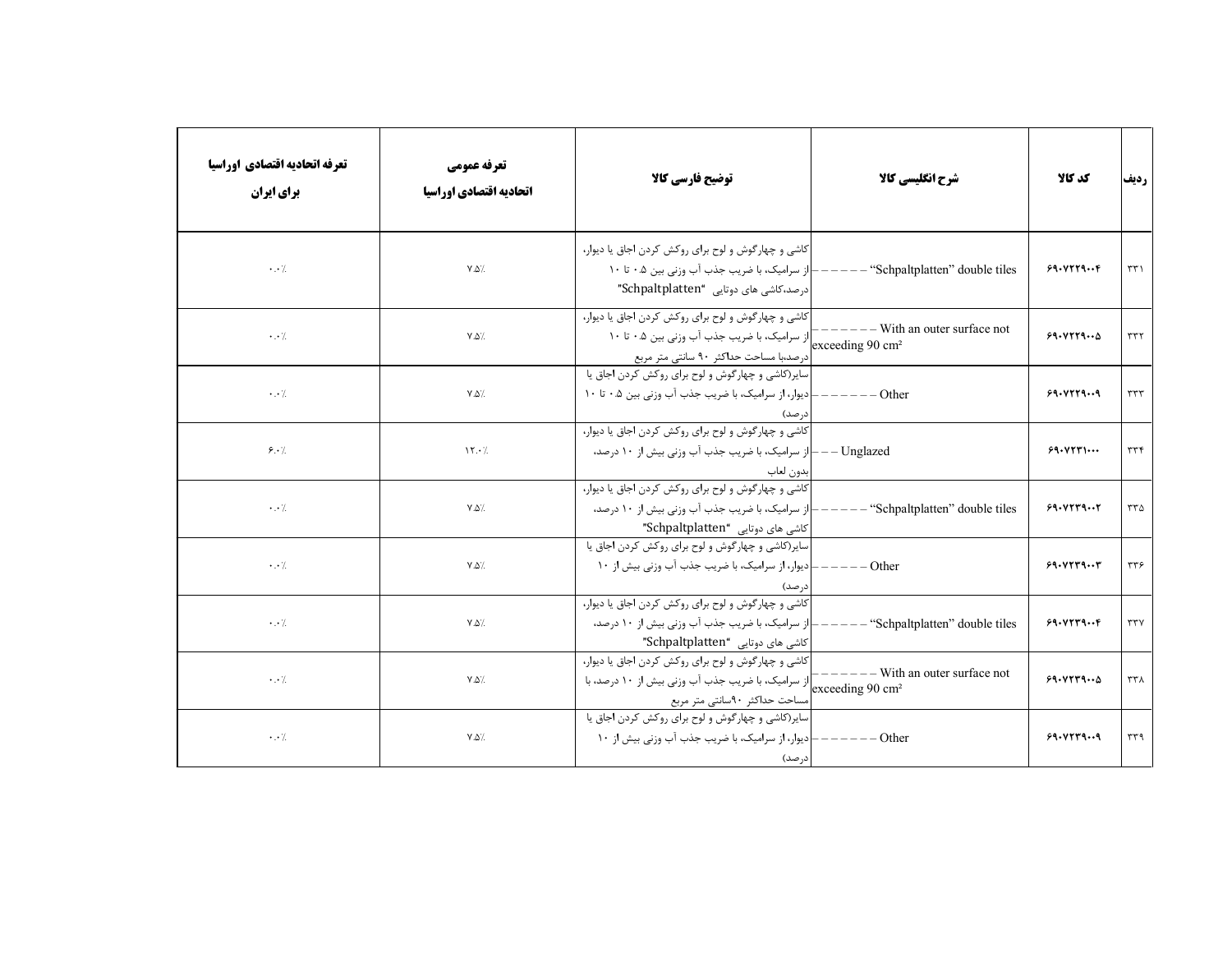| ردیف | کد کالا | شرح انگلیسی کالا | توضیح فارسی کالا | تعرفه عمومی اتحادیه اقتصادی اوراسیا | تعرفه اتحادیه اقتصادی اوراسیا برای ایران |
|---|---|---|---|---|---|
| ۳۳۱ | ۶۹۰۷۲۲۹۰۰۴ | – – – – – “Schpaltplatten” double tiles | کاشی و چهارگوش و لوح برای روکش کردن اجاق یا دیوار، از سرامیک، با ضریب جذب آب وزنی بین ۰.۵ تا ۱۰ درصد،کاشی های دوتایی "Schpaltplatten" | ۷.۵٪ | ۰.۰٪ |
| ۳۳۲ | ۶۹۰۷۲۲۹۰۰۵ | – – – – – – With an outer surface not exceeding 90 cm² | کاشی و چهارگوش و لوح برای روکش کردن اجاق یا دیوار، از سرامیک، با ضریب جذب آب وزنی بین ۰.۵ تا ۱۰ درصد،با مساحت حداکثر ۹۰ سانتی متر مربع | ۷.۵٪ | ۰.۰٪ |
| ۳۳۳ | ۶۹۰۷۲۲۹۰۰۹ | – – – – – – Other | سایر(کاشی و چهارگوش و لوح برای روکش کردن اجاق یا دیوار، از سرامیک، با ضریب جذب آب وزنی بین ۰.۵ تا ۱۰ درصد) | ۷.۵٪ | ۰.۰٪ |
| ۳۳۴ | ۶۹۰۷۲۳۱۰۰۰ | – – – Unglazed | کاشی و چهارگوش و لوح برای روکش کردن اجاق یا دیوار، از سرامیک، با ضریب جذب آب وزنی بیش از ۱۰ درصد، بدون لعاب | ۱۲.۰٪ | ۶.۰٪ |
| ۳۳۵ | ۶۹۰۷۲۳۹۰۰۲ | – – – – – “Schpaltplatten” double tiles | کاشی و چهارگوش و لوح برای روکش کردن اجاق یا دیوار، از سرامیک، با ضریب جذب آب وزنی بیش از ۱۰ درصد، کاشی های دوتایی "Schpaltplatten" | ۷.۵٪ | ۰.۰٪ |
| ۳۳۶ | ۶۹۰۷۲۳۹۰۰۳ | – – – – – Other | سایر(کاشی و چهارگوش و لوح برای روکش کردن اجاق یا دیوار، از سرامیک، با ضریب جذب آب وزنی بیش از ۱۰ درصد) | ۷.۵٪ | ۰.۰٪ |
| ۳۳۷ | ۶۹۰۷۲۳۹۰۰۴ | – – – – – “Schpaltplatten” double tiles | کاشی و چهارگوش و لوح برای روکش کردن اجاق یا دیوار، از سرامیک، با ضریب جذب آب وزنی بیش از ۱۰ درصد، کاشی های دوتایی "Schpaltplatten" | ۷.۵٪ | ۰.۰٪ |
| ۳۳۸ | ۶۹۰۷۲۳۹۰۰۵ | – – – – – – With an outer surface not exceeding 90 cm² | کاشی و چهارگوش و لوح برای روکش کردن اجاق یا دیوار، از سرامیک، با ضریب جذب آب وزنی بیش از ۱۰ درصد، با مساحت حداکثر ۹۰سانتی متر مربع | ۷.۵٪ | ۰.۰٪ |
| ۳۳۹ | ۶۹۰۷۲۳۹۰۰۹ | – – – – – – Other | سایر(کاشی و چهارگوش و لوح برای روکش کردن اجاق یا دیوار، از سرامیک، با ضریب جذب آب وزنی بیش از ۱۰ درصد) | ۷.۵٪ | ۰.۰٪ |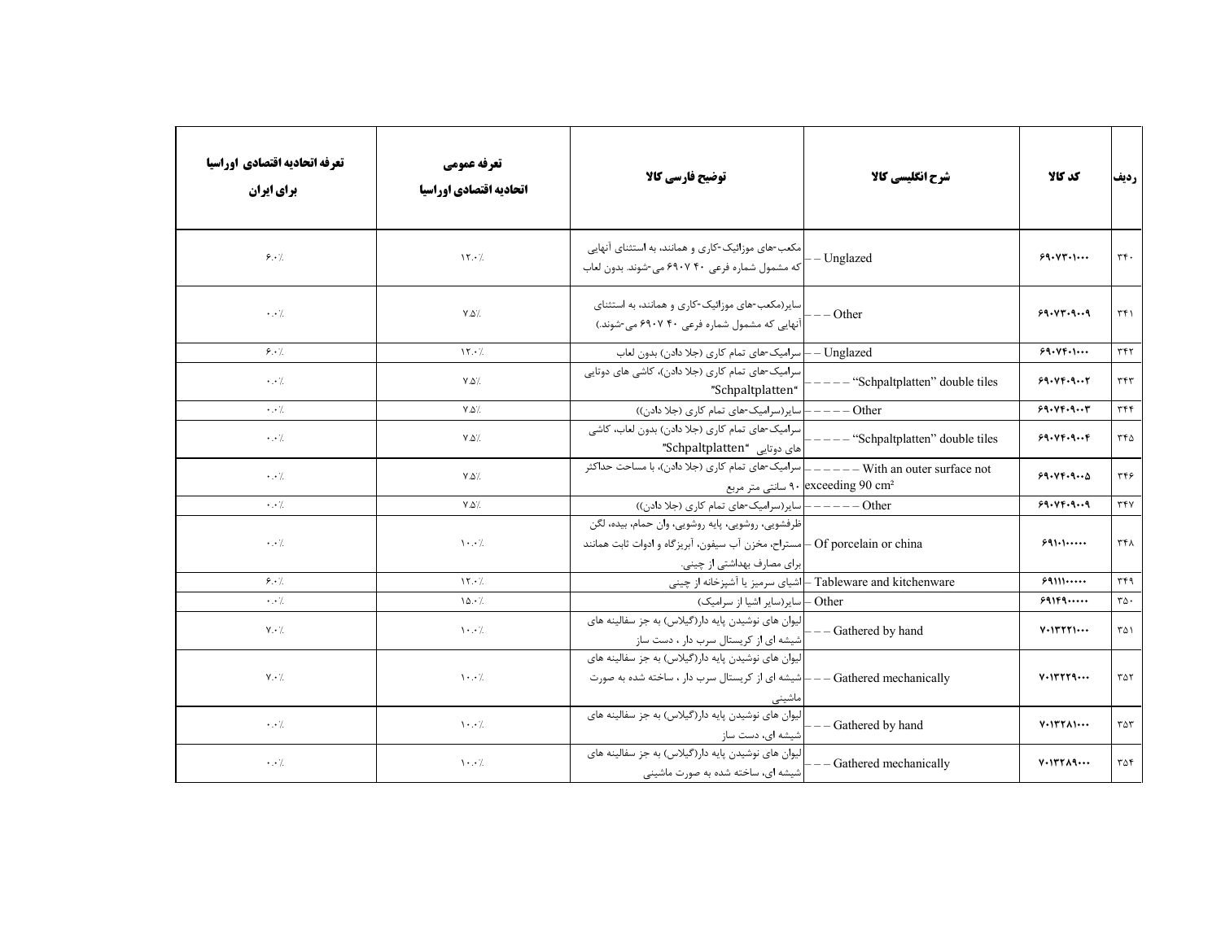| ردیف | کد کالا | شرح انگلیسی کالا | توضیح فارسی کالا | تعرفه عمومی اتحادیه اقتصادی اوراسیا | تعرفه اتحادیه اقتصادی اوراسیا برای ایران |
|---|---|---|---|---|---|
| ۳۴۰ | ۶۹۰۷۳۰۱۰۰۰ | – – Unglazed | مکعب-های موزائیک-کاری و همانند، به استثنای آنهایی که مشمول شماره فرعی ۴۰ ۶۹۰۷ می-شوند. بدون لعاب | ۱۲.۰٪ | ۶.۰٪ |
| ۳۴۱ | ۶۹۰۷۳۰۹۰۰۹ | – – – Other | سایر(مکعب-های موزائیک-کاری و همانند، به استثنای آنهایی که مشمول شماره فرعی ۴۰ ۶۹۰۷ می-شوند.) | ۷.۵٪ | ۰.۰٪ |
| ۳۴۲ | ۶۹۰۷۴۰۱۰۰۰ | – – Unglazed | سرامیک-های تمام کاری (جلا دادن) بدون لعاب | ۱۲.۰٪ | ۶.۰٪ |
| ۳۴۳ | ۶۹۰۷۴۰۹۰۰۲ | – – – – – "Schpaltplatten" double tiles | سرامیک-های تمام کاری (جلا دادن)، کاشی های دوتایی "Schpaltplatten" | ۷.۵٪ | ۰.۰٪ |
| ۳۴۴ | ۶۹۰۷۴۰۹۰۰۳ | – – – – – Other | سایر(سرامیک-های تمام کاری (جلا دادن)) | ۷.۵٪ | ۰.۰٪ |
| ۳۴۵ | ۶۹۰۷۴۰۹۰۰۴ | – – – – – "Schpaltplatten" double tiles | سرامیک-های تمام کاری (جلا دادن) بدون لعاب، کاشی های دوتایی "Schpaltplatten" | ۷.۵٪ | ۰.۰٪ |
| ۳۴۶ | ۶۹۰۷۴۰۹۰۰۵ | – – – – – – With an outer surface not exceeding 90 cm² | سرامیک-های تمام کاری (جلا دادن)، با مساحت حداکثر ۹۰ سانتی متر مربع | ۷.۵٪ | ۰.۰٪ |
| ۳۴۷ | ۶۹۰۷۴۰۹۰۰۹ | – – – – – – Other | سایر(سرامیک-های تمام کاری (جلا دادن)) | ۷.۵٪ | ۰.۰٪ |
| ۳۴۸ | ۶۹۱۰۱۰۰۰۰۰ | – Of porcelain or china | ظرفشویی، روشویی، پایه روشویی، وان حمام، بیده، لگن مستراح، مخزن آب سیفون، آبریزگاه و ادوات ثابت همانند برای مصارف بهداشتی از چینی. | ۱۰.۰٪ | ۰.۰٪ |
| ۳۴۹ | ۶۹۱۱۱۰۰۰۰۰ | – Tableware and kitchenware | اشیای سرمیز یا آشپزخانه از چینی | ۱۲.۰٪ | ۶.۰٪ |
| ۳۵۰ | ۶۹۱۴۹۰۰۰۰۰ | – Other | سایر(سایر اشیا از سرامیک) | ۱۵.۰٪ | ۰.۰٪ |
| ۳۵۱ | ۷۰۱۳۲۲۱۰۰۰ | – – – Gathered by hand | لیوان های نوشیدن پایه دار(گیلاس) به جز سفالینه های شیشه ای از کریستال سرب دار ، دست ساز | ۱۰.۰٪ | ۷.۰٪ |
| ۳۵۲ | ۷۰۱۳۲۲۹۰۰۰ | – – – Gathered mechanically | لیوان های نوشیدن پایه دار(گیلاس) به جز سفالینه های شیشه ای از کریستال سرب دار ، ساخته شده به صورت ماشینی | ۱۰.۰٪ | ۷.۰٪ |
| ۳۵۳ | ۷۰۱۳۲۸۱۰۰۰ | – – – Gathered by hand | لیوان های نوشیدن پایه دار(گیلاس) به جز سفالینه های شیشه ای، دست ساز | ۱۰.۰٪ | ۰.۰٪ |
| ۳۵۴ | ۷۰۱۳۲۸۹۰۰۰ | – – – Gathered mechanically | لیوان های نوشیدن پایه دار(گیلاس) به جز سفالینه های شیشه ای، ساخته شده به صورت ماشینی | ۱۰.۰٪ | ۰.۰٪ |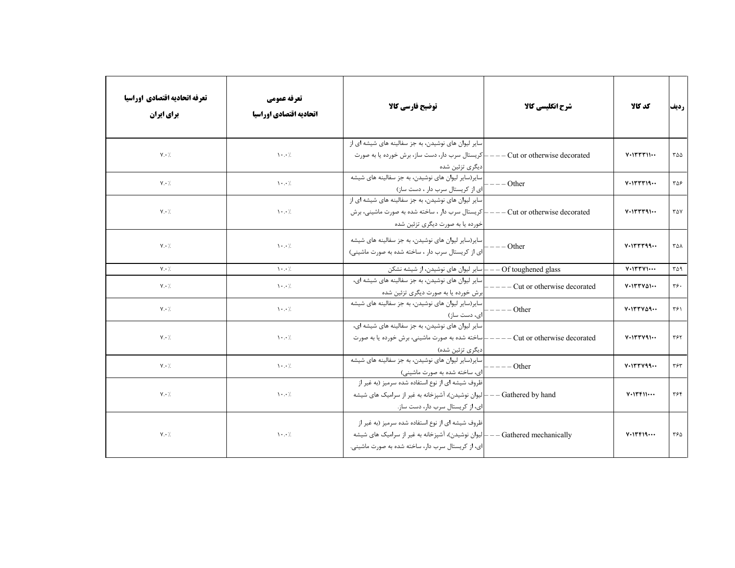| تعرفه اتحادیه اقتصادی اوراسیا برای ایران | تعرفه عمومی اتحادیه اقتصادی اوراسیا | توضیح فارسی کالا | شرح انگلیسی کالا | کد کالا | ردیف |
|---|---|---|---|---|---|
| ۷.۰٪ | ۱۰.۰٪ | سایر لیوان های نوشیدن، به جز سفالینه های شیشه ای از کریستال سرب دار، دست ساز، برش خورده یا به صورت دیگری تزئین شده | – – – – Cut or otherwise decorated | ۷۰۱۳۳۳۱۱۰۰ | ۳۵۵ |
| ۷.۰٪ | ۱۰.۰٪ | سایر(سایر لیوان های نوشیدن، به جز سفالینه های شیشه ای از کریستال سرب دار ، دست ساز) | – – – – Other | ۷۰۱۳۳۳۱۹۰۰ | ۳۵۶ |
| ۷.۰٪ | ۱۰.۰٪ | سایر لیوان های نوشیدن، به جز سفالینه های شیشه ای از کریستال سرب دار ، ساخته شده به صورت ماشینی، برش خورده یا به صورت دیگری تزئین شده | – – – – Cut or otherwise decorated | ۷۰۱۳۳۳۹۱۰۰ | ۳۵۷ |
| ۷.۰٪ | ۱۰.۰٪ | سایر(سایر لیوان های نوشیدن، به جز سفالینه های شیشه ای از کریستال سرب دار ، ساخته شده به صورت ماشینی) | – – – – Other | ۷۰۱۳۳۳۹۹۰۰ | ۳۵۸ |
| ۷.۰٪ | ۱۰.۰٪ | سایر لیوان های نوشیدن، از شیشه نشکن | – – – Of toughened glass | ۷۰۱۳۳۷۱۰۰۰ | ۳۵۹ |
| ۷.۰٪ | ۱۰.۰٪ | سایر لیوان های نوشیدن، به جز سفالینه های شیشه ای، برش خورده یا به صورت دیگری تزئین شده | – – – – – Cut or otherwise decorated | ۷۰۱۳۳۷۵۱۰۰ | ۳۶۰ |
| ۷.۰٪ | ۱۰.۰٪ | سایر(سایر لیوان های نوشیدن، به جز سفالینه های شیشه ای، دست ساز) | – – – – – Other | ۷۰۱۳۳۷۵۹۰۰ | ۳۶۱ |
| ۷.۰٪ | ۱۰.۰٪ | سایر لیوان های نوشیدن، به جز سفالینه های شیشه ای، ساخته شده به صورت ماشینی، برش خورده یا به صورت دیگری تزئین شده) | – – – – – Cut or otherwise decorated | ۷۰۱۳۳۷۹۱۰۰ | ۳۶۲ |
| ۷.۰٪ | ۱۰.۰٪ | سایر(سایر لیوان های نوشیدن، به جز سفالینه های شیشه ای، ساخته شده به صورت ماشینی) | – – – – – Other | ۷۰۱۳۳۷۹۹۰۰ | ۳۶۳ |
| ۷.۰٪ | ۱۰.۰٪ | ظروف شیشه ای از نوع استفاده شده سرمیز (به غیر از لیوان نوشیدن)، آشپزخانه به غیر از سرامیک های شیشه ای، از کریستال سرب دار، دست ساز. | – – – Gathered by hand | ۷۰۱۳۴۱۱۰۰۰ | ۳۶۴ |
| ۷.۰٪ | ۱۰.۰٪ | ظروف شیشه ای از نوع استفاده شده سرمیز (به غیر از لیوان نوشیدن)، آشپزخانه به غیر از سرامیک های شیشه ای، از کریستال سرب دار، ساخته شده به صورت ماشینی. | – – – Gathered mechanically | ۷۰۱۳۴۱۹۰۰۰ | ۳۶۵ |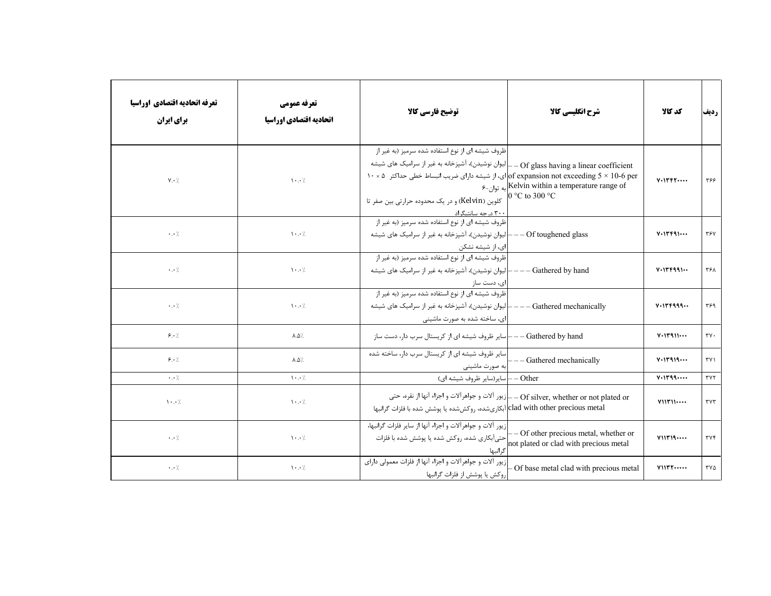| ردیف | کد کالا | شرح انگلیسی کالا | توضیح فارسی کالا | تعرفه عمومی اتحادیه اقتصادی اوراسیا | تعرفه اتحادیه اقتصادی اوراسیا برای ایران |
|---|---|---|---|---|---|
| ۳۶۶ | ۷۰۱۳۴۲۰۰۰۰ | – – Of glass having a linear coefficient of expansion not exceeding 5 × 10-6 per Kelvin within a temperature range of 0 °C to 300 °C | ظروف شیشه ای از نوع استفاده شده سرمیز (به غیر از لیوان نوشیدن)، آشپزخانه به غیر از سرامیک های شیشه ای، از شیشه دارای ضریب انبساط خطی حداکثر ۵ × ۱۰ به توان-۶ کلوین (Kelvin) و در یک محدوده حرارتی بین صفر تا ۳۰۰ درجه سانتیگراد | ۱۰.۰٪ | ۷.۰٪ |
| ۳۶۷ | ۷۰۱۳۴۹۱۰۰۰ | – – – Of toughened glass | ظروف شیشه ای از نوع استفاده شده سرمیز (به غیر از لیوان نوشیدن)، آشپزخانه به غیر از سرامیک های شیشه ای، از شیشه نشکن | ۱۰.۰٪ | ۰.۰٪ |
| ۳۶۸ | ۷۰۱۳۴۹۹۱۰۰ | – – – – Gathered by hand | ظروف شیشه ای از نوع استفاده شده سرمیز (به غیر از لیوان نوشیدن)، آشپزخانه به غیر از سرامیک های شیشه ای، دست ساز | ۱۰.۰٪ | ۰.۰٪ |
| ۳۶۹ | ۷۰۱۳۴۹۹۹۰۰ | – – – – Gathered mechanically | ظروف شیشه ای از نوع استفاده شده سرمیز (به غیر از لیوان نوشیدن)، آشپزخانه به غیر از سرامیک های شیشه ای، ساخته شده به صورت ماشینی | ۱۰.۰٪ | ۰.۰٪ |
| ۳۷۰ | ۷۰۱۳۹۱۱۰۰۰ | – – – Gathered by hand | سایر ظروف شیشه ای از کریستال سرب دار، دست ساز | ۸.۵٪ | ۶.۰٪ |
| ۳۷۱ | ۷۰۱۳۹۱۹۰۰۰ | – – – Gathered mechanically | سایر ظروف شیشه ای از کریستال سرب دار، ساخته شده به صورت ماشینی | ۸.۵٪ | ۶.۰٪ |
| ۳۷۲ | ۷۰۱۳۹۹۰۰۰۰ | – – Other | سایر(سایر ظروف شیشه ای) | ۱۰.۰٪ | ۰.۰٪ |
| ۳۷۳ | ۷۱۱۳۱۱۰۰۰۰ | – – Of silver, whether or not plated or clad with other precious metal | زیور آلات و جواهرآلات و اجزاء آنها از نقره، حتی آبکاری‌شده، روکش‌شده یا پوشش شده با فلزات گرانبها | ۱۰.۰٪ | ۱۰.۰٪ |
| ۳۷۴ | ۷۱۱۳۱۹۰۰۰۰ | – – Of other precious metal, whether or not plated or clad with precious metal | زیور آلات و جواهرآلات و اجزاء آنها از سایر فلزات گرانبها، حتی‌آبکاری شده، روکش شده یا پوشش شده با فلزات گرانبها | ۱۰.۰٪ | ۰.۰٪ |
| ۳۷۵ | ۷۱۱۳۲۰۰۰۰۰ | – Of base metal clad with precious metal | زیور آلات و جواهرآلات و اجزاء آنها از فلزات معمولی دارای روکش یا پوشش از فلزات گرانبها | ۱۰.۰٪ | ۰.۰٪ |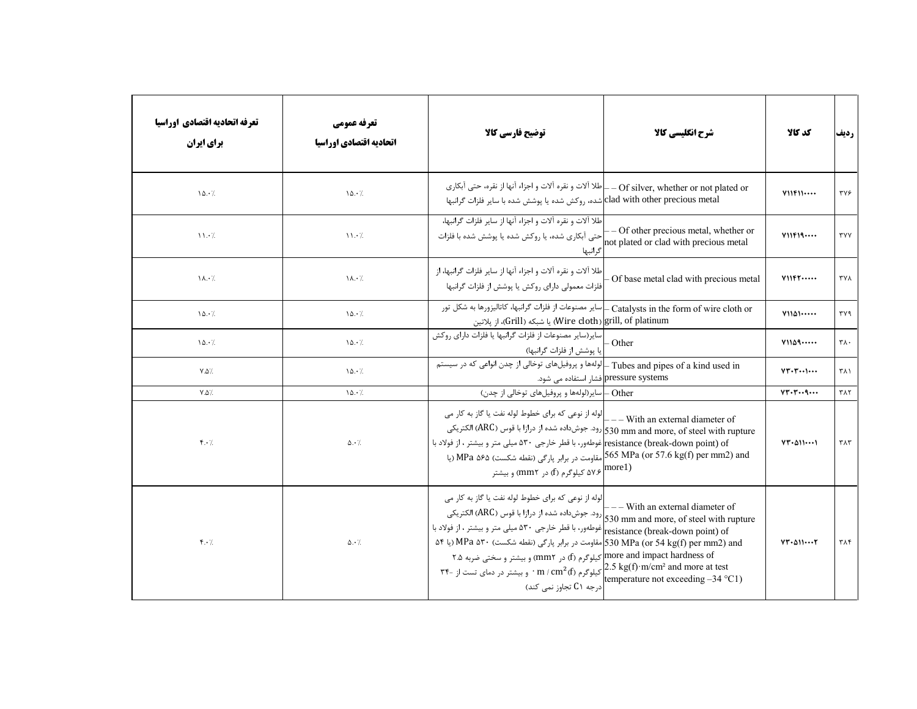| تعرفه اتحادیه اقتصادی اوراسیا برای ایران | تعرفه عمومی اتحادیه اقتصادی اوراسیا | توضیح فارسی کالا | شرح انگلیسی کالا | کد کالا | ردیف |
|---|---|---|---|---|---|
| ۱۵.۰٪ | ۱۵.۰٪ | طلا آلات و نقره آلات و اجزاء آنها از نقره، حتی آبکاری شده، روکش شده یا پوشش شده با سایر فلزات گرانبها | – – Of silver, whether or not plated or clad with other precious metal | ۷۱۱۴۱۱۰۰۰۰ | ۳۷۶ |
| ۱۱.۰٪ | ۱۱.۰٪ | طلا آلات و نقره آلات و اجزاء آنها از سایر فلزات گرانبها، حتی آبکاری شده، یا روکش شده یا پوشش شده با فلزات گرانبها | – – Of other precious metal, whether or not plated or clad with precious metal | ۷۱۱۴۱۹۰۰۰۰ | ۳۷۷ |
| ۱۸.۰٪ | ۱۸.۰٪ | طلا آلات و نقره آلات و اجزاء آنها از سایر فلزات گرانبها، از فلزات معمولی دارای روکش یا پوشش از فلزات گرانبها | – Of base metal clad with precious metal | ۷۱۱۴۲۰۰۰۰۰ | ۳۷۸ |
| ۱۵.۰٪ | ۱۵.۰٪ | سایر مصنوعات از فلزات گرانبها، کاتالیزورها به شکل تور (Wire cloth) یا شبکه (Grill)، از پلاتین | – Catalysts in the form of wire cloth or grill, of platinum | ۷۱۱۵۱۰۰۰۰۰ | ۳۷۹ |
| ۱۵.۰٪ | ۱۵.۰٪ | سایر(سایر مصنوعات از فلزات گرانبها یا فلزات دارای روکش یا پوشش از فلزات گرانبها) | – Other | ۷۱۱۵۹۰۰۰۰۰ | ۳۸۰ |
| ۷.۵٪ | ۱۵.۰٪ | لوله‌ها و پروفیل‌های توخالی از چدن انواعی که در سیستم فشار استفاده می شود. | – Tubes and pipes of a kind used in pressure systems | ۷۳۰۳۰۰۱۰۰۰ | ۳۸۱ |
| ۷.۵٪ | ۱۵.۰٪ | سایر(لوله‌ها و پروفیل‌های توخالی از چدن) | – Other | ۷۳۰۳۰۰۹۰۰۰ | ۳۸۲ |
| ۴.۰٪ | ۵.۰٪ | لوله از نوعی که برای خطوط لوله نفت یا گاز به کار می رود. جوش‌داده شده از درازا با قوس (ARC) الکتریکی غوطه‌ور، با قطر خارجی ۵۳۰ میلی متر و بیشتر ، از فولاد با مقاومت در برابر پارگی (نقطه شکست) MPa ۵۶۵ (یا ۵۷.۶ کیلوگرم (f) در mm۲) و بیشتر | – – – With an external diameter of 530 mm and more, of steel with rupture resistance (break-down point) of 565 MPa (or 57.6 kg(f) per mm2) and more1) | ۷۳۰۵۱۱۰۰۰۱ | ۳۸۳ |
| ۴.۰٪ | ۵.۰٪ | لوله از نوعی که برای خطوط لوله نفت یا گاز به کار می رود. جوش‌داده شده از درازا با قوس (ARC) الکتریکی غوطه‌ور، با قطر خارجی ۵۳۰ میلی متر و بیشتر ، از فولاد با مقاومت در برابر پارگی (نقطه شکست) MPa ۵۳۰ (یا ۵۴ کیلوگرم (f) در mm۲) و بیشتر و سختی ضربه ۲.۵ کیلوگرم (f) m / cm² ۰ و بیشتر در دمای تست از -۳۴ درجه C۱ تجاوز نمی کند) | – – – With an external diameter of 530 mm and more, of steel with rupture resistance (break-down point) of 530 MPa (or 54 kg(f) per mm2) and more and impact hardness of 2.5 kg(f)·m/cm² and more at test temperature not exceeding –34 °C1) | ۷۳۰۵۱۱۰۰۰۲ | ۳۸۴ |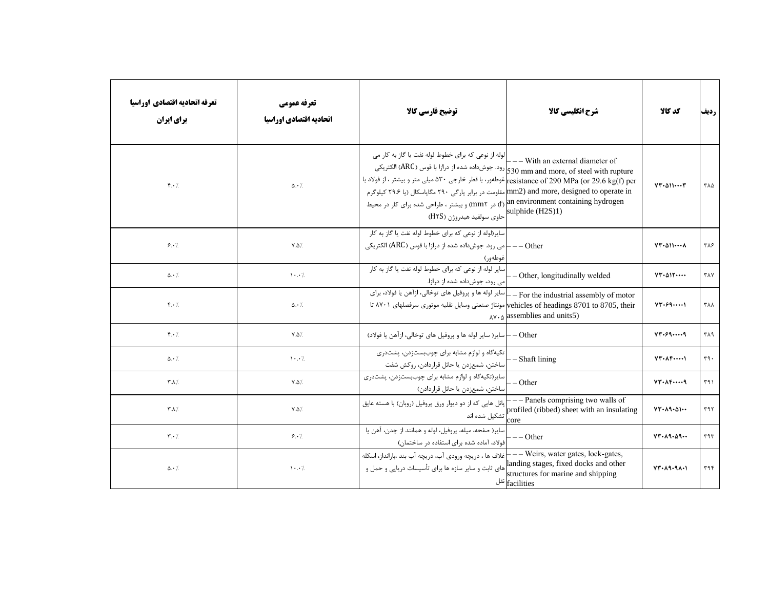| ردیف | کد کالا | شرح انگلیسی کالا | توضیح فارسی کالا | تعرفه عمومی اتحادیه اقتصادی اوراسیا | تعرفه اتحادیه اقتصادی اوراسیا برای ایران |
|---|---|---|---|---|---|
| ۳۸۵ | ۷۳۰۵۱۱۰۰۰۳ | – – – With an external diameter of 530 mm and more, of steel with rupture resistance of 290 MPa (or 29.6 kg(f) per mm2) and more, designed to operate in an environment containing hydrogen sulphide (H2S)1) | لوله از نوعی که برای خطوط لوله نفت یا گاز به کار می رود. جوش‌داده شده از درازا با قوس (ARC) الکتریکی غوطه‌ور، با قطر خارجی ۵۳۰ میلی متر و بیشتر ، از فولاد با مقاومت در برابر پارگی ۲۹۰ مگاپاسکال (یا ۲۹.۶ کیلوگرم (f) در mm۲) و بیشتر ، طراحی شده برای کار در محیط حاوی سولفید هیدروژن (H۲S) | ۵.۰٪ | ۴.۰٪ |
| ۳۸۶ | ۷۳۰۵۱۱۰۰۰۸ | – – – Other | سایر(لوله از نوعی که برای خطوط لوله نفت یا گاز به کار می رود. جوش‌داده شده از درازا با قوس (ARC) الکتریکی غوطه‌ور) | ۷.۵٪ | ۶.۰٪ |
| ۳۸۷ | ۷۳۰۵۱۲۰۰۰۰ | – – Other, longitudinally welded | سایر لوله از نوعی که برای خطوط لوله نفت یا گاز به کار می رود، جوش‌داده شده از درازا. | ۱۰.۰٪ | ۵.۰٪ |
| ۳۸۸ | ۷۳۰۶۹۰۰۰۰۱ | – – For the industrial assembly of motor vehicles of headings 8701 to 8705, their assemblies and units5) | سایر لوله ها و پروفیل های توخالی، ازآهن یا فولاد، برای مونتاژ صنعتی وسایل نقلیه موتوری سرفصلهای ۸۷۰۱ تا ۸۷۰۵ | ۵.۰٪ | ۴.۰٪ |
| ۳۸۹ | ۷۳۰۶۹۰۰۰۰۹ | – – Other | سایر( سایر لوله ها و پروفیل های توخالی، ازآهن یا فولاد) | ۷.۵٪ | ۴.۰٪ |
| ۳۹۰ | ۷۳۰۸۴۰۰۰۰۱ | – – Shaft lining | تکیه‌گاه و لوازم مشابه برای چوب‌بست‌زدن، پشت‌دری ساختن، شمع‌زدن یا حائل قراردادن، روکش شفت | ۱۰.۰٪ | ۵.۰٪ |
| ۳۹۱ | ۷۳۰۸۴۰۰۰۰۹ | – – Other | سایر(تکیه‌گاه و لوازم مشابه برای چوب‌بست‌زدن، پشت‌دری ساختن، شمع‌زدن یا حائل قراردادن) | ۷.۵٪ | ۳.۸٪ |
| ۳۹۲ | ۷۳۰۸۹۰۵۱۰۰ | – – – Panels comprising two walls of profiled (ribbed) sheet with an insulating core | پانل هایی که از دو دیوار ورق پروفیل (روبان) با هسته عایق تشکیل شده اند | ۷.۵٪ | ۳.۸٪ |
| ۳۹۳ | ۷۳۰۸۹۰۵۹۰۰ | – – – Other | سایر( صفحه، میله، پروفیل، لوله و همانند از چدن، آهن یا فولاد، آماده شده برای استفاده در ساختمان) | ۶.۰٪ | ۳.۰٪ |
| ۳۹۴ | ۷۳۰۸۹۰۹۸۰۱ | – – – Weirs, water gates, lock-gates, landing stages, fixed docks and other structures for marine and shipping facilities | غلاف ها ، دریچه ورودی آب، دریچه آب بند ،باranداز، اسکله های ثابت و سایر سازه ها برای تأسیسات دریایی و حمل و نقل | ۱۰.۰٪ | ۵.۰٪ |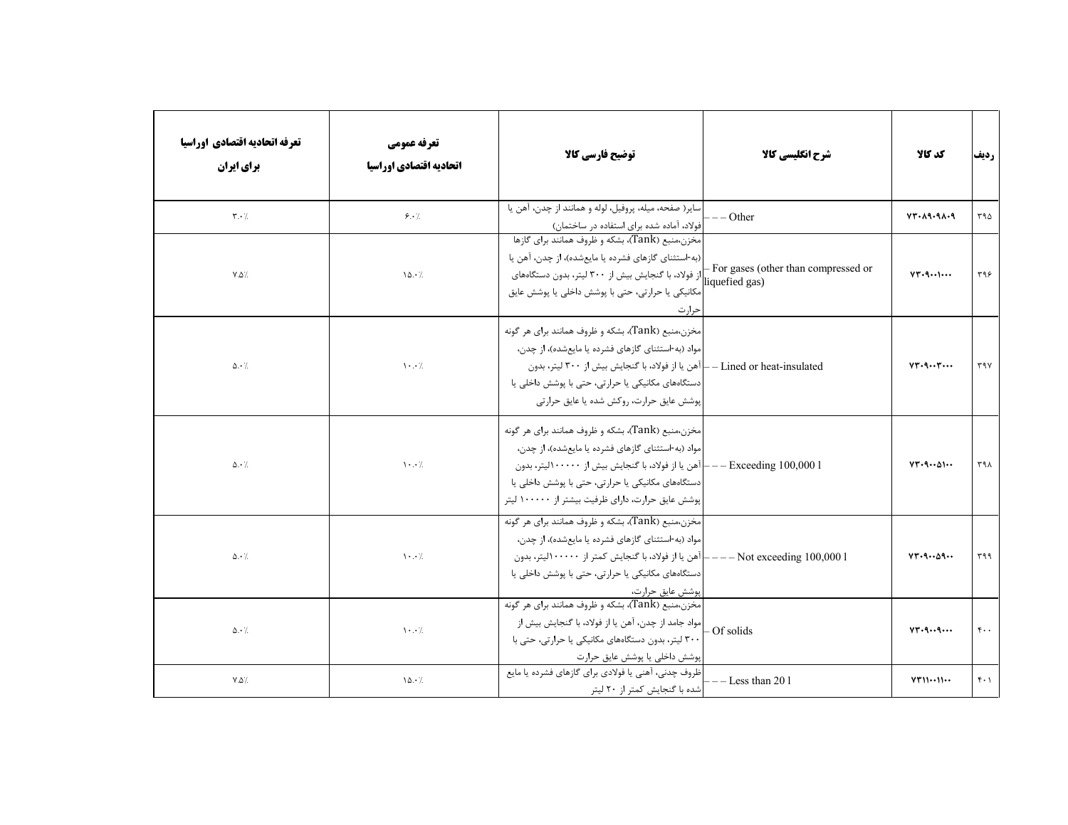| ردیف | کد کالا | شرح انگلیسی کالا | توضیح فارسی کالا | تعرفه عمومی اتحادیه اقتصادی اوراسیا | تعرفه اتحادیه اقتصادی اوراسیا برای ایران |
|---|---|---|---|---|---|
| ۳۹۵ | ۷۳۰۸۹۰۹۸۰۹ | – – – Other | سایر( صفحه، میله، پروفیل، لوله و همانند از چدن، آهن یا فولاد، آماده شده برای استفاده در ساختمان) | ۶.۰٪ | ۳.۰٪ |
| ۳۹۶ | ۷۳۰۹۰۰۱۰۰۰ | – For gases (other than compressed or liquefied gas) | مخزن،منبع (Tank)، بشکه و ظروف همانند برای گازها (به‌استثنای گازهای فشرده یا مایع‌شده)، از چدن، آهن یا از فولاد، با گنجایش بیش از ۳۰۰ لیتر، بدون دستگاه‌های مکانیکی یا حرارتی، حتی با پوشش داخلی یا پوشش عایق حرارت | ۱۵.۰٪ | ۷.۵٪ |
| ۳۹۷ | ۷۳۰۹۰۰۳۰۰۰ | – – Lined or heat-insulated | مخزن،منبع (Tank)، بشکه و ظروف همانند برای هر گونه مواد (به‌استثنای گازهای فشرده یا مایع‌شده)، از چدن، آهن یا از فولاد، با گنجایش بیش از ۳۰۰ لیتر، بدون دستگاه‌های مکانیکی یا حرارتی، حتی با پوشش داخلی یا پوشش عایق حرارت، روکش شده یا عایق حرارتی | ۱۰.۰٪ | ۵.۰٪ |
| ۳۹۸ | ۷۳۰۹۰۰۵۱۰۰ | – – – Exceeding 100,000 l | مخزن،منبع (Tank)، بشکه و ظروف همانند برای هر گونه مواد (به‌استثنای گازهای فشرده یا مایع‌شده)، از چدن، آهن یا از فولاد، با گنجایش بیش از ۱۰۰۰۰۰لیتر، بدون دستگاه‌های مکانیکی یا حرارتی، حتی با پوشش داخلی یا پوشش عایق حرارت، دارای ظرفیت بیشتر از ۱۰۰۰۰۰ لیتر | ۱۰.۰٪ | ۵.۰٪ |
| ۳۹۹ | ۷۳۰۹۰۰۵۹۰۰ | – – – – Not exceeding 100,000 l | مخزن،منبع (Tank)، بشکه و ظروف همانند برای هر گونه مواد (به‌استثنای گازهای فشرده یا مایع‌شده)، از چدن، آهن یا از فولاد، با گنجایش کمتر از ۱۰۰۰۰۰لیتر، بدون دستگاه‌های مکانیکی یا حرارتی، حتی با پوشش داخلی یا پوشش عایق حرارت، | ۱۰.۰٪ | ۵.۰٪ |
| ۴۰۰ | ۷۳۰۹۰۰۹۰۰۰ | – Of solids | مخزن،منبع (Tank)، بشکه و ظروف همانند برای هر گونه مواد جامد از چدن، آهن یا از فولاد، با گنجایش بیش از ۳۰۰ لیتر، بدون دستگاه‌های مکانیکی یا حرارتی، حتی با پوشش داخلی یا پوشش عایق حرارت | ۱۰.۰٪ | ۵.۰٪ |
| ۴۰۱ | ۷۳۱۱۰۰۱۱۰۰ | – – – Less than 20 l | ظروف چدنی، آهنی یا فولادی برای گازهای فشرده یا مایع شده با گنجایش کمتر از ۲۰ لیتر | ۱۵.۰٪ | ۷.۵٪ |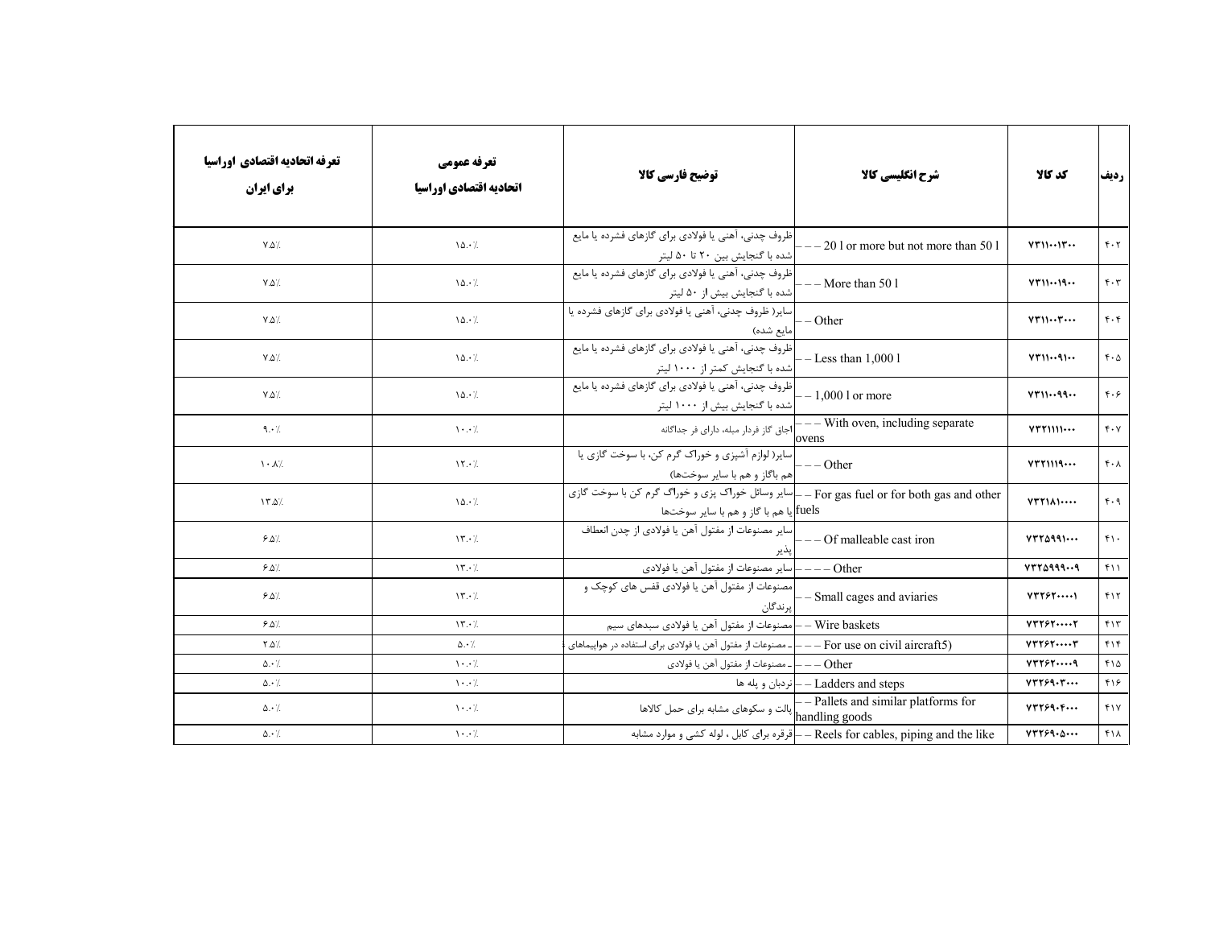| ردیف | کد کالا | شرح انگلیسی کالا | توضیح فارسی کالا | تعرفه عمومی اتحادیه اقتصادی اوراسیا | تعرفه اتحادیه اقتصادی اوراسیا برای ایران |
|---|---|---|---|---|---|
| ۴۰۲ | ۷۳۱۱۰۰۱۳۰۰ | – – – 20 l or more but not more than 50 l | ظروف چدنی، آهنی یا فولادی برای گازهای فشرده یا مایع شده با گنجایش بین ۲۰ تا ۵۰ لیتر | ۱۵.۰٪ | ۷.۵٪ |
| ۴۰۳ | ۷۳۱۱۰۰۱۹۰۰ | – – – More than 50 l | ظروف چدنی، آهنی یا فولادی برای گازهای فشرده یا مایع شده با گنجایش بیش از ۵۰ لیتر | ۱۵.۰٪ | ۷.۵٪ |
| ۴۰۴ | ۷۳۱۱۰۰۳۰۰۰ | – – Other | سایر( ظروف چدنی، آهنی یا فولادی برای گازهای فشرده یا مایع شده) | ۱۵.۰٪ | ۷.۵٪ |
| ۴۰۵ | ۷۳۱۱۰۰۹۱۰۰ | – – Less than 1,000 l | ظروف چدنی، آهنی یا فولادی برای گازهای فشرده یا مایع شده با گنجایش کمتر از ۱۰۰۰ لیتر | ۱۵.۰٪ | ۷.۵٪ |
| ۴۰۶ | ۷۳۱۱۰۰۹۹۰۰ | – – 1,000 l or more | ظروف چدنی، آهنی یا فولادی برای گازهای فشرده یا مایع شده با گنجایش بیش از ۱۰۰۰ لیتر | ۱۵.۰٪ | ۷.۵٪ |
| ۴۰۷ | ۷۳۲۱۱۱۱۰۰۰ | – – – With oven, including separate ovens | اجاق گاز فردار مبله، دارای فر جداگانه | ۱۰.۰٪ | ۹.۰٪ |
| ۴۰۸ | ۷۳۲۱۱۱۹۰۰۰ | – – – Other | سایر( لوازم آشپزی و خوراک گرم کن، با سوخت گازی یا هم باگاز و هم با سایر سوختها) | ۱۲.۰٪ | ۱۰.۸٪ |
| ۴۰۹ | ۷۳۲۱۸۱۰۰۰۰ | – – For gas fuel or for both gas and other fuels | سایر وسائل خوراک پزی و خوراک گرم کن با سوخت گازی یا هم با گاز و هم با سایر سوختها | ۱۵.۰٪ | ۱۳.۵٪ |
| ۴۱۰ | ۷۳۲۵۹۹۱۰۰۰ | – – – Of malleable cast iron | سایر مصنوعات از مفتول آهن یا فولادی از چدن انعطاف پذیر | ۱۳.۰٪ | ۶.۵٪ |
| ۴۱۱ | ۷۳۲۵۹۹۹۰۰۹ | – – – – Other | سایر مصنوعات از مفتول آهن یا فولادی | ۱۳.۰٪ | ۶.۵٪ |
| ۴۱۲ | ۷۳۲۶۲۰۰۰۰۱ | – – Small cages and aviaries | مصنوعات از مفتول آهن یا فولادی قفس های کوچک و پرندگان | ۱۳.۰٪ | ۶.۵٪ |
| ۴۱۳ | ۷۳۲۶۲۰۰۰۰۲ | – – Wire baskets | مصنوعات از مفتول آهن یا فولادی سبدهای سیم | ۱۳.۰٪ | ۶.۵٪ |
| ۴۱۴ | ۷۳۲۶۲۰۰۰۰۳ | – – – For use on civil aircraft5) | ـ مصنوعات از مفتول آهن یا فولادی برای استفاده در هواپیماهای | ۵.۰٪ | ۲.۵٪ |
| ۴۱۵ | ۷۳۲۶۲۰۰۰۰۹ | – – – Other | ـ مصنوعات از مفتول آهن یا فولادی | ۱۰.۰٪ | ۵.۰٪ |
| ۴۱۶ | ۷۳۲۶۹۰۳۰۰۰ | – – Ladders and steps | نردبان و پله ها | ۱۰.۰٪ | ۵.۰٪ |
| ۴۱۷ | ۷۳۲۶۹۰۴۰۰۰ | – – Pallets and similar platforms for handling goods | پالت و سکوهای مشابه برای حمل کالاها | ۱۰.۰٪ | ۵.۰٪ |
| ۴۱۸ | ۷۳۲۶۹۰۵۰۰۰ | – – Reels for cables, piping and the like | قرقره برای کابل ، لوله کشی و موارد مشابه | ۱۰.۰٪ | ۵.۰٪ |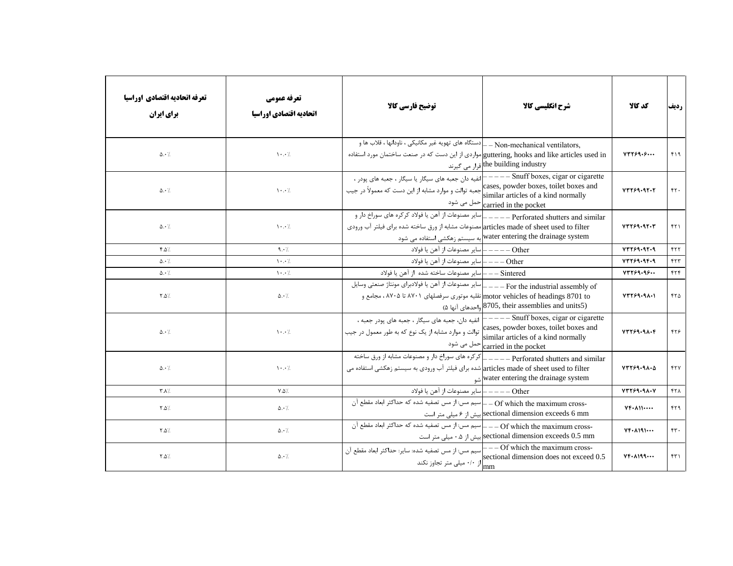| ردیف | کد کالا | شرح انگلیسی کالا | توضیح فارسی کالا | تعرفه عمومی اتحادیه اقتصادی اوراسیا | تعرفه اتحادیه اقتصادی اوراسیا برای ایران |
|---|---|---|---|---|---|
| ۴۱۹ | ۷۳۲۶۹۰۶۰۰۰ | – – Non-mechanical ventilators, guttering, hooks and like articles used in the building industry | دستگاه های تهویه غیر مکانیکی ، ناودانها ، قلاب ها و مواردی از این دست که در صنعت ساختمان مورد استفاده قرار می گیرند | ۱۰.۰٪ | ۵.۰٪ |
| ۴۲۰ | ۷۳۲۶۹۰۹۲۰۲ | – – – – – Snuff boxes, cigar or cigarette cases, powder boxes, toilet boxes and similar articles of a kind normally carried in the pocket | انفیه دان جعبه های سیگار یا سیگار ، جعبه های پودر ، جعبه توالت و موارد مشابه از این دست که معمولاً در جیب حمل می شود | ۱۰.۰٪ | ۵.۰٪ |
| ۴۲۱ | ۷۳۲۶۹۰۹۲۰۳ | – – – – – Perforated shutters and similar articles made of sheet used to filter water entering the drainage system | سایر مصنوعات از آهن یا فولاد کرکره های سوراخ دار و مصنوعات مشابه از ورق ساخته شده برای فیلتر آب ورودی به سیستم زهکشی استفاده می شود | ۱۰.۰٪ | ۵.۰٪ |
| ۴۲۲ | ۷۳۲۶۹۰۹۲۰۹ | – – – – – Other | سایر مصنوعات از آهن یا فولاد | ۹.۰٪ | ۴.۵٪ |
| ۴۲۳ | ۷۳۲۶۹۰۹۴۰۹ | – – – – Other | سایر مصنوعات از آهن یا فولاد | ۱۰.۰٪ | ۵.۰٪ |
| ۴۲۴ | ۷۳۲۶۹۰۹۶۰۰ | – – – Sintered | سایر مصنوعات ساخته شده از آهن یا فولاد | ۱۰.۰٪ | ۵.۰٪ |
| ۴۲۵ | ۷۳۲۶۹۰۹۸۰۱ | – – – – For the industrial assembly of motor vehicles of headings 8701 to 8705, their assemblies and units5) | سایر مصنوعات از آهن یا فولادبرای مونتاژ صنعتی وسایل نقلیه موتوری سرفصلهای ۸۷۰۱ تا ۸۷۰۵ ، مجامع و واحدهای آنها ۵) | ۵.۰٪ | ۲.۵٪ |
| ۴۲۶ | ۷۳۲۶۹۰۹۸۰۴ | – – – – – Snuff boxes, cigar or cigarette cases, powder boxes, toilet boxes and similar articles of a kind normally carried in the pocket | انفیه دان، جعبه های سیگار ، جعبه های پودر جعبه ، توالت و موارد مشابه از یک نوع که به طور معمول در جیب حمل می شود | ۱۰.۰٪ | ۵.۰٪ |
| ۴۲۷ | ۷۳۲۶۹۰۹۸۰۵ | – – – – – Perforated shutters and similar articles made of sheet used to filter water entering the drainage system | کرکره های سوراخ دار و مصنوعات مشابه از ورق ساخته شده برای فیلتر آب ورودی به سیستم زهکشی استفاده می شو | ۱۰.۰٪ | ۵.۰٪ |
| ۴۲۸ | ۷۳۲۶۹۰۹۸۰۷ | – – – – – Other | سایر مصنوعات از آهن یا فولاد | ۷.۵٪ | ۳.۸٪ |
| ۴۲۹ | ۷۴۰۸۱۱۰۰۰۰ | – – Of which the maximum cross-sectional dimension exceeds 6 mm | سیم مس: از مس تصفیه شده که حداکثر ابعاد مقطع آن بیش از ۶ میلی متر است | ۵.۰٪ | ۲.۵٪ |
| ۴۳۰ | ۷۴۰۸۱۹۱۰۰۰ | – – – Of which the maximum cross-sectional dimension exceeds 0.5 mm | سیم مس: از مس تصفیه شده که حداکثر ابعاد مقطع آن بیش از ۰.۵ میلی متر است | ۵.۰٪ | ۲.۵٪ |
| ۴۳۱ | ۷۴۰۸۱۹۹۰۰۰ | – – – Of which the maximum cross-sectional dimension does not exceed 0.5 mm | سیم مس: از مس تصفیه شده: سایر: حداکثر ابعاد مقطع آن از ۰/۰ میلی متر تجاوز نکند | ۵.۰٪ | ۲.۵٪ |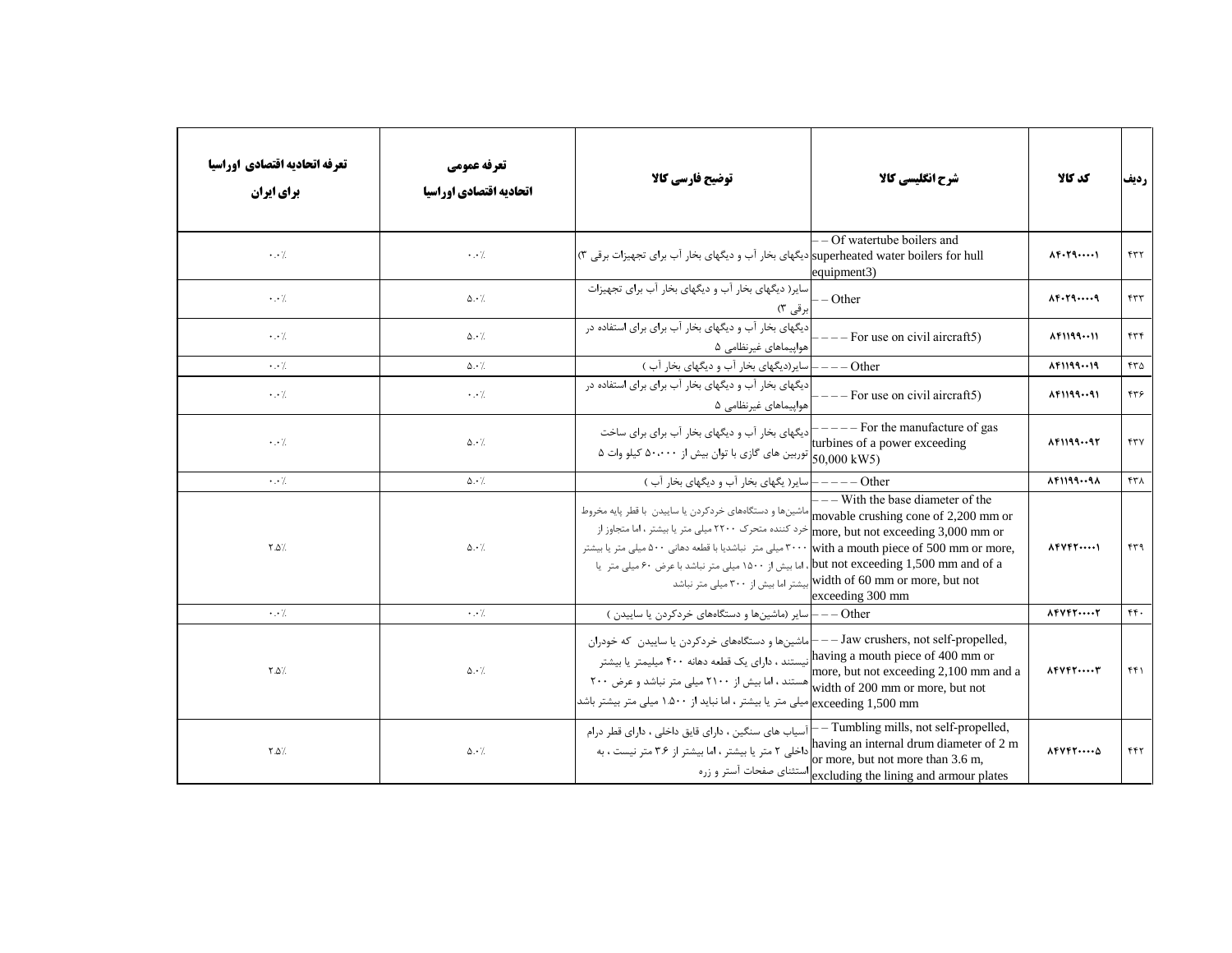| تعرفه اتحادیه اقتصادی اوراسیا برای ایران | تعرفه عمومی اتحادیه اقتصادی اوراسیا | توضیح فارسی کالا | شرح انگلیسی کالا | کد کالا | ردیف |
|---|---|---|---|---|---|
| ۰.۰٪ | ۰.۰٪ | دیگهای بخار آب و دیگهای بخار آب برای تجهیزات برقی ۳) | – – Of watertube boilers and superheated water boilers for hull equipment3) | ۸۴۰۲۹۰۰۰۰۱ | ۴۳۲ |
| ۰.۰٪ | ۵.۰٪ | سایر( دیگهای بخار آب و دیگهای بخار آب برای تجهیزات برقی ۳) | – – Other | ۸۴۰۲۹۰۰۰۰۹ | ۴۳۳ |
| ۰.۰٪ | ۵.۰٪ | دیگهای بخار آب و دیگهای بخار آب برای استفاده در هواپیماهای غیرنظامی ۵ | – – – – For use on civil aircraft5) | ۸۴۱۱۹۹۰۰۱۱ | ۴۳۴ |
| ۰.۰٪ | ۵.۰٪ | سایر(دیگهای بخار آب و دیگهای بخار آب ) | – – – – Other | ۸۴۱۱۹۹۰۰۱۹ | ۴۳۵ |
| ۰.۰٪ | ۰.۰٪ | دیگهای بخار آب و دیگهای بخار آب برای استفاده در هواپیماهای غیرنظامی ۵ | – – – – For use on civil aircraft5) | ۸۴۱۱۹۹۰۰۹۱ | ۴۳۶ |
| ۰.۰٪ | ۵.۰٪ | دیگهای بخار آب و دیگهای بخار آب برای برای ساخت توربین های گازی با توان بیش از ۵۰،۰۰۰ کیلو وات ۵ | – – – – – For the manufacture of gas turbines of a power exceeding 50,000 kW5) | ۸۴۱۱۹۹۰۰۹۲ | ۴۳۷ |
| ۰.۰٪ | ۵.۰٪ | سایر( یگهای بخار آب و دیگهای بخار آب ) | – – – – – Other | ۸۴۱۱۹۹۰۰۹۸ | ۴۳۸ |
| ۲.۵٪ | ۵.۰٪ | ماشین‌ها و دستگاههای خردکردن یا ساییدن با قطر پایه مخروط خرد کننده متحرک ۲۲۰۰ میلی متر یا بیشتر ، اما متجاوز از ۳۰۰۰ میلی متر نباشدیا با قطعه دهانی ۵۰۰ میلی متر یا بیشتر ، اما بیش از ۱۵۰۰ میلی متر نباشد با عرض ۶۰ میلی متر یا بیشتر اما بیش از ۳۰۰ میلی متر نباشد | – – – With the base diameter of the movable crushing cone of 2,200 mm or more, but not exceeding 3,000 mm or with a mouth piece of 500 mm or more, but not exceeding 1,500 mm and of a width of 60 mm or more, but not exceeding 300 mm | ۸۴۷۴۲۰۰۰۰۱ | ۴۳۹ |
| ۰.۰٪ | ۰.۰٪ | سایر (ماشین‌ها و دستگاههای خردکردن یا ساییدن ) | – – – Other | ۸۴۷۴۲۰۰۰۰۲ | ۴۴۰ |
| ۲.۵٪ | ۵.۰٪ | ماشین‌ها و دستگاههای خردکردن یا ساییدن که خودران نیستند ، دارای یک قطعه دهانه ۴۰۰ میلیمتر یا بیشتر هستند ، اما بیش از ۲۱۰۰ میلی متر نباشد و عرض ۲۰۰ میلی متر یا بیشتر ، اما نباید از ۱.۵۰۰ میلی متر بیشتر باشد | – – – Jaw crushers, not self-propelled, having a mouth piece of 400 mm or more, but not exceeding 2,100 mm and a width of 200 mm or more, but not exceeding 1,500 mm | ۸۴۷۴۲۰۰۰۰۳ | ۴۴۱ |
| ۲.۵٪ | ۵.۰٪ | آسیاب های سنگین ، دارای قابق داخلی ، دارای قطر درام داخلی ۲ متر یا بیشتر ، اما بیشتر از ۳.۶ متر نیست ، به استثنای صفحات آستر و زره | – – Tumbling mills, not self-propelled, having an internal drum diameter of 2 m or more, but not more than 3.6 m, excluding the lining and armour plates | ۸۴۷۴۲۰۰۰۰۵ | ۴۴۲ |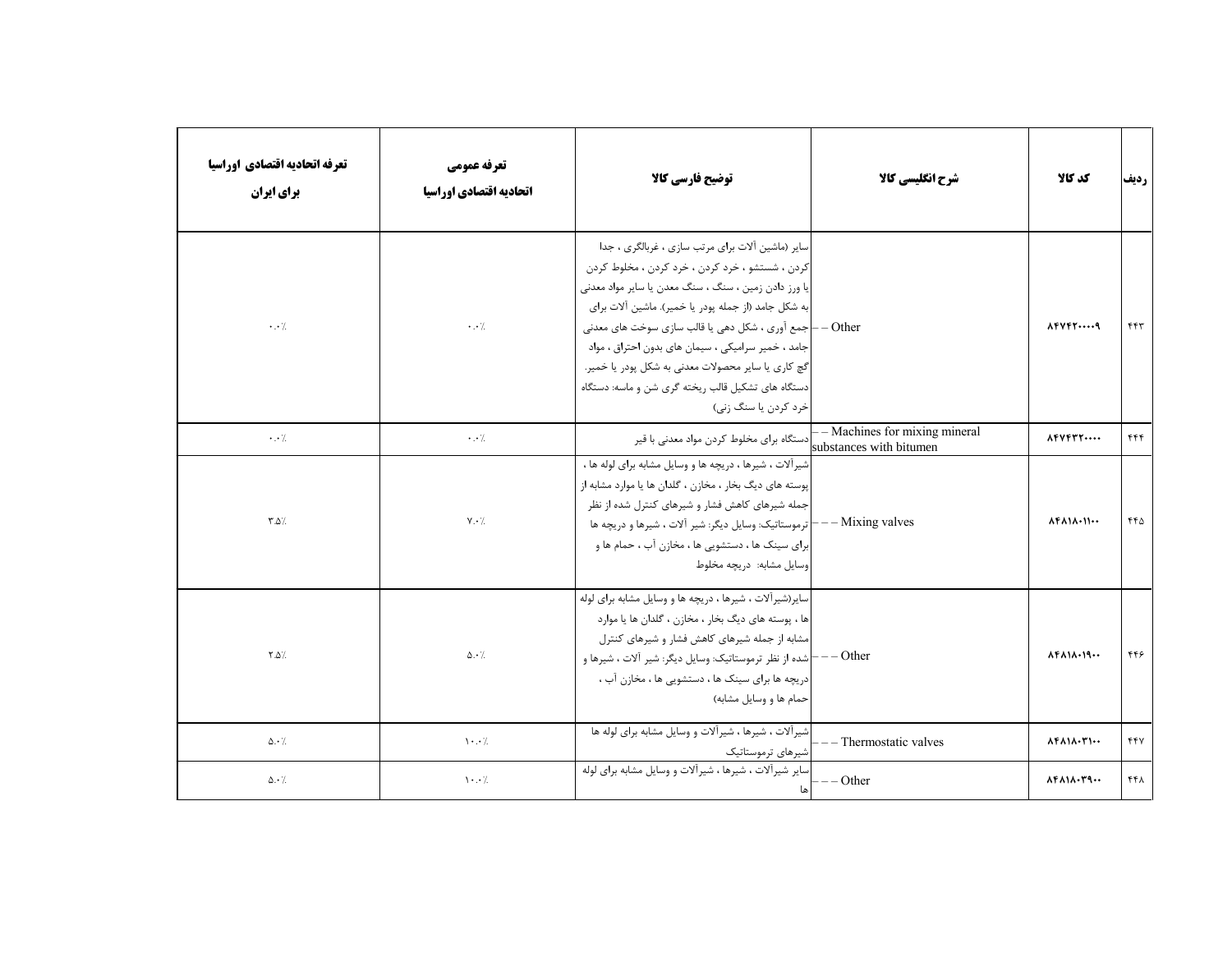| ردیف | کد کالا | شرح انگلیسی کالا | توضیح فارسی کالا | تعرفه عمومی اتحادیه اقتصادی اوراسیا | تعرفه اتحادیه اقتصادی اوراسیا برای ایران |
|---|---|---|---|---|---|
| ۴۴۳ | ۸۴۷۴۲۰۰۰۰۹ | – – Other | سایر (ماشین آلات برای مرتب سازی ، غربالگری ، جدا کردن ، شستشو ، خرد کردن ، خرد کردن ، مخلوط کردن یا ورز دادن زمین ، سنگ ، سنگ معدن یا سایر مواد معدنی به شکل جامد (از جمله پودر یا خمیر). ماشین آلات برای جمع آوری ، شکل دهی یا قالب سازی سوخت های معدنی جامد ، خمیر سرامیکی ، سیمان های بدون احتراق ، مواد گچ کاری یا سایر محصولات معدنی به شکل پودر یا خمیر. دستگاه های تشکیل قالب ریخته گری شن و ماسه؛ دستگاه خرد کردن یا سنگ زنی) | ۰.۰٪ | ۰.۰٪ |
| ۴۴۴ | ۸۴۷۴۳۲۰۰۰۰ | – – Machines for mixing mineral substances with bitumen | دستگاه برای مخلوط کردن مواد معدنی با قیر | ۰.۰٪ | ۰.۰٪ |
| ۴۴۵ | ۸۴۸۱۸۰۱۱۰۰ | – – – Mixing valves | شیرآلات ، شیرها ، دریچه ها و وسایل مشابه برای لوله ها ، پوسته های دیگ بخار ، مخازن ، گلدان ها یا موارد مشابه از جمله شیرهای کاهش فشار و شیرهای کنترل شده از نظر ترموستاتیک: وسایل دیگر: شیر آلات ، شیرها و دریچه ها برای سینک ها ، دستشویی ها ، مخازن آب ، حمام ها و وسایل مشابه: دریچه مخلوط | ۷.۰٪ | ۳.۵٪ |
| ۴۴۶ | ۸۴۸۱۸۰۱۹۰۰ | – – – Other | سایر(شیرآلات ، شیرها ، دریچه ها و وسایل مشابه برای لوله ها ، پوسته های دیگ بخار ، مخازن ، گلدان ها یا موارد مشابه از جمله شیرهای کاهش فشار و شیرهای کنترل شده از نظر ترموستاتیک: وسایل دیگر: شیر آلات ، شیرها و دریچه ها برای سینک ها ، دستشویی ها ، مخازن آب ، حمام ها و وسایل مشابه) | ۵.۰٪ | ۲.۵٪ |
| ۴۴۷ | ۸۴۸۱۸۰۳۱۰۰ | – – – Thermostatic valves | شیرآلات ، شیرها ، شیرآلات و وسایل مشابه برای لوله ها شیرهای ترموستاتیک | ۱۰.۰٪ | ۵.۰٪ |
| ۴۴۸ | ۸۴۸۱۸۰۳۹۰۰ | – – – Other | سایر شیرآلات ، شیرها ، شیرآلات و وسایل مشابه برای لوله ها | ۱۰.۰٪ | ۵.۰٪ |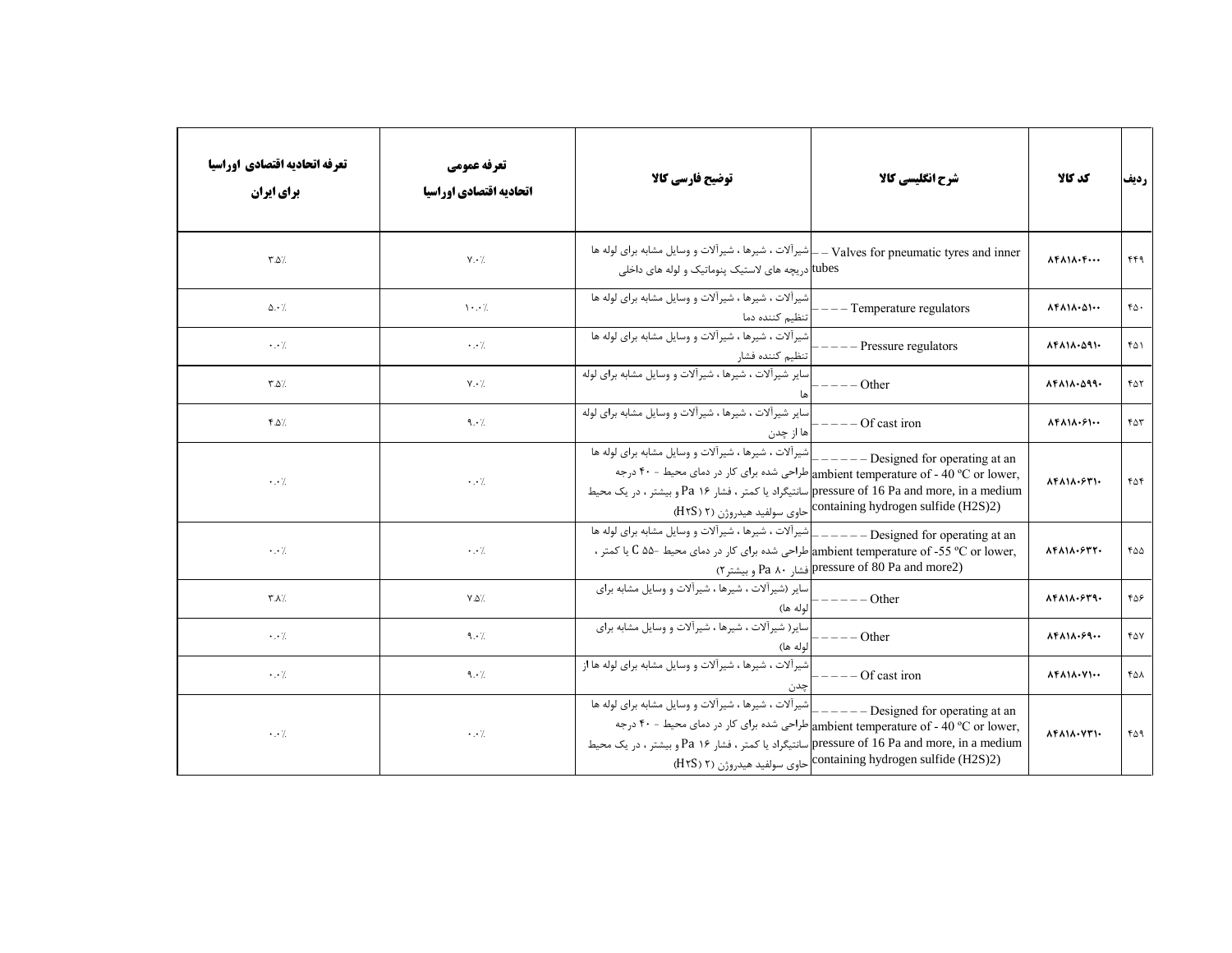| ردیف | کد کالا | شرح انگلیسی کالا | توضیح فارسی کالا | تعرفه عمومی اتحادیه اقتصادی اوراسیا | تعرفه اتحادیه اقتصادی اوراسیا برای ایران |
|---|---|---|---|---|---|
| ۴۴۹ | ۸۴۸۱۸۰۴۰۰۰ | – – Valves for pneumatic tyres and inner tubes | شیرآلات ، شیرها ، شیرآلات و وسایل مشابه برای لوله ها دریچه های لاستیک پنوماتیک و لوله های داخلی | ۷.۰٪ | ۳.۵٪ |
| ۴۵۰ | ۸۴۸۱۸۰۵۱۰۰ | – – – Temperature regulators | شیرآلات ، شیرها ، شیرآلات و وسایل مشابه برای لوله ها تنظیم کننده دما | ۱۰.۰٪ | ۵.۰٪ |
| ۴۵۱ | ۸۴۸۱۸۰۵۹۱۰ | – – – – Pressure regulators | شیرآلات ، شیرها ، شیرآلات و وسایل مشابه برای لوله ها تنظیم کننده فشار | ۰.۰٪ | ۰.۰٪ |
| ۴۵۲ | ۸۴۸۱۸۰۵۹۹۰ | – – – – Other | سایر شیرآلات ، شیرها ، شیرآلات و وسایل مشابه برای لوله ها | ۷.۰٪ | ۳.۵٪ |
| ۴۵۳ | ۸۴۸۱۸۰۶۱۰۰ | – – – – Of cast iron | سایر شیرآلات ، شیرها ، شیرآلات و وسایل مشابه برای لوله ها از چدن | ۹.۰٪ | ۴.۵٪ |
| ۴۵۴ | ۸۴۸۱۸۰۶۳۱۰ | – – – – – – Designed for operating at an ambient temperature of - 40 ºC or lower, pressure of 16 Pa and more, in a medium containing hydrogen sulfide (H2S)2) | شیرآلات ، شیرها ، شیرآلات و وسایل مشابه برای لوله ها طراحی شده برای کار در دمای محیط - ۴۰ درجه سانتیگراد یا کمتر ، فشار ۱۶ Pa و بیشتر ، در یک محیط حاوی سولفید هیدروژن (۲ (H۲S) | ۰.۰٪ | ۰.۰٪ |
| ۴۵۵ | ۸۴۸۱۸۰۶۳۲۰ | – – – – – – Designed for operating at an ambient temperature of -55 ºC or lower, pressure of 80 Pa and more2) | شیرآلات ، شیرها ، شیرآلات و وسایل مشابه برای لوله ها طراحی شده برای کار در دمای محیط -۵۵ C یا کمتر ، فشار ۸۰ Pa و بیشتر۲) | ۰.۰٪ | ۰.۰٪ |
| ۴۵۶ | ۸۴۸۱۸۰۶۳۹۰ | – – – – – – Other | سایر (شیرآلات ، شیرها ، شیرآلات و وسایل مشابه برای لوله ها) | ۷.۵٪ | ۳.۸٪ |
| ۴۵۷ | ۸۴۸۱۸۰۶۹۰۰ | – – – – – Other | سایر( شیرآلات ، شیرها ، شیرآلات و وسایل مشابه برای لوله ها) | ۹.۰٪ | ۰.۰٪ |
| ۴۵۸ | ۸۴۸۱۸۰۷۱۰۰ | – – – – – Of cast iron | شیرآلات ، شیرها ، شیرآلات و وسایل مشابه برای لوله ها از چدن | ۹.۰٪ | ۰.۰٪ |
| ۴۵۹ | ۸۴۸۱۸۰۷۳۱۰ | – – – – – – Designed for operating at an ambient temperature of - 40 ºC or lower, pressure of 16 Pa and more, in a medium containing hydrogen sulfide (H2S)2) | شیرآلات ، شیرها ، شیرآلات و وسایل مشابه برای لوله ها طراحی شده برای کار در دمای محیط - ۴۰ درجه سانتیگراد یا کمتر ، فشار ۱۶ Pa و بیشتر ، در یک محیط حاوی سولفید هیدروژن (۲ (H۲S) | ۰.۰٪ | ۰.۰٪ |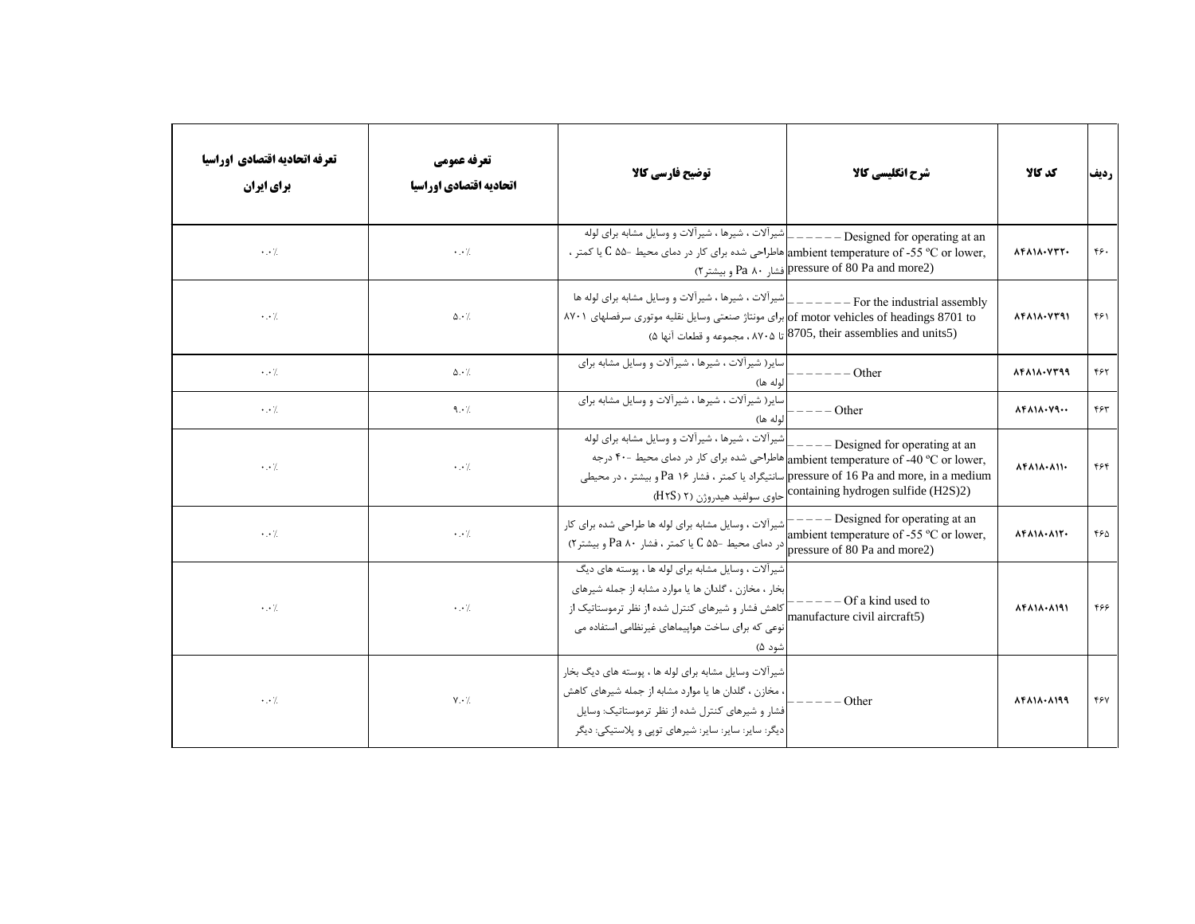| تعرفه اتحادیه اقتصادی اوراسیا برای ایران | تعرفه عمومی اتحادیه اقتصادی اوراسیا | توضیح فارسی کالا | شرح انگلیسی کالا | کد کالا | ردیف |
|---|---|---|---|---|---|
| ۰.۰٪ | ۰.۰٪ | شیرآلات ، شیرها ، شیرآلات و وسایل مشابه برای لوله هاطراحی شده برای کار در دمای محیط -۵۵ C یا کمتر ، فشار ۸۰ Pa و بیشتر۲) | – – – – – – Designed for operating at an ambient temperature of -55 ºC or lower, pressure of 80 Pa and more2) | ۸۴۸۱۸۰۷۳۲۰ | ۴۶۰ |
| ۰.۰٪ | ۵.۰٪ | شیرآلات ، شیرها ، شیرآلات و وسایل مشابه برای لوله ها برای مونتاژ صنعتی وسایل نقلیه موتوری سرفصلهای ۸۷۰۱ تا ۸۷۰۵ ، مجموعه و قطعات آنها ۵) | – – – – – – – For the industrial assembly of motor vehicles of headings 8701 to 8705, their assemblies and units5) | ۸۴۸۱۸۰۷۳۹۱ | ۴۶۱ |
| ۰.۰٪ | ۵.۰٪ | سایر( شیرآلات ، شیرها ، شیرآلات و وسایل مشابه برای لوله ها) | – – – – – – – Other | ۸۴۸۱۸۰۷۳۹۹ | ۴۶۲ |
| ۰.۰٪ | ۹.۰٪ | سایر( شیرآلات ، شیرها ، شیرآلات و وسایل مشابه برای لوله ها) | – – – – – Other | ۸۴۸۱۸۰۷۹۰۰ | ۴۶۳ |
| ۰.۰٪ | ۰.۰٪ | شیرآلات ، شیرها ، شیرآلات و وسایل مشابه برای لوله هاطراحی شده برای کار در دمای محیط -۴۰ درجه سانتیگراد یا کمتر ، فشار ۱۶ Pa و بیشتر ، در محیطی حاوی سولفید هیدروژن (H۲S) ۲) | – – – – – – Designed for operating at an ambient temperature of -40 ºC or lower, pressure of 16 Pa and more, in a medium containing hydrogen sulfide (H2S)2) | ۸۴۸۱۸۰۸۱۱۰ | ۴۶۴ |
| ۰.۰٪ | ۰.۰٪ | شیرآلات ، وسایل مشابه برای لوله ها طراحی شده برای کار در دمای محیط -۵۵ C یا کمتر ، فشار ۸۰ Pa و بیشتر۲) | – – – – – Designed for operating at an ambient temperature of -55 ºC or lower, pressure of 80 Pa and more2) | ۸۴۸۱۸۰۸۱۲۰ | ۴۶۵ |
| ۰.۰٪ | ۰.۰٪ | شیرآلات ، وسایل مشابه برای لوله ها ، پوسته های دیگ بخار ، مخازن ، گلدان ها یا موارد مشابه از جمله شیرهای کاهش فشار و شیرهای کنترل شده از نظر ترموستاتیک از نوعی که برای ساخت هواپیماهای غیرنظامی استفاده می شود ۵) | – – – – – – Of a kind used to manufacture civil aircraft5) | ۸۴۸۱۸۰۸۱۹۱ | ۴۶۶ |
| ۰.۰٪ | ۷.۰٪ | شیرآلات وسایل مشابه برای لوله ها ، پوسته های دیگ بخار ، مخازن ، گلدان ها یا موارد مشابه از جمله شیرهای کاهش فشار و شیرهای کنترل شده از نظر ترموستاتیک: وسایل دیگر: سایر: سایر: شیرهای توپی و پلاستیکی: دیگر | – – – – – – Other | ۸۴۸۱۸۰۸۱۹۹ | ۴۶۷ |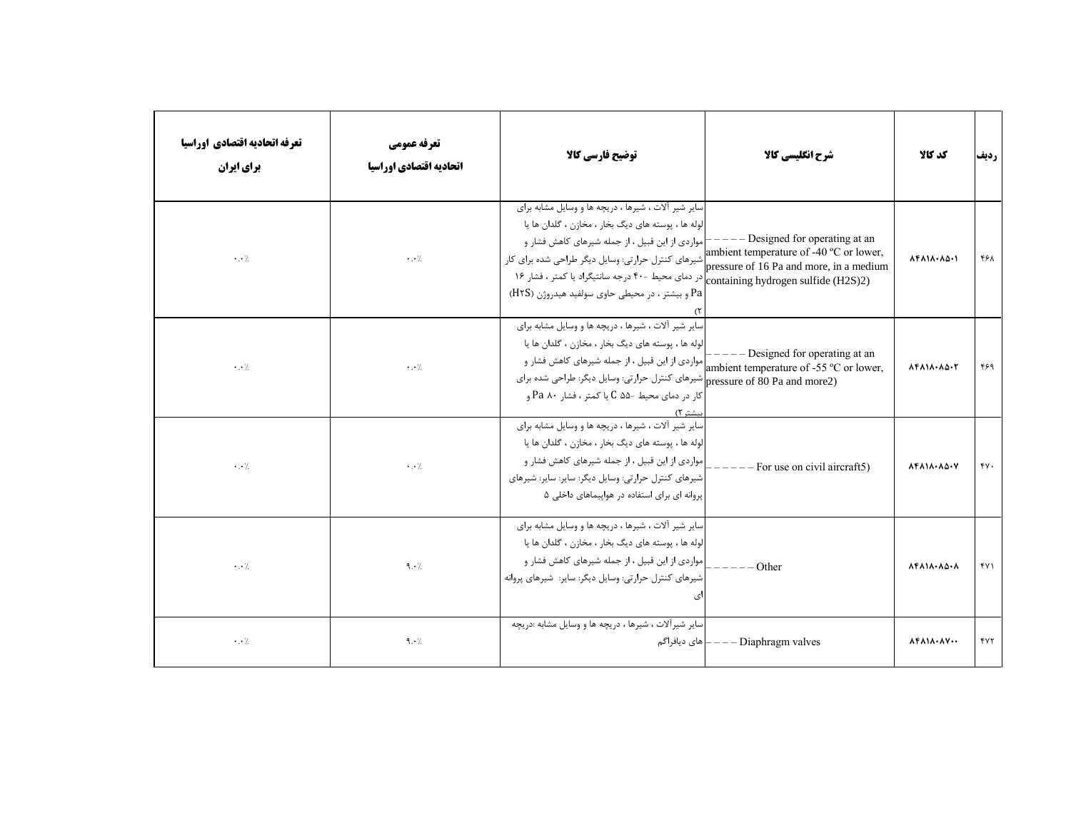| تعرفه اتحادیه اقتصادی اوراسیا برای ایران | تعرفه عمومی اتحادیه اقتصادی اوراسیا | توضیح فارسی کالا | شرح انگلیسی کالا | کد کالا | ردیف |
|---|---|---|---|---|---|
| ۰.۰٪ | ۰.۰٪ | سایر شیر آلات ، شیرها ، دریچه ها و وسایل مشابه برای لوله ها ، پوسته های دیگ بخار ، مخازن ، گلدان ها یا مواردی از این قبیل ، از جمله شیرهای کاهش فشار و شیرهای کنترل حرارتی: وسایل دیگر طراحی شده برای کار در دمای محیط -۴۰ درجه سانتیگراد یا کمتر ، فشار ۱۶ Pa و بیشتر ، در محیطی حاوی سولفید هیدروژن (H۲S) ۲) | – – – – – Designed for operating at an ambient temperature of -40 ºC or lower, pressure of 16 Pa and more, in a medium containing hydrogen sulfide (H2S)2) | ۸۴۸۱۸۰۸۵۰۱ | ۴۶۸ |
| ۰.۰٪ | ۰.۰٪ | سایر شیر آلات ، شیرها ، دریچه ها و وسایل مشابه برای لوله ها ، پوسته های دیگ بخار ، مخازن ، گلدان ها یا مواردی از این قبیل ، از جمله شیرهای کاهش فشار و شیرهای کنترل حرارتی: وسایل دیگر: طراحی شده برای کار در دمای محیط -۵۵ C یا کمتر ، فشار ۸۰ Pa و بیشتر ۲) | – – – – – Designed for operating at an ambient temperature of -55 ºC or lower, pressure of 80 Pa and more2) | ۸۴۸۱۸۰۸۵۰۲ | ۴۶۹ |
| ۰.۰٪ | ۰.۰٪ | سایر شیر آلات ، شیرها ، دریچه ها و وسایل مشابه برای لوله ها ، پوسته های دیگ بخار ، مخازن ، گلدان ها یا مواردی از این قبیل ، از جمله شیرهای کاهش فشار و شیرهای کنترل حرارتی: وسایل دیگر: سایر: سایر: شیرهای پروانه ای برای استفاده در هواپیماهای داخلی ۵ | – – – – – – For use on civil aircraft5) | ۸۴۸۱۸۰۸۵۰۷ | ۴۷۰ |
| ۰.۰٪ | ۹.۰٪ | سایر شیر آلات ، شیرها ، دریچه ها و وسایل مشابه برای لوله ها ، پوسته های دیگ بخار ، مخازن ، گلدان ها یا مواردی از این قبیل ، از جمله شیرهای کاهش فشار و شیرهای کنترل حرارتی: وسایل دیگر: سایر: شیرهای پروانه ای | – – – – – – Other | ۸۴۸۱۸۰۸۵۰۸ | ۴۷۱ |
| ۰.۰٪ | ۹.۰٪ | سایر شیرآلات ، شیرها ، دریچه ها و وسایل مشابه :دریچه های دیافراگم | – – – – Diaphragm valves | ۸۴۸۱۸۰۸۷۰۰ | ۴۷۲ |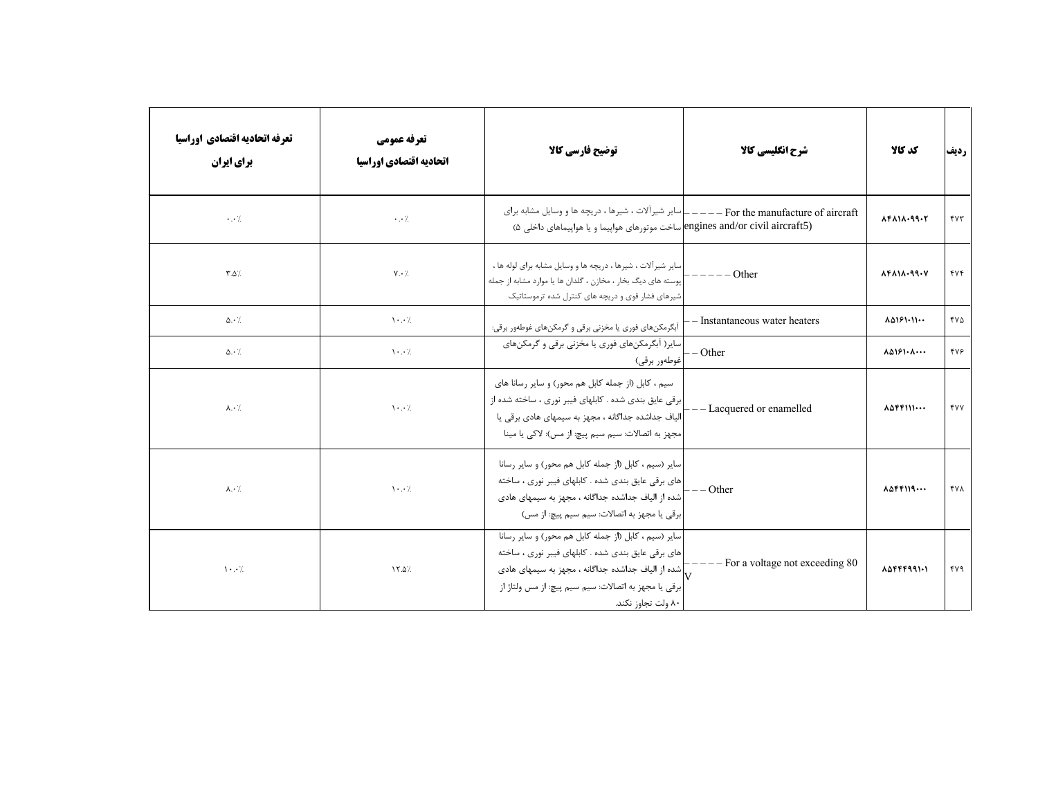| ردیف | کد کالا | شرح انگلیسی کالا | توضیح فارسی کالا | تعرفه عمومی اتحادیه اقتصادی اوراسیا | تعرفه اتحادیه اقتصادی اوراسیا برای ایران |
|---|---|---|---|---|---|
| ۴۷۳ | ۸۴۸۱۸۰۹۹۰۲ | – – – – – For the manufacture of aircraft engines and/or civil aircraft5) | سایر شیرآلات ، شیرها ، دریچه ها و وسایل مشابه برای ساخت موتورهای هواپیما و یا هواپیماهای داخلی ۵) | ۰.۰٪ | ۰.۰٪ |
| ۴۷۴ | ۸۴۸۱۸۰۹۹۰۷ | – – – – – – Other | سایر شیرآلات ، شیرها ، دریچه ها و وسایل مشابه برای لوله ها ، پوسته های دیگ بخار ، مخازن ، گلدان ها یا موارد مشابه از جمله شیرهای فشار قوی و دریچه های کنترل شده ترموستاتیک | ۷.۰٪ | ۳.۵٪ |
| ۴۷۵ | ۸۵۱۶۱۰۱۱۰۰ | – – Instantaneous water heaters | آبگرمکن‌های فوری یا مخزنی برقی و گرمکن‌های غوطه‌ور برقی: | ۱۰.۰٪ | ۵.۰٪ |
| ۴۷۶ | ۸۵۱۶۱۰۸۰۰۰ | – – Other | سایر( آبگرمکن‌های فوری یا مخزنی برقی و گرمکن‌های غوطه‌ور برقی) | ۱۰.۰٪ | ۵.۰٪ |
| ۴۷۷ | ۸۵۴۴۱۱۱۰۰۰ | – – – Lacquered or enamelled | سیم ، کابل (از جمله کابل هم محور) و سایر رسانا های برقی عایق بندی شده . کابلهای فیبر نوری ، ساخته شده از الیاف جداشده جداگانه ، مجهز به سیمهای هادی برقی یا مجهز به اتصالات: سیم سیم پیچ: از مس): لاکی یا مینا | ۱۰.۰٪ | ۸.۰٪ |
| ۴۷۸ | ۸۵۴۴۱۱۹۰۰۰ | – – – Other | سایر (سیم ، کابل (از جمله کابل هم محور) و سایر رسانا های برقی عایق بندی شده . کابلهای فیبر نوری ، ساخته شده از الیاف جداشده جداگانه ، مجهز به سیمهای هادی برقی یا مجهز به اتصالات: سیم سیم پیچ: از مس) | ۱۰.۰٪ | ۸.۰٪ |
| ۴۷۹ | ۸۵۴۴۴۹۹۱۰۱ | – – – – – For a voltage not exceeding 80 V | سایر (سیم ، کابل (از جمله کابل هم محور) و سایر رسانا های برقی عایق بندی شده . کابلهای فیبر نوری ، ساخته شده از الیاف جداشده جداگانه ، مجهز به سیمهای هادی برقی یا مجهز به اتصالات: سیم سیم پیچ: از مس ولتاژ از ۸۰ ولت تجاوز نکند. | ۱۲.۵٪ | ۱۰.۰٪ |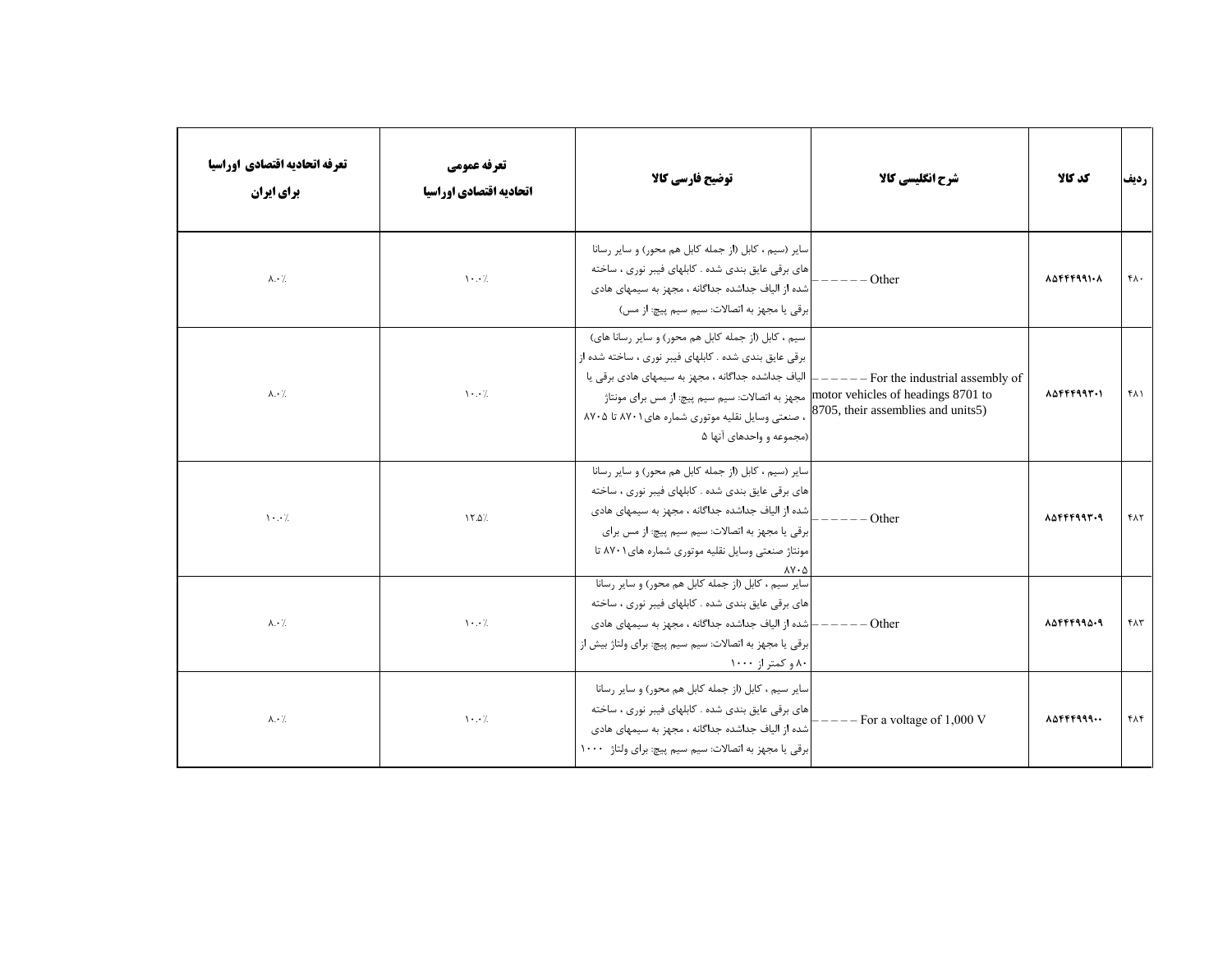| ردیف | کد کالا | شرح انگلیسی کالا | توضیح فارسی کالا | تعرفه عمومی اتحادیه اقتصادی اوراسیا | تعرفه اتحادیه اقتصادی اوراسیا برای ایران |
|---|---|---|---|---|---|
| ۴۸۰ | ۸۵۴۴۴۹۹۱۰۸ | – – – – – – Other | سایر (سیم ، کابل (از جمله کابل هم محور) و سایر رسانا های برقی عایق بندی شده . کابلهای فیبر نوری ، ساخته شده از الیاف جداشده جداگانه ، مجهز به سیمهای هادی برقی یا مجهز به اتصالات: سیم سیم پیچ: از مس) | ۱۰.۰٪ | ۸.۰٪ |
| ۴۸۱ | ۸۵۴۴۴۹۹۳۰۱ | – – – – – – For the industrial assembly of motor vehicles of headings 8701 to 8705, their assemblies and units5) | سیم ، کابل (از جمله کابل هم محور) و سایر رسانا های) برقی عایق بندی شده . کابلهای فیبر نوری ، ساخته شده از الیاف جداشده جداگانه ، مجهز به سیمهای هادی برقی یا مجهز به اتصالات: سیم سیم پیچ: از مس برای مونتاژ ، صنعتی وسایل نقلیه موتوری شماره های۸۷۰۱ تا ۸۷۰۵ (مجموعه و واحدهای آنها ۵ | ۱۰.۰٪ | ۸.۰٪ |
| ۴۸۲ | ۸۵۴۴۴۹۹۳۰۹ | – – – – – – Other | سایر (سیم ، کابل (از جمله کابل هم محور) و سایر رسانا های برقی عایق بندی شده . کابلهای فیبر نوری ، ساخته شده از الیاف جداشده جداگانه ، مجهز به سیمهای هادی برقی یا مجهز به اتصالات: سیم سیم پیچ: از مس برای مونتاژ صنعتی وسایل نقلیه موتوری شماره های۸۷۰۱ تا ۸۷۰۵ | ۱۲.۵٪ | ۱۰.۰٪ |
| ۴۸۳ | ۸۵۴۴۴۹۹۵۰۹ | – – – – – – Other | سایر سیم ، کابل (از جمله کابل هم محور) و سایر رسانا های برقی عایق بندی شده . کابلهای فیبر نوری ، ساخته شده از الیاف جداشده جداگانه ، مجهز به سیمهای هادی برقی یا مجهز به اتصالات: سیم سیم پیچ: برای ولتاژ بیش از ۸۰ و کمتر از ۱۰۰۰ | ۱۰.۰٪ | ۸.۰٪ |
| ۴۸۴ | ۸۵۴۴۴۹۹۹۰۰ | – – – – – For a voltage of 1,000 V | سایر سیم ، کابل (از جمله کابل هم محور) و سایر رسانا های برقی عایق بندی شده . کابلهای فیبر نوری ، ساخته شده از الیاف جداشده جداگانه ، مجهز به سیمهای هادی برقی یا مجهز به اتصالات: سیم سیم پیچ: برای ولتاژ ۱۰۰۰ | ۱۰.۰٪ | ۸.۰٪ |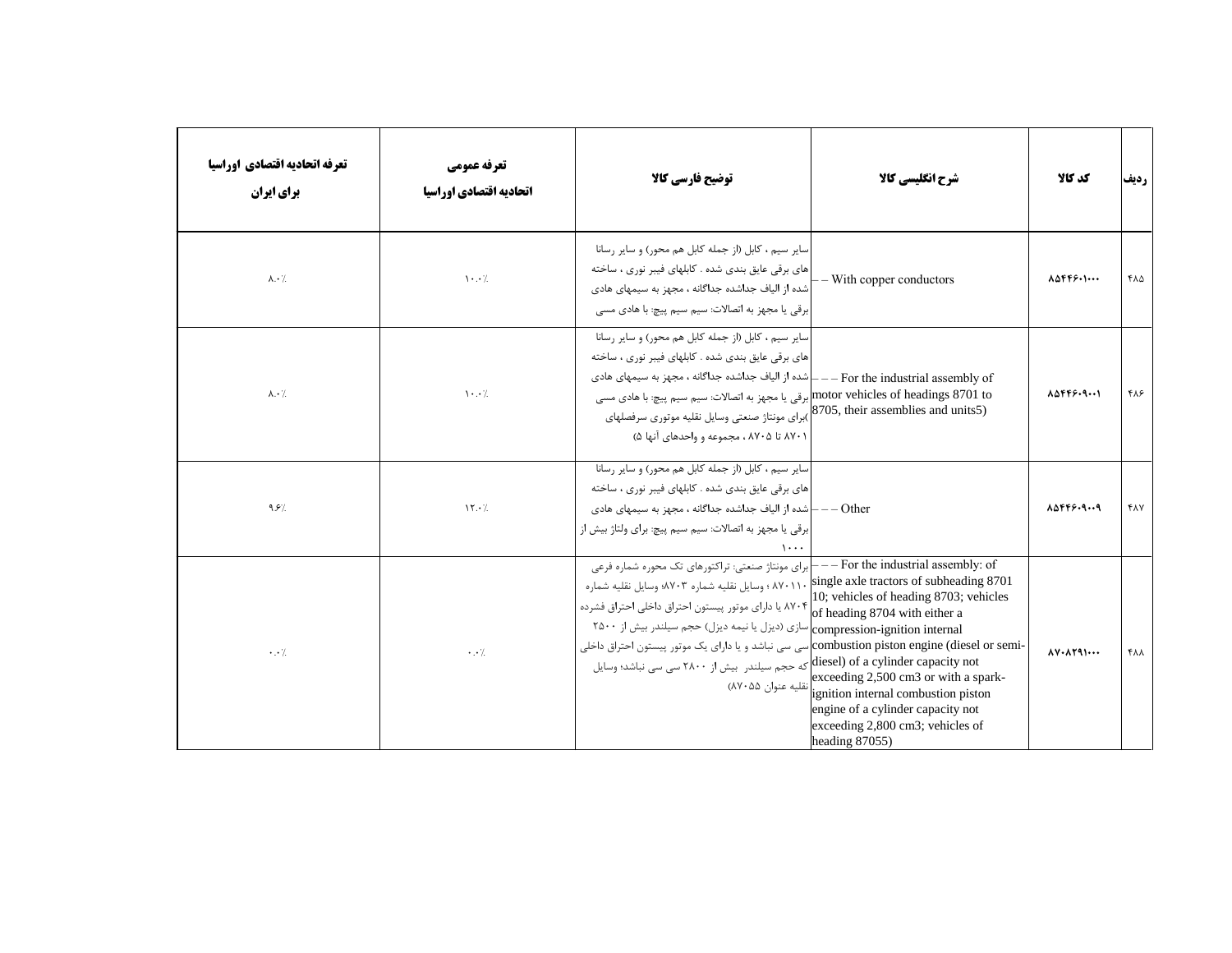| ردیف | کد کالا | شرح انگلیسی کالا | توضیح فارسی کالا | تعرفه عمومی اتحادیه اقتصادی اوراسیا | تعرفه اتحادیه اقتصادی اوراسیا برای ایران |
|---|---|---|---|---|---|
| ۴۸۵ | ۸۵۴۴۶۰۱۰۰۰ | – – With copper conductors | سایر سیم ، کابل (از جمله کابل هم محور) و سایر رسانا های برقی عایق بندی شده . کابلهای فیبر نوری ، ساخته شده از الیاف جداشده جداگانه ، مجهز به سیمهای هادی برقی یا مجهز به اتصالات: سیم سیم پیچ: با هادی مسی | ۱۰.۰٪ | ۸.۰٪ |
| ۴۸۶ | ۸۵۴۴۶۰۹۰۰۱ | – – – For the industrial assembly of motor vehicles of headings 8701 to 8705, their assemblies and units5) | سایر سیم ، کابل (از جمله کابل هم محور) و سایر رسانا های برقی عایق بندی شده . کابلهای فیبر نوری ، ساخته شده از الیاف جداشده جداگانه ، مجهز به سیمهای هادی برقی یا مجهز به اتصالات: سیم سیم پیچ: با هادی مسی )برای مونتاژ صنعتی وسایل نقلیه موتوری سرفصلهای ۸۷۰۱ تا ۸۷۰۵ ، مجموعه و واحدهای آنها ۵) | ۱۰.۰٪ | ۸.۰٪ |
| ۴۸۷ | ۸۵۴۴۶۰۹۰۰۹ | – – – Other | سایر سیم ، کابل (از جمله کابل هم محور) و سایر رسانا های برقی عایق بندی شده . کابلهای فیبر نوری ، ساخته شده از الیاف جداشده جداگانه ، مجهز به سیمهای هادی برقی یا مجهز به اتصالات: سیم سیم پیچ: برای ولتاژ بیش از ۱۰۰۰ | ۱۲.۰٪ | ۹.۶٪ |
| ۴۸۸ | ۸۷۰۸۲۹۱۰۰۰ | – – – For the industrial assembly: of single axle tractors of subheading 8701 10; vehicles of heading 8703; vehicles of heading 8704 with either a compression-ignition internal combustion piston engine (diesel or semi-diesel) of a cylinder capacity not exceeding 2,500 cm3 or with a spark-ignition internal combustion piston engine of a cylinder capacity not exceeding 2,800 cm3; vehicles of heading 87055) | برای مونتاژ صنعتی: تراکتورهای تک محوره شماره فرعی ۸۷۰۱۱۰ ؛ وسایل نقلیه شماره ۸۷۰۳؛ وسایل نقلیه شماره ۸۷۰۴ یا دارای موتور پیستون احتراق داخلی احتراق فشرده سازی (دیزل یا نیمه دیزل) حجم سیلندر بیش از ۲۵۰۰ سی سی نباشد و یا دارای یک موتور پیستون احتراق داخلی که حجم سیلندر بیش از ۲۸۰۰ سی سی نباشد؛ وسایل نقلیه عنوان ۸۷۰۵۵) | ۰.۰٪ | ۰.۰٪ |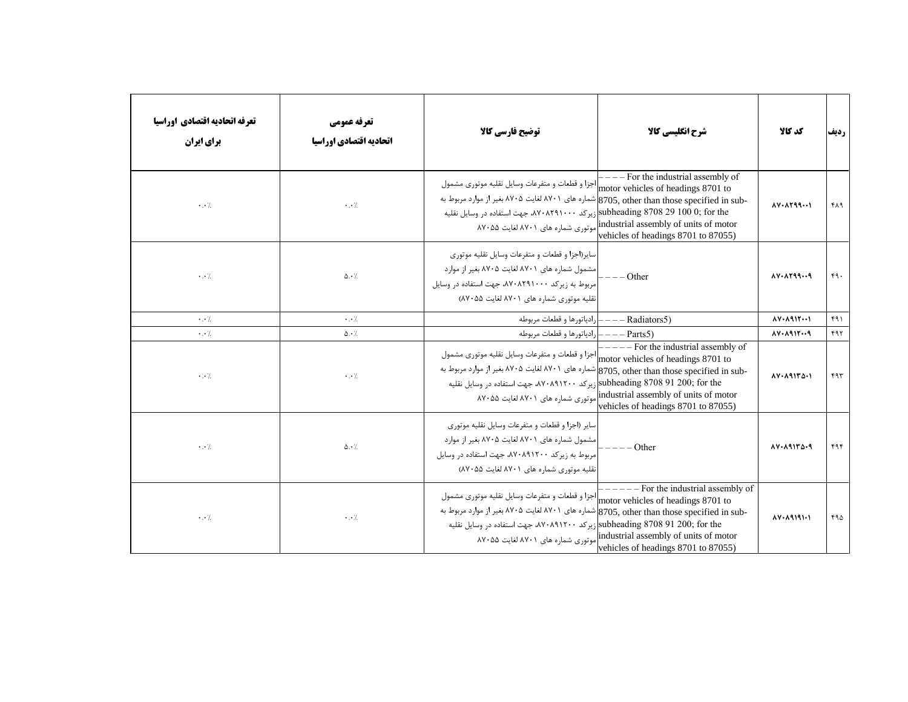| تعرفه اتحادیه اقتصادی اوراسیا برای ایران | تعرفه عمومی اتحادیه اقتصادی اوراسیا | توضیح فارسی کالا | شرح انگلیسی کالا | کد کالا | ردیف |
|---|---|---|---|---|---|
| ۰.۰٪ | ۰.۰٪ | اجزا و قطعات و متفرعات وسایل نقلیه موتوری مشمول شماره های ۸۷۰۱ لغایت ۸۷۰۵ بغیر از موارد مربوط به زیرکد ۸۷۰۸۲۹۱۰۰۰، جهت استفاده در وسایل نقلیه موتوری شماره های ۸۷۰۱ لغایت ۸۷۰۵۵ | – – – – For the industrial assembly of motor vehicles of headings 8701 to 8705, other than those specified in sub-subheading 8708 29 100 0; for the industrial assembly of units of motor vehicles of headings 8701 to 87055) | ۸۷۰۸۲۹۹۰۰۱ | ۴۸۹ |
| ۰.۰٪ | ۵.۰٪ | سایر(اجزا و قطعات و متفرعات وسایل نقلیه موتوری مشمول شماره های ۸۷۰۱ لغایت ۸۷۰۵ بغیر از موارد مربوط به زیرکد ۸۷۰۸۲۹۱۰۰۰، جهت استفاده در وسایل نقلیه موتوری شماره های ۸۷۰۱ لغایت ۸۷۰۵۵) | – – – – Other | ۸۷۰۸۲۹۹۰۰۹ | ۴۹۰ |
| ۰.۰٪ | ۰.۰٪ | رادیاتورها و قطعات مربوطه | – – – – Radiators5) | ۸۷۰۸۹۱۲۰۰۱ | ۴۹۱ |
| ۰.۰٪ | ۵.۰٪ | رادیاتورها و قطعات مربوطه | – – – – Parts5) | ۸۷۰۸۹۱۲۰۰۹ | ۴۹۲ |
| ۰.۰٪ | ۰.۰٪ | اجزا و قطعات و متفرعات وسایل نقلیه موتوری مشمول شماره های ۸۷۰۱ لغایت ۸۷۰۵ بغیر از موارد مربوط به زیرکد ۸۷۰۸۹۱۲۰۰، جهت استفاده در وسایل نقلیه موتوری شماره های ۸۷۰۱ لغایت ۸۷۰۵۵ | – – – – – For the industrial assembly of motor vehicles of headings 8701 to 8705, other than those specified in sub-subheading 8708 91 200; for the industrial assembly of units of motor vehicles of headings 8701 to 87055) | ۸۷۰۸۹۱۳۵۰۱ | ۴۹۳ |
| ۰.۰٪ | ۵.۰٪ | سایر (اجزا و قطعات و متفرعات وسایل نقلیه موتوری مشمول شماره های ۸۷۰۱ لغایت ۸۷۰۵ بغیر از موارد مربوط به زیرکد ۸۷۰۸۹۱۲۰۰، جهت استفاده در وسایل نقلیه موتوری شماره های ۸۷۰۱ لغایت ۸۷۰۵۵) | – – – – – Other | ۸۷۰۸۹۱۳۵۰۹ | ۴۹۴ |
| ۰.۰٪ | ۰.۰٪ | اجزا و قطعات و متفرعات وسایل نقلیه موتوری مشمول شماره های ۸۷۰۱ لغایت ۸۷۰۵ بغیر از موارد مربوط به زیرکد ۸۷۰۸۹۱۲۰۰، جهت استفاده در وسایل نقلیه موتوری شماره های ۸۷۰۱ لغایت ۸۷۰۵۵ | – – – – – – For the industrial assembly of motor vehicles of headings 8701 to 8705, other than those specified in sub-subheading 8708 91 200; for the industrial assembly of units of motor vehicles of headings 8701 to 87055) | ۸۷۰۸۹۱۹۱۰۱ | ۴۹۵ |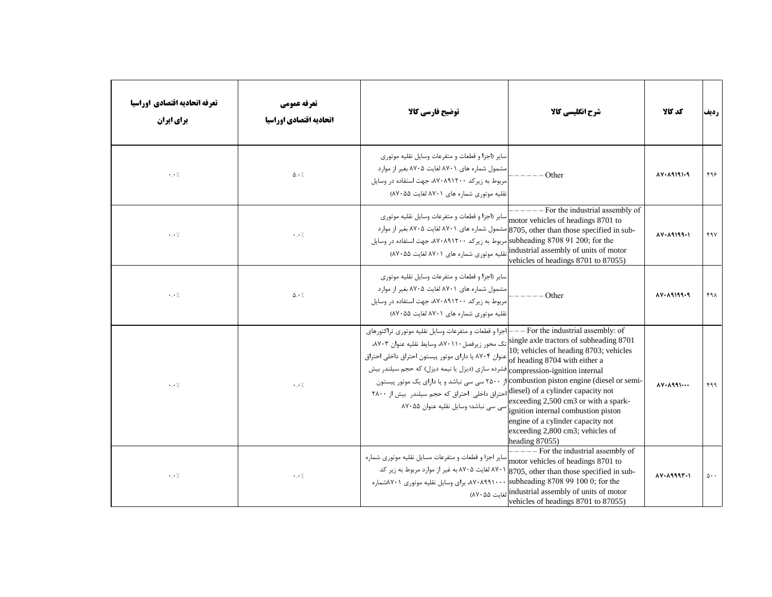| ردیف | کد کالا | شرح انگلیسی کالا | توضیح فارسی کالا | تعرفه عمومی اتحادیه اقتصادی اوراسیا | تعرفه اتحادیه اقتصادی اوراسیا برای ایران |
|---|---|---|---|---|---|
| ۴۹۶ | ۸۷۰۸۹۱۹۱۰۹ | – – – – – – Other | سایر (اجزا و قطعات و متفرعات وسایل نقلیه موتوری مشمول شماره های ۸۷۰۱ لغایت ۸۷۰۵ بغیر از موارد مربوط به زیرکد ۸۷۰۸۹۱۲۰۰، جهت استفاده در وسایل نقلیه موتوری شماره های ۸۷۰۱ لغایت ۸۷۰۵۵) | ۵.۰٪ | ۰.۰٪ |
| ۴۹۷ | ۸۷۰۸۹۱۹۹۰۱ | – – – – – – For the industrial assembly of motor vehicles of headings 8701 to 8705, other than those specified in sub-subheading 8708 91 200; for the industrial assembly of units of motor vehicles of headings 8701 to 87055) | سایر (اجزا و قطعات و متفرعات وسایل نقلیه موتوری مشمول شماره های ۸۷۰۱ لغایت ۸۷۰۵ بغیر از موارد مربوط به زیرکد ۸۷۰۸۹۱۲۰۰، جهت استفاده در وسایل نقلیه موتوری شماره های ۸۷۰۱ لغایت ۸۷۰۵۵) | ۰.۰٪ | ۰.۰٪ |
| ۴۹۸ | ۸۷۰۸۹۱۹۹۰۹ | – – – – – – Other | سایر (اجزا و قطعات و متفرعات وسایل نقلیه موتوری مشمول شماره های ۸۷۰۱ لغایت ۸۷۰۵ بغیر از موارد مربوط به زیرکد ۸۷۰۸۹۱۲۰۰، جهت استفاده در وسایل نقلیه موتوری شماره های ۸۷۰۱ لغایت ۸۷۰۵۵) | ۵.۰٪ | ۰.۰٪ |
| ۴۹۹ | ۸۷۰۸۹۹۱۰۰۰ | – – – For the industrial assembly: of single axle tractors of subheading 8701 10; vehicles of heading 8703; vehicles of heading 8704 with either a compression-ignition internal combustion piston engine (diesel or semi-diesel) of a cylinder capacity not exceeding 2,500 cm3 or with a spark-ignition internal combustion piston engine of a cylinder capacity not exceeding 2,800 cm3; vehicles of heading 87055) | اجزا و قطعات و متفرعات وسایل نقلیه موتوری تراکتورهای تک محور زیرفصل ۸۷۰۱۱۰، وسایط نقلیه عنوان ۸۷۰۳، عنوان ۸۷۰۴ یا دارای موتور پیستون احتراق داخلی احتراق فشرده سازی (دیزل یا نیمه دیزل) که حجم سیلندر بیش از ۲۵۰۰ سی سی نباشد و یا دارای یک موتور پیستون احتراق داخلی احتراق که حجم سیلندر بیش از ۲۸۰۰ سی سی نباشد؛ وسایل نقلیه عنوان ۸۷۰۵۵ | ۰.۰٪ | ۰.۰٪ |
| ۵۰۰ | ۸۷۰۸۹۹۹۳۰۱ | – – – – – For the industrial assembly of motor vehicles of headings 8701 to 8705, other than those specified in sub-subheading 8708 99 100 0; for the industrial assembly of units of motor vehicles of headings 8701 to 87055) | سایر اجزا و قطعات و متفرعات مسایل نقلیه موتوری شماره ۸۷۰۱ لغایت ۸۷۰۵ به غیر از موارد مربوط به زیر کد ۸۷۰۸۹۹۱۰۰۰، برای وسایل نقلیه موتوری ۸۷۰۱شماره لغایت ۸۷۰۵۵) | ۰.۰٪ | ۰.۰٪ |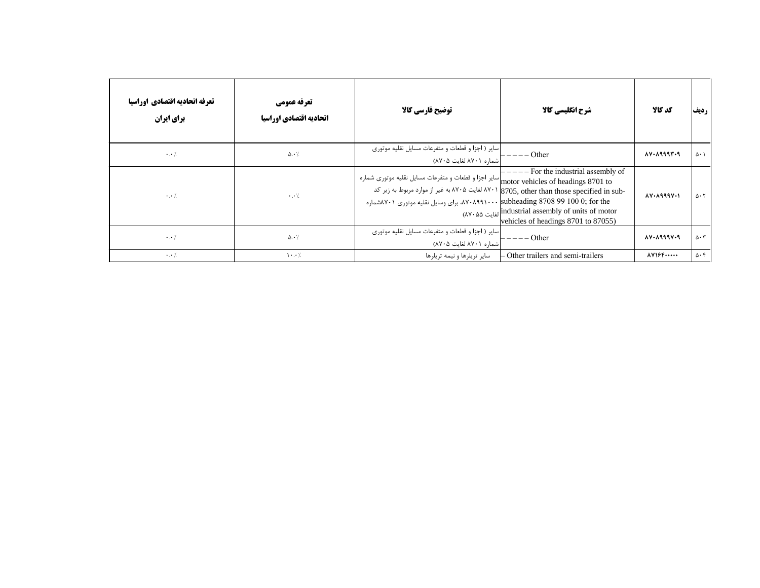| ردیف | کد کالا | شرح انگلیسی کالا | توضیح فارسی کالا | تعرفه عمومی اتحادیه اقتصادی اوراسیا | تعرفه اتحادیه اقتصادی اوراسیا برای ایران |
|---|---|---|---|---|---|
| ۵۰۱ | ۸۷۰۸۹۹۹۳۰۹ | – – – – – Other | سایر ( اجزا و قطعات و متفرعات مسایل نقلیه موتوری شماره ۸۷۰۱ لغایت ۸۷۰۵) | ۵.۰٪ | ۰.۰٪ |
| ۵۰۲ | ۸۷۰۸۹۹۹۷۰۱ | – – – – – For the industrial assembly of motor vehicles of headings 8701 to 8705, other than those specified in sub-subheading 8708 99 100 0; for the industrial assembly of units of motor vehicles of headings 8701 to 87055) | سایر اجزا و قطعات و متفرعات مسایل نقلیه موتوری شماره ۸۷۰۱ لغایت ۸۷۰۵ به غیر از موارد مربوط به زیر کد ۸۷۰۸۹۹۱۰۰۰، برای وسایل نقلیه موتوری ۸۷۰۱شماره لغایت ۸۷۰۵۵) | ۰.۰٪ | ۰.۰٪ |
| ۵۰۳ | ۸۷۰۸۹۹۹۷۰۹ | – – – – – Other | سایر ( اجزا و قطعات و متفرعات مسایل نقلیه موتوری شماره ۸۷۰۱ لغایت ۸۷۰۵) | ۵.۰٪ | ۰.۰٪ |
| ۵۰۴ | ۸۷۱۶۴۰۰۰۰۰ | – Other trailers and semi-trailers | سایر تریلرها و نیمه تریلرها | ۱۰.۰٪ | ۰.۰٪ |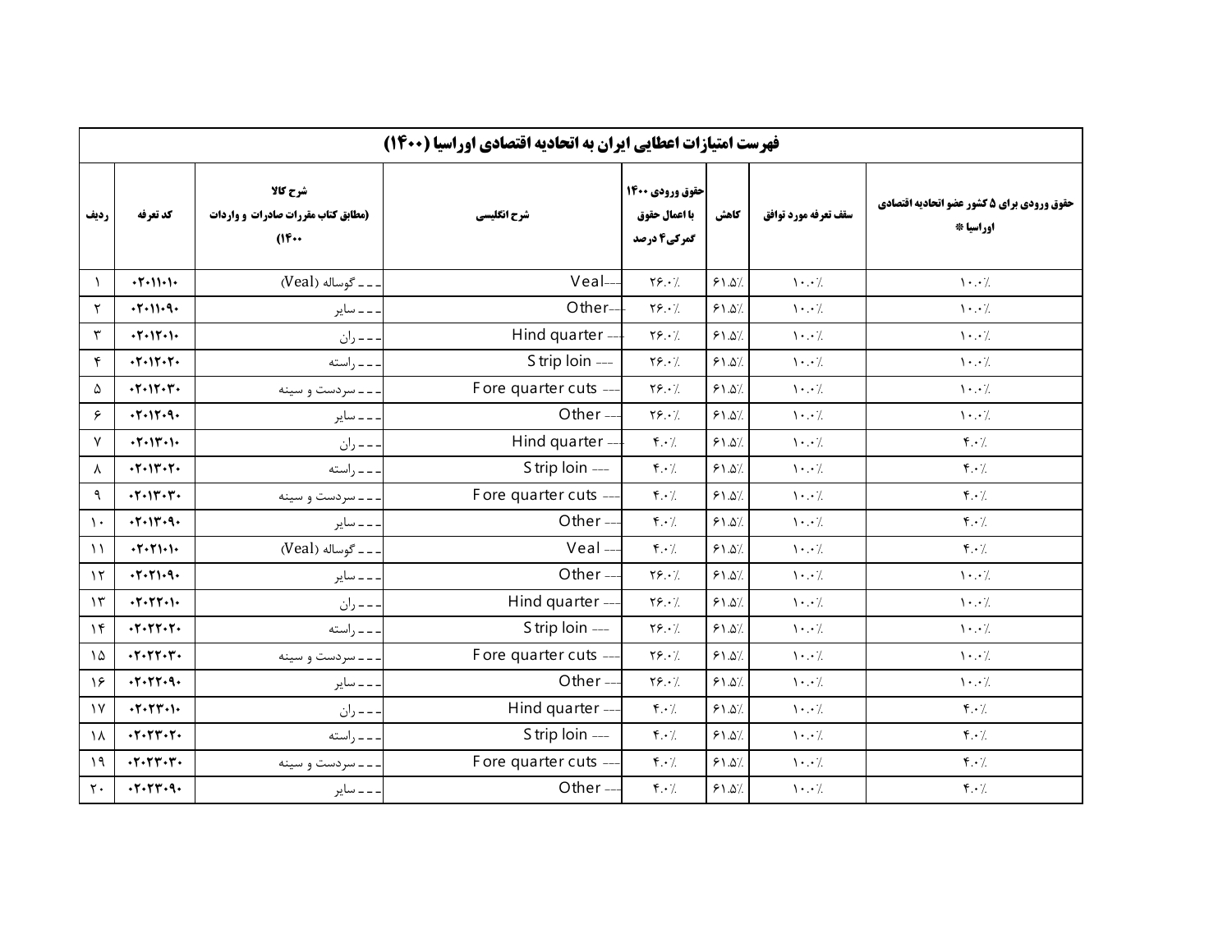| فهرست امتیازات اعطایی ایران به اتحادیه اقتصادی اوراسیا (۱۴۰۰) | | | | | | | |
|---|---|---|---|---|---|---|---|
| ردیف | کد تعرفه | شرح کالا (مطابق کتاب مقررات صادرات و واردات ۱۴۰۰) | شرح انگلیسی | حقوق ورودی ۱۴۰۰ با اعمال حقوق گمرکی ۴ درصد | کاهش | سقف تعرفه مورد توافق | حقوق ورودی برای ۵ کشور عضو اتحادیه اقتصادی اوراسیا * |
| ۱ | ۰۲۰۱۱۰۱۰ | - - - گوساله (Veal) | ---Veal | ۲۶.۰٪ | ۶۱.۵٪ | ۱۰.۰٪ | ۱۰.۰٪ |
| ۲ | ۰۲۰۱۱۰۹۰ | - - - سایر | ---Other | ۲۶.۰٪ | ۶۱.۵٪ | ۱۰.۰٪ | ۱۰.۰٪ |
| ۳ | ۰۲۰۱۲۰۱۰ | - - - ران | --- Hind quarter | ۲۶.۰٪ | ۶۱.۵٪ | ۱۰.۰٪ | ۱۰.۰٪ |
| ۴ | ۰۲۰۱۲۰۲۰ | - - - راسته | --- Strip loin | ۲۶.۰٪ | ۶۱.۵٪ | ۱۰.۰٪ | ۱۰.۰٪ |
| ۵ | ۰۲۰۱۲۰۳۰ | - - - سردست و سینه | --- Fore quarter cuts | ۲۶.۰٪ | ۶۱.۵٪ | ۱۰.۰٪ | ۱۰.۰٪ |
| ۶ | ۰۲۰۱۲۰۹۰ | - - - سایر | --- Other | ۲۶.۰٪ | ۶۱.۵٪ | ۱۰.۰٪ | ۱۰.۰٪ |
| ۷ | ۰۲۰۱۳۰۱۰ | - - - ران | --- Hind quarter | ۴.۰٪ | ۶۱.۵٪ | ۱۰.۰٪ | ۴.۰٪ |
| ۸ | ۰۲۰۱۳۰۲۰ | - - - راسته | --- Strip loin | ۴.۰٪ | ۶۱.۵٪ | ۱۰.۰٪ | ۴.۰٪ |
| ۹ | ۰۲۰۱۳۰۳۰ | - - - سردست و سینه | --- Fore quarter cuts | ۴.۰٪ | ۶۱.۵٪ | ۱۰.۰٪ | ۴.۰٪ |
| ۱۰ | ۰۲۰۱۳۰۹۰ | - - - سایر | --- Other | ۴.۰٪ | ۶۱.۵٪ | ۱۰.۰٪ | ۴.۰٪ |
| ۱۱ | ۰۲۰۲۱۰۱۰ | - - - گوساله (Veal) | --- Veal | ۴.۰٪ | ۶۱.۵٪ | ۱۰.۰٪ | ۴.۰٪ |
| ۱۲ | ۰۲۰۲۱۰۹۰ | - - - سایر | --- Other | ۲۶.۰٪ | ۶۱.۵٪ | ۱۰.۰٪ | ۱۰.۰٪ |
| ۱۳ | ۰۲۰۲۲۰۱۰ | - - - ران | --- Hind quarter | ۲۶.۰٪ | ۶۱.۵٪ | ۱۰.۰٪ | ۱۰.۰٪ |
| ۱۴ | ۰۲۰۲۲۰۲۰ | - - - راسته | --- Strip loin | ۲۶.۰٪ | ۶۱.۵٪ | ۱۰.۰٪ | ۱۰.۰٪ |
| ۱۵ | ۰۲۰۲۲۰۳۰ | - - - سردست و سینه | --- Fore quarter cuts | ۲۶.۰٪ | ۶۱.۵٪ | ۱۰.۰٪ | ۱۰.۰٪ |
| ۱۶ | ۰۲۰۲۲۰۹۰ | - - - سایر | --- Other | ۲۶.۰٪ | ۶۱.۵٪ | ۱۰.۰٪ | ۱۰.۰٪ |
| ۱۷ | ۰۲۰۲۳۰۱۰ | - - - ران | --- Hind quarter | ۴.۰٪ | ۶۱.۵٪ | ۱۰.۰٪ | ۴.۰٪ |
| ۱۸ | ۰۲۰۲۳۰۲۰ | - - - راسته | --- Strip loin | ۴.۰٪ | ۶۱.۵٪ | ۱۰.۰٪ | ۴.۰٪ |
| ۱۹ | ۰۲۰۲۳۰۳۰ | - - - سردست و سینه | --- Fore quarter cuts | ۴.۰٪ | ۶۱.۵٪ | ۱۰.۰٪ | ۴.۰٪ |
| ۲۰ | ۰۲۰۲۳۰۹۰ | - - - سایر | --- Other | ۴.۰٪ | ۶۱.۵٪ | ۱۰.۰٪ | ۴.۰٪ |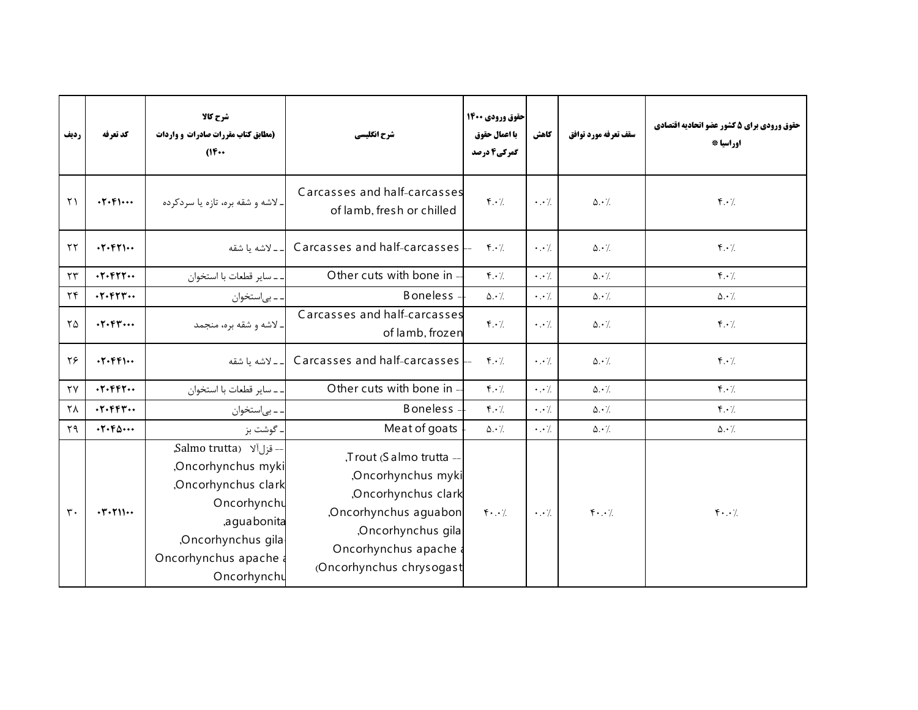| ردیف | کد تعرفه | شرح کالا (مطابق کتاب مقررات صادرات و واردات ۱۴۰۰) | شرح انگلیسی | حقوق ورودی ۱۴۰۰ با اعمال حقوق گمرکی۴ درصد | کاهش | سقف تعرفه مورد توافق | حقوق ورودی برای ۵ کشور عضو اتحادیه اقتصادی اوراسیا * |
|---|---|---|---|---|---|---|---|
| ۲۱ | ۰۲۰۴۱۰۰۰ | ـ لاشه و شقه بره، تازه یا سردکرده | - Carcasses and half-carcasses of lamb, fresh or chilled | ۴۰٪ | ۰.۰٪ | ۵۰٪ | ۴۰٪ |
| ۲۲ | ۰۲۰۴۲۱۰۰ | ـ ـ لاشه یا شقه | -- Carcasses and half-carcasses | ۴۰٪ | ۰.۰٪ | ۵۰٪ | ۴۰٪ |
| ۲۳ | ۰۲۰۴۲۲۰۰ | ـ ـ سایر قطعات با استخوان | -- Other cuts with bone in | ۴۰٪ | ۰.۰٪ | ۵۰٪ | ۴۰٪ |
| ۲۴ | ۰۲۰۴۲۳۰۰ | ـ ـ بی‌استخوان | -- Boneless | ۵۰٪ | ۰.۰٪ | ۵۰٪ | ۵۰٪ |
| ۲۵ | ۰۲۰۴۳۰۰۰ | ـ لاشه و شقه بره، منجمد | - Carcasses and half-carcasses of lamb, frozen | ۴۰٪ | ۰.۰٪ | ۵۰٪ | ۴۰٪ |
| ۲۶ | ۰۲۰۴۴۱۰۰ | ـ ـ لاشه یا شقه | -- Carcasses and half-carcasses | ۴۰٪ | ۰.۰٪ | ۵۰٪ | ۴۰٪ |
| ۲۷ | ۰۲۰۴۴۲۰۰ | ـ ـ سایر قطعات با استخوان | -- Other cuts with bone in | ۴۰٪ | ۰.۰٪ | ۵۰٪ | ۴۰٪ |
| ۲۸ | ۰۲۰۴۴۳۰۰ | ـ ـ بی‌استخوان | -- Boneless | ۴۰٪ | ۰.۰٪ | ۵۰٪ | ۴۰٪ |
| ۲۹ | ۰۲۰۴۵۰۰۰ | ـ گوشت بز | - Meat of goats | ۵۰٪ | ۰.۰٪ | ۵۰٪ | ۵۰٪ |
| ۳۰ | ۰۳۰۲۱۱۰۰ | -- قزل‌آلا (Salmo trutta, Oncorhynchus myki, Oncorhynchus clark, Oncorhynchu, aguabonita, Oncorhynchus gila, Oncorhynchus apache a Oncorhynchu | -- Trout (Salmo trutta, Oncorhynchus myki, Oncorhynchus clark, Oncorhynchus aguabon, Oncorhynchus gila, Oncorhynchus apache a Oncorhynchus chrysogast) | ۴۰.۰٪ | ۰.۰٪ | ۴۰.۰٪ | ۴۰.۰٪ |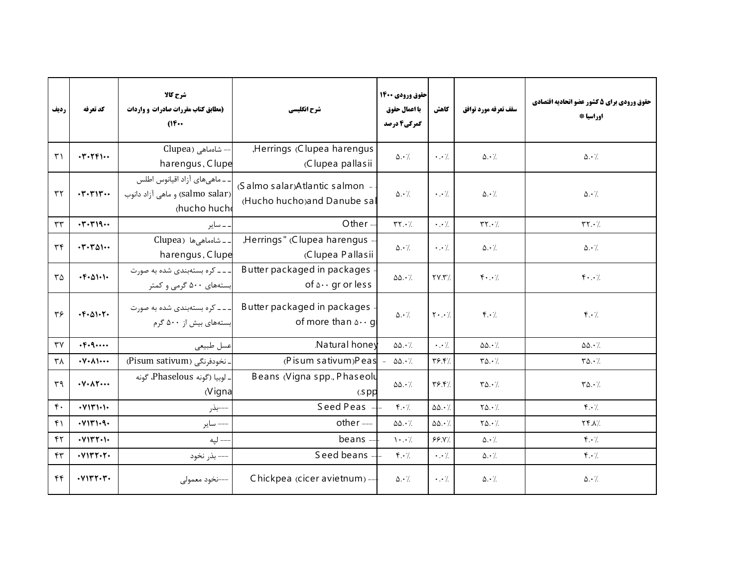| ردیف | کد تعرفه | شرح کالا (مطابق کتاب مقررات صادرات و واردات ۱۴۰۰) | شرح انگلیسی | حقوق ورودی ۱۴۰۰ با اعمال حقوق گمرکی ۴ درصد | کاهش | سقف تعرفه مورد توافق | حقوق ورودی برای ۵ کشور عضو اتحادیه اقتصادی اوراسیا * |
|---|---|---|---|---|---|---|---|
| ۳۱ | ۰۳۰۲۴۱۰۰ | -- شاه‌ماهی (Clupea harengus, Clupe | Herrings (Clupea harengus, Clupea pallasii) | ۵.۰٪ | ۰.۰٪ | ۵.۰٪ | ۵.۰٪ |
| ۳۲ | ۰۳۰۳۱۳۰۰ | -- ماهی‌های آزاد اقیانوس اطلس (salmo salar) و ماهی آزاد دانوب (hucho hucho | -- Atlantic salmon (Salmo salar) and Danube sal (Hucho hucho) | ۵.۰٪ | ۰.۰٪ | ۵.۰٪ | ۵.۰٪ |
| ۳۳ | ۰۳۰۳۱۹۰۰ | -- سایر | -- Other | ۳۲.۰٪ | ۰.۰٪ | ۳۲.۰٪ | ۳۲.۰٪ |
| ۳۴ | ۰۳۰۳۵۱۰۰ | -- شاه‌ماهی‌ها (Clupea harengus, Clupe | -- Herrings" (Clupea harengus, Clupea Pallasii) | ۵.۰٪ | ۰.۰٪ | ۵.۰٪ | ۵.۰٪ |
| ۳۵ | ۰۴۰۵۱۰۱۰ | --- کره بسته‌بندی شده به صورت بسته‌های ۵۰۰ گرمی و کمتر | - Butter packaged in packages of ۵۰۰ gr or less | ۵۵.۰٪ | ۲۷.۳٪ | ۴۰.۰٪ | ۴۰.۰٪ |
| ۳۶ | ۰۴۰۵۱۰۲۰ | --- کره بسته‌بندی شده به صورت بسته‌های بیش از ۵۰۰ گرم | - Butter packaged in packages of more than ۵۰۰ g | ۵.۰٪ | ۲۰.۰٪ | ۴.۰٪ | ۴.۰٪ |
| ۳۷ | ۰۴۰۹۰۰۰۰ | عسل طبیعی | Natural honey. | ۵۵.۰٪ | ۰.۰٪ | ۵۵.۰٪ | ۵۵.۰٪ |
| ۳۸ | ۰۷۰۸۱۰۰۰ | - نخودفرنگی (Pisum sativum) | - Peas (Pisum sativum) | ۵۵.۰٪ | ۳۶.۴٪ | ۳۵.۰٪ | ۳۵.۰٪ |
| ۳۹ | ۰۷۰۸۲۰۰۰ | - لوبیا (گونه Phaselous، گونه Vigna) | Beans (Vigna spp., Phaseolu spp.) | ۵۵.۰٪ | ۳۶.۴٪ | ۳۵.۰٪ | ۳۵.۰٪ |
| ۴۰ | ۰۷۱۳۱۰۱۰ | ---بذر | --- Seed Peas | ۴.۰٪ | ۵۵.۰٪ | ۲۵.۰٪ | ۴.۰٪ |
| ۴۱ | ۰۷۱۳۱۰۹۰ | --- سایر | --- other | ۵۵.۰٪ | ۵۵.۰٪ | ۲۵.۰٪ | ۲۴.۸٪ |
| ۴۲ | ۰۷۱۳۲۰۱۰ | --- لپه | --- beans | ۱۰.۰٪ | ۶۶.۷٪ | ۵.۰٪ | ۴.۰٪ |
| ۴۳ | ۰۷۱۳۲۰۲۰ | --- بذر نخود | --- Seed beans | ۴.۰٪ | ۰.۰٪ | ۵.۰٪ | ۴.۰٪ |
| ۴۴ | ۰۷۱۳۲۰۳۰ | ---نخود معمولی | --- Chickpea (cicer avietnum) | ۵.۰٪ | ۰.۰٪ | ۵.۰٪ | ۵.۰٪ |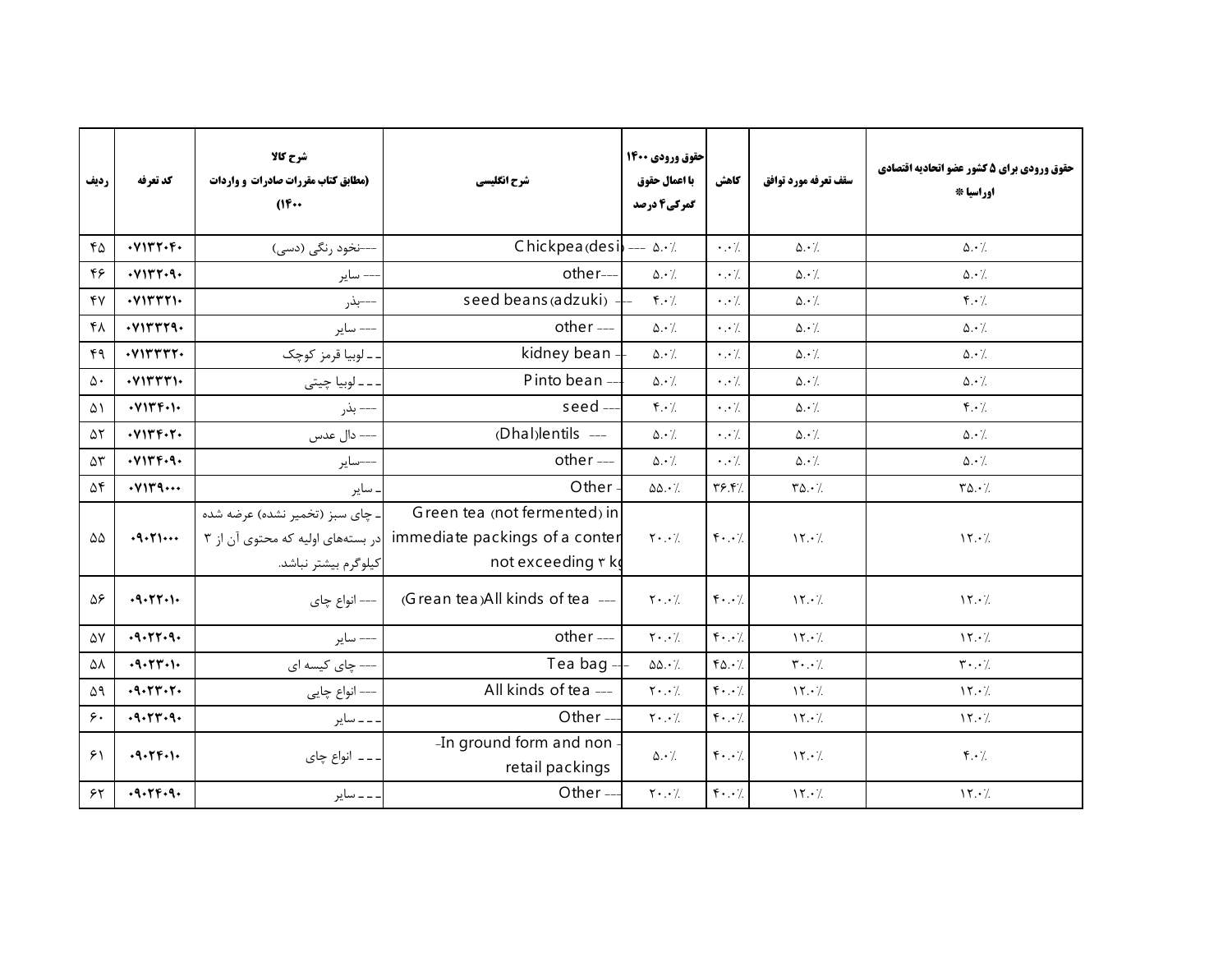| ردیف | کد تعرفه | شرح کالا (مطابق کتاب مقررات صادرات و واردات ۱۴۰۰) | شرح انگلیسی | حقوق ورودی ۱۴۰۰ با اعمال حقوق گمرکی۴ درصد | کاهش | سقف تعرفه مورد توافق | حقوق ورودی برای ۵ کشور عضو اتحادیه اقتصادی اوراسیا * |
|---|---|---|---|---|---|---|---|
| ۴۵ | ۰۷۱۳۲۰۴۰ | ---نخود رنگی (دسی) | Chickpea(desi) --- | ۵.۰٪ | ۰.۰٪ | ۵.۰٪ | ۵.۰٪ |
| ۴۶ | ۰۷۱۳۲۰۹۰ | --- سایر | other--- | ۵.۰٪ | ۰.۰٪ | ۵.۰٪ | ۵.۰٪ |
| ۴۷ | ۰۷۱۳۳۲۱۰ | ---بذر | seed beans(adzuki) -- | ۴.۰٪ | ۰.۰٪ | ۵.۰٪ | ۴.۰٪ |
| ۴۸ | ۰۷۱۳۳۲۹۰ | --- سایر | other --- | ۵.۰٪ | ۰.۰٪ | ۵.۰٪ | ۵.۰٪ |
| ۴۹ | ۰۷۱۳۳۳۲۰ | - - لوبیا قرمز کوچک | kidney bean - | ۵.۰٪ | ۰.۰٪ | ۵.۰٪ | ۵.۰٪ |
| ۵۰ | ۰۷۱۳۳۳۱۰ | - - - لوبیا چیتی | Pinto bean --- | ۵.۰٪ | ۰.۰٪ | ۵.۰٪ | ۵.۰٪ |
| ۵۱ | ۰۷۱۳۴۰۱۰ | --- بذر | seed --- | ۴.۰٪ | ۰.۰٪ | ۵.۰٪ | ۴.۰٪ |
| ۵۲ | ۰۷۱۳۴۰۲۰ | --- دال عدس | (Dhal)lentils --- | ۵.۰٪ | ۰.۰٪ | ۵.۰٪ | ۵.۰٪ |
| ۵۳ | ۰۷۱۳۴۰۹۰ | ---سایر | other --- | ۵.۰٪ | ۰.۰٪ | ۵.۰٪ | ۵.۰٪ |
| ۵۴ | ۰۷۱۳۹۰۰۰ | - سایر | Other - | ۵۵.۰٪ | ۳۶.۴٪ | ۳۵.۰٪ | ۳۵.۰٪ |
| ۵۵ | ۰۹۰۲۱۰۰۰ | - چای سبز (تخمیر نشده) عرضه شده در بسته‌های اولیه که محتوی آن از ۳ کیلوگرم بیشتر نباشد. | Green tea (not fermented) in immediate packings of a content not exceeding ۳ kg | ۲۰.۰٪ | ۴۰.۰٪ | ۱۲.۰٪ | ۱۲.۰٪ |
| ۵۶ | ۰۹۰۲۲۰۱۰ | --- انواع چای | (Grean tea)All kinds of tea --- | ۲۰.۰٪ | ۴۰.۰٪ | ۱۲.۰٪ | ۱۲.۰٪ |
| ۵۷ | ۰۹۰۲۲۰۹۰ | --- سایر | other --- | ۲۰.۰٪ | ۴۰.۰٪ | ۱۲.۰٪ | ۱۲.۰٪ |
| ۵۸ | ۰۹۰۲۳۰۱۰ | --- چای کیسه ای | Tea bag -- | ۵۵.۰٪ | ۴۵.۰٪ | ۳۰.۰٪ | ۳۰.۰٪ |
| ۵۹ | ۰۹۰۲۳۰۲۰ | --- انواع چایی | All kinds of tea --- | ۲۰.۰٪ | ۴۰.۰٪ | ۱۲.۰٪ | ۱۲.۰٪ |
| ۶۰ | ۰۹۰۲۳۰۹۰ | - - - سایر | Other --- | ۲۰.۰٪ | ۴۰.۰٪ | ۱۲.۰٪ | ۱۲.۰٪ |
| ۶۱ | ۰۹۰۲۴۰۱۰ | - - - انواع چای | -In ground form and non - retail packings | ۵.۰٪ | ۴۰.۰٪ | ۱۲.۰٪ | ۴.۰٪ |
| ۶۲ | ۰۹۰۲۴۰۹۰ | - - - سایر | Other --- | ۲۰.۰٪ | ۴۰.۰٪ | ۱۲.۰٪ | ۱۲.۰٪ |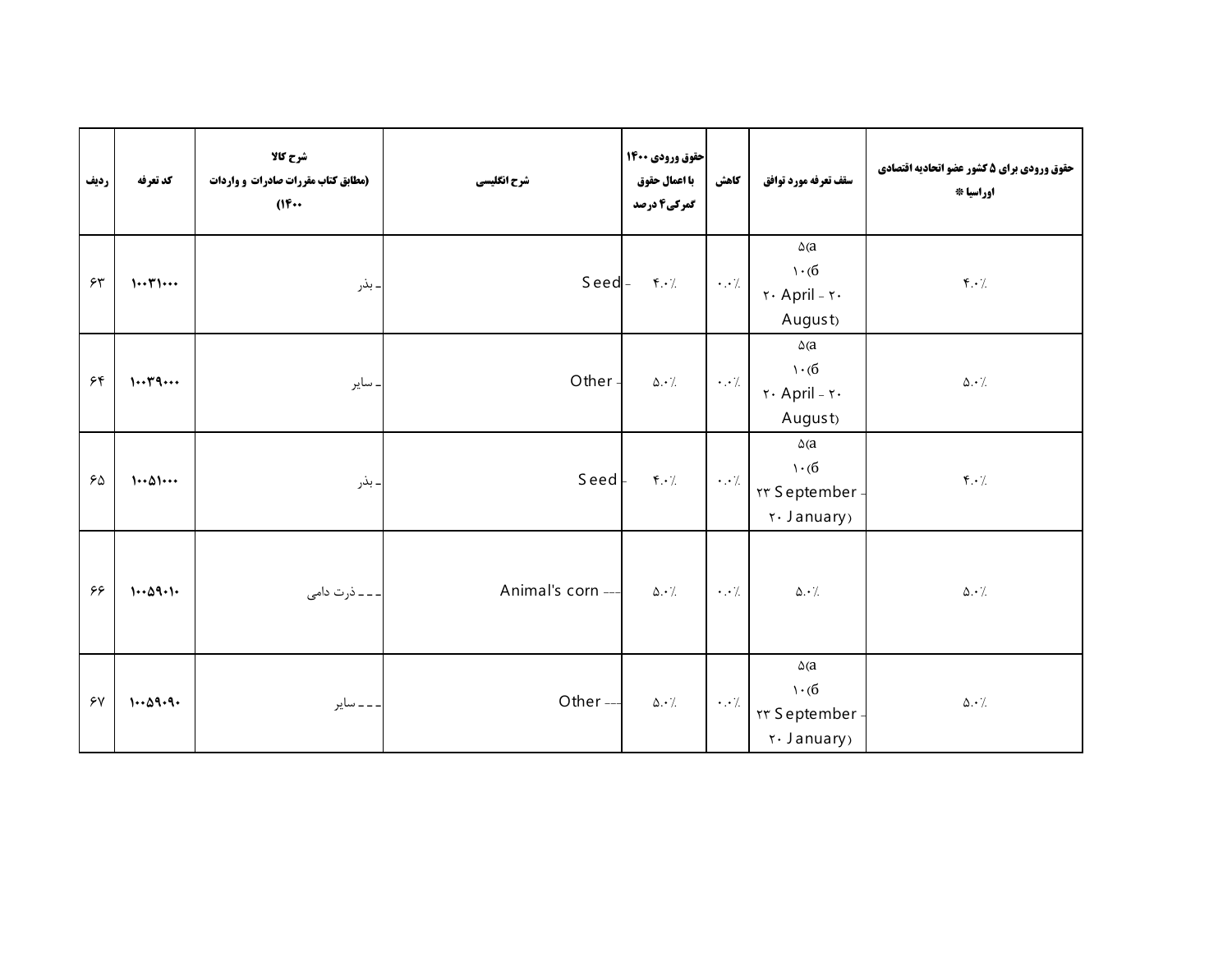| ردیف | کد تعرفه | شرح کالا (مطابق کتاب مقررات صادرات و واردات ۱۴۰۰) | شرح انگلیسی | حقوق ورودی ۱۴۰۰ با اعمال حقوق گمرکی ۴ درصد | کاهش | سقف تعرفه مورد توافق | حقوق ورودی برای ۵ کشور عضو اتحادیه اقتصادی اوراسیا * |
|---|---|---|---|---|---|---|---|
| ۶۳ | ۱۰۰۳۱۰۰۰ | ـ بذر | - Seed | ۴.۰٪ | ۰.۰٪ | a) ۵ б) ۱۰ (۲۰ April - ۲۰ August) | ۴.۰٪ |
| ۶۴ | ۱۰۰۳۹۰۰۰ | ـ سایر | - Other | ۵.۰٪ | ۰.۰٪ | a) ۵ б) ۱۰ (۲۰ April - ۲۰ August) | ۵.۰٪ |
| ۶۵ | ۱۰۰۵۱۰۰۰ | ـ بذر | - Seed | ۴.۰٪ | ۰.۰٪ | a) ۵ б) ۱۰ (۲۳ September - ۲۰ January) | ۴.۰٪ |
| ۶۶ | ۱۰۰۵۹۰۱۰ | ـ ـ ـ ذرت دامی | --- Animal's corn | ۵.۰٪ | ۰.۰٪ | ۵.۰٪ | ۵.۰٪ |
| ۶۷ | ۱۰۰۵۹۰۹۰ | ـ ـ ـ سایر | --- Other | ۵.۰٪ | ۰.۰٪ | a) ۵ б) ۱۰ (۲۳ September - ۲۰ January) | ۵.۰٪ |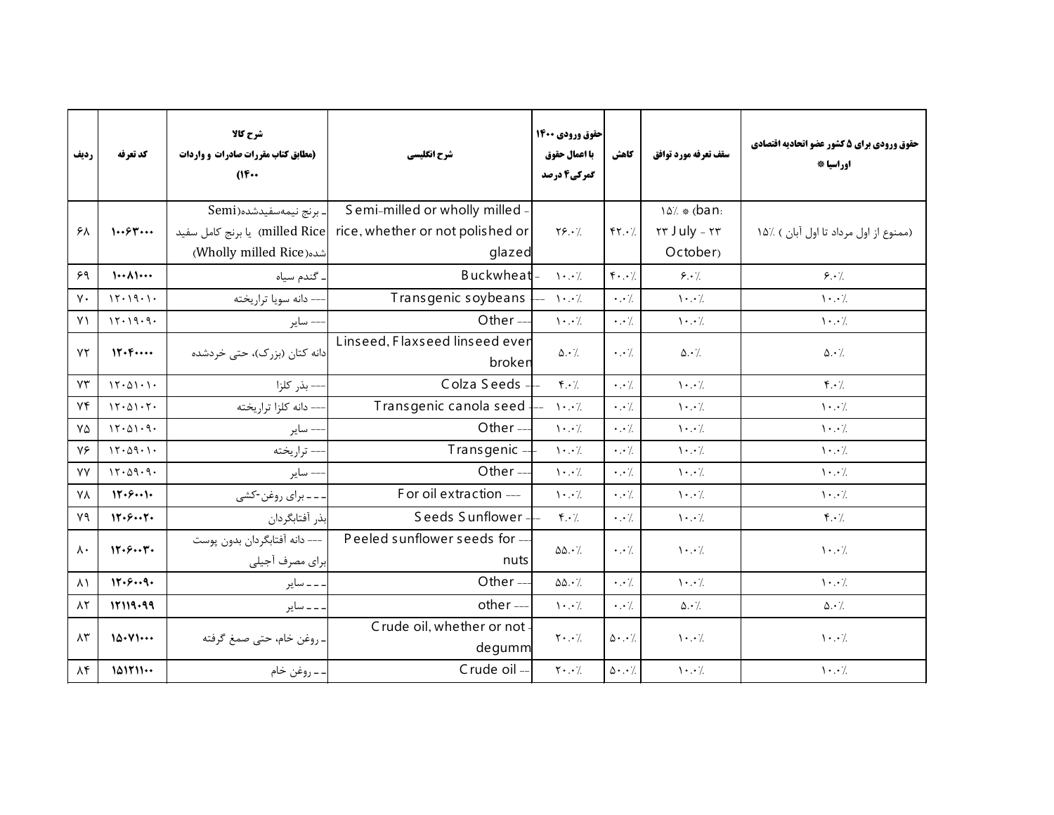| ردیف | کد تعرفه | شرح کالا (مطابق کتاب مقررات صادرات و واردات ۱۴۰۰) | شرح انگلیسی | حقوق ورودی ۱۴۰۰ با اعمال حقوق گمرکی ۴ درصد | کاهش | سقف تعرفه مورد توافق | حقوق ورودی برای ۵ کشور عضو اتحادیه اقتصادی اوراسیا * |
|---|---|---|---|---|---|---|---|
| ۶۸ | ۱۰۰۶۳۰۰۰ | - برنج نیمه‌سفیدشده(Semi milled Rice) یا برنج کامل سفید شده(Wholly milled Rice) | - Semi-milled or wholly milled rice, whether or not polished or glazed | ۲۶.۰٪ | ۴۲.۰٪ | ۱۵٪ * (ban: ۲۳ July - ۲۳ October) | ۱۵٪ (ممنوع از اول مرداد تا اول آبان ) |
| ۶۹ | ۱۰۰۸۱۰۰۰ | - گندم سیاه | - Buckwheat | ۱۰.۰٪ | ۴۰.۰٪ | ۶.۰٪ | ۶.۰٪ |
| ۷۰ | ۱۲۰۱۹۰۱۰ | --- دانه سویا تراریخته | --- Transgenic soybeans | ۱۰.۰٪ | ۰.۰٪ | ۱۰.۰٪ | ۱۰.۰٪ |
| ۷۱ | ۱۲۰۱۹۰۹۰ | --- سایر | --- Other | ۱۰.۰٪ | ۰.۰٪ | ۱۰.۰٪ | ۱۰.۰٪ |
| ۷۲ | ۱۲۰۴۰۰۰۰ | دانه کتان (بزرک)، حتی خردشده | Linseed, Flaxseed linseed even broken | ۵.۰٪ | ۰.۰٪ | ۵.۰٪ | ۵.۰٪ |
| ۷۳ | ۱۲۰۵۱۰۱۰ | --- بذر کلزا | --- Colza Seeds | ۴.۰٪ | ۰.۰٪ | ۱۰.۰٪ | ۴.۰٪ |
| ۷۴ | ۱۲۰۵۱۰۲۰ | --- دانه کلزا تراریخته | --- Transgenic canola seed | ۱۰.۰٪ | ۰.۰٪ | ۱۰.۰٪ | ۱۰.۰٪ |
| ۷۵ | ۱۲۰۵۱۰۹۰ | --- سایر | --- Other | ۱۰.۰٪ | ۰.۰٪ | ۱۰.۰٪ | ۱۰.۰٪ |
| ۷۶ | ۱۲۰۵۹۰۱۰ | --- تراریخته | --- Transgenic | ۱۰.۰٪ | ۰.۰٪ | ۱۰.۰٪ | ۱۰.۰٪ |
| ۷۷ | ۱۲۰۵۹۰۹۰ | --- سایر | --- Other | ۱۰.۰٪ | ۰.۰٪ | ۱۰.۰٪ | ۱۰.۰٪ |
| ۷۸ | ۱۲۰۶۰۰۱۰ | --- برای روغن-کشی | --- For oil extraction | ۱۰.۰٪ | ۰.۰٪ | ۱۰.۰٪ | ۱۰.۰٪ |
| ۷۹ | ۱۲۰۶۰۰۲۰ | بذر آفتابگردان | --- Seeds Sunflower | ۴.۰٪ | ۰.۰٪ | ۱۰.۰٪ | ۴.۰٪ |
| ۸۰ | ۱۲۰۶۰۰۳۰ | --- دانه آفتابگردان بدون پوست برای مصرف آجیلی | --- Peeled sunflower seeds for nuts | ۵۵.۰٪ | ۰.۰٪ | ۱۰.۰٪ | ۱۰.۰٪ |
| ۸۱ | ۱۲۰۶۰۰۹۰ | --- سایر | --- Other | ۵۵.۰٪ | ۰.۰٪ | ۱۰.۰٪ | ۱۰.۰٪ |
| ۸۲ | ۱۲۱۱۹۰۹۹ | --- سایر | --- other | ۱۰.۰٪ | ۰.۰٪ | ۵.۰٪ | ۵.۰٪ |
| ۸۳ | ۱۵۰۷۱۰۰۰ | - روغن خام، حتی صمغ گرفته | - Crude oil, whether or not degumm | ۲۰.۰٪ | ۵۰.۰٪ | ۱۰.۰٪ | ۱۰.۰٪ |
| ۸۴ | ۱۵۱۲۱۱۰۰ | -- روغن خام | -- Crude oil | ۲۰.۰٪ | ۵۰.۰٪ | ۱۰.۰٪ | ۱۰.۰٪ |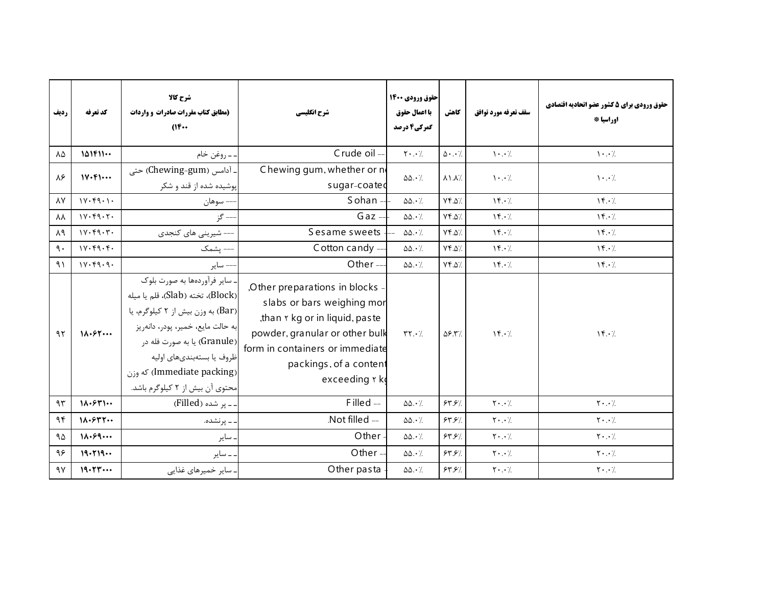| ردیف | کد تعرفه | شرح کالا (مطابق کتاب مقررات صادرات و واردات ۱۴۰۰) | شرح انگلیسی | حقوق ورودی ۱۴۰۰ با اعمال حقوق گمرکی۴ درصد | کاهش | سقف تعرفه مورد توافق | حقوق ورودی برای ۵ کشور عضو اتحادیه اقتصادی اوراسیا * |
|---|---|---|---|---|---|---|---|
| ۸۵ | ۱۵۱۴۱۱۰۰ | ـ ـ روغن خام | Crude oil -- | ۲۰.۰٪ | ۵۰.۰٪ | ۱۰.۰٪ | ۱۰.۰٪ |
| ۸۶ | ۱۷۰۴۱۰۰۰ | ـ آدامس (Chewing-gum) حتی پوشیده شده از قند و شکر | Chewing gum, whether or not sugar-coated | ۵۵.۰٪ | ۸۱.۸٪ | ۱۰.۰٪ | ۱۰.۰٪ |
| ۸۷ | ۱۷۰۴۹۰۱۰ | --- سوهان | Sohan --- | ۵۵.۰٪ | ۷۴.۵٪ | ۱۴.۰٪ | ۱۴.۰٪ |
| ۸۸ | ۱۷۰۴۹۰۲۰ | --- گز | Gaz --- | ۵۵.۰٪ | ۷۴.۵٪ | ۱۴.۰٪ | ۱۴.۰٪ |
| ۸۹ | ۱۷۰۴۹۰۳۰ | --- شیرینی های کنجدی | Sesame sweets --- | ۵۵.۰٪ | ۷۴.۵٪ | ۱۴.۰٪ | ۱۴.۰٪ |
| ۹۰ | ۱۷۰۴۹۰۴۰ | --- پشمک | Cotton candy --- | ۵۵.۰٪ | ۷۴.۵٪ | ۱۴.۰٪ | ۱۴.۰٪ |
| ۹۱ | ۱۷۰۴۹۰۹۰ | --- سایر | Other --- | ۵۵.۰٪ | ۷۴.۵٪ | ۱۴.۰٪ | ۱۴.۰٪ |
| ۹۲ | ۱۸۰۶۲۰۰۰ | ـ سایر فرآورده‌ها به صورت بلوک (Block)، تخته (Slab)، قلم یا میله (Bar) به وزن بیش از ۲ کیلوگرم، یا به حالت مایع، خمیر، پودر، دانه‌ریز (Granule) یا به صورت فله در ظروف یا بسته‌بندی‌های اولیه (Immediate packing) که وزن محتوی آن بیش از ۲ کیلوگرم باشد. | Other preparations in blocks, slabs or bars weighing more than ۲ kg or in liquid, paste, powder, granular or other bulk form in containers or immediate packings, of a content exceeding ۲ kg - | ۳۲.۰٪ | ۵۶.۳٪ | ۱۴.۰٪ | ۱۴.۰٪ |
| ۹۳ | ۱۸۰۶۳۱۰۰ | ـ ـ پر شده (Filled) | Filled -- | ۵۵.۰٪ | ۶۳.۶٪ | ۲۰.۰٪ | ۲۰.۰٪ |
| ۹۴ | ۱۸۰۶۳۲۰۰ | ـ ـ پرنشده. | Not filled --. | ۵۵.۰٪ | ۶۳.۶٪ | ۲۰.۰٪ | ۲۰.۰٪ |
| ۹۵ | ۱۸۰۶۹۰۰۰ | ـ سایر | Other - | ۵۵.۰٪ | ۶۳.۶٪ | ۲۰.۰٪ | ۲۰.۰٪ |
| ۹۶ | ۱۹۰۲۱۹۰۰ | ـ ـ سایر | Other -- | ۵۵.۰٪ | ۶۳.۶٪ | ۲۰.۰٪ | ۲۰.۰٪ |
| ۹۷ | ۱۹۰۲۳۰۰۰ | ـ سایر خمیرهای غذایی | Other pasta - | ۵۵.۰٪ | ۶۳.۶٪ | ۲۰.۰٪ | ۲۰.۰٪ |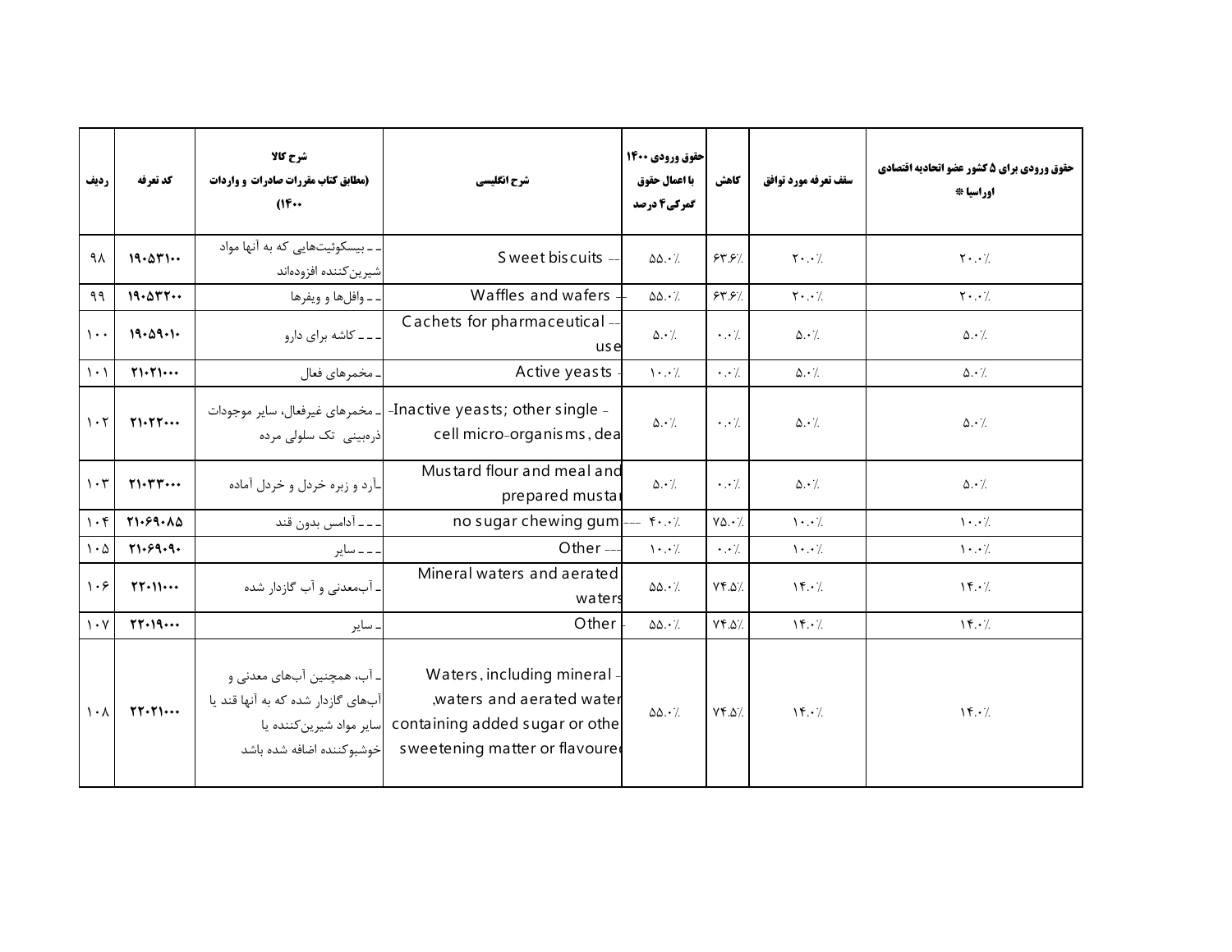| ردیف | کد تعرفه | شرح کالا (مطابق کتاب مقررات صادرات و واردات ۱۴۰۰) | شرح انگلیسی | حقوق ورودی ۱۴۰۰ با اعمال حقوق گمرکی ۴ درصد | کاهش | سقف تعرفه مورد توافق | حقوق ورودی برای ۵ کشور عضو اتحادیه اقتصادی اوراسیا * |
|---|---|---|---|---|---|---|---|
| ۹۸ | ۱۹۰۵۳۱۰۰ | ـ ـ بیسکوئیت‌هایی که به آنها مواد شیرین‌کننده افزوده‌اند | -- Sweet biscuits | ۵۵.۰٪ | ۶۳.۶٪ | ۲۰.۰٪ | ۲۰.۰٪ |
| ۹۹ | ۱۹۰۵۳۲۰۰ | ـ ـ وافل‌ها و ویفرها | -- Waffles and wafers | ۵۵.۰٪ | ۶۳.۶٪ | ۲۰.۰٪ | ۲۰.۰٪ |
| ۱۰۰ | ۱۹۰۵۹۰۱۰ | ـ ـ ـ کاشه برای دارو | --- Cachets for pharmaceutical use | ۵.۰٪ | ۰.۰٪ | ۵.۰٪ | ۵.۰٪ |
| ۱۰۱ | ۲۱۰۲۱۰۰۰ | ـ مخمرهای فعال | - Active yeasts | ۱۰.۰٪ | ۰.۰٪ | ۵.۰٪ | ۵.۰٪ |
| ۱۰۲ | ۲۱۰۲۲۰۰۰ | ـ مخمرهای غیرفعال، سایر موجودات ذره‌بینی تک سلولی مرده | - Inactive yeasts; other single-cell micro-organisms, dea | ۵.۰٪ | ۰.۰٪ | ۵.۰٪ | ۵.۰٪ |
| ۱۰۳ | ۲۱۰۳۳۰۰۰ | ـ آرد و زبره خردل و خردل آماده | - Mustard flour and meal and prepared mustar | ۵.۰٪ | ۰.۰٪ | ۵.۰٪ | ۵.۰٪ |
| ۱۰۴ | ۲۱۰۶۹۰۸۵ | ـ ـ ـ آدامس بدون قند | --- no sugar chewing gum | ۴۰.۰٪ | ۷۵.۰٪ | ۱۰.۰٪ | ۱۰.۰٪ |
| ۱۰۵ | ۲۱۰۶۹۰۹۰ | ـ ـ ـ سایر | --- Other | ۱۰.۰٪ | ۰.۰٪ | ۱۰.۰٪ | ۱۰.۰٪ |
| ۱۰۶ | ۲۲۰۱۱۰۰۰ | ـ آب‌معدنی و آب گازدار شده | - Mineral waters and aerated waters | ۵۵.۰٪ | ۷۴.۵٪ | ۱۴.۰٪ | ۱۴.۰٪ |
| ۱۰۷ | ۲۲۰۱۹۰۰۰ | ـ سایر | - Other | ۵۵.۰٪ | ۷۴.۵٪ | ۱۴.۰٪ | ۱۴.۰٪ |
| ۱۰۸ | ۲۲۰۲۱۰۰۰ | ـ آب، همچنین آب‌های معدنی و آب‌های گازدار شده که به آنها قند یا سایر مواد شیرین‌کننده یا خوشبوکننده اضافه شده باشد | - Waters, including mineral waters and aerated water, containing added sugar or othe sweetening matter or flavoured | ۵۵.۰٪ | ۷۴.۵٪ | ۱۴.۰٪ | ۱۴.۰٪ |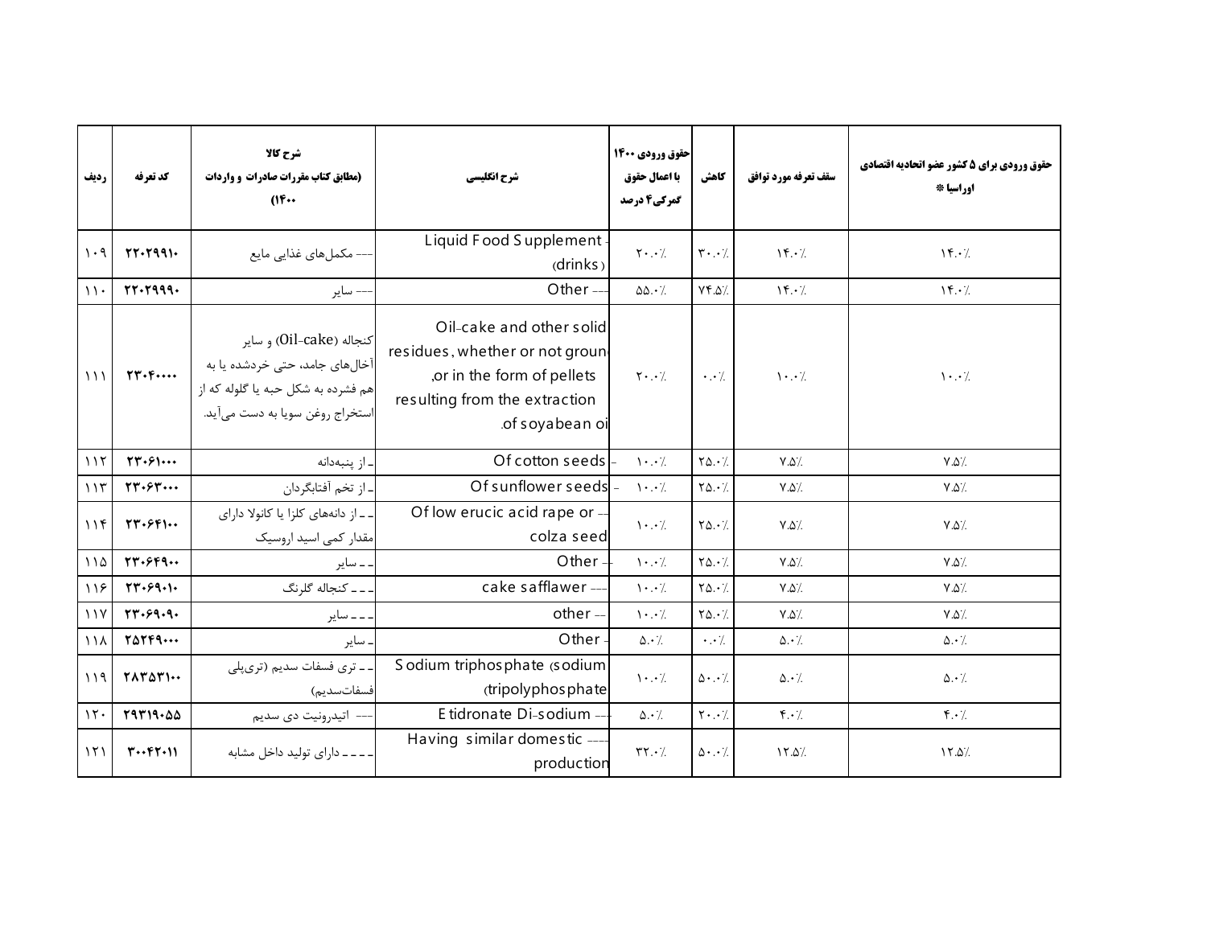| ردیف | کد تعرفه | شرح کالا (مطابق کتاب مقررات صادرات و واردات ۱۴۰۰) | شرح انگلیسی | حقوق ورودی ۱۴۰۰ با اعمال حقوق گمرکی ۴ درصد | کاهش | سقف تعرفه مورد توافق | حقوق ورودی برای ۵ کشور عضو اتحادیه اقتصادی اوراسیا * |
|---|---|---|---|---|---|---|---|
| ۱۰۹ | ۲۲۰۲۹۹۱۰ | --- مکمل‌های غذایی مایع | - Liquid Food Supplement (drinks) | ۲۰.۰٪ | ۳۰.۰٪ | ۱۴.۰٪ | ۱۴.۰٪ |
| ۱۱۰ | ۲۲۰۲۹۹۹۰ | --- سایر | --- Other | ۵۵.۰٪ | ۷۴.۵٪ | ۱۴.۰٪ | ۱۴.۰٪ |
| ۱۱۱ | ۲۳۰۴۰۰۰۰ | کنجاله (Oil-cake) و سایر آخال‌های جامد، حتی خردشده یا به هم فشرده به شکل حبه یا گلوله که از استخراج روغن سویا به دست می‌آید. | Oil-cake and other solid residues, whether or not ground, or in the form of pellets resulting from the extraction of soyabean oil. | ۲۰.۰٪ | ۰.۰٪ | ۱۰.۰٪ | ۱۰.۰٪ |
| ۱۱۲ | ۲۳۰۶۱۰۰۰ | - از پنبه‌دانه | - Of cotton seeds | ۱۰.۰٪ | ۲۵.۰٪ | ۷.۵٪ | ۷.۵٪ |
| ۱۱۳ | ۲۳۰۶۳۰۰۰ | - از تخم آفتابگردان | - Of sunflower seeds | ۱۰.۰٪ | ۲۵.۰٪ | ۷.۵٪ | ۷.۵٪ |
| ۱۱۴ | ۲۳۰۶۴۱۰۰ | - - از دانه‌های کلزا یا کانولا دارای مقدار کمی اسید اروسیک | -- Of low erucic acid rape or colza seed | ۱۰.۰٪ | ۲۵.۰٪ | ۷.۵٪ | ۷.۵٪ |
| ۱۱۵ | ۲۳۰۶۴۹۰۰ | - - سایر | -- Other | ۱۰.۰٪ | ۲۵.۰٪ | ۷.۵٪ | ۷.۵٪ |
| ۱۱۶ | ۲۳۰۶۹۰۱۰ | - - - کنجاله گلرنگ | --- cake safflower | ۱۰.۰٪ | ۲۵.۰٪ | ۷.۵٪ | ۷.۵٪ |
| ۱۱۷ | ۲۳۰۶۹۰۹۰ | - - - سایر | -- other | ۱۰.۰٪ | ۲۵.۰٪ | ۷.۵٪ | ۷.۵٪ |
| ۱۱۸ | ۲۵۲۴۹۰۰۰ | - سایر | - Other | ۵.۰٪ | ۰.۰٪ | ۵.۰٪ | ۵.۰٪ |
| ۱۱۹ | ۲۸۳۵۳۱۰۰ | - - تری فسفات سدیم (تری‌پلی فسفات‌سدیم) | Sodium triphosphate (sodium tripolyphosphate) | ۱۰.۰٪ | ۵۰.۰٪ | ۵.۰٪ | ۵.۰٪ |
| ۱۲۰ | ۲۹۳۱۹۰۵۵ | --- اتیدرونیت دی سدیم | --- Etidronate Di-sodium | ۵.۰٪ | ۲۰.۰٪ | ۴.۰٪ | ۴.۰٪ |
| ۱۲۱ | ۳۰۰۴۲۰۱۱ | - - - - دارای تولید داخل مشابه | ---- Having similar domestic production | ۳۲.۰٪ | ۵۰.۰٪ | ۱۲.۵٪ | ۱۲.۵٪ |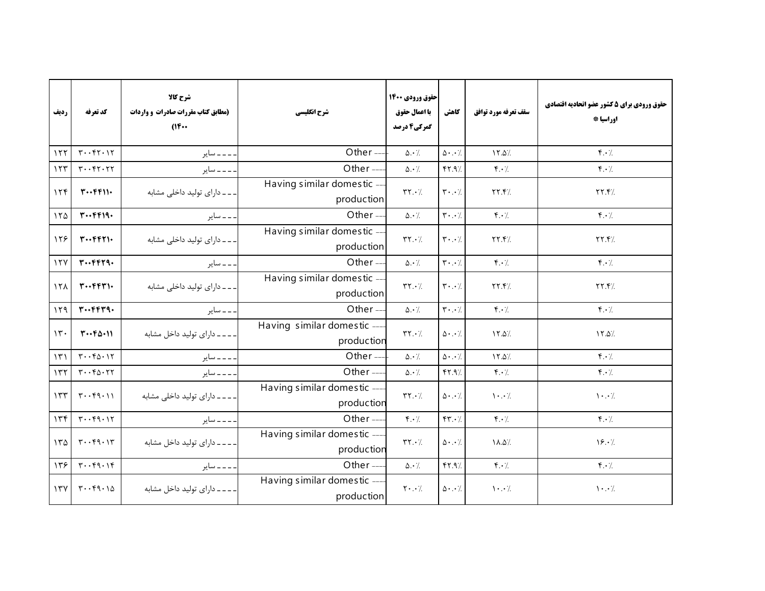| ردیف | کد تعرفه | شرح کالا (مطابق کتاب مقررات صادرات و واردات ۱۴۰۰) | شرح انگلیسی | حقوق ورودی ۱۴۰۰ با اعمال حقوق گمرکی ۴ درصد | کاهش | سقف تعرفه مورد توافق | حقوق ورودی برای ۵ کشور عضو اتحادیه اقتصادی اوراسیا * |
|---|---|---|---|---|---|---|---|
| ۱۲۲ | ۳۰۰۴۲۰۱۲ | ـ ـ ـ ـ سایر | ---- Other | ۵.۰٪ | ۵۰.۰٪ | ۱۲.۵٪ | ۴.۰٪ |
| ۱۲۳ | ۳۰۰۴۲۰۲۲ | ـ ـ ـ ـ سایر | ---- Other | ۵.۰٪ | ۴۲.۹٪ | ۴.۰٪ | ۴.۰٪ |
| ۱۲۴ | ۳۰۰۴۴۱۱۰ | ـ ـ ـ دارای تولید داخلی مشابه | --- Having similar domestic production | ۳۲.۰٪ | ۳۰.۰٪ | ۲۲.۴٪ | ۲۲.۴٪ |
| ۱۲۵ | ۳۰۰۴۴۱۹۰ | ـ ـ ـ سایر | --- Other | ۵.۰٪ | ۳۰.۰٪ | ۴.۰٪ | ۴.۰٪ |
| ۱۲۶ | ۳۰۰۴۴۲۱۰ | ـ ـ ـ دارای تولید داخلی مشابه | --- Having similar domestic production | ۳۲.۰٪ | ۳۰.۰٪ | ۲۲.۴٪ | ۲۲.۴٪ |
| ۱۲۷ | ۳۰۰۴۴۲۹۰ | ـ ـ ـ سایر | --- Other | ۵.۰٪ | ۳۰.۰٪ | ۴.۰٪ | ۴.۰٪ |
| ۱۲۸ | ۳۰۰۴۴۳۱۰ | ـ ـ ـ دارای تولید داخلی مشابه | --- Having similar domestic production | ۳۲.۰٪ | ۳۰.۰٪ | ۲۲.۴٪ | ۲۲.۴٪ |
| ۱۲۹ | ۳۰۰۴۴۳۹۰ | ـ ـ ـ سایر | --- Other | ۵.۰٪ | ۳۰.۰٪ | ۴.۰٪ | ۴.۰٪ |
| ۱۳۰ | ۳۰۰۴۵۰۱۱ | ـ ـ ـ ـ دارای تولید داخل مشابه | ---- Having similar domestic production | ۳۲.۰٪ | ۵۰.۰٪ | ۱۲.۵٪ | ۱۲.۵٪ |
| ۱۳۱ | ۳۰۰۴۵۰۱۲ | ـ ـ ـ ـ سایر | ---- Other | ۵.۰٪ | ۵۰.۰٪ | ۱۲.۵٪ | ۴.۰٪ |
| ۱۳۲ | ۳۰۰۴۵۰۲۲ | ـ ـ ـ ـ سایر | ---- Other | ۵.۰٪ | ۴۲.۹٪ | ۴.۰٪ | ۴.۰٪ |
| ۱۳۳ | ۳۰۰۴۹۰۱۱ | ـ ـ ـ ـ دارای تولید داخلی مشابه | ---- Having similar domestic production | ۳۲.۰٪ | ۵۰.۰٪ | ۱۰.۰٪ | ۱۰.۰٪ |
| ۱۳۴ | ۳۰۰۴۹۰۱۲ | ـ ـ ـ ـ سایر | ---- Other | ۴.۰٪ | ۴۳.۰٪ | ۴.۰٪ | ۴.۰٪ |
| ۱۳۵ | ۳۰۰۴۹۰۱۳ | ـ ـ ـ ـ دارای تولید داخل مشابه | ---- Having similar domestic production | ۳۲.۰٪ | ۵۰.۰٪ | ۱۸.۵٪ | ۱۶.۰٪ |
| ۱۳۶ | ۳۰۰۴۹۰۱۴ | ـ ـ ـ ـ سایر | ---- Other | ۵.۰٪ | ۴۲.۹٪ | ۴.۰٪ | ۴.۰٪ |
| ۱۳۷ | ۳۰۰۴۹۰۱۵ | ـ ـ ـ ـ دارای تولید داخل مشابه | ---- Having similar domestic production | ۲۰.۰٪ | ۵۰.۰٪ | ۱۰.۰٪ | ۱۰.۰٪ |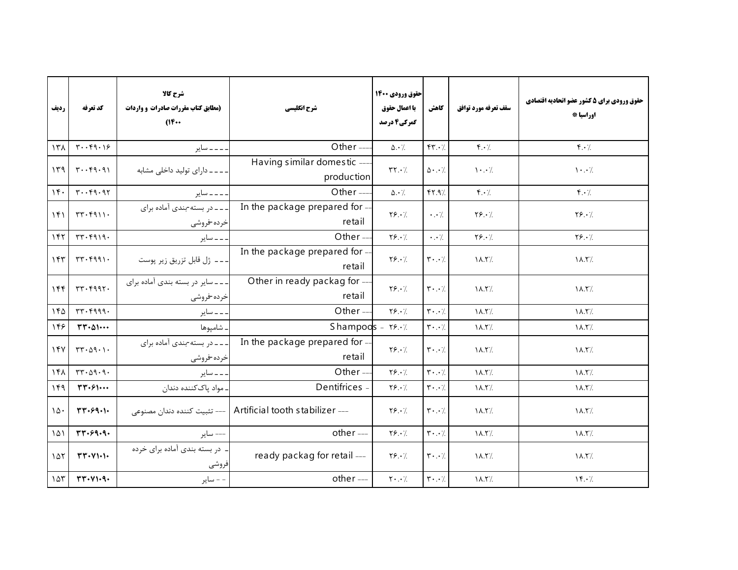| ردیف | کد تعرفه | شرح کالا (مطابق کتاب مقررات صادرات و واردات ۱۴۰۰) | شرح انگلیسی | حقوق ورودی ۱۴۰۰ با اعمال حقوق گمرکی۴ درصد | کاهش | سقف تعرفه مورد توافق | حقوق ورودی برای ۵ کشور عضو اتحادیه اقتصادی اوراسیا * |
|---|---|---|---|---|---|---|---|
| ۱۳۸ | ۳۰۰۴۹۰۱۶ | ـ ـ ـ ـ سایر | Other ---- | ۵.۰٪ | ۴۳.۰٪ | ۴.۰٪ | ۴.۰٪ |
| ۱۳۹ | ۳۰۰۴۹۰۹۱ | ـ ـ ـ ـ دارای تولید داخلی مشابه | Having similar domestic ---- production | ۳۲.۰٪ | ۵۰.۰٪ | ۱۰.۰٪ | ۱۰.۰٪ |
| ۱۴۰ | ۳۰۰۴۹۰۹۲ | ـ ـ ـ ـ سایر | Other ---- | ۵.۰٪ | ۴۲.۹٪ | ۴.۰٪ | ۴.۰٪ |
| ۱۴۱ | ۳۳۰۴۹۱۱۰ | ـ ـ ـ در بسته‌بندی آماده برای خرده‌فروشی | In the package prepared for --- retail | ۲۶.۰٪ | ۰.۰٪ | ۲۶.۰٪ | ۲۶.۰٪ |
| ۱۴۲ | ۳۳۰۴۹۱۹۰ | ـ ـ ـ سایر | Other --- | ۲۶.۰٪ | ۰.۰٪ | ۲۶.۰٪ | ۲۶.۰٪ |
| ۱۴۳ | ۳۳۰۴۹۹۱۰ | ـ ـ ـ ژل قابل تزریق زیر پوست | In the package prepared for --- retail | ۲۶.۰٪ | ۳۰.۰٪ | ۱۸.۲٪ | ۱۸.۲٪ |
| ۱۴۴ | ۳۳۰۴۹۹۲۰ | ـ ـ ـ سایر در بسته بندی آماده برای خرده‌فروشی | Other in ready packag for --- retail | ۲۶.۰٪ | ۳۰.۰٪ | ۱۸.۲٪ | ۱۸.۲٪ |
| ۱۴۵ | ۳۳۰۴۹۹۹۰ | ـ ـ ـ سایر | Other --- | ۲۶.۰٪ | ۳۰.۰٪ | ۱۸.۲٪ | ۱۸.۲٪ |
| ۱۴۶ | ۳۳۰۵۱۰۰۰ | ـ شامپوها | Shampoos - | ۲۶.۰٪ | ۳۰.۰٪ | ۱۸.۲٪ | ۱۸.۲٪ |
| ۱۴۷ | ۳۳۰۵۹۰۱۰ | ـ ـ ـ در بسته‌بندی آماده برای خرده‌فروشی | In the package prepared for --- retail | ۲۶.۰٪ | ۳۰.۰٪ | ۱۸.۲٪ | ۱۸.۲٪ |
| ۱۴۸ | ۳۳۰۵۹۰۹۰ | ـ ـ ـ سایر | Other --- | ۲۶.۰٪ | ۳۰.۰٪ | ۱۸.۲٪ | ۱۸.۲٪ |
| ۱۴۹ | ۳۳۰۶۱۰۰۰ | ـ مواد پاک‌کننده دندان | Dentifrices - | ۲۶.۰٪ | ۳۰.۰٪ | ۱۸.۲٪ | ۱۸.۲٪ |
| ۱۵۰ | ۳۳۰۶۹۰۱۰ | --- تثبیت کننده دندان مصنوعی | Artificial tooth stabilizer --- | ۲۶.۰٪ | ۳۰.۰٪ | ۱۸.۲٪ | ۱۸.۲٪ |
| ۱۵۱ | ۳۳۰۶۹۰۹۰ | --- سایر | other --- | ۲۶.۰٪ | ۳۰.۰٪ | ۱۸.۲٪ | ۱۸.۲٪ |
| ۱۵۲ | ۳۳۰۷۱۰۱۰ | ـ در بسته بندی آماده برای خرده فروشی | ready packag for retail --- | ۲۶.۰٪ | ۳۰.۰٪ | ۱۸.۲٪ | ۱۸.۲٪ |
| ۱۵۳ | ۳۳۰۷۱۰۹۰ | - - سایر | other --- | ۲۰.۰٪ | ۳۰.۰٪ | ۱۸.۲٪ | ۱۴.۰٪ |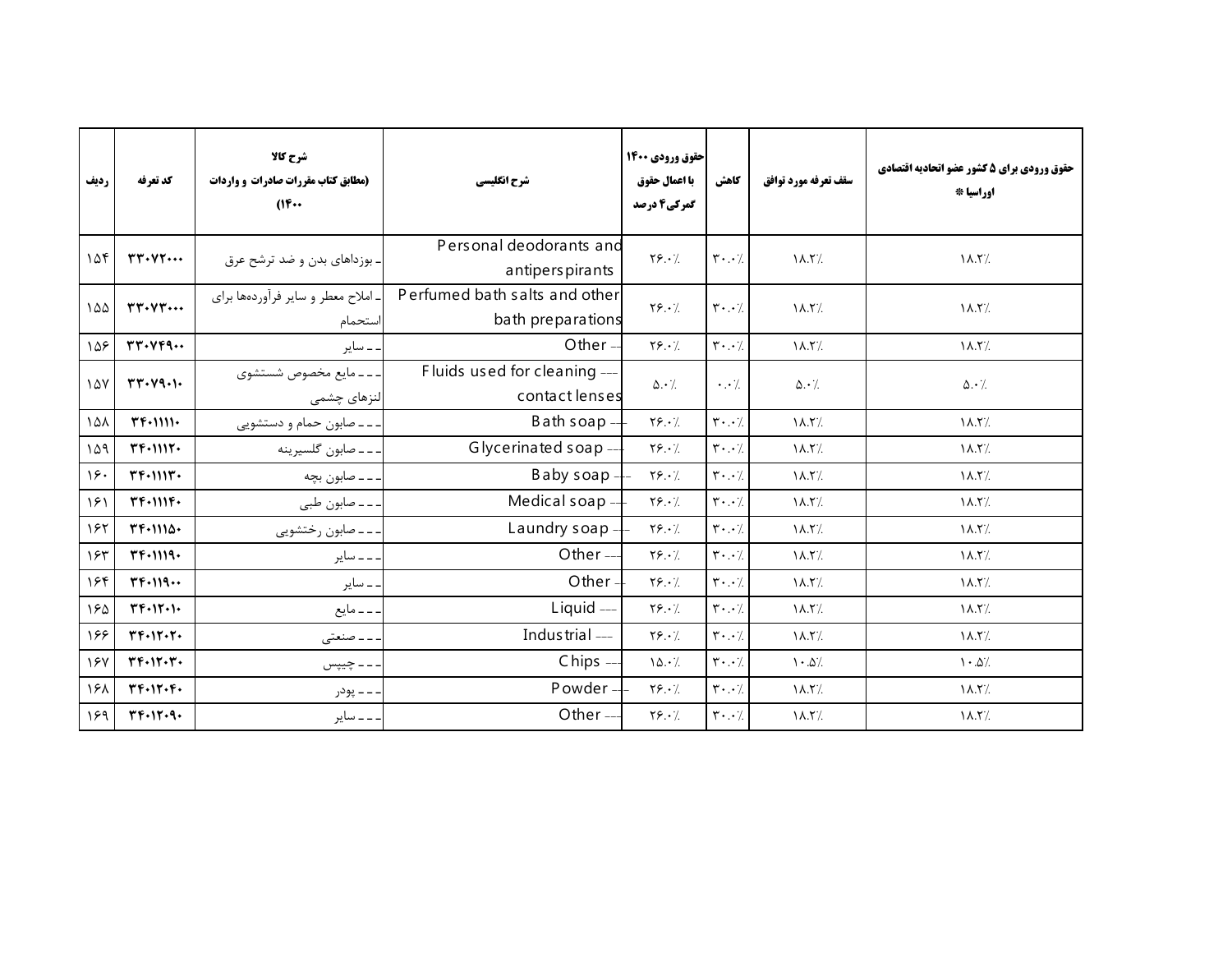| ردیف | کد تعرفه | شرح کالا (مطابق کتاب مقررات صادرات و واردات ۱۴۰۰) | شرح انگلیسی | حقوق ورودی ۱۴۰۰ با اعمال حقوق گمرکی ۴ درصد | کاهش | سقف تعرفه مورد توافق | حقوق ورودی برای ۵ کشور عضو اتحادیه اقتصادی اوراسیا * |
|---|---|---|---|---|---|---|---|
| ۱۵۴ | ۳۳۰۷۲۰۰۰ | - بوزداهای بدن و ضد ترشح عرق | - Personal deodorants and antiperspirants | ۲۶.۰٪ | ۳۰.۰٪ | ۱۸.۲٪ | ۱۸.۲٪ |
| ۱۵۵ | ۳۳۰۷۳۰۰۰ | - املاح معطر و سایر فرآورده‌ها برای استحمام | - Perfumed bath salts and other bath preparations | ۲۶.۰٪ | ۳۰.۰٪ | ۱۸.۲٪ | ۱۸.۲٪ |
| ۱۵۶ | ۳۳۰۷۴۹۰۰ | - - سایر | -- Other | ۲۶.۰٪ | ۳۰.۰٪ | ۱۸.۲٪ | ۱۸.۲٪ |
| ۱۵۷ | ۳۳۰۷۹۰۱۰ | - - - مایع مخصوص شستشوی لنزهای چشمی | --- Fluids used for cleaning contact lenses | ۵.۰٪ | ۰.۰٪ | ۵.۰٪ | ۵.۰٪ |
| ۱۵۸ | ۳۴۰۱۱۱۱۰ | - - - صابون حمام و دستشویی | --- Bath soap | ۲۶.۰٪ | ۳۰.۰٪ | ۱۸.۲٪ | ۱۸.۲٪ |
| ۱۵۹ | ۳۴۰۱۱۱۲۰ | - - - صابون گلسیرینه | --- Glycerinated soap | ۲۶.۰٪ | ۳۰.۰٪ | ۱۸.۲٪ | ۱۸.۲٪ |
| ۱۶۰ | ۳۴۰۱۱۱۳۰ | - - - صابون بچه | --- Baby soap | ۲۶.۰٪ | ۳۰.۰٪ | ۱۸.۲٪ | ۱۸.۲٪ |
| ۱۶۱ | ۳۴۰۱۱۱۴۰ | - - - صابون طبی | --- Medical soap | ۲۶.۰٪ | ۳۰.۰٪ | ۱۸.۲٪ | ۱۸.۲٪ |
| ۱۶۲ | ۳۴۰۱۱۱۵۰ | - - - صابون رختشویی | --- Laundry soap | ۲۶.۰٪ | ۳۰.۰٪ | ۱۸.۲٪ | ۱۸.۲٪ |
| ۱۶۳ | ۳۴۰۱۱۱۹۰ | - - - سایر | --- Other | ۲۶.۰٪ | ۳۰.۰٪ | ۱۸.۲٪ | ۱۸.۲٪ |
| ۱۶۴ | ۳۴۰۱۱۹۰۰ | - - سایر | -- Other | ۲۶.۰٪ | ۳۰.۰٪ | ۱۸.۲٪ | ۱۸.۲٪ |
| ۱۶۵ | ۳۴۰۱۲۰۱۰ | - - - مایع | --- Liquid | ۲۶.۰٪ | ۳۰.۰٪ | ۱۸.۲٪ | ۱۸.۲٪ |
| ۱۶۶ | ۳۴۰۱۲۰۲۰ | - - - صنعتی | --- Industrial | ۲۶.۰٪ | ۳۰.۰٪ | ۱۸.۲٪ | ۱۸.۲٪ |
| ۱۶۷ | ۳۴۰۱۲۰۳۰ | - - - چیپس | --- Chips | ۱۵.۰٪ | ۳۰.۰٪ | ۱۰.۵٪ | ۱۰.۵٪ |
| ۱۶۸ | ۳۴۰۱۲۰۴۰ | - - - پودر | --- Powder | ۲۶.۰٪ | ۳۰.۰٪ | ۱۸.۲٪ | ۱۸.۲٪ |
| ۱۶۹ | ۳۴۰۱۲۰۹۰ | - - - سایر | --- Other | ۲۶.۰٪ | ۳۰.۰٪ | ۱۸.۲٪ | ۱۸.۲٪ |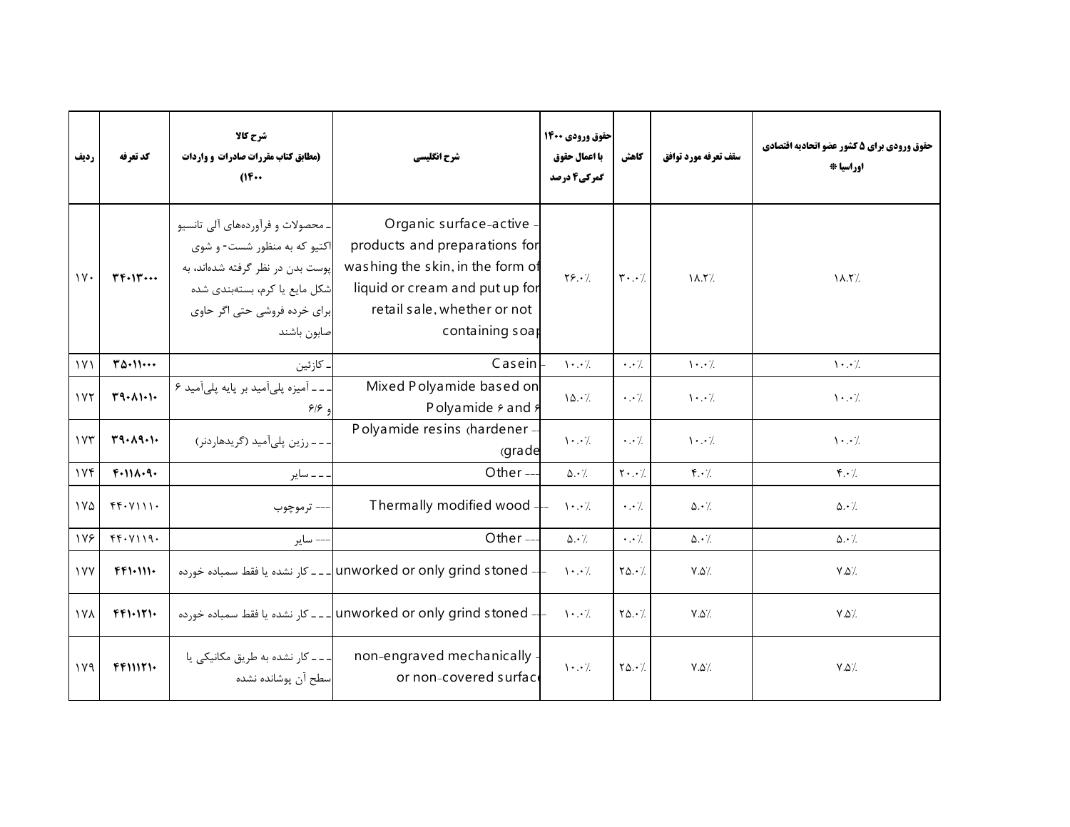| ردیف | کد تعرفه | شرح کالا (مطابق کتاب مقررات صادرات و واردات ۱۴۰۰) | شرح انگلیسی | حقوق ورودی ۱۴۰۰ با اعمال حقوق گمرکی ۴ درصد | کاهش | سقف تعرفه مورد توافق | حقوق ورودی برای ۵ کشور عضو اتحادیه اقتصادی اوراسیا * |
|---|---|---|---|---|---|---|---|
| ۱۷۰ | ۳۴۰۱۳۰۰۰ | ـ محصولات و فرآورده‌های آلی تانسیو اکتیو که به منظور شست- و شوی پوست بدن در نظر گرفته شده‌اند، به شکل مایع یا کرم، بسته‌بندی شده برای خرده فروشی حتی اگر حاوی صابون باشند | - Organic surface-active products and preparations for washing the skin, in the form of liquid or cream and put up for retail sale, whether or not containing soap | ۲۶.۰٪ | ۳۰.۰٪ | ۱۸.۲٪ | ۱۸.۲٪ |
| ۱۷۱ | ۳۵۰۱۱۰۰۰ | ـ کازئین | - Casein | ۱۰.۰٪ | ۰.۰٪ | ۱۰.۰٪ | ۱۰.۰٪ |
| ۱۷۲ | ۳۹۰۸۱۰۱۰ | ـ ـ ـ آمیزه پلی‌آمید بر پایه پلی‌آمید ۶ و ۶/۶ | Mixed Polyamide based on Polyamide ۶ and ۶ | ۱۵.۰٪ | ۰.۰٪ | ۱۰.۰٪ | ۱۰.۰٪ |
| ۱۷۳ | ۳۹۰۸۹۰۱۰ | ـ ـ ـ رزین پلی‌آمید (گریدهاردنر) | --- Polyamide resins (hardener grade) | ۱۰.۰٪ | ۰.۰٪ | ۱۰.۰٪ | ۱۰.۰٪ |
| ۱۷۴ | ۴۰۱۱۸۰۹۰ | ـ ـ ـ سایر | --- Other | ۵.۰٪ | ۲۰.۰٪ | ۴.۰٪ | ۴.۰٪ |
| ۱۷۵ | ۴۴۰۷۱۱۱۰ | --- ترموچوب | --- Thermally modified wood | ۱۰.۰٪ | ۰.۰٪ | ۵.۰٪ | ۵.۰٪ |
| ۱۷۶ | ۴۴۰۷۱۱۹۰ | --- سایر | --- Other | ۵.۰٪ | ۰.۰٪ | ۵.۰٪ | ۵.۰٪ |
| ۱۷۷ | ۴۴۱۰۱۱۱۰ | ـ ـ ـ کار نشده یا فقط سمباده خورده | --- unworked or only grind stoned | ۱۰.۰٪ | ۲۵.۰٪ | ۷.۵٪ | ۷.۵٪ |
| ۱۷۸ | ۴۴۱۰۱۲۱۰ | ـ ـ ـ کار نشده یا فقط سمباده خورده | --- unworked or only grind stoned | ۱۰.۰٪ | ۲۵.۰٪ | ۷.۵٪ | ۷.۵٪ |
| ۱۷۹ | ۴۴۱۱۱۲۱۰ | ـ ـ ـ کار نشده به طریق مکانیکی یا سطح آن پوشانده نشده | - non-engraved mechanically or non-covered surface | ۱۰.۰٪ | ۲۵.۰٪ | ۷.۵٪ | ۷.۵٪ |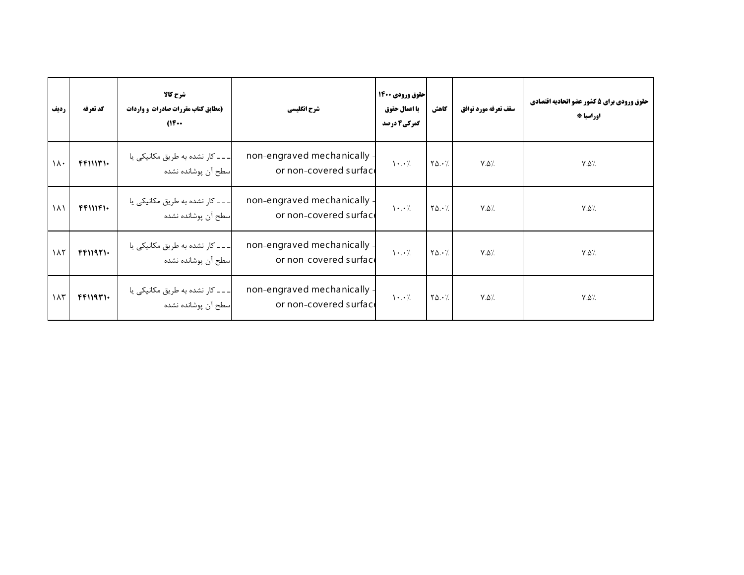| ردیف | کد تعرفه | شرح کالا (مطابق کتاب مقررات صادرات و واردات ۱۴۰۰) | شرح انگلیسی | حقوق ورودی ۱۴۰۰ با اعمال حقوق گمرکی۴ درصد | کاهش | سقف تعرفه مورد توافق | حقوق ورودی برای ۵ کشور عضو اتحادیه اقتصادی اوراسیا * |
|---|---|---|---|---|---|---|---|
| ۱۸۰ | ۴۴۱۱۱۳۱۰ | ـ ـ ـ کار نشده به طریق مکانیکی یا سطح آن پوشانده نشده | - non-engraved mechanically or non-covered surface | ۱۰.۰٪ | ۲۵.۰٪ | ۷.۵٪ | ۷.۵٪ |
| ۱۸۱ | ۴۴۱۱۱۴۱۰ | ـ ـ ـ کار نشده به طریق مکانیکی یا سطح آن پوشانده نشده | - non-engraved mechanically or non-covered surface | ۱۰.۰٪ | ۲۵.۰٪ | ۷.۵٪ | ۷.۵٪ |
| ۱۸۲ | ۴۴۱۱۹۲۱۰ | ـ ـ ـ کار نشده به طریق مکانیکی یا سطح آن پوشانده نشده | - non-engraved mechanically or non-covered surface | ۱۰.۰٪ | ۲۵.۰٪ | ۷.۵٪ | ۷.۵٪ |
| ۱۸۳ | ۴۴۱۱۹۳۱۰ | ـ ـ ـ کار نشده به طریق مکانیکی یا سطح آن پوشانده نشده | - non-engraved mechanically or non-covered surface | ۱۰.۰٪ | ۲۵.۰٪ | ۷.۵٪ | ۷.۵٪ |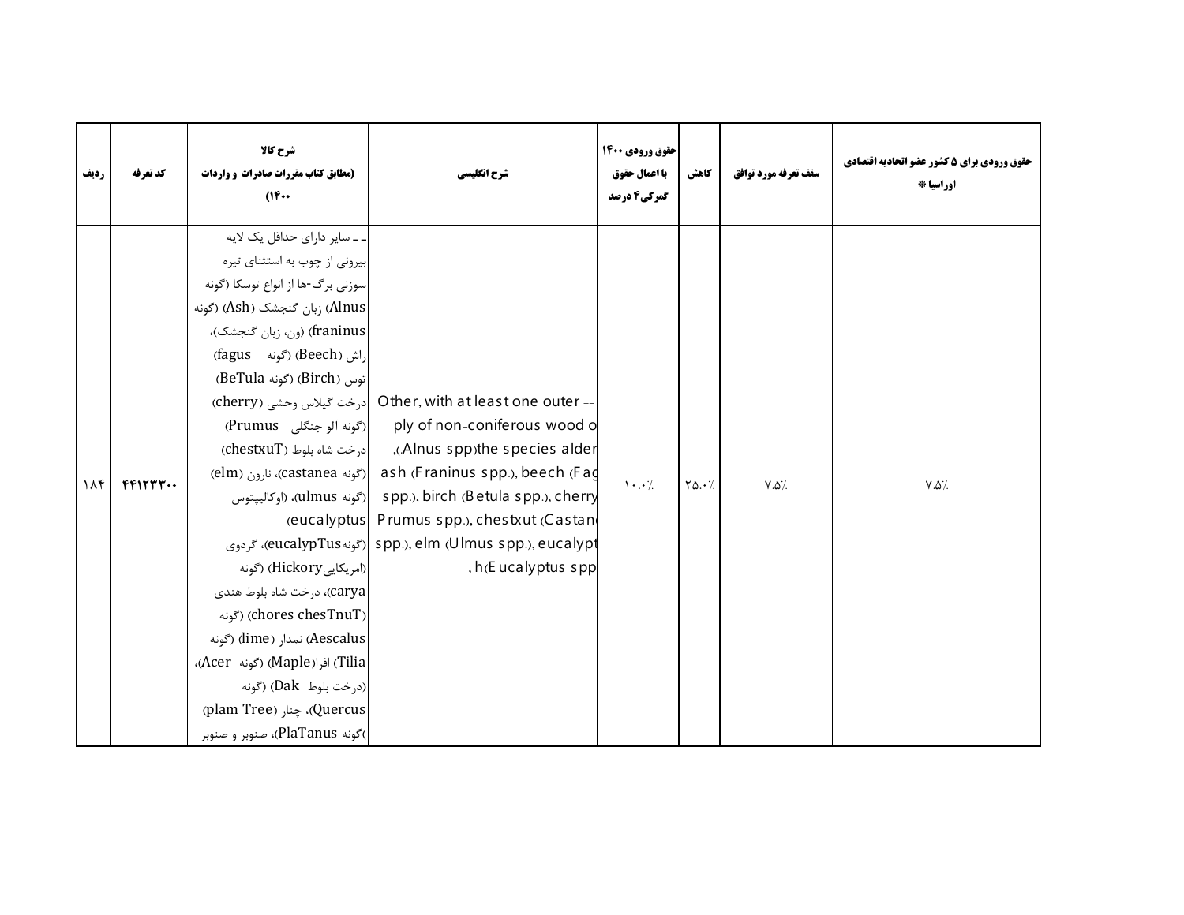| ردیف | کد تعرفه | شرح کالا (مطابق کتاب مقررات صادرات و واردات ۱۴۰۰) | شرح انگلیسی | حقوق ورودی ۱۴۰۰ با اعمال حقوق گمرکی ۴ درصد | کاهش | سقف تعرفه مورد توافق | حقوق ورودی برای ۵ کشور عضو اتحادیه اقتصادی اوراسیا * |
|---|---|---|---|---|---|---|---|
| ۱۸۴ | ۴۴۱۲۳۳۰۰ | ـ ـ سایر دارای حداقل یک لایه بیرونی از چوب به استثنای تیره سوزنی برگ-ها از انواع توسکا (گونه Alnus) زبان گنجشک (Ash) (گونه franinus) (ون، زبان گنجشک)، راش (Beech) (گونه fagus) توس (Birch) (گونه BeTula) درخت گیلاس وحشی (cherry) (گونه آلو جنگلی Prumus) درخت شاه بلوط (chestxuT) (گونه castanea)، نارون (elm) (گونه ulmus)، (اوکالیپتوس eucalyptus) (گونهeucalypTus)، گردوی (امریکاییHickory) (گونه carya)، درخت شاه بلوط هندی (chores chesTnuT) (گونه Aescalus) نمدار (lime) (گونه Tilia) افرا(Maple) (گونه Acer)، (درخت بلوط Dak) (گونه Quercus)، چنار (plam Tree) )گونه PlaTanus)، صنوبر و صنوبر | -- Other, with at least one outer ply of non-coniferous wood o ,(.Alnus spp)the species alder ash (Franinus spp.), beech (Fag spp.), birch (Betula spp.), cherry Prumus spp.), chestxut (Castan spp.), elm (Ulmus spp.), eucalypt , h(Eucalyptus spp | ۱۰.۰٪ | ۲۵.۰٪ | ۷.۵٪ | ۷.۵٪ |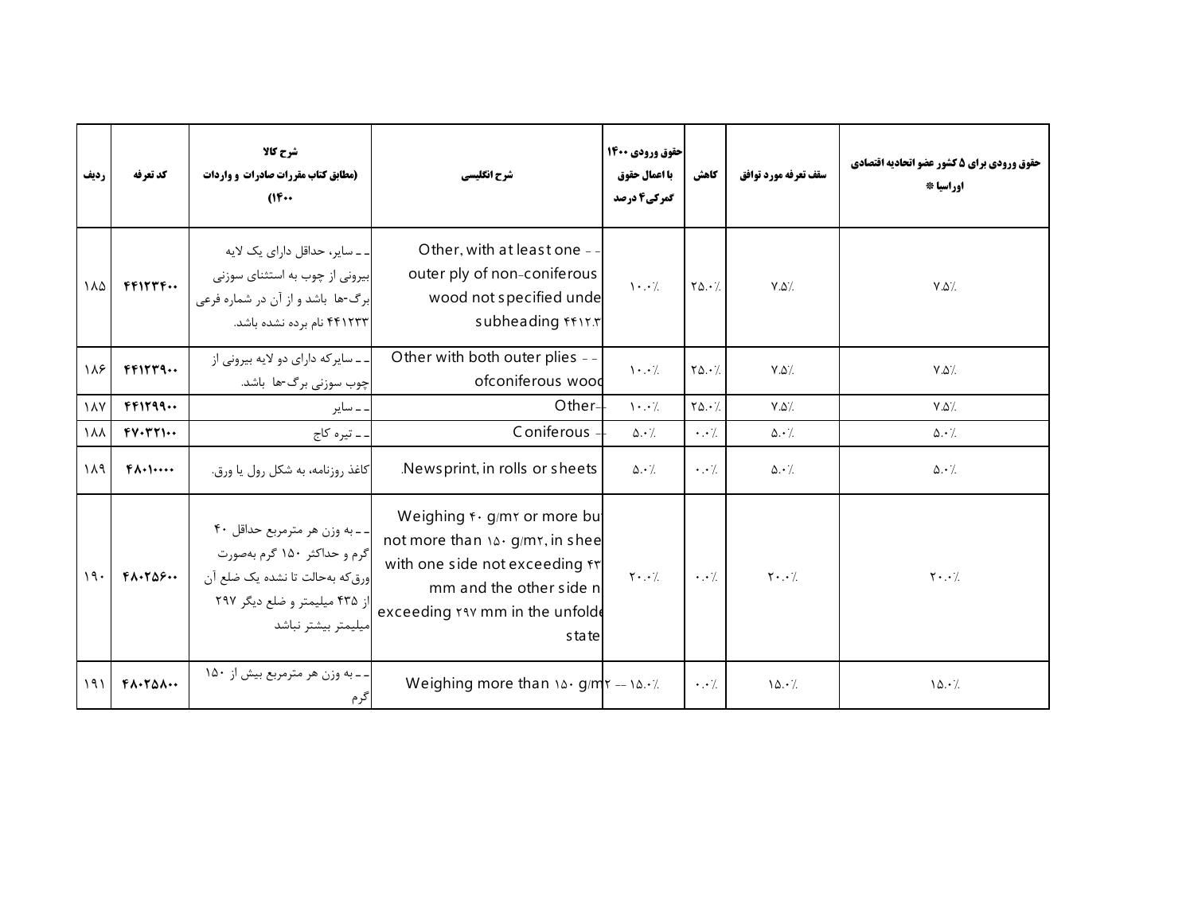| ردیف | کد تعرفه | شرح کالا (مطابق کتاب مقررات صادرات و واردات ۱۴۰۰) | شرح انگلیسی | حقوق ورودی ۱۴۰۰ با اعمال حقوق گمرکی ۴ درصد | کاهش | سقف تعرفه مورد توافق | حقوق ورودی برای ۵ کشور عضو اتحادیه اقتصادی اوراسیا * |
|---|---|---|---|---|---|---|---|
| ۱۸۵ | ۴۴۱۲۳۴۰۰ | ـ ـ سایر، حداقل دارای یک لایه بیرونی از چوب به استثنای سوزنی برگ‌ها باشد و از آن در شماره فرعی ۴۴۱۲۳۳ نام برده نشده باشد. | Other, with at least one - - outer ply of non-coniferous wood not specified unde subheading ۴۴۱۲.۳ | ۱۰.۰٪ | ۲۵.۰٪ | ۷.۵٪ | ۷.۵٪ |
| ۱۸۶ | ۴۴۱۲۳۹۰۰ | ـ ـ سایرکه دارای دو لایه بیرونی از چوب سوزنی برگ‌ها باشد. | Other with both outer plies - - ofconiferous wood | ۱۰.۰٪ | ۲۵.۰٪ | ۷.۵٪ | ۷.۵٪ |
| ۱۸۷ | ۴۴۱۲۹۹۰۰ | ـ ـ سایر | Other- | ۱۰.۰٪ | ۲۵.۰٪ | ۷.۵٪ | ۷.۵٪ |
| ۱۸۸ | ۴۷۰۳۲۱۰۰ | ـ ـ تیره کاج | Coniferous - | ۵.۰٪ | ۰.۰٪ | ۵.۰٪ | ۵.۰٪ |
| ۱۸۹ | ۴۸۰۱۰۰۰۰ | کاغذ روزنامه، به شکل رول یا ورق. | .Newsprint, in rolls or sheets | ۵.۰٪ | ۰.۰٪ | ۵.۰٪ | ۵.۰٪ |
| ۱۹۰ | ۴۸۰۲۵۶۰۰ | ـ ـ به وزن هر مترمربع حداقل ۴۰ گرم و حداکثر ۱۵۰ گرم به‌صورت ورق‌که به‌حالت تا نشده یک ضلع آن از ۴۳۵ میلیمتر و ضلع دیگر ۲۹۷ میلیمتر بیشتر نباشد | Weighing ۴۰ g/m۲ or more but not more than ۱۵۰ g/m۲, in sheets with one side not exceeding ۴۳ mm and the other side n exceeding ۲۹۷ mm in the unfolded state | ۲۰.۰٪ | ۰.۰٪ | ۲۰.۰٪ | ۲۰.۰٪ |
| ۱۹۱ | ۴۸۰۲۵۸۰۰ | ـ ـ به وزن هر مترمربع بیش از ۱۵۰ گرم | -- Weighing more than ۱۵۰ g/m۲ | ۱۵.۰٪ | ۰.۰٪ | ۱۵.۰٪ | ۱۵.۰٪ |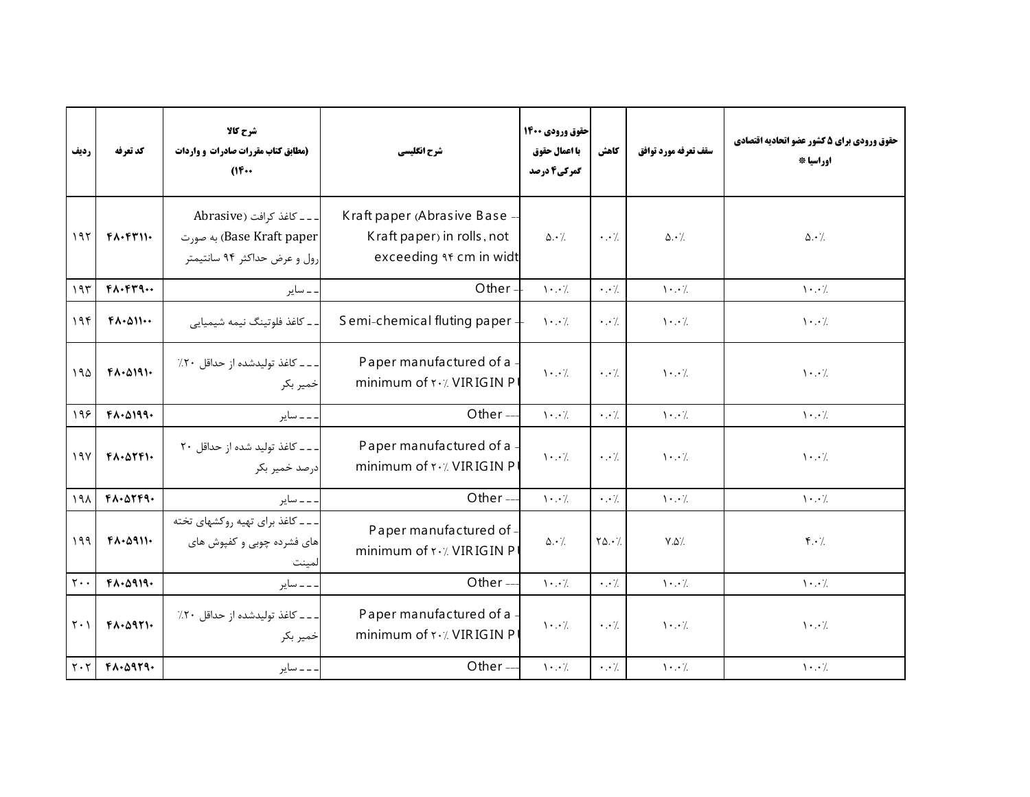| ردیف | کد تعرفه | شرح کالا (مطابق کتاب مقررات صادرات و واردات ۱۴۰۰) | شرح انگلیسی | حقوق ورودی ۱۴۰۰ با اعمال حقوق گمرکی۴ درصد | کاهش | سقف تعرفه مورد توافق | حقوق ورودی برای ۵ کشور عضو اتحادیه اقتصادی اوراسیا * |
|---|---|---|---|---|---|---|---|
| ۱۹۲ | ۴۸۰۴۳۱۱۰ | ـ ـ ـ کاغذ کرافت (Abrasive Base Kraft paper) به صورت رول و عرض حداکثر ۹۴ سانتیمتر | --- Kraft paper (Abrasive Base Kraft paper) in rolls, not exceeding ۹۴ cm in widt | ۵.۰٪ | ۰.۰٪ | ۵.۰٪ | ۵.۰٪ |
| ۱۹۳ | ۴۸۰۴۳۹۰۰ | ـ ـ سایر | -- Other | ۱۰.۰٪ | ۰.۰٪ | ۱۰.۰٪ | ۱۰.۰٪ |
| ۱۹۴ | ۴۸۰۵۱۱۰۰ | ـ ـ کاغذ فلوتینگ نیمه شیمیایی | -- Semi-chemical fluting paper | ۱۰.۰٪ | ۰.۰٪ | ۱۰.۰٪ | ۱۰.۰٪ |
| ۱۹۵ | ۴۸۰۵۱۹۱۰ | ـ ـ ـ کاغذ تولیدشده از حداقل ۲۰٪ خمیر بکر | --- Paper manufactured of a minimum of ۲۰٪ VIRIGIN PU | ۱۰.۰٪ | ۰.۰٪ | ۱۰.۰٪ | ۱۰.۰٪ |
| ۱۹۶ | ۴۸۰۵۱۹۹۰ | ـ ـ ـ سایر | --- Other | ۱۰.۰٪ | ۰.۰٪ | ۱۰.۰٪ | ۱۰.۰٪ |
| ۱۹۷ | ۴۸۰۵۲۴۱۰ | ـ ـ ـ کاغذ تولید شده از حداقل ۲۰ درصد خمیر بکر | --- Paper manufactured of a minimum of ۲۰٪ VIRIGIN PU | ۱۰.۰٪ | ۰.۰٪ | ۱۰.۰٪ | ۱۰.۰٪ |
| ۱۹۸ | ۴۸۰۵۲۴۹۰ | ـ ـ ـ سایر | --- Other | ۱۰.۰٪ | ۰.۰٪ | ۱۰.۰٪ | ۱۰.۰٪ |
| ۱۹۹ | ۴۸۰۵۹۱۱۰ | ـ ـ ـ کاغذ برای تهیه روکشهای تخته های فشرده چوبی و کفپوش های لمینت | --- Paper manufactured of minimum of ۲۰٪ VIRIGIN PU | ۵.۰٪ | ۲۵.۰٪ | ۷.۵٪ | ۴.۰٪ |
| ۲۰۰ | ۴۸۰۵۹۱۹۰ | ـ ـ ـ سایر | --- Other | ۱۰.۰٪ | ۰.۰٪ | ۱۰.۰٪ | ۱۰.۰٪ |
| ۲۰۱ | ۴۸۰۵۹۲۱۰ | ـ ـ ـ کاغذ تولیدشده از حداقل ۲۰٪ خمیر بکر | --- Paper manufactured of a minimum of ۲۰٪ VIRIGIN PU | ۱۰.۰٪ | ۰.۰٪ | ۱۰.۰٪ | ۱۰.۰٪ |
| ۲۰۲ | ۴۸۰۵۹۲۹۰ | ـ ـ ـ سایر | --- Other | ۱۰.۰٪ | ۰.۰٪ | ۱۰.۰٪ | ۱۰.۰٪ |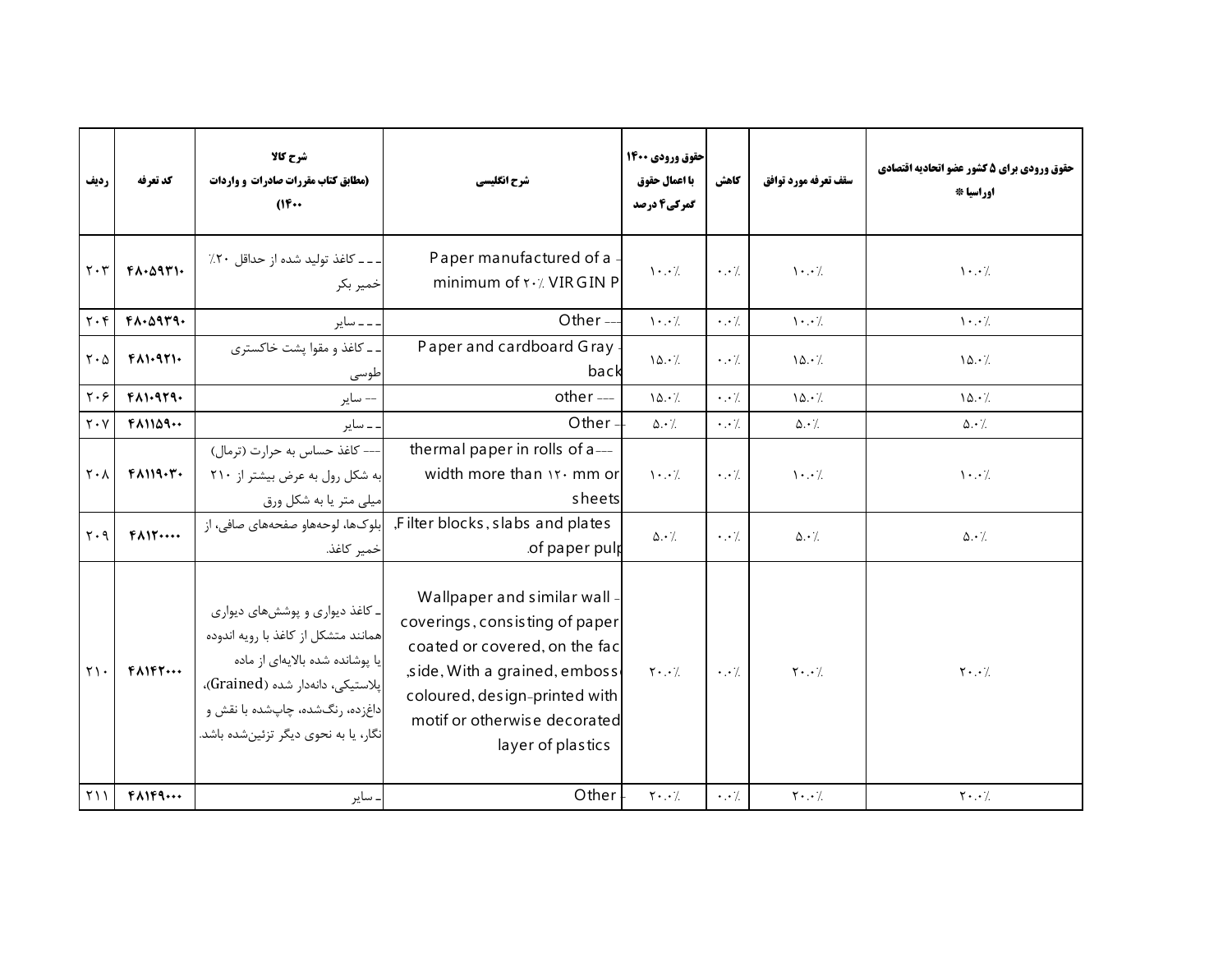| ردیف | کد تعرفه | شرح کالا (مطابق کتاب مقررات صادرات و واردات ۱۴۰۰) | شرح انگلیسی | حقوق ورودی ۱۴۰۰ با اعمال حقوق گمرکی۴ درصد | کاهش | سقف تعرفه مورد توافق | حقوق ورودی برای ۵ کشور عضو اتحادیه اقتصادی اوراسیا * |
|---|---|---|---|---|---|---|---|
| ۲۰۳ | ۴۸۰۵۹۳۱۰ | ـ ـ ـ کاغذ تولید شده از حداقل ۲۰٪ خمیر بکر | Paper manufactured of a - minimum of ۲۰٪ VIRGIN P | ۱۰.۰٪ | ۰.۰٪ | ۱۰.۰٪ | ۱۰.۰٪ |
| ۲۰۴ | ۴۸۰۵۹۳۹۰ | ـ ـ ـ سایر | Other --- | ۱۰.۰٪ | ۰.۰٪ | ۱۰.۰٪ | ۱۰.۰٪ |
| ۲۰۵ | ۴۸۱۰۹۲۱۰ | ـ ـ کاغذ و مقوا پشت خاکستری طوسی | Paper and cardboard Gray - back | ۱۵.۰٪ | ۰.۰٪ | ۱۵.۰٪ | ۱۵.۰٪ |
| ۲۰۶ | ۴۸۱۰۹۲۹۰ | -- سایر | other --- | ۱۵.۰٪ | ۰.۰٪ | ۱۵.۰٪ | ۱۵.۰٪ |
| ۲۰۷ | ۴۸۱۱۵۹۰۰ | ـ ـ سایر | Other - | ۵.۰٪ | ۰.۰٪ | ۵.۰٪ | ۵.۰٪ |
| ۲۰۸ | ۴۸۱۱۹۰۳۰ | --- کاغذ حساس به حرارت (ترمال) به شکل رول به عرض بیشتر از ۲۱۰ میلی متر یا به شکل ورق | thermal paper in rolls of a--- width more than ۱۲۰ mm or sheets | ۱۰.۰٪ | ۰.۰٪ | ۱۰.۰٪ | ۱۰.۰٪ |
| ۲۰۹ | ۴۸۱۲۰۰۰۰ | بلوک‌ها، لوحه‌هاو صفحه‌های صافی، از خمیر کاغذ. | Filter blocks, slabs and plates, of paper pulp. | ۵.۰٪ | ۰.۰٪ | ۵.۰٪ | ۵.۰٪ |
| ۲۱۰ | ۴۸۱۴۲۰۰۰ | ـ کاغذ دیواری و پوشش‌های دیواری همانند متشکل از کاغذ با رویه اندوده یا پوشانده شده بالایه‌ای از ماده پلاستیکی، دانه‌دار شده (Grained)، داغزده، رنگ‌شده، چاپ‌شده با نقش و نگار، یا به نحوی دیگر تزئین‌شده باشد. | Wallpaper and similar wall - coverings, consisting of paper coated or covered, on the fac side, With a grained, emboss, coloured, design-printed with motif or otherwise decorated layer of plastics | ۲۰.۰٪ | ۰.۰٪ | ۲۰.۰٪ | ۲۰.۰٪ |
| ۲۱۱ | ۴۸۱۴۹۰۰۰ | ـ سایر | Other - | ۲۰.۰٪ | ۰.۰٪ | ۲۰.۰٪ | ۲۰.۰٪ |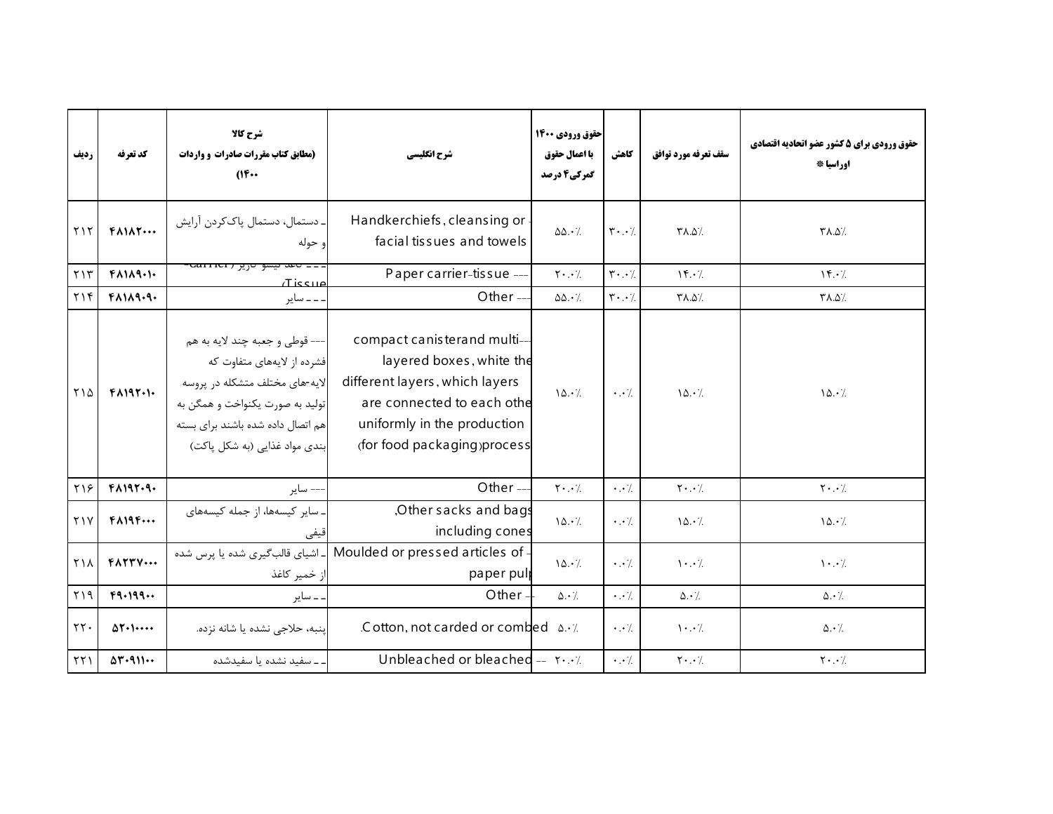| ردیف | کد تعرفه | شرح کالا (مطابق کتاب مقررات صادرات و واردات ۱۴۰۰) | شرح انگلیسی | حقوق ورودی ۱۴۰۰ با اعمال حقوق گمرکی ۴ درصد | کاهش | سقف تعرفه مورد توافق | حقوق ورودی برای ۵ کشور عضو اتحادیه اقتصادی اوراسیا * |
|---|---|---|---|---|---|---|---|
| ۲۱۲ | ۴۸۱۸۲۰۰۰ | ـ دستمال، دستمال پاک‌کردن آرایش و حوله | - Handkerchiefs, cleansing or facial tissues and towels | ۵۵.۰٪ | ۳۰.۰٪ | ۳۸.۵٪ | ۳۸.۵٪ |
| ۲۱۳ | ۴۸۱۸۹۰۱۰ | ـ ـ ـ کاغذ تیشو کاریر (carrier-Tissue) | --- Paper carrier-tissue | ۲۰.۰٪ | ۳۰.۰٪ | ۱۴.۰٪ | ۱۴.۰٪ |
| ۲۱۴ | ۴۸۱۸۹۰۹۰ | ـ ـ ـ سایر | --- Other | ۵۵.۰٪ | ۳۰.۰٪ | ۳۸.۵٪ | ۳۸.۵٪ |
| ۲۱۵ | ۴۸۱۹۲۰۱۰ | --- قوطی و جعبه چند لایه به هم فشرده از لایه‌های متفاوت که لایه‌-های مختلف متشکله در پروسه تولید به صورت یکنواخت و همگن به هم اتصال داده شده باشند برای بسته بندی مواد غذایی (به شکل پاکت) | --- compact canisterand multi-layered boxes, white the different layers, which layers are connected to each other uniformly in the production process (for food packaging) | ۱۵.۰٪ | ۰.۰٪ | ۱۵.۰٪ | ۱۵.۰٪ |
| ۲۱۶ | ۴۸۱۹۲۰۹۰ | --- سایر | --- Other | ۲۰.۰٪ | ۰.۰٪ | ۲۰.۰٪ | ۲۰.۰٪ |
| ۲۱۷ | ۴۸۱۹۴۰۰۰ | ـ سایر کیسه‌ها، از جمله کیسه‌های قیفی | - Other sacks and bags, including cones | ۱۵.۰٪ | ۰.۰٪ | ۱۵.۰٪ | ۱۵.۰٪ |
| ۲۱۸ | ۴۸۲۳۷۰۰۰ | ـ اشیای قالب‌گیری شده یا پرس شده از خمیر کاغذ | - Moulded or pressed articles of paper pulp | ۱۵.۰٪ | ۰.۰٪ | ۱۰.۰٪ | ۱۰.۰٪ |
| ۲۱۹ | ۴۹۰۱۹۹۰۰ | ـ ـ سایر | -- Other | ۵.۰٪ | ۰.۰٪ | ۵.۰٪ | ۵.۰٪ |
| ۲۲۰ | ۵۲۰۱۰۰۰۰ | پنبه، حلاجی نشده یا شانه نزده. | Cotton, not carded or combed. | ۵.۰٪ | ۰.۰٪ | ۱۰.۰٪ | ۵.۰٪ |
| ۲۲۱ | ۵۳۰۹۱۱۰۰ | ـ ـ سفید نشده یا سفیدشده | -- Unbleached or bleached | ۲۰.۰٪ | ۰.۰٪ | ۲۰.۰٪ | ۲۰.۰٪ |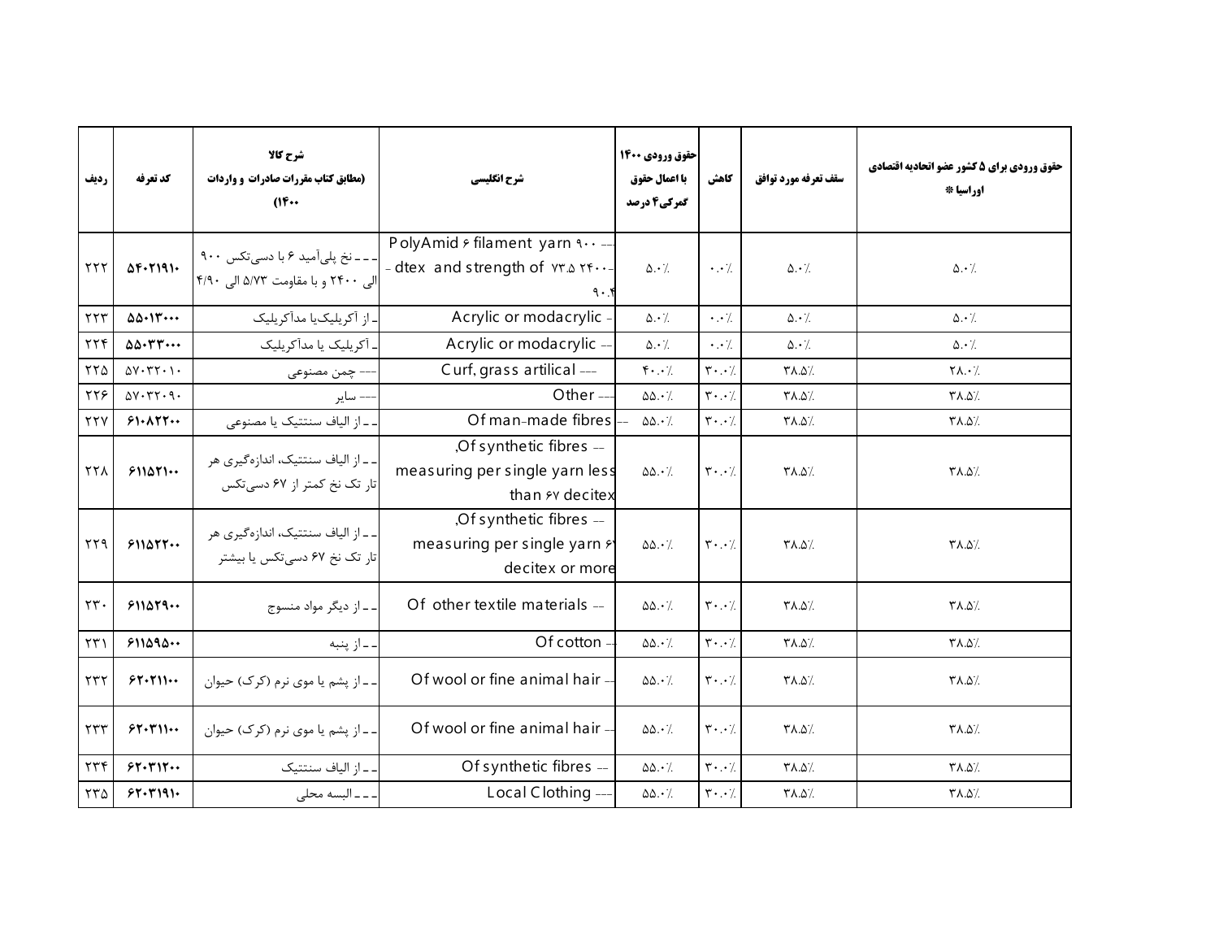| ردیف | کد تعرفه | شرح کالا (مطابق کتاب مقررات صادرات و واردات ۱۴۰۰) | شرح انگلیسی | حقوق ورودی ۱۴۰۰ با اعمال حقوق گمرکی ۴ درصد | کاهش | سقف تعرفه مورد توافق | حقوق ورودی برای ۵ کشور عضو اتحادیه اقتصادی اوراسیا * |
|---|---|---|---|---|---|---|---|
| ۲۲۲ | ۵۴۰۲۱۹۱۰ | ـ ـ ـ نخ پلی‌آمید ۶ با دسی‌تکس ۹۰۰ الی ۲۴۰۰ و با مقاومت ۵/۷۳ الی ۴/۹۰ | --- PolyAmid ۶ filament yarn ۹۰۰ - ۲۴۰۰ dtex and strength of ۷۳.۵ - ۹۰.۴ | ۵.۰٪ | ۰.۰٪ | ۵.۰٪ | ۵.۰٪ |
| ۲۲۳ | ۵۵۰۱۳۰۰۰ | ـ از آکریلیک‌یا مدآکریلیک | - Acrylic or modacrylic | ۵.۰٪ | ۰.۰٪ | ۵.۰٪ | ۵.۰٪ |
| ۲۲۴ | ۵۵۰۳۳۰۰۰ | ـ آکریلیک یا مدآکریلیک | -- Acrylic or modacrylic | ۵.۰٪ | ۰.۰٪ | ۵.۰٪ | ۵.۰٪ |
| ۲۲۵ | ۵۷۰۳۲۰۱۰ | --- چمن مصنوعی | --- Curf, grass artilical | ۴۰.۰٪ | ۳۰.۰٪ | ۳۸.۵٪ | ۲۸.۰٪ |
| ۲۲۶ | ۵۷۰۳۲۰۹۰ | --- سایر | --- Other | ۵۵.۰٪ | ۳۰.۰٪ | ۳۸.۵٪ | ۳۸.۵٪ |
| ۲۲۷ | ۶۱۰۸۲۲۰۰ | ـ ـ از الیاف سنتتیک یا مصنوعی | -- Of man-made fibres | ۵۵.۰٪ | ۳۰.۰٪ | ۳۸.۵٪ | ۳۸.۵٪ |
| ۲۲۸ | ۶۱۱۵۲۱۰۰ | ـ ـ از الیاف سنتتیک، اندازه‌گیری هر تار تک نخ کمتر از ۶۷ دسی‌تکس | -- Of synthetic fibres, measuring per single yarn less than ۶۷ decitex | ۵۵.۰٪ | ۳۰.۰٪ | ۳۸.۵٪ | ۳۸.۵٪ |
| ۲۲۹ | ۶۱۱۵۲۲۰۰ | ـ ـ از الیاف سنتتیک، اندازه‌گیری هر تار تک نخ ۶۷ دسی‌تکس یا بیشتر | -- Of synthetic fibres, measuring per single yarn ۶۷ decitex or more | ۵۵.۰٪ | ۳۰.۰٪ | ۳۸.۵٪ | ۳۸.۵٪ |
| ۲۳۰ | ۶۱۱۵۲۹۰۰ | ـ ـ از دیگر مواد منسوج | -- Of other textile materials | ۵۵.۰٪ | ۳۰.۰٪ | ۳۸.۵٪ | ۳۸.۵٪ |
| ۲۳۱ | ۶۱۱۵۹۵۰۰ | ـ ـ از پنبه | -- Of cotton | ۵۵.۰٪ | ۳۰.۰٪ | ۳۸.۵٪ | ۳۸.۵٪ |
| ۲۳۲ | ۶۲۰۲۱۱۰۰ | ـ ـ از پشم یا موی نرم (کرک) حیوان | -- Of wool or fine animal hair | ۵۵.۰٪ | ۳۰.۰٪ | ۳۸.۵٪ | ۳۸.۵٪ |
| ۲۳۳ | ۶۲۰۳۱۱۰۰ | ـ ـ از پشم یا موی نرم (کرک) حیوان | -- Of wool or fine animal hair | ۵۵.۰٪ | ۳۰.۰٪ | ۳۸.۵٪ | ۳۸.۵٪ |
| ۲۳۴ | ۶۲۰۳۱۲۰۰ | ـ ـ از الیاف سنتتیک | -- Of synthetic fibres | ۵۵.۰٪ | ۳۰.۰٪ | ۳۸.۵٪ | ۳۸.۵٪ |
| ۲۳۵ | ۶۲۰۳۱۹۱۰ | ـ ـ ـ البسه محلی | --- Local Clothing | ۵۵.۰٪ | ۳۰.۰٪ | ۳۸.۵٪ | ۳۸.۵٪ |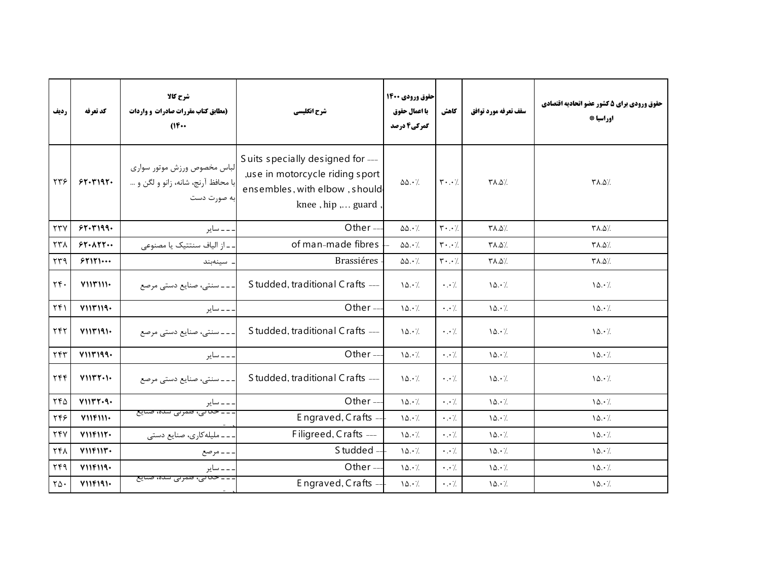| ردیف | کد تعرفه | شرح کالا (مطابق کتاب مقررات صادرات و واردات ۱۴۰۰) | شرح انگلیسی | حقوق ورودی ۱۴۰۰ با اعمال حقوق گمرکی ۴ درصد | کاهش | سقف تعرفه مورد توافق | حقوق ورودی برای ۵ کشور عضو اتحادیه اقتصادی اوراسیا * |
|---|---|---|---|---|---|---|---|
| ۲۳۶ | ۶۲۰۳۱۹۲۰ | لباس مخصوص ورزش موتور سواری با محافظ آرنج، شانه، زانو و لگن و ... به صورت دست | --- Suits specially designed for use in motorcycle riding sport, ensembles, with elbow, should knee, hip ,... guard, | ۵۵.۰٪ | ۳۰.۰٪ | ۳۸.۵٪ | ۳۸.۵٪ |
| ۲۳۷ | ۶۲۰۳۱۹۹۰ | --- سایر | --- Other | ۵۵.۰٪ | ۳۰.۰٪ | ۳۸.۵٪ | ۳۸.۵٪ |
| ۲۳۸ | ۶۲۰۸۲۲۰۰ | -- از الیاف سنتتیک یا مصنوعی | -- of man-made fibres | ۵۵.۰٪ | ۳۰.۰٪ | ۳۸.۵٪ | ۳۸.۵٪ |
| ۲۳۹ | ۶۲۱۲۱۰۰۰ | - سینه‌بند | - Brassiéres | ۵۵.۰٪ | ۳۰.۰٪ | ۳۸.۵٪ | ۳۸.۵٪ |
| ۲۴۰ | ۷۱۱۳۱۱۱۰ | --- سنتی، صنایع دستی مرصع | --- Studded, traditional Crafts | ۱۵.۰٪ | ۰.۰٪ | ۱۵.۰٪ | ۱۵.۰٪ |
| ۲۴۱ | ۷۱۱۳۱۱۹۰ | --- سایر | --- Other | ۱۵.۰٪ | ۰.۰٪ | ۱۵.۰٪ | ۱۵.۰٪ |
| ۲۴۲ | ۷۱۱۳۱۹۱۰ | --- سنتی، صنایع دستی مرصع | --- Studded, traditional Crafts | ۱۵.۰٪ | ۰.۰٪ | ۱۵.۰٪ | ۱۵.۰٪ |
| ۲۴۳ | ۷۱۱۳۱۹۹۰ | --- سایر | --- Other | ۱۵.۰٪ | ۰.۰٪ | ۱۵.۰٪ | ۱۵.۰٪ |
| ۲۴۴ | ۷۱۱۳۲۰۱۰ | --- سنتی، صنایع دستی مرصع | --- Studded, traditional Crafts | ۱۵.۰٪ | ۰.۰٪ | ۱۵.۰٪ | ۱۵.۰٪ |
| ۲۴۵ | ۷۱۱۳۲۰۹۰ | --- سایر | --- Other | ۱۵.۰٪ | ۰.۰٪ | ۱۵.۰٪ | ۱۵.۰٪ |
| ۲۴۶ | ۷۱۱۴۱۱۱۰ | --- حکاکی، قلمزنی شده، صنایع دستی | --- Engraved, Crafts | ۱۵.۰٪ | ۰.۰٪ | ۱۵.۰٪ | ۱۵.۰٪ |
| ۲۴۷ | ۷۱۱۴۱۱۲۰ | --- ملیله‌کاری، صنایع دستی | --- Filigreed, Crafts | ۱۵.۰٪ | ۰.۰٪ | ۱۵.۰٪ | ۱۵.۰٪ |
| ۲۴۸ | ۷۱۱۴۱۱۳۰ | --- مرصع | --- Studded | ۱۵.۰٪ | ۰.۰٪ | ۱۵.۰٪ | ۱۵.۰٪ |
| ۲۴۹ | ۷۱۱۴۱۱۹۰ | --- سایر | --- Other | ۱۵.۰٪ | ۰.۰٪ | ۱۵.۰٪ | ۱۵.۰٪ |
| ۲۵۰ | ۷۱۱۴۱۹۱۰ | --- حکاکی، قلمزنی شده، صنایع دستی | --- Engraved, Crafts | ۱۵.۰٪ | ۰.۰٪ | ۱۵.۰٪ | ۱۵.۰٪ |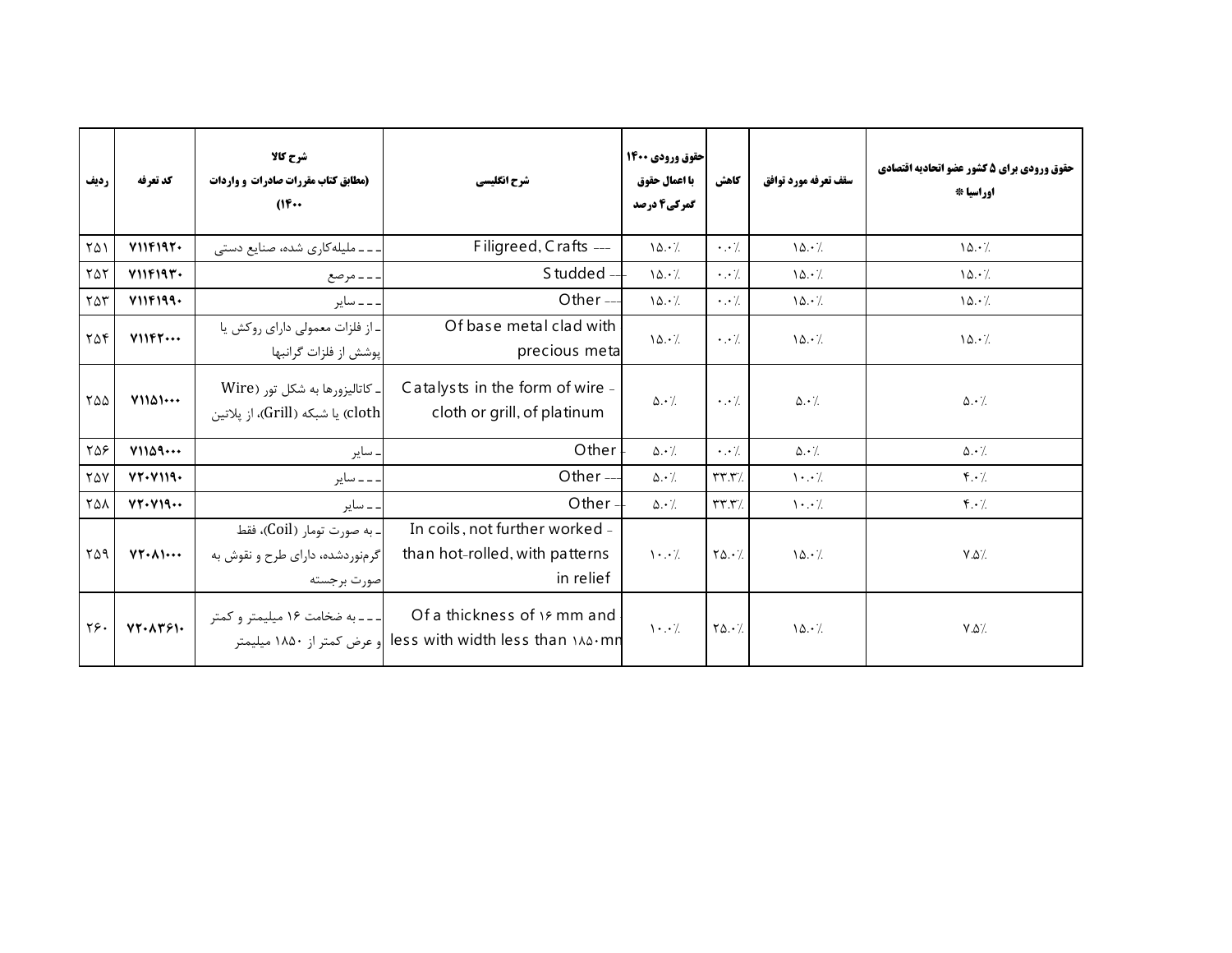| ردیف | کد تعرفه | شرح کالا (مطابق کتاب مقررات صادرات و واردات ۱۴۰۰) | شرح انگلیسی | حقوق ورودی ۱۴۰۰ با اعمال حقوق گمرکی۴ درصد | کاهش | سقف تعرفه مورد توافق | حقوق ورودی برای ۵ کشور عضو اتحادیه اقتصادی اوراسیا * |
|---|---|---|---|---|---|---|---|
| ۲۵۱ | ۷۱۱۴۱۹۲۰ | ـ ـ ـ ملیله‌کاری شده، صنایع دستی | Filigreed, Crafts --- | ۱۵.۰٪ | ۰.۰٪ | ۱۵.۰٪ | ۱۵.۰٪ |
| ۲۵۲ | ۷۱۱۴۱۹۳۰ | ـ ـ ـ مرصع | Studded --- | ۱۵.۰٪ | ۰.۰٪ | ۱۵.۰٪ | ۱۵.۰٪ |
| ۲۵۳ | ۷۱۱۴۱۹۹۰ | ـ ـ ـ سایر | Other --- | ۱۵.۰٪ | ۰.۰٪ | ۱۵.۰٪ | ۱۵.۰٪ |
| ۲۵۴ | ۷۱۱۴۲۰۰۰ | ـ از فلزات معمولی دارای روکش یا پوشش از فلزات گرانبها | Of base metal clad with precious meta | ۱۵.۰٪ | ۰.۰٪ | ۱۵.۰٪ | ۱۵.۰٪ |
| ۲۵۵ | ۷۱۱۵۱۰۰۰ | ـ کاتالیزورها به شکل تور (Wire cloth) یا شبکه (Grill)، از پلاتین | Catalysts in the form of wire - cloth or grill, of platinum | ۵.۰٪ | ۰.۰٪ | ۵.۰٪ | ۵.۰٪ |
| ۲۵۶ | ۷۱۱۵۹۰۰۰ | ـ سایر | Other - | ۵.۰٪ | ۰.۰٪ | ۵.۰٪ | ۵.۰٪ |
| ۲۵۷ | ۷۲۰۷۱۱۹۰ | ـ ـ ـ سایر | Other --- | ۵.۰٪ | ۳۳.۳٪ | ۱۰.۰٪ | ۴.۰٪ |
| ۲۵۸ | ۷۲۰۷۱۹۰۰ | ـ ـ سایر | Other - | ۵.۰٪ | ۳۳.۳٪ | ۱۰.۰٪ | ۴.۰٪ |
| ۲۵۹ | ۷۲۰۸۱۰۰۰ | ـ به صورت تومار (Coil)، فقط گرم‌نوردشده، دارای طرح و نقوش به صورت برجسته | In coils, not further worked - than hot-rolled, with patterns in relief | ۱۰.۰٪ | ۲۵.۰٪ | ۱۵.۰٪ | ۷.۵٪ |
| ۲۶۰ | ۷۲۰۸۳۶۱۰ | ـ ـ ـ به ضخامت ۱۶ میلیمتر و کمتر و عرض کمتر از ۱۸۵۰ میلیمتر | Of a thickness of ۱۶ mm and less with width less than ۱۸۵۰mm | ۱۰.۰٪ | ۲۵.۰٪ | ۱۵.۰٪ | ۷.۵٪ |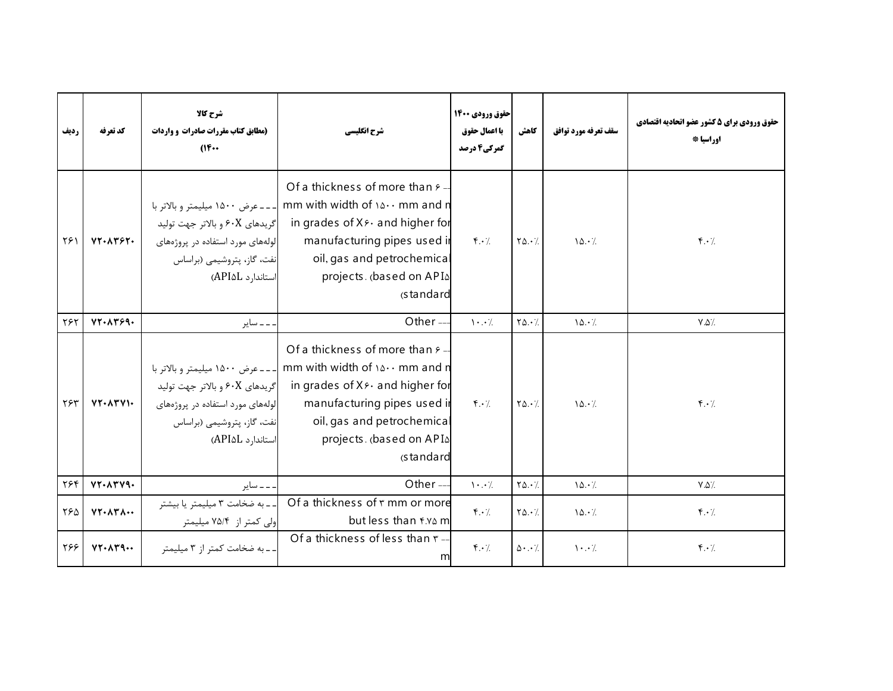| ردیف | کد تعرفه | شرح کالا (مطابق کتاب مقررات صادرات و واردات ۱۴۰۰) | شرح انگلیسی | حقوق ورودی ۱۴۰۰ با اعمال حقوق گمرکی ۴ درصد | کاهش | سقف تعرفه مورد توافق | حقوق ورودی برای ۵ کشور عضو اتحادیه اقتصادی اوراسیا * |
|---|---|---|---|---|---|---|---|
| ۲۶۱ | ۷۲۰۸۳۶۲۰ | ـ ـ ـ عرض ۱۵۰۰ میلیمتر و بالاتر با گریدهای X۶۰ و بالاتر جهت تولید لوله‌های مورد استفاده در پروژه‌های نفت، گاز، پتروشیمی (براساس استاندارد API۵L) | --- Of a thickness of more than ۶ mm with width of ۱۵۰۰ mm and m in grades of X۶۰ and higher for manufacturing pipes used in oil, gas and petrochemical projects. (based on API۵ standard) | ۴.۰٪ | ۲۵.۰٪ | ۱۵.۰٪ | ۴.۰٪ |
| ۲۶۲ | ۷۲۰۸۳۶۹۰ | ـ ـ ـ سایر | --- Other | ۱۰.۰٪ | ۲۵.۰٪ | ۱۵.۰٪ | ۷.۵٪ |
| ۲۶۳ | ۷۲۰۸۳۷۱۰ | ـ ـ ـ عرض ۱۵۰۰ میلیمتر و بالاتر با گریدهای X۶۰ و بالاتر جهت تولید لوله‌های مورد استفاده در پروژه‌های نفت، گاز، پتروشیمی (براساس استاندارد API۵L) | --- Of a thickness of more than ۶ mm with width of ۱۵۰۰ mm and m in grades of X۶۰ and higher for manufacturing pipes used in oil, gas and petrochemical projects. (based on API۵ standard) | ۴.۰٪ | ۲۵.۰٪ | ۱۵.۰٪ | ۴.۰٪ |
| ۲۶۴ | ۷۲۰۸۳۷۹۰ | ـ ـ ـ سایر | --- Other | ۱۰.۰٪ | ۲۵.۰٪ | ۱۵.۰٪ | ۷.۵٪ |
| ۲۶۵ | ۷۲۰۸۳۸۰۰ | ـ ـ به ضخامت ۳ میلیمتر یا بیشتر ولی کمتر از ۷۵/۴ میلیمتر | -- Of a thickness of ۳ mm or more but less than ۴.۷۵ mm | ۴.۰٪ | ۲۵.۰٪ | ۱۵.۰٪ | ۴.۰٪ |
| ۲۶۶ | ۷۲۰۸۳۹۰۰ | ـ ـ به ضخامت کمتر از ۳ میلیمتر | -- Of a thickness of less than ۳ mm | ۴.۰٪ | ۵۰.۰٪ | ۱۰.۰٪ | ۴.۰٪ |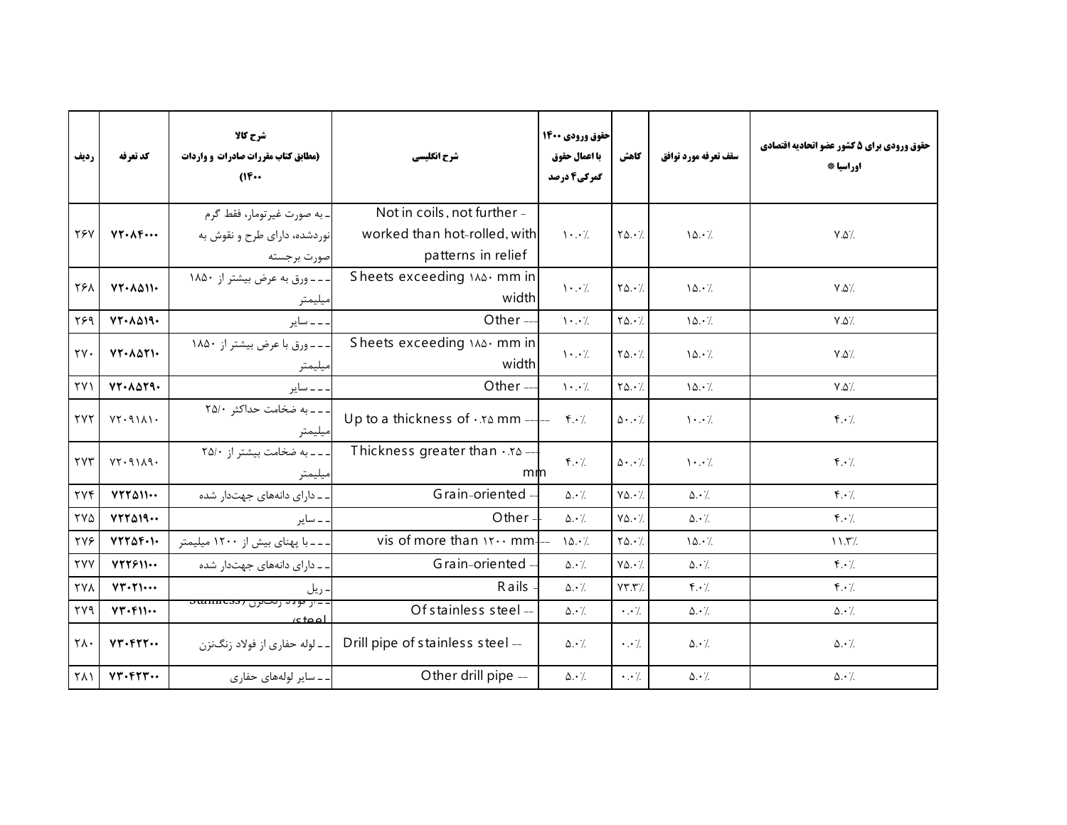| ردیف | کد تعرفه | شرح کالا (مطابق کتاب مقررات صادرات و واردات ۱۴۰۰) | شرح انگلیسی | حقوق ورودی ۱۴۰۰ با اعمال حقوق گمرکی۴ درصد | کاهش | سقف تعرفه مورد توافق | حقوق ورودی برای ۵ کشور عضو اتحادیه اقتصادی اوراسیا * |
|---|---|---|---|---|---|---|---|
| ۲۶۷ | ۷۲۰۸۴۰۰۰ | ـ به صورت غیرتومار، فقط گرم نوردشده، دارای طرح و نقوش به صورت برجسته | Not in coils, not further - worked than hot-rolled, with patterns in relief | ۱۰.۰٪ | ۲۵.۰٪ | ۱۵.۰٪ | ۷.۵٪ |
| ۲۶۸ | ۷۲۰۸۵۱۱۰ | ـ ـ ـ ورق به عرض بیشتر از ۱۸۵۰ میلیمتر | Sheets exceeding ۱۸۵۰ mm in width | ۱۰.۰٪ | ۲۵.۰٪ | ۱۵.۰٪ | ۷.۵٪ |
| ۲۶۹ | ۷۲۰۸۵۱۹۰ | ـ ـ ـ سایر | Other --- | ۱۰.۰٪ | ۲۵.۰٪ | ۱۵.۰٪ | ۷.۵٪ |
| ۲۷۰ | ۷۲۰۸۵۲۱۰ | ـ ـ ـ ورق با عرض بیشتر از ۱۸۵۰ میلیمتر | Sheets exceeding ۱۸۵۰ mm in width | ۱۰.۰٪ | ۲۵.۰٪ | ۱۵.۰٪ | ۷.۵٪ |
| ۲۷۱ | ۷۲۰۸۵۲۹۰ | ـ ـ ـ سایر | Other --- | ۱۰.۰٪ | ۲۵.۰٪ | ۱۵.۰٪ | ۷.۵٪ |
| ۲۷۲ | ۷۲۰۹۱۸۱۰ | ـ ـ ـ به ضخامت حداکثر ۲۵/۰ میلیمتر | Up to a thickness of ۰.۲۵ mm ---- | ۴.۰٪ | ۵۰.۰٪ | ۱۰.۰٪ | ۴.۰٪ |
| ۲۷۳ | ۷۲۰۹۱۸۹۰ | ـ ـ ـ به ضخامت بیشتر از ۲۵/۰ میلیمتر | Thickness greater than ۰.۲۵ --- mm | ۴.۰٪ | ۵۰.۰٪ | ۱۰.۰٪ | ۴.۰٪ |
| ۲۷۴ | ۷۲۲۵۱۱۰۰ | ـ ـ دارای دانه‌های جهت‌دار شده | Grain-oriented -- | ۵.۰٪ | ۷۵.۰٪ | ۵.۰٪ | ۴.۰٪ |
| ۲۷۵ | ۷۲۲۵۱۹۰۰ | ـ ـ سایر | Other -- | ۵.۰٪ | ۷۵.۰٪ | ۵.۰٪ | ۴.۰٪ |
| ۲۷۶ | ۷۲۲۵۴۰۱۰ | ـ ـ ـ با پهنای بیش از ۱۲۰۰ میلیمتر | vis of more than ۱۲۰۰ mm--- | ۱۵.۰٪ | ۲۵.۰٪ | ۱۵.۰٪ | ۱۱.۳٪ |
| ۲۷۷ | ۷۲۲۶۱۱۰۰ | ـ ـ دارای دانه‌های جهت‌دار شده | Grain-oriented -- | ۵.۰٪ | ۷۵.۰٪ | ۵.۰٪ | ۴.۰٪ |
| ۲۷۸ | ۷۳۰۲۱۰۰۰ | ـ ریل | Rails - | ۵.۰٪ | ۷۳.۳٪ | ۴.۰٪ | ۴.۰٪ |
| ۲۷۹ | ۷۳۰۴۱۱۰۰ | ـ ـ از فولاد زنگ‌نزن (Stainless steel) | Of stainless steel -- | ۵.۰٪ | ۰.۰٪ | ۵.۰٪ | ۵.۰٪ |
| ۲۸۰ | ۷۳۰۴۲۲۰۰ | ـ ـ لوله حفاری از فولاد زنگ‌نزن | Drill pipe of stainless steel -- | ۵.۰٪ | ۰.۰٪ | ۵.۰٪ | ۵.۰٪ |
| ۲۸۱ | ۷۳۰۴۲۳۰۰ | ـ ـ سایر لوله‌های حفاری | Other drill pipe -- | ۵.۰٪ | ۰.۰٪ | ۵.۰٪ | ۵.۰٪ |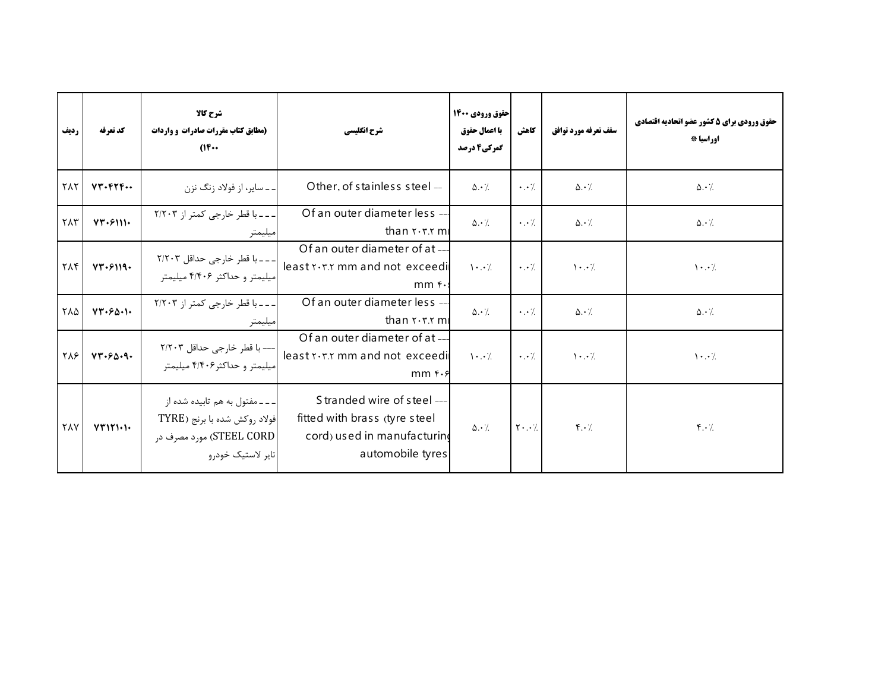| ردیف | کد تعرفه | شرح کالا (مطابق کتاب مقررات صادرات و واردات ۱۴۰۰) | شرح انگلیسی | حقوق ورودی ۱۴۰۰ با اعمال حقوق گمرکی ۴ درصد | کاهش | سقف تعرفه مورد توافق | حقوق ورودی برای ۵ کشور عضو اتحادیه اقتصادی اوراسیا * |
|---|---|---|---|---|---|---|---|
| ۲۸۲ | ۷۳۰۴۲۴۰۰ | ـ ـ سایر، از فولاد زنگ نزن | -- Other, of stainless steel | ۵.۰٪ | ۰.۰٪ | ۵.۰٪ | ۵.۰٪ |
| ۲۸۳ | ۷۳۰۶۱۱۱۰ | ـ ـ ـ با قطر خارجی کمتر از ۲/۲۰۳ میلیمتر | --- Of an outer diameter less than ۲۰۳.۲ mm | ۵.۰٪ | ۰.۰٪ | ۵.۰٪ | ۵.۰٪ |
| ۲۸۴ | ۷۳۰۶۱۱۹۰ | ـ ـ ـ با قطر خارجی حداقل ۲/۲۰۳ میلیمتر و حداکثر ۴/۴۰۶ میلیمتر | --- Of an outer diameter of at least ۲۰۳.۲ mm and not exceeding ۴۰۶.۴ mm | ۱۰.۰٪ | ۰.۰٪ | ۱۰.۰٪ | ۱۰.۰٪ |
| ۲۸۵ | ۷۳۰۶۵۰۱۰ | ـ ـ ـ با قطر خارجی کمتر از ۲/۲۰۳ میلیمتر | --- Of an outer diameter less than ۲۰۳.۲ mm | ۵.۰٪ | ۰.۰٪ | ۵.۰٪ | ۵.۰٪ |
| ۲۸۶ | ۷۳۰۶۵۰۹۰ | --- با قطر خارجی حداقل ۲/۲۰۳ میلیمتر و حداکثر۴/۴۰۶ میلیمتر | --- Of an outer diameter of at least ۲۰۳.۲ mm and not exceeding ۴۰۶.۴ mm | ۱۰.۰٪ | ۰.۰٪ | ۱۰.۰٪ | ۱۰.۰٪ |
| ۲۸۷ | ۷۳۱۲۱۰۱۰ | ـ ـ ـ مفتول به هم تابیده شده از فولاد روکش شده با برنج (TYRE STEEL CORD) مورد مصرف در تایر لاستیک خودرو | --- Stranded wire of steel fitted with brass (tyre steel cord) used in manufacturing automobile tyres | ۵.۰٪ | ۲۰.۰٪ | ۴.۰٪ | ۴.۰٪ |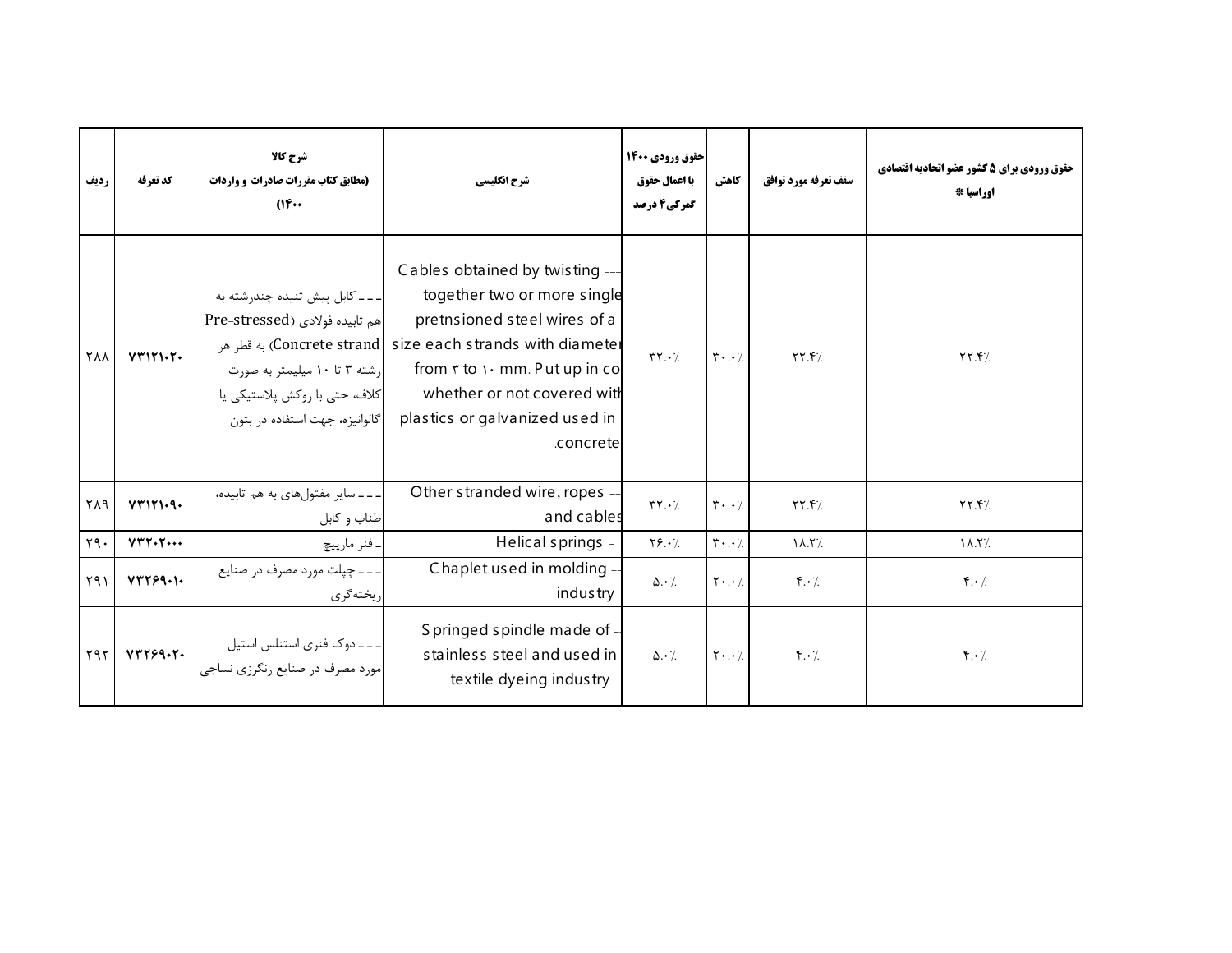| ردیف | کد تعرفه | شرح کالا (مطابق کتاب مقررات صادرات و واردات ۱۴۰۰) | شرح انگلیسی | حقوق ورودی ۱۴۰۰ با اعمال حقوق گمرکی ۴ درصد | کاهش | سقف تعرفه مورد توافق | حقوق ورودی برای ۵ کشور عضو اتحادیه اقتصادی اوراسیا * |
| --- | --- | --- | --- | --- | --- | --- | --- |
| ۲۸۸ | ۷۳۱۲۱۰۲۰ | ـ ـ ـ کابل پیش تنیده چندرشته به هم تابیده فولادی (Pre-stressed Concrete strand) به قطر هر رشته ۳ تا ۱۰ میلیمتر به صورت کلاف، حتی با روکش پلاستیکی یا گالوانیزه، جهت استفاده در بتون | --- Cables obtained by twisting together two or more single pretnsioned steel wires of a size each strands with diameter from ۳ to ۱۰ mm. Put up in co whether or not covered with plastics or galvanized used in concrete. | ۳۲.۰٪ | ۳۰.۰٪ | ۲۲.۴٪ | ۲۲.۴٪ |
| ۲۸۹ | ۷۳۱۲۱۰۹۰ | ـ ـ ـ سایر مفتول‌های به هم تابیده، طناب و کابل | --- Other stranded wire, ropes and cables | ۳۲.۰٪ | ۳۰.۰٪ | ۲۲.۴٪ | ۲۲.۴٪ |
| ۲۹۰ | ۷۳۲۰۲۰۰۰ | ـ فنر مارپیچ | - Helical springs | ۲۶.۰٪ | ۳۰.۰٪ | ۱۸.۲٪ | ۱۸.۲٪ |
| ۲۹۱ | ۷۳۲۶۹۰۱۰ | ـ ـ ـ چپلت مورد مصرف در صنایع ریخته‌گری | --- Chaplet used in molding industry | ۵.۰٪ | ۲۰.۰٪ | ۴.۰٪ | ۴.۰٪ |
| ۲۹۲ | ۷۳۲۶۹۰۲۰ | ـ ـ ـ دوک فنری استنلس استیل مورد مصرف در صنایع رنگرزی نساجی | --- Springed spindle made of stainless steel and used in textile dyeing industry | ۵.۰٪ | ۲۰.۰٪ | ۴.۰٪ | ۴.۰٪ |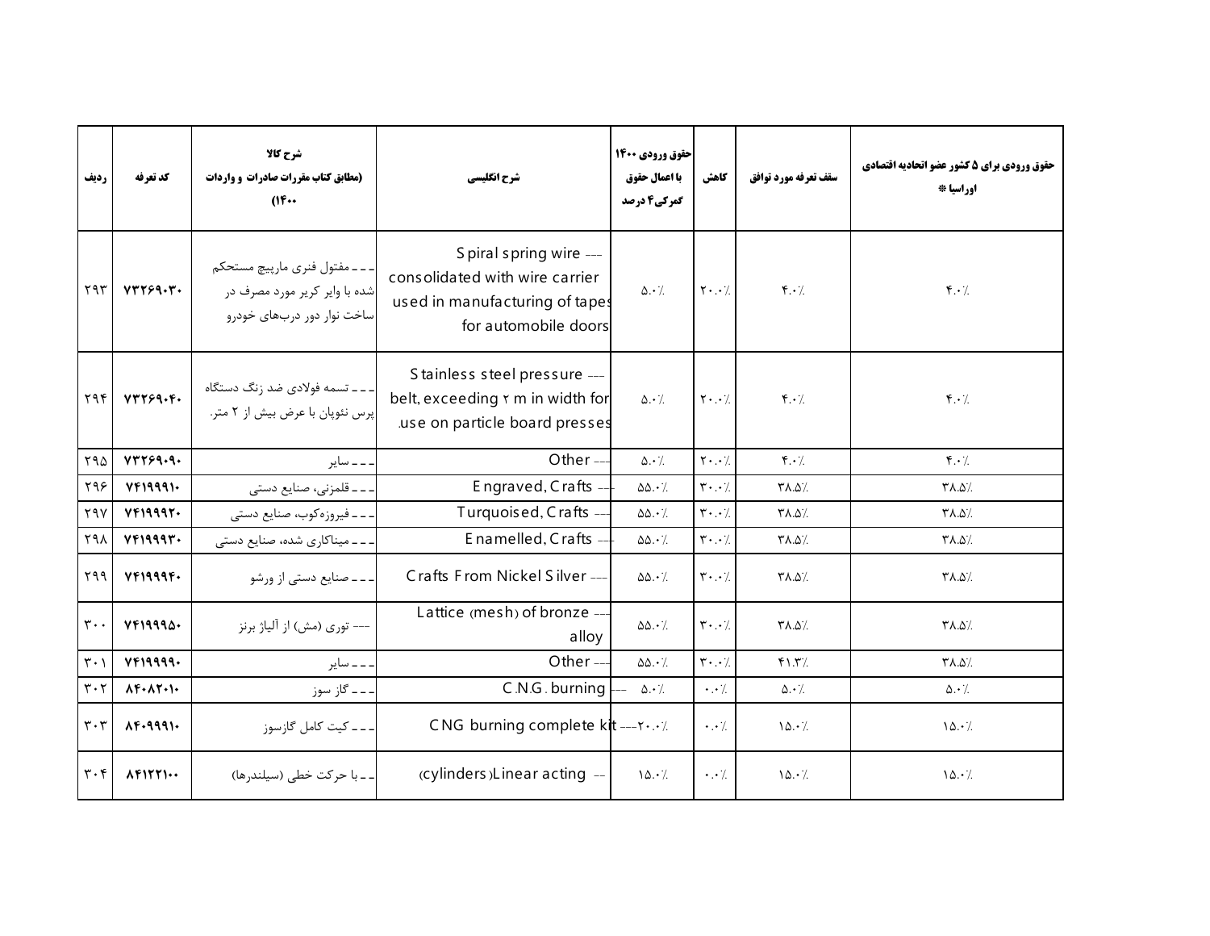| ردیف | کد تعرفه | شرح کالا (مطابق کتاب مقررات صادرات و واردات ۱۴۰۰) | شرح انگلیسی | حقوق ورودی ۱۴۰۰ با اعمال حقوق گمرکی ۴ درصد | کاهش | سقف تعرفه مورد توافق | حقوق ورودی برای ۵ کشور عضو اتحادیه اقتصادی اوراسیا * |
|---|---|---|---|---|---|---|---|
| ۲۹۳ | ۷۳۲۶۹۰۳۰ | ـ ـ ـ مفتول فنری مارپیچ مستحکم شده با وایر کریر مورد مصرف در ساخت نوار دور دربهای خودرو | Spiral spring wire --- consolidated with wire carrier used in manufacturing of tapes for automobile doors | ۵۰.۰٪ | ۲۰.۰٪ | ۴۰.۰٪ | ۴۰.۰٪ |
| ۲۹۴ | ۷۳۲۶۹۰۴۰ | ـ ـ ـ تسمه فولادی ضد زنگ دستگاه پرس نئوپان با عرض بیش از ۲ متر. | Stainless steel pressure --- belt, exceeding ۲ m in width for use on particle board presses. | ۵۰.۰٪ | ۲۰.۰٪ | ۴۰.۰٪ | ۴۰.۰٪ |
| ۲۹۵ | ۷۳۲۶۹۰۹۰ | ـ ـ ـ سایر | Other --- | ۵۰.۰٪ | ۲۰.۰٪ | ۴۰.۰٪ | ۴۰.۰٪ |
| ۲۹۶ | ۷۴۱۹۹۹۱۰ | ـ ـ ـ قلمزنی، صنایع دستی | Engraved, Crafts --- | ۵۵.۰٪ | ۳۰.۰٪ | ۳۸.۵٪ | ۳۸.۵٪ |
| ۲۹۷ | ۷۴۱۹۹۹۲۰ | ـ ـ ـ فیروزه‌کوب، صنایع دستی | Turquoised, Crafts --- | ۵۵.۰٪ | ۳۰.۰٪ | ۳۸.۵٪ | ۳۸.۵٪ |
| ۲۹۸ | ۷۴۱۹۹۹۳۰ | ـ ـ ـ میناکاری شده، صنایع دستی | Enamelled, Crafts --- | ۵۵.۰٪ | ۳۰.۰٪ | ۳۸.۵٪ | ۳۸.۵٪ |
| ۲۹۹ | ۷۴۱۹۹۹۴۰ | ـ ـ ـ صنایع دستی از ورشو | Crafts From Nickel Silver --- | ۵۵.۰٪ | ۳۰.۰٪ | ۳۸.۵٪ | ۳۸.۵٪ |
| ۳۰۰ | ۷۴۱۹۹۹۵۰ | --- توری (مش) از آلیاژ برنز | Lattice (mesh) of bronze --- alloy | ۵۵.۰٪ | ۳۰.۰٪ | ۳۸.۵٪ | ۳۸.۵٪ |
| ۳۰۱ | ۷۴۱۹۹۹۹۰ | ـ ـ ـ سایر | Other --- | ۵۵.۰٪ | ۳۰.۰٪ | ۴۱.۳٪ | ۳۸.۵٪ |
| ۳۰۲ | ۸۴۰۸۲۰۱۰ | ـ ـ ـ گاز سوز | C.N.G. burning --- | ۵.۰٪ | ۰.۰٪ | ۵.۰٪ | ۵.۰٪ |
| ۳۰۳ | ۸۴۰۹۹۹۱۰ | ـ ـ ـ کیت کامل گازسوز | CNG burning complete kit--- | ۲۰.۰٪ | ۰.۰٪ | ۱۵.۰٪ | ۱۵.۰٪ |
| ۳۰۴ | ۸۴۱۲۲۱۰۰ | ـ ـ با حرکت خطی (سیلندرها) | Linear acting (cylinders) -- | ۱۵.۰٪ | ۰.۰٪ | ۱۵.۰٪ | ۱۵.۰٪ |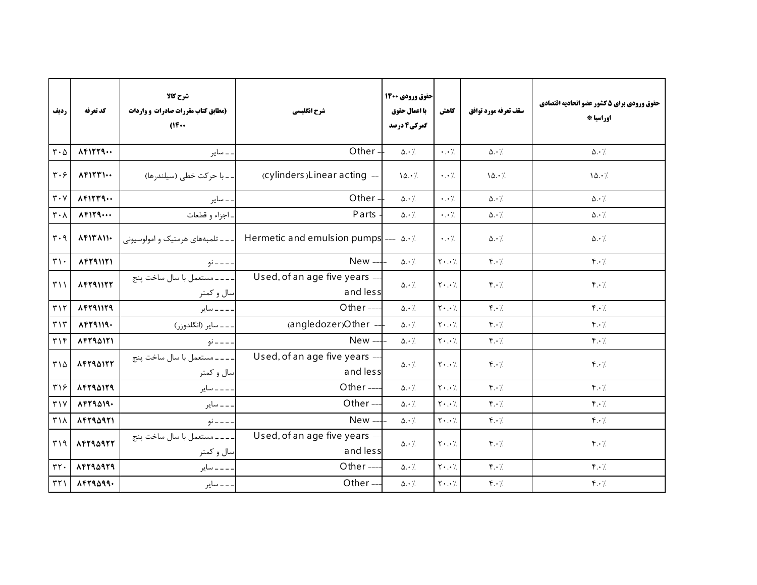| ردیف | کد تعرفه | شرح کالا (مطابق کتاب مقررات صادرات و واردات ۱۴۰۰) | شرح انگلیسی | حقوق ورودی ۱۴۰۰ با اعمال حقوق گمرکی۴ درصد | کاهش | سقف تعرفه مورد توافق | حقوق ورودی برای ۵ کشور عضو اتحادیه اقتصادی اوراسیا * |
|---|---|---|---|---|---|---|---|
| ۳۰۵ | ۸۴۱۲۲۹۰۰ | ــ ــ سایر | -- Other | ۵.۰٪ | ۰.۰٪ | ۵.۰٪ | ۵.۰٪ |
| ۳۰۶ | ۸۴۱۲۳۱۰۰ | ــ ــ با حرکت خطی (سیلندرها) | -- Linear acting (cylinders) | ۱۵.۰٪ | ۰.۰٪ | ۱۵.۰٪ | ۱۵.۰٪ |
| ۳۰۷ | ۸۴۱۲۳۹۰۰ | ــ ــ سایر | -- Other | ۵.۰٪ | ۰.۰٪ | ۵.۰٪ | ۵.۰٪ |
| ۳۰۸ | ۸۴۱۲۹۰۰۰ | ــ اجزاء و قطعات | - Parts | ۵.۰٪ | ۰.۰٪ | ۵.۰٪ | ۵.۰٪ |
| ۳۰۹ | ۸۴۱۳۸۱۱۰ | ــ ــ ــ تلمبه‌های هرمتیک و امولوسیونی | --- Hermetic and emulsion pumps | ۵.۰٪ | ۰.۰٪ | ۵.۰٪ | ۵.۰٪ |
| ۳۱۰ | ۸۴۲۹۱۱۲۱ | ــ ــ ــ ــ نو | ---- New | ۵.۰٪ | ۲۰.۰٪ | ۴.۰٪ | ۴.۰٪ |
| ۳۱۱ | ۸۴۲۹۱۱۲۲ | ــ ــ ــ ــ مستعمل با سال ساخت پنج سال و کمتر | ---- Used, of an age five years and less | ۵.۰٪ | ۲۰.۰٪ | ۴.۰٪ | ۴.۰٪ |
| ۳۱۲ | ۸۴۲۹۱۱۲۹ | ــ ــ ــ ــ سایر | ---- Other | ۵.۰٪ | ۲۰.۰٪ | ۴.۰٪ | ۴.۰٪ |
| ۳۱۳ | ۸۴۲۹۱۱۹۰ | ــ ــ ــ سایر (انگلدوزر) | --- Other (angledozer) | ۵.۰٪ | ۲۰.۰٪ | ۴.۰٪ | ۴.۰٪ |
| ۳۱۴ | ۸۴۲۹۵۱۲۱ | ــ ــ ــ ــ نو | ---- New | ۵.۰٪ | ۲۰.۰٪ | ۴.۰٪ | ۴.۰٪ |
| ۳۱۵ | ۸۴۲۹۵۱۲۲ | ــ ــ ــ ــ مستعمل با سال ساخت پنج سال و کمتر | ---- Used, of an age five years and less | ۵.۰٪ | ۲۰.۰٪ | ۴.۰٪ | ۴.۰٪ |
| ۳۱۶ | ۸۴۲۹۵۱۲۹ | ــ ــ ــ ــ سایر | ---- Other | ۵.۰٪ | ۲۰.۰٪ | ۴.۰٪ | ۴.۰٪ |
| ۳۱۷ | ۸۴۲۹۵۱۹۰ | ــ ــ ــ سایر | --- Other | ۵.۰٪ | ۲۰.۰٪ | ۴.۰٪ | ۴.۰٪ |
| ۳۱۸ | ۸۴۲۹۵۹۲۱ | ــ ــ ــ ــ نو | ---- New | ۵.۰٪ | ۲۰.۰٪ | ۴.۰٪ | ۴.۰٪ |
| ۳۱۹ | ۸۴۲۹۵۹۲۲ | ــ ــ ــ ــ مستعمل با سال ساخت پنج سال و کمتر | ---- Used, of an age five years and less | ۵.۰٪ | ۲۰.۰٪ | ۴.۰٪ | ۴.۰٪ |
| ۳۲۰ | ۸۴۲۹۵۹۲۹ | ــ ــ ــ ــ سایر | ---- Other | ۵.۰٪ | ۲۰.۰٪ | ۴.۰٪ | ۴.۰٪ |
| ۳۲۱ | ۸۴۲۹۵۹۹۰ | ــ ــ ــ سایر | --- Other | ۵.۰٪ | ۲۰.۰٪ | ۴.۰٪ | ۴.۰٪ |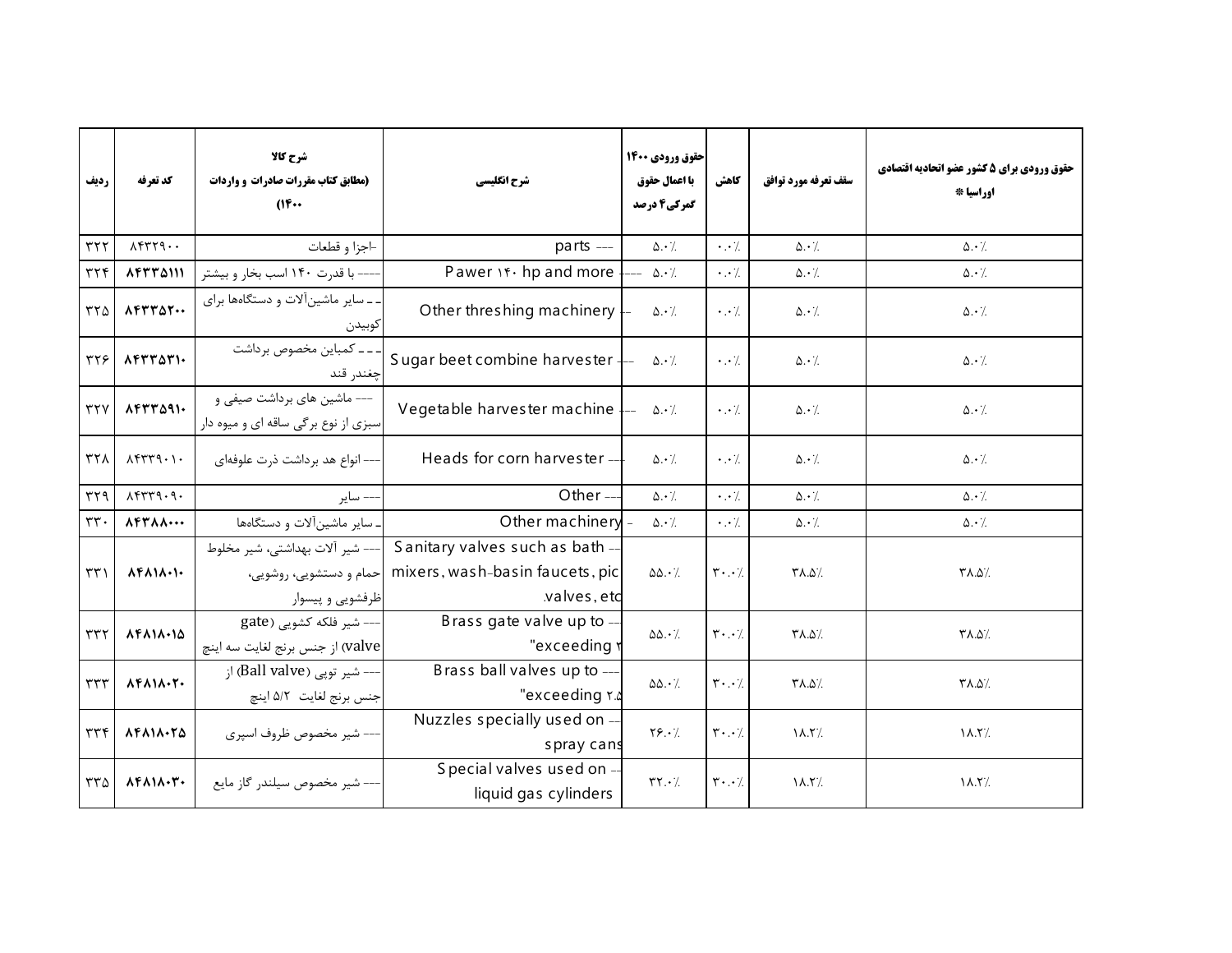| ردیف | کد تعرفه | شرح کالا (مطابق کتاب مقررات صادرات و واردات ۱۴۰۰) | شرح انگلیسی | حقوق ورودی ۱۴۰۰ با اعمال حقوق گمرکی ۴ درصد | کاهش | سقف تعرفه مورد توافق | حقوق ورودی برای ۵ کشور عضو اتحادیه اقتصادی اوراسیا * |
|---|---|---|---|---|---|---|---|
| ۳۲۲ | ۸۴۳۲۹۰۰۰ | -اجزا و قطعات | --- parts | ۵.۰٪ | ۰.۰٪ | ۵.۰٪ | ۵.۰٪ |
| ۳۲۴ | ۸۴۳۳۵۱۱۱ | ---- با قدرت ۱۴۰ اسب بخار و بیشتر | ---- Pawer ۱۴۰ hp and more | ۵.۰٪ | ۰.۰٪ | ۵.۰٪ | ۵.۰٪ |
| ۳۲۵ | ۸۴۳۳۵۲۰۰ | ـ ـ سایر ماشین‌آلات و دستگاه‌ها برای کوبیدن | -- Other threshing machinery | ۵.۰٪ | ۰.۰٪ | ۵.۰٪ | ۵.۰٪ |
| ۳۲۶ | ۸۴۳۳۵۳۱۰ | ـ ـ ـ کمباین مخصوص برداشت چغندر قند | --- Sugar beet combine harvester | ۵.۰٪ | ۰.۰٪ | ۵.۰٪ | ۵.۰٪ |
| ۳۲۷ | ۸۴۳۳۵۹۱۰ | --- ماشین های برداشت صیفی و سبزی از نوع برگی ساقه ای و میوه دار | --- Vegetable harvester machine | ۵.۰٪ | ۰.۰٪ | ۵.۰٪ | ۵.۰٪ |
| ۳۲۸ | ۸۴۳۳۹۰۱۰ | --- انواع هد برداشت ذرت علوفه‌ای | --- Heads for corn harvester | ۵.۰٪ | ۰.۰٪ | ۵.۰٪ | ۵.۰٪ |
| ۳۲۹ | ۸۴۳۳۹۰۹۰ | --- سایر | --- Other | ۵.۰٪ | ۰.۰٪ | ۵.۰٪ | ۵.۰٪ |
| ۳۳۰ | ۸۴۳۸۸۰۰۰ | ـ سایر ماشین‌آلات و دستگاه‌ها | - Other machinery | ۵.۰٪ | ۰.۰٪ | ۵.۰٪ | ۵.۰٪ |
| ۳۳۱ | ۸۴۸۱۸۰۱۰ | --- شیر آلات بهداشتی، شیر مخلوط حمام و دستشویی، روشویی، ظرفشویی و پیسوار | -- Sanitary valves such as bath mixers, wash-basin faucets, pic valves, etc. | ۵۵.۰٪ | ۳۰.۰٪ | ۳۸.۵٪ | ۳۸.۵٪ |
| ۳۳۲ | ۸۴۸۱۸۰۱۵ | --- شیر فلکه کشویی (gate valve) از جنس برنج لغایت سه اینچ | -- Brass gate valve up to "exceeding ۲ | ۵۵.۰٪ | ۳۰.۰٪ | ۳۸.۵٪ | ۳۸.۵٪ |
| ۳۳۳ | ۸۴۸۱۸۰۲۰ | --- شیر توپی (Ball valve) از جنس برنج لغایت ۲/۵ اینچ | --- Brass ball valves up to "exceeding ۲.۵ | ۵۵.۰٪ | ۳۰.۰٪ | ۳۸.۵٪ | ۳۸.۵٪ |
| ۳۳۴ | ۸۴۸۱۸۰۲۵ | --- شیر مخصوص ظروف اسپری | -- Nuzzles specially used on spray cans | ۲۶.۰٪ | ۳۰.۰٪ | ۱۸.۲٪ | ۱۸.۲٪ |
| ۳۳۵ | ۸۴۸۱۸۰۳۰ | --- شیر مخصوص سیلندر گاز مایع | -- Special valves used on liquid gas cylinders | ۳۲.۰٪ | ۳۰.۰٪ | ۱۸.۲٪ | ۱۸.۲٪ |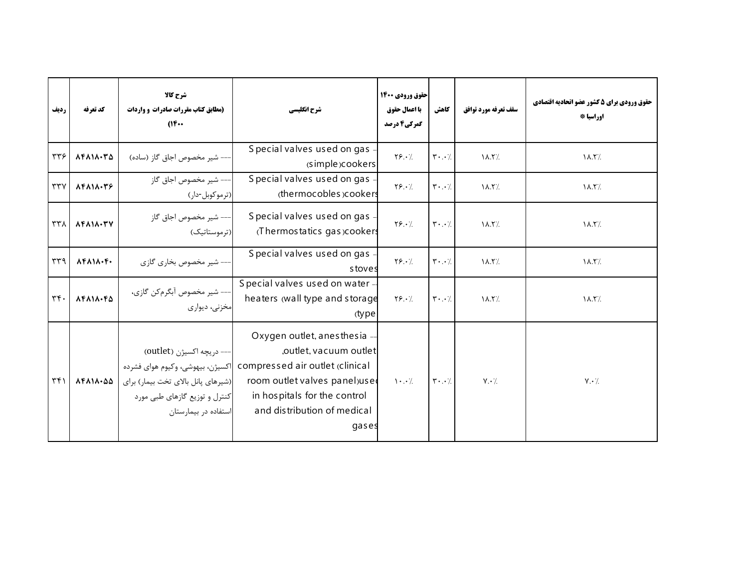| ردیف | کد تعرفه | شرح کالا (مطابق کتاب مقررات صادرات و واردات ۱۴۰۰) | شرح انگلیسی | حقوق ورودی ۱۴۰۰ با اعمال حقوق گمرکی۴ درصد | کاهش | سقف تعرفه مورد توافق | حقوق ورودی برای ۵ کشور عضو اتحادیه اقتصادی اوراسیا * |
|---|---|---|---|---|---|---|---|
| ۳۳۶ | ۸۴۸۱۸۰۳۵ | --- شیر مخصوص اجاق گاز (ساده) | -- Special valves used on gas cookers(simple) | ۲۶.۰٪ | ۳۰.۰٪ | ۱۸.۲٪ | ۱۸.۲٪ |
| ۳۳۷ | ۸۴۸۱۸۰۳۶ | --- شیر مخصوص اجاق گاز (ترموکوبل-دار) | -- Special valves used on gas cookers(thermocobles) | ۲۶.۰٪ | ۳۰.۰٪ | ۱۸.۲٪ | ۱۸.۲٪ |
| ۳۳۸ | ۸۴۸۱۸۰۳۷ | --- شیر مخصوص اجاق گاز (ترموستاتیک) | -- Special valves used on gas cookers(Thermostatics gas) | ۲۶.۰٪ | ۳۰.۰٪ | ۱۸.۲٪ | ۱۸.۲٪ |
| ۳۳۹ | ۸۴۸۱۸۰۴۰ | --- شیر مخصوص بخاری گازی | -- Special valves used on gas stoves | ۲۶.۰٪ | ۳۰.۰٪ | ۱۸.۲٪ | ۱۸.۲٪ |
| ۳۴۰ | ۸۴۸۱۸۰۴۵ | --- شیر مخصوص آبگرم‌کن گازی، مخزنی، دیواری | -- Special valves used on water heaters (wall type and storage type) | ۲۶.۰٪ | ۳۰.۰٪ | ۱۸.۲٪ | ۱۸.۲٪ |
| ۳۴۱ | ۸۴۸۱۸۰۵۵ | --- دریچه اکسیژن (outlet) اکسیژن، بیهوشی، وکیوم هوای فشرده (شیرهای پانل بالای تخت بیمار) برای کنترل و توزیع گازهای طبی مورد استفاده در بیمارستان | -- Oxygen outlet, anesthesia outlet, vacuum outlet, compressed air outlet (clinical room outlet valves panel)used in hospitals for the control and distribution of medical gases | ۱۰.۰٪ | ۳۰.۰٪ | ۷.۰٪ | ۷.۰٪ |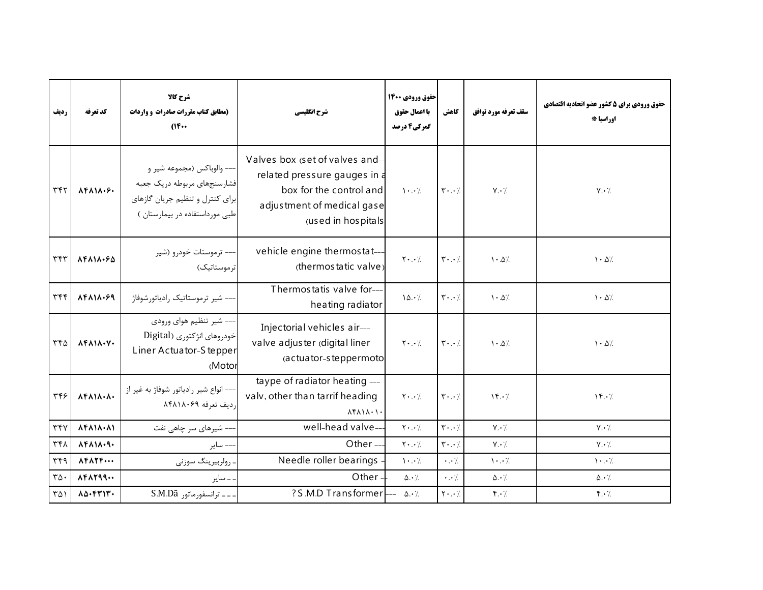| ردیف | کد تعرفه | شرح کالا (مطابق کتاب مقررات صادرات و واردات ۱۴۰۰) | شرح انگلیسی | حقوق ورودی ۱۴۰۰ با اعمال حقوق گمرکی ۴ درصد | کاهش | سقف تعرفه مورد توافق | حقوق ورودی برای ۵ کشور عضو اتحادیه اقتصادی اوراسیا * |
|---|---|---|---|---|---|---|---|
| ۳۴۲ | ۸۴۸۱۸۰۶۰ | --- والوباکس (مجموعه شیر و فشارسنجهای مربوطه دریک جعبه برای کنترل و تنظیم جریان گازهای طبی مورداستفاده در بیمارستان ) | Valves box (set of valves and related pressure gauges in a box for the control and adjustment of medical gase (used in hospitals-- | ۱۰.۰٪ | ۳۰.۰٪ | ۷.۰٪ | ۷.۰٪ |
| ۳۴۳ | ۸۴۸۱۸۰۶۵ | --- ترموستات خودرو (شیر ترموستاتیک) | vehicle engine thermostat (thermostatic valve)--- | ۲۰.۰٪ | ۳۰.۰٪ | ۱۰.۵٪ | ۱۰.۵٪ |
| ۳۴۴ | ۸۴۸۱۸۰۶۹ | --- شیر ترموستاتیک رادیاتورشوفاژ | Thermostatis valve for heating radiator--- | ۱۵.۰٪ | ۳۰.۰٪ | ۱۰.۵٪ | ۱۰.۵٪ |
| ۳۴۵ | ۸۴۸۱۸۰۷۰ | --- شیر تنظیم هوای ورودی خودروهای انژکتوری (Digital Liner Actuator-Stepper Motor) | Injectorial vehicles air valve adjuster (digital liner (actuator-steppermoto--- | ۲۰.۰٪ | ۳۰.۰٪ | ۱۰.۵٪ | ۱۰.۵٪ |
| ۳۴۶ | ۸۴۸۱۸۰۸۰ | --- انواع شیر رادیاتور شوفاژ به غیر از ردیف تعرفه ۸۴۸۱۸۰۶۹ | taype of radiator heating valv, other than tarrif heading ۸۴۸۱۸۰۱۰ --- | ۲۰.۰٪ | ۳۰.۰٪ | ۱۴.۰٪ | ۱۴.۰٪ |
| ۳۴۷ | ۸۴۸۱۸۰۸۱ | --- شیرهای سر چاهی نفت | well-head valve--- | ۲۰.۰٪ | ۳۰.۰٪ | ۷.۰٪ | ۷.۰٪ |
| ۳۴۸ | ۸۴۸۱۸۰۹۰ | --- سایر | Other --- | ۲۰.۰٪ | ۳۰.۰٪ | ۷.۰٪ | ۷.۰٪ |
| ۳۴۹ | ۸۴۸۲۴۰۰۰ | - رولربیرینگ سوزنی | Needle roller bearings - | ۱۰.۰٪ | ۰.۰٪ | ۱۰.۰٪ | ۱۰.۰٪ |
| ۳۵۰ | ۸۴۸۲۹۹۰۰ | -- سایر | Other - | ۵.۰٪ | ۰.۰٪ | ۵.۰٪ | ۵.۰٪ |
| ۳۵۱ | ۸۵۰۴۳۱۳۰ | --- ترانسفورماتور S.M.Dã | ?S.M.D Transformer --- | ۵.۰٪ | ۲۰.۰٪ | ۴.۰٪ | ۴.۰٪ |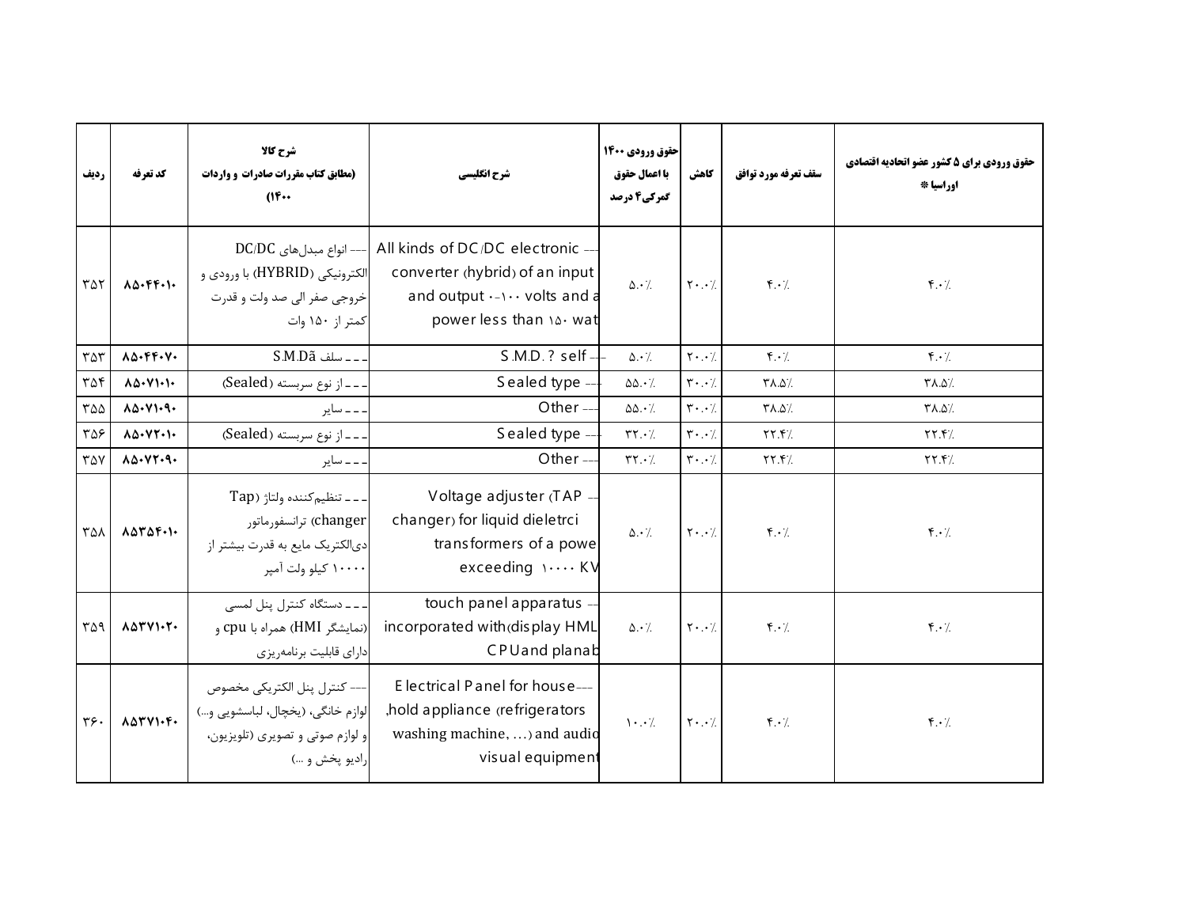| ردیف | کد تعرفه | شرح کالا (مطابق کتاب مقررات صادرات و واردات ۱۴۰۰) | شرح انگلیسی | حقوق ورودی ۱۴۰۰ با اعمال حقوق گمرکی ۴ درصد | کاهش | سقف تعرفه مورد توافق | حقوق ورودی برای ۵ کشور عضو اتحادیه اقتصادی اوراسیا * |
|---|---|---|---|---|---|---|---|
| ۳۵۲ | ۸۵۰۴۴۰۱۰ | --- انواع مبدل‌های DC/DC الکترونیکی (HYBRID) با ورودی و خروجی صفر الی صد ولت و قدرت کمتر از ۱۵۰ وات | --- All kinds of DC/DC electronic converter (hybrid) of an input and output ۰-۱۰۰ volts and a power less than ۱۵۰ wat | ۵.۰٪ | ۲۰.۰٪ | ۴.۰٪ | ۴.۰٪ |
| ۳۵۳ | ۸۵۰۴۴۰۷۰ | ـ ـ ـ سلف S.M.Dã | --- S.M.D. ? self | ۵.۰٪ | ۲۰.۰٪ | ۴.۰٪ | ۴.۰٪ |
| ۳۵۴ | ۸۵۰۷۱۰۱۰ | ـ ـ ـ از نوع سربسته (Sealed) | --- Sealed type | ۵۵.۰٪ | ۳۰.۰٪ | ۳۸.۵٪ | ۳۸.۵٪ |
| ۳۵۵ | ۸۵۰۷۱۰۹۰ | ـ ـ ـ سایر | --- Other | ۵۵.۰٪ | ۳۰.۰٪ | ۳۸.۵٪ | ۳۸.۵٪ |
| ۳۵۶ | ۸۵۰۷۲۰۱۰ | ـ ـ ـ از نوع سربسته (Sealed) | --- Sealed type | ۳۲.۰٪ | ۳۰.۰٪ | ۲۲.۴٪ | ۲۲.۴٪ |
| ۳۵۷ | ۸۵۰۷۲۰۹۰ | ـ ـ ـ سایر | --- Other | ۳۲.۰٪ | ۳۰.۰٪ | ۲۲.۴٪ | ۲۲.۴٪ |
| ۳۵۸ | ۸۵۳۵۴۰۱۰ | ـ ـ ـ تنظیم‌کننده ولتاژ (Tap changer) ترانسفورماتور دی‌الکتریک مایع به قدرت بیشتر از ۱۰۰۰۰ کیلو ولت آمپر | --- Voltage adjuster (TAP changer) for liquid dieletrci transformers of a powe exceeding ۱۰۰۰۰ KV | ۵.۰٪ | ۲۰.۰٪ | ۴.۰٪ | ۴.۰٪ |
| ۳۵۹ | ۸۵۳۷۱۰۲۰ | ـ ـ ـ دستگاه کنترل پنل لمسی (نمایشگر HMI) همراه با cpu و دارای قابلیت برنامه‌ریزی | --- touch panel apparatus incorporated with(display HML CPUand planab | ۵.۰٪ | ۲۰.۰٪ | ۴.۰٪ | ۴.۰٪ |
| ۳۶۰ | ۸۵۳۷۱۰۴۰ | --- کنترل پنل الکتریکی مخصوص لوازم خانگی، (یخچال، لباسشویی و...) و لوازم صوتی و تصویری (تلویزیون، رادیو پخش و ...) | ---Electrical Panel for house hold appliance (refrigerators, washing machine, ...) and audio visual equipment | ۱۰.۰٪ | ۲۰.۰٪ | ۴.۰٪ | ۴.۰٪ |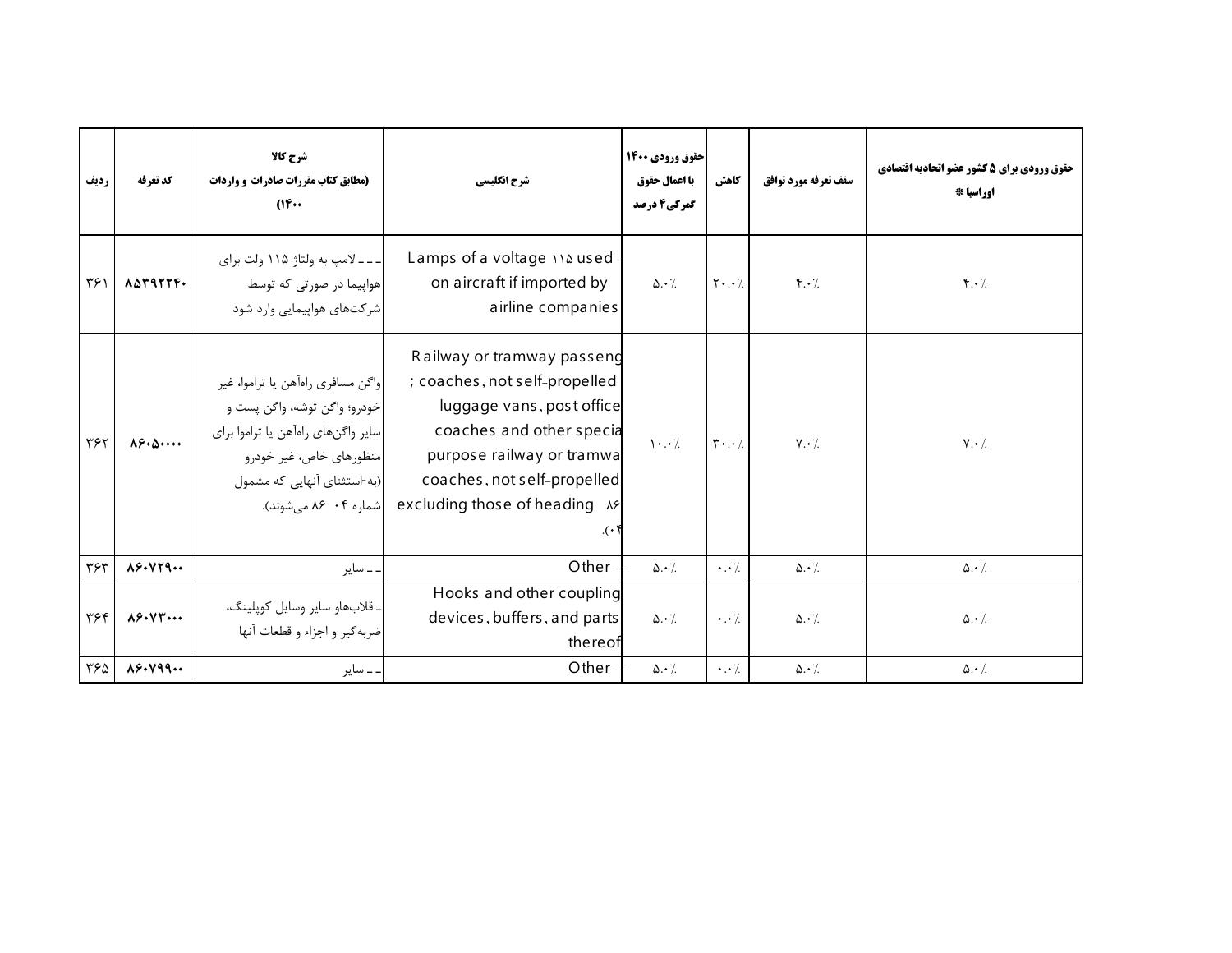| ردیف | کد تعرفه | شرح کالا (مطابق کتاب مقررات صادرات و واردات ۱۴۰۰) | شرح انگلیسی | حقوق ورودی ۱۴۰۰ با اعمال حقوق گمرکی۴ درصد | کاهش | سقف تعرفه مورد توافق | حقوق ورودی برای ۵ کشور عضو اتحادیه اقتصادی اوراسیا * |
|---|---|---|---|---|---|---|---|
| ۳۶۱ | ۸۵۳۹۲۲۴۰ | ـ ـ ـ لامپ به ولتاژ ۱۱۵ ولت برای هواپیما در صورتی که توسط شرکت‌های هواپیمایی وارد شود | - Lamps of a voltage ۱۱۵ used on aircraft if imported by airline companies | ۵.۰٪ | ۲۰.۰٪ | ۴.۰٪ | ۴.۰٪ |
| ۳۶۲ | ۸۶۰۵۰۰۰۰ | واگن مسافری راه‌آهن یا تراموا، غیر خودرو؛ واگن توشه، واگن پست و سایر واگن‌های راه‌آهن یا تراموا برای منظورهای خاص، غیر خودرو (به‌استثنای آنهایی که مشمول شماره ۰۴ ۸۶ می‌شوند). | Railway or tramway passeng ; coaches, not self-propelled luggage vans, post office coaches and other specia purpose railway or tramwa coaches, not self-propelled excluding those of heading ۸۶ .(۰۴ | ۱۰.۰٪ | ۳۰.۰٪ | ۷.۰٪ | ۷.۰٪ |
| ۳۶۳ | ۸۶۰۷۲۹۰۰ | ـ ـ سایر | - Other | ۵.۰٪ | ۰.۰٪ | ۵.۰٪ | ۵.۰٪ |
| ۳۶۴ | ۸۶۰۷۳۰۰۰ | ـ قلاب‌هاو سایر وسایل کوپلینگ، ضربه‌گیر و اجزاء و قطعات آنها | Hooks and other coupling devices, buffers, and parts thereof | ۵.۰٪ | ۰.۰٪ | ۵.۰٪ | ۵.۰٪ |
| ۳۶۵ | ۸۶۰۷۹۹۰۰ | ـ ـ سایر | - Other | ۵.۰٪ | ۰.۰٪ | ۵.۰٪ | ۵.۰٪ |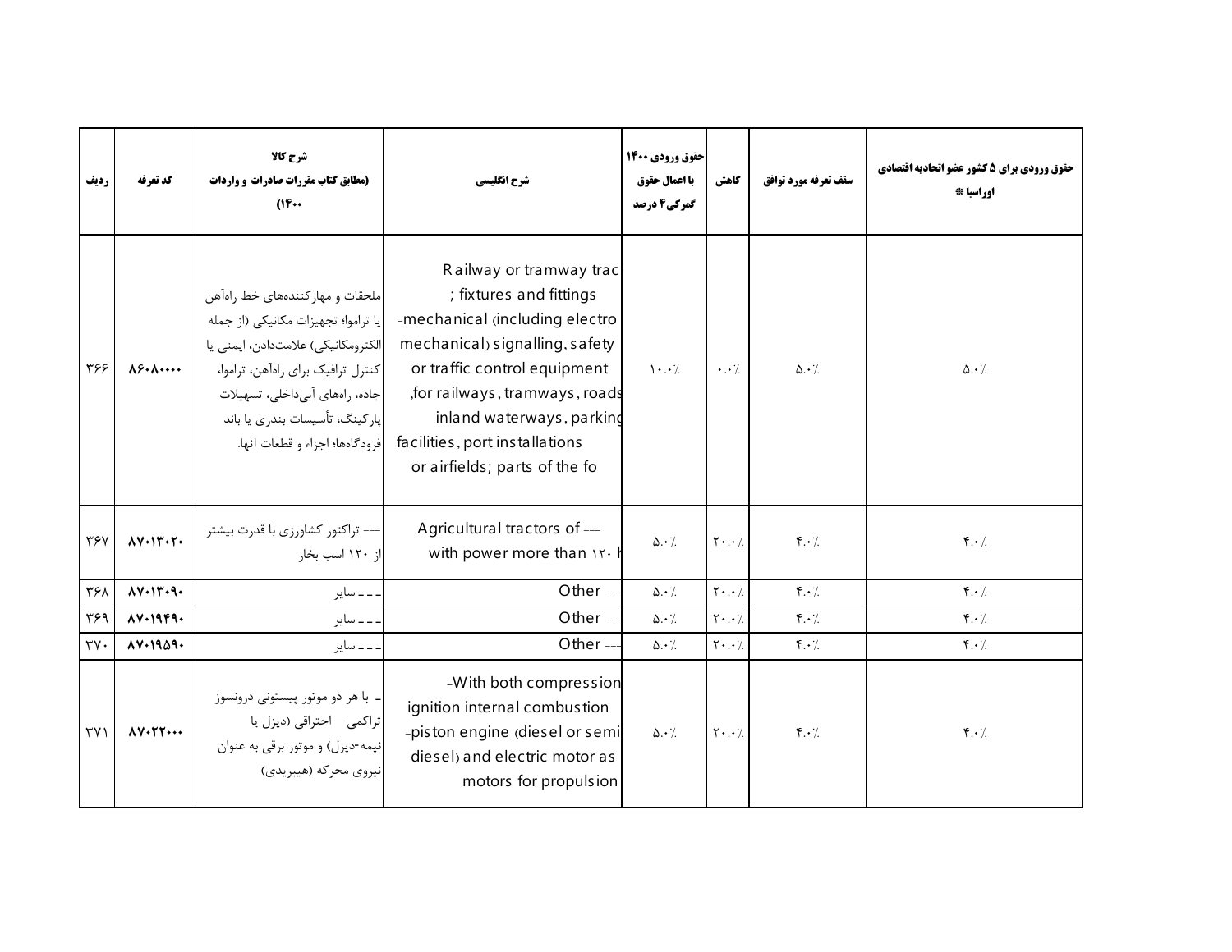| ردیف | کد تعرفه | شرح کالا (مطابق کتاب مقررات صادرات و واردات ۱۴۰۰) | شرح انگلیسی | حقوق ورودی ۱۴۰۰ با اعمال حقوق گمرکی۴ درصد | کاهش | سقف تعرفه مورد توافق | حقوق ورودی برای ۵ کشور عضو اتحادیه اقتصادی اوراسیا * |
|---|---|---|---|---|---|---|---|
| ۳۶۶ | ۸۶۰۸۰۰۰۰ | ملحقات و مهارکننده‌های خط راه‌آهن یا تراموا؛ تجهیزات مکانیکی (از جمله الکترومکانیکی) علامت‌دادن، ایمنی یا کنترل ترافیک برای راه‌آهن، تراموا، جاده، راه‌های آبی‌داخلی، تسهیلات پارکینگ، تأسیسات بندری یا باند فرودگاه‌ها؛ اجزاء و قطعات آنها. | Railway or tramway trac ; fixtures and fittings -mechanical (including electro mechanical) signalling, safety or traffic control equipment ,for railways, tramways, roads inland waterways, parking facilities, port installations or airfields; parts of the fo | ۱۰.۰٪ | ۰.۰٪ | ۵.۰٪ | ۵.۰٪ |
| ۳۶۷ | ۸۷۰۱۳۰۲۰ | --- تراکتور کشاورزی با قدرت بیشتر از ۱۲۰ اسب بخار | --- Agricultural tractors of with power more than ۱۲۰ h | ۵.۰٪ | ۲۰.۰٪ | ۴.۰٪ | ۴.۰٪ |
| ۳۶۸ | ۸۷۰۱۳۰۹۰ | ـ ـ ـ سایر | --- Other | ۵.۰٪ | ۲۰.۰٪ | ۴.۰٪ | ۴.۰٪ |
| ۳۶۹ | ۸۷۰۱۹۴۹۰ | ـ ـ ـ سایر | --- Other | ۵.۰٪ | ۲۰.۰٪ | ۴.۰٪ | ۴.۰٪ |
| ۳۷۰ | ۸۷۰۱۹۵۹۰ | ـ ـ ـ سایر | --- Other | ۵.۰٪ | ۲۰.۰٪ | ۴.۰٪ | ۴.۰٪ |
| ۳۷۱ | ۸۷۰۲۲۰۰۰ | ـ با هر دو موتور پیستونی درونسوز تراکمی – احتراقی (دیزل یا نیمه-دیزل) و موتور برقی به عنوان نیروی محرکه (هیبریدی) | -With both compression ignition internal combustion -piston engine (diesel or semi diesel) and electric motor as motors for propulsion | ۵.۰٪ | ۲۰.۰٪ | ۴.۰٪ | ۴.۰٪ |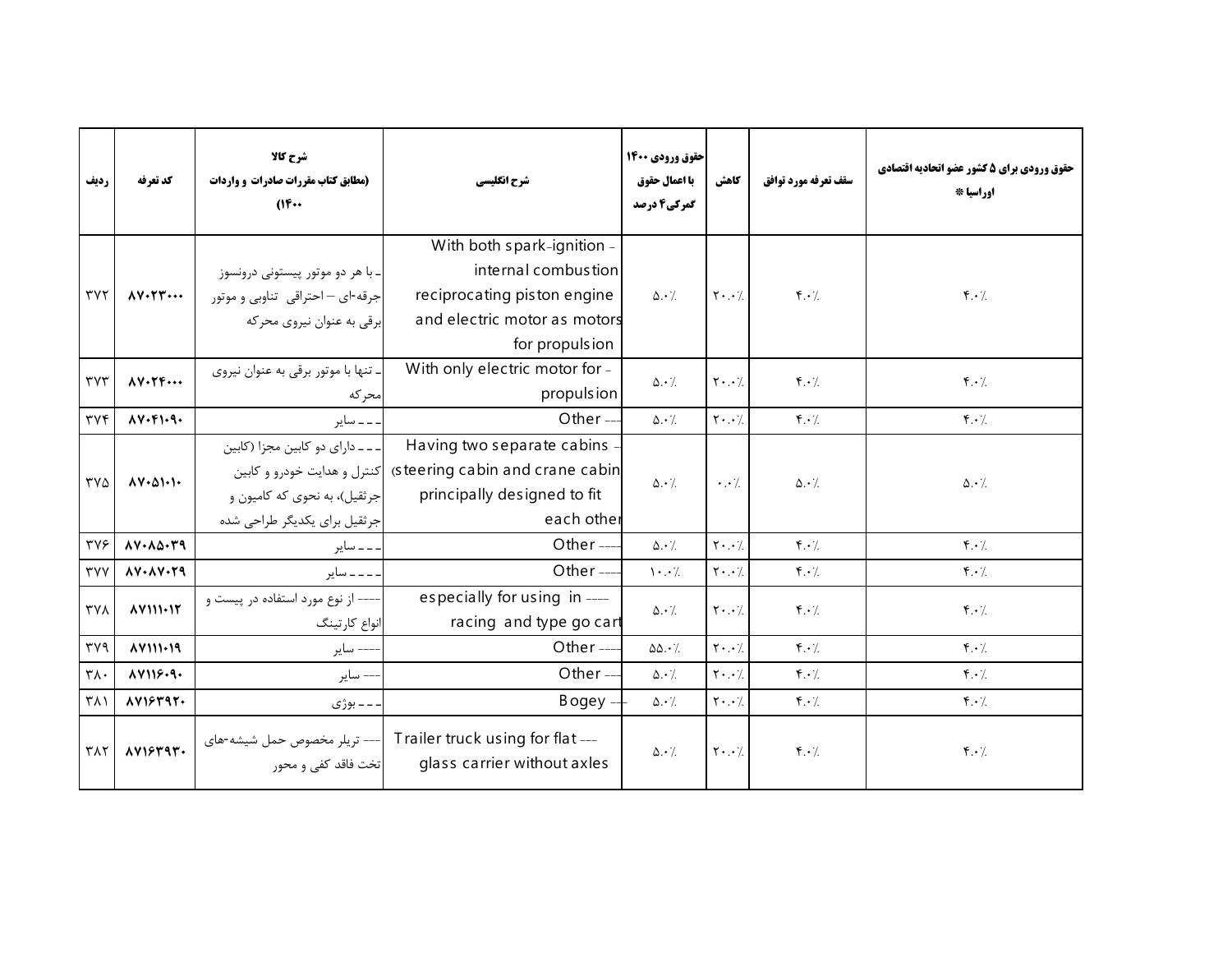| ردیف | کد تعرفه | شرح کالا (مطابق کتاب مقررات صادرات و واردات ۱۴۰۰) | شرح انگلیسی | حقوق ورودی ۱۴۰۰ با اعمال حقوق گمرکی ۴ درصد | کاهش | سقف تعرفه مورد توافق | حقوق ورودی برای ۵ کشور عضو اتحادیه اقتصادی اوراسیا * |
|---|---|---|---|---|---|---|---|
| ۳۷۲ | ۸۷۰۲۳۰۰۰ | ـ با هر دو موتور پیستونی درونسوز جرقه-ای – احتراقی تناوبی و موتور برقی به عنوان نیروی محرکه | - With both spark-ignition internal combustion reciprocating piston engine and electric motor as motors for propulsion | ۵۰.۰٪ | ۲۰.۰٪ | ۴۰.۰٪ | ۴۰.۰٪ |
| ۳۷۳ | ۸۷۰۲۴۰۰۰ | ـ تنها با موتور برقی به عنوان نیروی محرکه | - With only electric motor for propulsion | ۵۰.۰٪ | ۲۰.۰٪ | ۴۰.۰٪ | ۴۰.۰٪ |
| ۳۷۴ | ۸۷۰۴۱۰۹۰ | ـ ـ ـ سایر | --- Other | ۵۰.۰٪ | ۲۰.۰٪ | ۴۰.۰٪ | ۴۰.۰٪ |
| ۳۷۵ | ۸۷۰۵۱۰۱۰ | ـ ـ ـ دارای دو کابین مجزا (کابین کنترل و هدایت خودرو و کابین جرثقیل)، به نحوی که کامیون و جرثقیل برای یکدیگر طراحی شده | - Having two separate cabins (steering cabin and crane cabin principally designed to fit each other | ۵۰.۰٪ | ۰.۰٪ | ۵۰.۰٪ | ۵۰.۰٪ |
| ۳۷۶ | ۸۷۰۸۵۰۳۹ | ـ ـ ـ سایر | ---- Other | ۵۰.۰٪ | ۲۰.۰٪ | ۴۰.۰٪ | ۴۰.۰٪ |
| ۳۷۷ | ۸۷۰۸۷۰۲۹ | ـ ـ ـ ـ سایر | ---- Other | ۱۰۰.۰٪ | ۲۰.۰٪ | ۴۰.۰٪ | ۴۰.۰٪ |
| ۳۷۸ | ۸۷۱۱۱۰۱۲ | ---- از نوع مورد استفاده در پیست و انواع کارتینگ | ---- especially for using in racing and type go cart | ۵۰.۰٪ | ۲۰.۰٪ | ۴۰.۰٪ | ۴۰.۰٪ |
| ۳۷۹ | ۸۷۱۱۱۰۱۹ | ---- سایر | ---- Other | ۵۵.۰٪ | ۲۰.۰٪ | ۴۰.۰٪ | ۴۰.۰٪ |
| ۳۸۰ | ۸۷۱۱۶۰۹۰ | --- سایر | --- Other | ۵۰.۰٪ | ۲۰.۰٪ | ۴۰.۰٪ | ۴۰.۰٪ |
| ۳۸۱ | ۸۷۱۶۳۹۲۰ | ـ ـ ـ بوژی | --- Bogey | ۵۰.۰٪ | ۲۰.۰٪ | ۴۰.۰٪ | ۴۰.۰٪ |
| ۳۸۲ | ۸۷۱۶۳۹۳۰ | --- تریلر مخصوص حمل شیشه-های تخت فاقد کفی و محور | --- Trailer truck using for flat glass carrier without axles | ۵۰.۰٪ | ۲۰.۰٪ | ۴۰.۰٪ | ۴۰.۰٪ |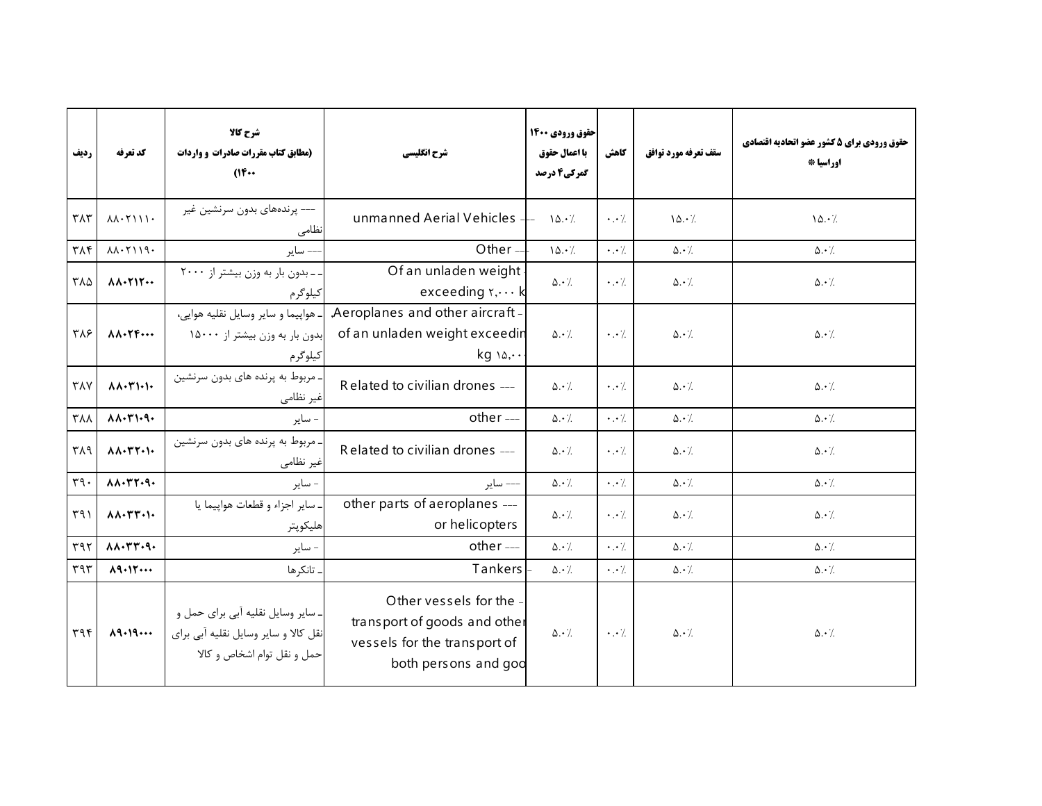| ردیف | کد تعرفه | شرح کالا (مطابق کتاب مقررات صادرات و واردات ۱۴۰۰) | شرح انگلیسی | حقوق ورودی ۱۴۰۰ با اعمال حقوق گمرکی۴ درصد | کاهش | سقف تعرفه مورد توافق | حقوق ورودی برای ۵ کشور عضو اتحادیه اقتصادی اوراسیا * |
|---|---|---|---|---|---|---|---|
| ۳۸۳ | ۸۸۰۲۱۱۱۰ | --- پرنده‌های بدون سرنشین غیر نظامی | --- unmanned Aerial Vehicles | ۱۵.۰٪ | ۰.۰٪ | ۱۵.۰٪ | ۱۵.۰٪ |
| ۳۸۴ | ۸۸۰۲۱۱۹۰ | --- سایر | --- Other | ۱۵.۰٪ | ۰.۰٪ | ۵.۰٪ | ۵.۰٪ |
| ۳۸۵ | ۸۸۰۲۱۲۰۰ | ـ ـ بدون بار به وزن بیشتر از ۲۰۰۰ کیلوگرم | - Of an unladen weight exceeding ۲,۰۰۰ k | ۵.۰٪ | ۰.۰٪ | ۵.۰٪ | ۵.۰٪ |
| ۳۸۶ | ۸۸۰۲۴۰۰۰ | ـ هواپیما و سایر وسایل نقلیه هوایی، بدون بار به وزن بیشتر از ۱۵۰۰۰ کیلوگرم | - Aeroplanes and other aircraft, of an unladen weight exceedin ۱۵,۰۰۰ kg | ۵.۰٪ | ۰.۰٪ | ۵.۰٪ | ۵.۰٪ |
| ۳۸۷ | ۸۸۰۳۱۰۱۰ | ـ مربوط به پرنده های بدون سرنشین غیر نظامی | --- Related to civilian drones | ۵.۰٪ | ۰.۰٪ | ۵.۰٪ | ۵.۰٪ |
| ۳۸۸ | ۸۸۰۳۱۰۹۰ | - سایر | --- other | ۵.۰٪ | ۰.۰٪ | ۵.۰٪ | ۵.۰٪ |
| ۳۸۹ | ۸۸۰۳۲۰۱۰ | ـ مربوط به پرنده های بدون سرنشین غیر نظامی | --- Related to civilian drones | ۵.۰٪ | ۰.۰٪ | ۵.۰٪ | ۵.۰٪ |
| ۳۹۰ | ۸۸۰۳۲۰۹۰ | - سایر | --- سایر | ۵.۰٪ | ۰.۰٪ | ۵.۰٪ | ۵.۰٪ |
| ۳۹۱ | ۸۸۰۳۳۰۱۰ | ـ سایر اجزاء و قطعات هواپیما یا هلیکوپتر | --- other parts of aeroplanes or helicopters | ۵.۰٪ | ۰.۰٪ | ۵.۰٪ | ۵.۰٪ |
| ۳۹۲ | ۸۸۰۳۳۰۹۰ | - سایر | --- other | ۵.۰٪ | ۰.۰٪ | ۵.۰٪ | ۵.۰٪ |
| ۳۹۳ | ۸۹۰۱۲۰۰۰ | ـ تانکرها | - Tankers | ۵.۰٪ | ۰.۰٪ | ۵.۰٪ | ۵.۰٪ |
| ۳۹۴ | ۸۹۰۱۹۰۰۰ | ـ سایر وسایل نقلیه آبی برای حمل و نقل کالا و سایر وسایل نقلیه آبی برای حمل و نقل توام اشخاص و کالا | - Other vessels for the transport of goods and other vessels for the transport of both persons and goo | ۵.۰٪ | ۰.۰٪ | ۵.۰٪ | ۵.۰٪ |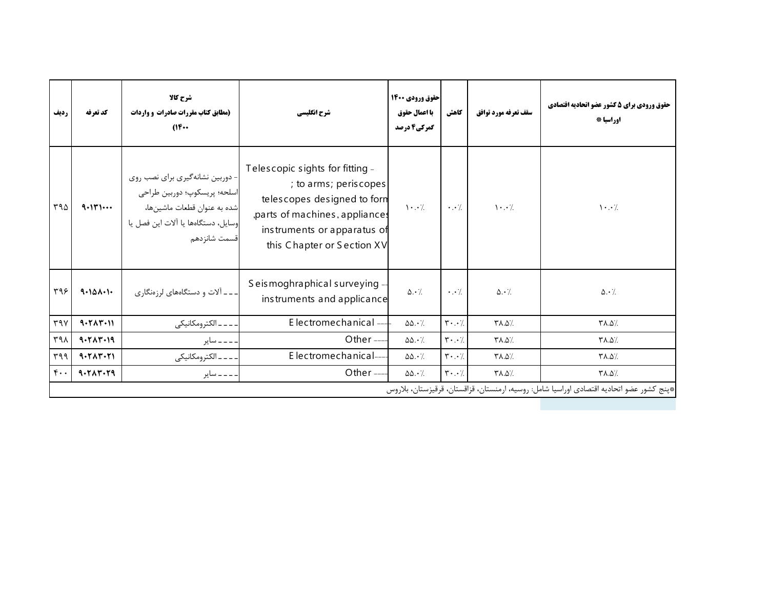| ردیف | کد تعرفه | شرح کالا (مطابق کتاب مقررات صادرات و واردات ۱۴۰۰) | شرح انگلیسی | حقوق ورودی ۱۴۰۰ با اعمال حقوق گمرکی۴ درصد | کاهش | سقف تعرفه مورد توافق | حقوق ورودی برای ۵ کشور عضو اتحادیه اقتصادی اوراسیا * |
|---|---|---|---|---|---|---|---|
| ۳۹۵ | ۹۰۱۳۱۰۰۰ | - دوربین نشانه‌گیری برای نصب روی اسلحه؛ پریسکوپ؛ دوربین طراحی شده به عنوان قطعات ماشین‌ها، وسایل، دستگاه‌ها یا آلات این فصل یا قسمت شانزدهم | - Telescopic sights for fitting to arms; periscopes; telescopes designed to form parts of machines, appliances, instruments or apparatus of this Chapter or Section XV | ۱۰.۰٪ | ۰.۰٪ | ۱۰.۰٪ | ۱۰.۰٪ |
| ۳۹۶ | ۹۰۱۵۸۰۱۰ | ـ ـ ـ آلات و دستگاه‌های لرزه‌نگاری | --- Seismoghraphical surveying instruments and applicance | ۵.۰٪ | ۰.۰٪ | ۵.۰٪ | ۵.۰٪ |
| ۳۹۷ | ۹۰۲۸۳۰۱۱ | ـ ـ ـ ـ الکترومکانیکی | ---- Electromechanical | ۵۵.۰٪ | ۳۰.۰٪ | ۳۸.۵٪ | ۳۸.۵٪ |
| ۳۹۸ | ۹۰۲۸۳۰۱۹ | ـ ـ ـ ـ سایر | ---- Other | ۵۵.۰٪ | ۳۰.۰٪ | ۳۸.۵٪ | ۳۸.۵٪ |
| ۳۹۹ | ۹۰۲۸۳۰۲۱ | ـ ـ ـ ـ الکترومکانیکی | ---- Electromechanical | ۵۵.۰٪ | ۳۰.۰٪ | ۳۸.۵٪ | ۳۸.۵٪ |
| ۴۰۰ | ۹۰۲۸۳۰۲۹ | ـ ـ ـ ـ سایر | ---- Other | ۵۵.۰٪ | ۳۰.۰٪ | ۳۸.۵٪ | ۳۸.۵٪ |

*پنج کشور عضو اتحادیه اقتصادی اوراسیا شامل: روسیه، ارمنستان، قزاقستان، قرقیزستان، بلاروس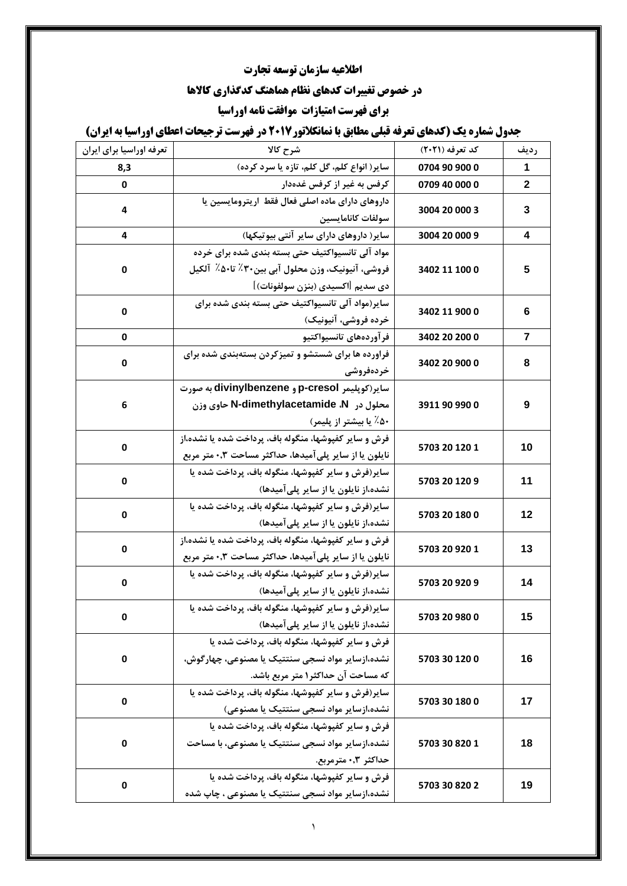**اطلاعیه سازمان توسعه تجارت**

**در خصوص تغییرات کدهای نظام هماهنگ کدگذاری کالاها**

**برای فهرست امتیازات موافقت نامه اوراسیا**

**جدول شماره یک (کدهای تعرفه قبلی مطابق با نامنکلاتور۲۰۱۷ در فهرست ترجیحات اعطای اوراسیا به ایران)**

| ردیف | کد تعرفه (۲۰۲۱) | شرح کالا | تعرفه اوراسیا برای ایران |
|---|---|---|---|
| 1 | 0704 90 900 0 | سایر( انواع کلم، گل کلم، تازه یا سرد کرده) | 8,3 |
| 2 | 0709 40 000 0 | کرفس به غیر از کرفس غده‌دار | 0 |
| 3 | 3004 20 000 3 | داروهای دارای ماده اصلی فعال فقط اریترومایسین یا سولفات کانامایسین | 4 |
| 4 | 3004 20 000 9 | سایر( داروهای دارای سایر آنتی بیوتیکها) | 4 |
| 5 | 3402 11 100 0 | مواد آلی تانسیواکتیف حتی بسته بندی شده برای خرده فروشی، آنیونیک، وزن محلول آبی بین۳۰٪ تا۵۰٪ آلکیل دی سدیم [اکسیدی (بنزن سولفونات)] | 0 |
| 6 | 3402 11 900 0 | سایر(مواد آلی تانسیواکتیف حتی بسته بندی شده برای خرده فروشی، آنیونیک) | 0 |
| 7 | 3402 20 200 0 | فرآورده‌های تانسیواکتیو | 0 |
| 8 | 3402 20 900 0 | فراورده ها برای شستشو و تمیزکردن بسته‌بندی شده برای خرده‌فروشی | 0 |
| 9 | 3911 90 990 0 | سایر(کوپلیمر p-cresol و divinylbenzene به صورت محلول در N، N-dimethylacetamide حاوی وزن ۵۰٪ یا بیشتر از پلیمر) | 6 |
| 10 | 5703 20 120 1 | فرش و سایر کفپوشها، منگوله باف، پرداخت شده یا نشده،از نایلون یا از سایر پلی‌آمیدها، حداکثر مساحت ۰,۳ متر مربع | 0 |
| 11 | 5703 20 120 9 | سایر(فرش و سایر کفپوشها، منگوله باف، پرداخت شده یا نشده،از نایلون یا از سایر پلی‌آمیدها) | 0 |
| 12 | 5703 20 180 0 | سایر(فرش و سایر کفپوشها، منگوله باف، پرداخت شده یا نشده،از نایلون یا از سایر پلی‌آمیدها) | 0 |
| 13 | 5703 20 920 1 | فرش و سایر کفپوشها، منگوله باف، پرداخت شده یا نشده،از نایلون یا از سایر پلی‌آمیدها، حداکثر مساحت ۰,۳ متر مربع | 0 |
| 14 | 5703 20 920 9 | سایر(فرش و سایر کفپوشها، منگوله باف، پرداخت شده یا نشده،از نایلون یا از سایر پلی‌آمیدها) | 0 |
| 15 | 5703 20 980 0 | سایر(فرش و سایر کفپوشها، منگوله باف، پرداخت شده یا نشده،از نایلون یا از سایر پلی‌آمیدها) | 0 |
| 16 | 5703 30 120 0 | فرش و سایر کفپوشها، منگوله باف، پرداخت شده یا نشده،ازسایر مواد نسجی سنتتیک یا مصنوعی، چهارگوش، که مساحت آن حداکثر۱ متر مربع باشد. | 0 |
| 17 | 5703 30 180 0 | سایر(فرش و سایر کفپوشها، منگوله باف، پرداخت شده یا نشده،ازسایر مواد نسجی سنتتیک یا مصنوعی) | 0 |
| 18 | 5703 30 820 1 | فرش و سایر کفپوشها، منگوله باف، پرداخت شده یا نشده،ازسایر مواد نسجی سنتتیک یا مصنوعی، با مساحت حداکثر ۰,۳ مترمربع. | 0 |
| 19 | 5703 30 820 2 | فرش و سایر کفپوشها، منگوله باف، پرداخت شده یا نشده،ازسایر مواد نسجی سنتتیک یا مصنوعی ، چاپ شده | 0 |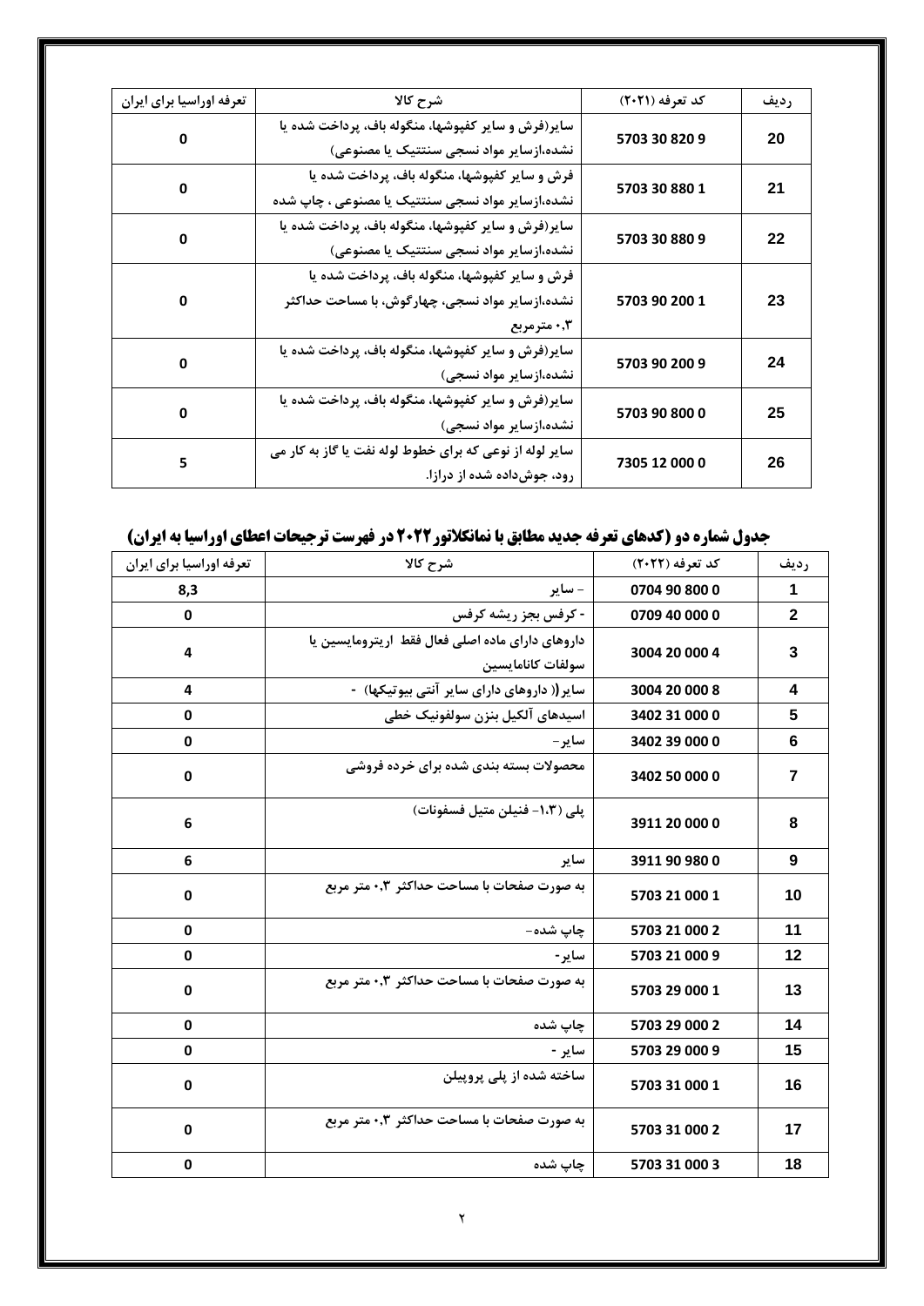| ردیف | کد تعرفه (۲۰۲۱) | شرح کالا | تعرفه اوراسیا برای ایران |
| --- | --- | --- | --- |
| 20 | 5703 30 820 9 | سایر(فرش و سایر کفپوشها، منگوله باف، پرداخت شده یا نشده،ازسایر مواد نسجی سنتتیک یا مصنوعی) | 0 |
| 21 | 5703 30 880 1 | فرش و سایر کفپوشها، منگوله باف، پرداخت شده یا نشده،ازسایر مواد نسجی سنتتیک یا مصنوعی ، چاپ شده | 0 |
| 22 | 5703 30 880 9 | سایر(فرش و سایر کفپوشها، منگوله باف، پرداخت شده یا نشده،ازسایر مواد نسجی سنتتیک یا مصنوعی) | 0 |
| 23 | 5703 90 200 1 | فرش و سایر کفپوشها، منگوله باف، پرداخت شده یا نشده،ازسایر مواد نسجی، چهارگوش، با مساحت حداکثر ۰,۳ مترمربع | 0 |
| 24 | 5703 90 200 9 | سایر(فرش و سایر کفپوشها، منگوله باف، پرداخت شده یا نشده،ازسایر مواد نسجی) | 0 |
| 25 | 5703 90 800 0 | سایر(فرش و سایر کفپوشها، منگوله باف، پرداخت شده یا نشده،ازسایر مواد نسجی) | 0 |
| 26 | 7305 12 000 0 | سایر لوله از نوعی که برای خطوط لوله نفت یا گاز به کار می رود، جوش‌داده شده از درازا. | 5 |

## جدول شماره دو (کدهای تعرفه جدید مطابق با نمانکلاتور ۲۰۲۲ در فهرست ترجیحات اعطای اوراسیا به ایران)

| ردیف | کد تعرفه (۲۰۲۲) | شرح کالا | تعرفه اوراسیا برای ایران |
| --- | --- | --- | --- |
| 1 | 0704 90 800 0 | - سایر | 8,3 |
| 2 | 0709 40 000 0 | - کرفس بجز ریشه کرفس | 0 |
| 3 | 3004 20 000 4 | داروهای دارای ماده اصلی فعال فقط اریترومایسین یا سولفات کانامایسین | 4 |
| 4 | 3004 20 000 8 | سایر(( داروهای دارای سایر آنتی بیوتیکها) - | 4 |
| 5 | 3402 31 000 0 | اسیدهای آلکیل بنزن سولفونیک خطی | 0 |
| 6 | 3402 39 000 0 | سایر- | 0 |
| 7 | 3402 50 000 0 | محصولات بسته بندی شده برای خرده فروشی | 0 |
| 8 | 3911 20 000 0 | پلی (۱،۳- فنیلن متیل فسفونات) | 6 |
| 9 | 3911 90 980 0 | سایر | 6 |
| 10 | 5703 21 000 1 | به صورت صفحات با مساحت حداکثر ۰,۳ متر مربع | 0 |
| 11 | 5703 21 000 2 | چاپ شده- | 0 |
| 12 | 5703 21 000 9 | سایر- | 0 |
| 13 | 5703 29 000 1 | به صورت صفحات با مساحت حداکثر ۰,۳ متر مربع | 0 |
| 14 | 5703 29 000 2 | چاپ شده | 0 |
| 15 | 5703 29 000 9 | سایر - | 0 |
| 16 | 5703 31 000 1 | ساخته شده از پلی پروپیلن | 0 |
| 17 | 5703 31 000 2 | به صورت صفحات با مساحت حداکثر ۰,۳ متر مربع | 0 |
| 18 | 5703 31 000 3 | چاپ شده | 0 |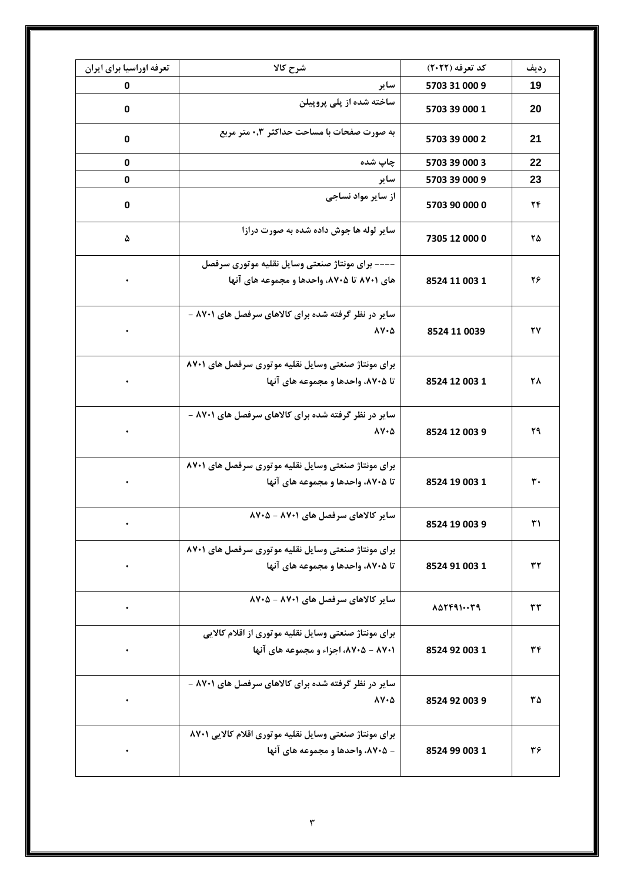| ردیف | کد تعرفه (۲۰۲۲) | شرح کالا | تعرفه اوراسیا برای ایران |
| --- | --- | --- | --- |
| 19 | 5703 31 000 9 | سایر | 0 |
| 20 | 5703 39 000 1 | ساخته شده از پلی پروپیلن | 0 |
| 21 | 5703 39 000 2 | به صورت صفحات با مساحت حداکثر ۰,۳ متر مربع | 0 |
| 22 | 5703 39 000 3 | چاپ شده | 0 |
| 23 | 5703 39 000 9 | سایر | 0 |
| ۲۴ | 5703 90 000 0 | از سایر مواد نساجی | 0 |
| ۲۵ | 7305 12 000 0 | سایر لوله ها جوش داده شده به صورت درازا | ۵ |
| ۲۶ | 8524 11 003 1 | ---- برای مونتاژ صنعتی وسایل نقلیه موتوری سرفصل های ۸۷۰۱ تا ۸۷۰۵، واحدها و مجموعه های آنها | ۰ |
| ۲۷ | 8524 11 0039 | سایر در نظر گرفته شده برای کالاهای سرفصل های ۸۷۰۱ - ۸۷۰۵ | ۰ |
| ۲۸ | 8524 12 003 1 | برای مونتاژ صنعتی وسایل نقلیه موتوری سرفصل های ۸۷۰۱ تا ۸۷۰۵، واحدها و مجموعه های آنها | ۰ |
| ۲۹ | 8524 12 003 9 | سایر در نظر گرفته شده برای کالاهای سرفصل های ۸۷۰۱ - ۸۷۰۵ | ۰ |
| ۳۰ | 8524 19 003 1 | برای مونتاژ صنعتی وسایل نقلیه موتوری سرفصل های ۸۷۰۱ تا ۸۷۰۵، واحدها و مجموعه های آنها | ۰ |
| ۳۱ | 8524 19 003 9 | سایر کالاهای سرفصل های ۸۷۰۱ - ۸۷۰۵ | ۰ |
| ۳۲ | 8524 91 003 1 | برای مونتاژ صنعتی وسایل نقلیه موتوری سرفصل های ۸۷۰۱ تا ۸۷۰۵، واحدها و مجموعه های آنها | ۰ |
| ۳۳ | ۸۵۲۴۹۱۰۰۳۹ | سایر کالاهای سرفصل های ۸۷۰۱ - ۸۷۰۵ | ۰ |
| ۳۴ | 8524 92 003 1 | برای مونتاژ صنعتی وسایل نقلیه موتوری از اقلام کالایی ۸۷۰۱ - ۸۷۰۵، اجزاء و مجموعه های آنها | ۰ |
| ۳۵ | 8524 92 003 9 | سایر در نظر گرفته شده برای کالاهای سرفصل های ۸۷۰۱ - ۸۷۰۵ | ۰ |
| ۳۶ | 8524 99 003 1 | برای مونتاژ صنعتی وسایل نقلیه موتوری اقلام کالایی ۸۷۰۱ - ۸۷۰۵، واحدها و مجموعه های آنها | ۰ |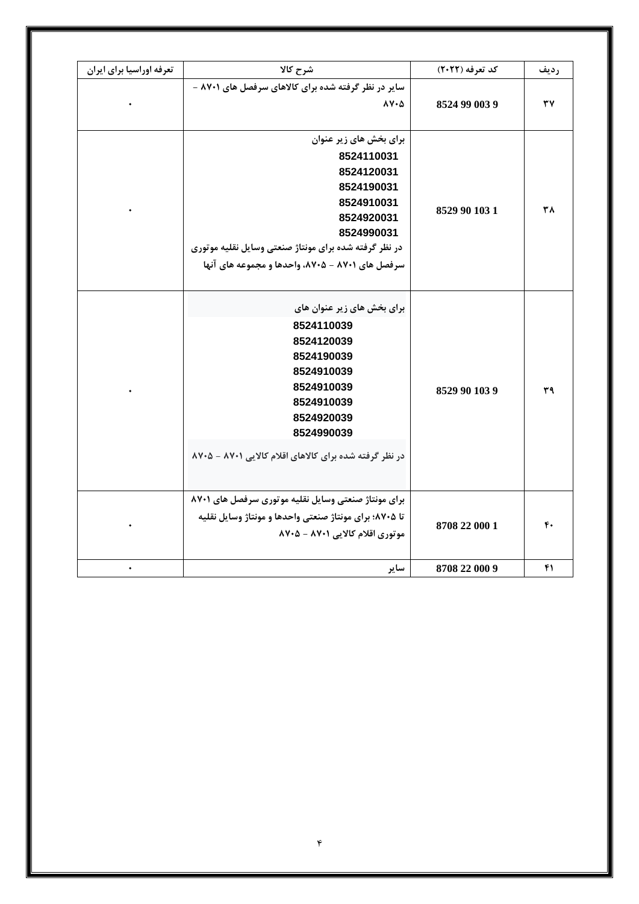| ردیف | کد تعرفه (۲۰۲۲) | شرح کالا | تعرفه اوراسیا برای ایران |
|---|---|---|---|
| ۳۷ | 8524 99 003 9 | سایر در نظر گرفته شده برای کالاهای سرفصل های ۸۷۰۱ – ۸۷۰۵ | ۰ |
| ۳۸ | 8529 90 103 1 | برای بخش های زیر عنوان 8524110031 8524120031 8524190031 8524910031 8524920031 8524990031 در نظر گرفته شده برای مونتاژ صنعتی وسایل نقلیه موتوری سرفصل های ۸۷۰۱ – ۸۷۰۵، واحدها و مجموعه های آنها | ۰ |
| ۳۹ | 8529 90 103 9 | برای بخش های زیر عنوان های 8524110039 8524120039 8524190039 8524910039 8524910039 8524910039 8524920039 8524990039 در نظر گرفته شده برای کالاهای اقلام کالایی ۸۷۰۱ – ۸۷۰۵ | ۰ |
| ۴۰ | 8708 22 000 1 | برای مونتاژ صنعتی وسایل نقلیه موتوری سرفصل های ۸۷۰۱ تا ۸۷۰۵؛ برای مونتاژ صنعتی واحدها و مونتاژ وسایل نقلیه موتوری اقلام کالایی ۸۷۰۱ – ۸۷۰۵ | ۰ |
| ۴۱ | 8708 22 000 9 | سایر | ۰ |